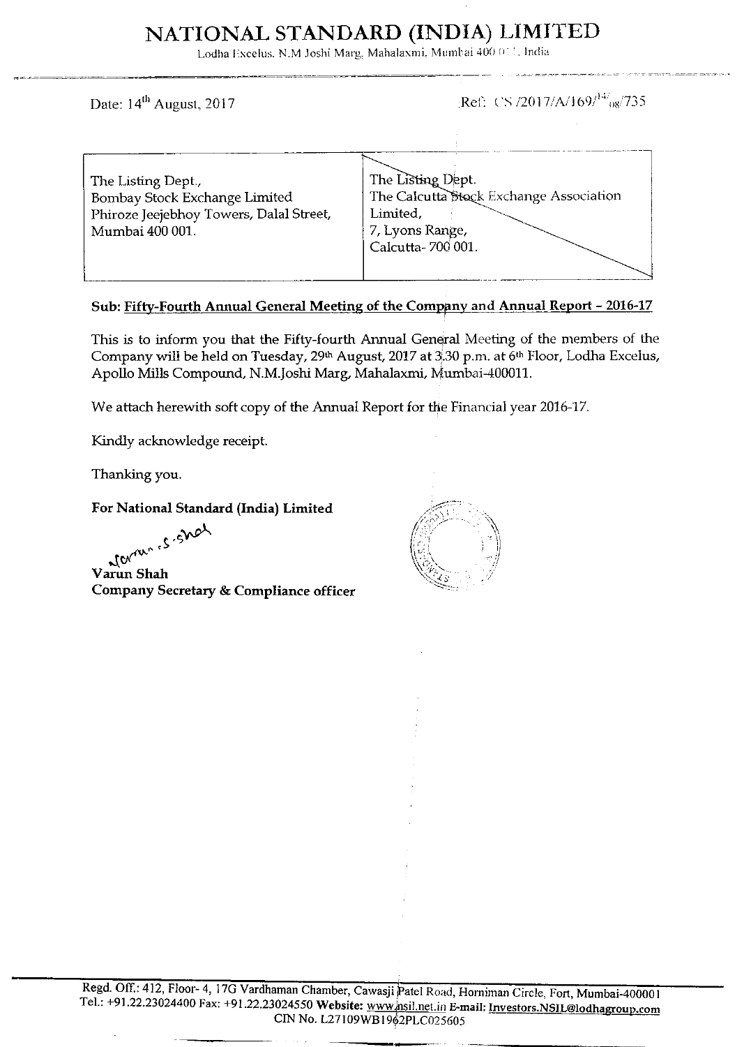# NATIONAL STANDARD (INDIA) LIMITED

Lodha Excelus, N.M Joshi Marg, Mahalaxmi, Mumbai 400 011, India

Date: 14th August, 2017

Ref: CS/2017/A/169/14/08/735

| The Listing Dept., Bombay Stock Exchange Limited Phiroze Jeejebhoy Towers, Dalal Street, Mumbai 400 001. | The Listing Dept. The Calcutta Stock Exchange Association Limited, 7, Lyons Range, Calcutta- 700 001. |
|---|---|

**Sub: Fifty-Fourth Annual General Meeting of the Company and Annual Report – 2016-17**

This is to inform you that the Fifty-fourth Annual General Meeting of the members of the Company will be held on Tuesday, 29th August, 2017 at 3.30 p.m. at 6th Floor, Lodha Excelus, Apollo Mills Compound, N.M.Joshi Marg, Mahalaxmi, Mumbai-400011.

We attach herewith soft copy of the Annual Report for the Financial year 2016-17.

Kindly acknowledge receipt.

Thanking you.

**For National Standard (India) Limited**

**Varun Shah**
**Company Secretary & Compliance officer**

Regd. Off.: 412, Floor- 4, 17G Vardhaman Chamber, Cawasji Patel Road, Horniman Circle, Fort, Mumbai-400001
Tel.: +91.22.23024400 Fax: +91.22.23024550 **Website:** www.nsil.net.in **E-mail:** Investors.NSIL@lodhagroup.com
CIN No. L27109WB1962PLC025605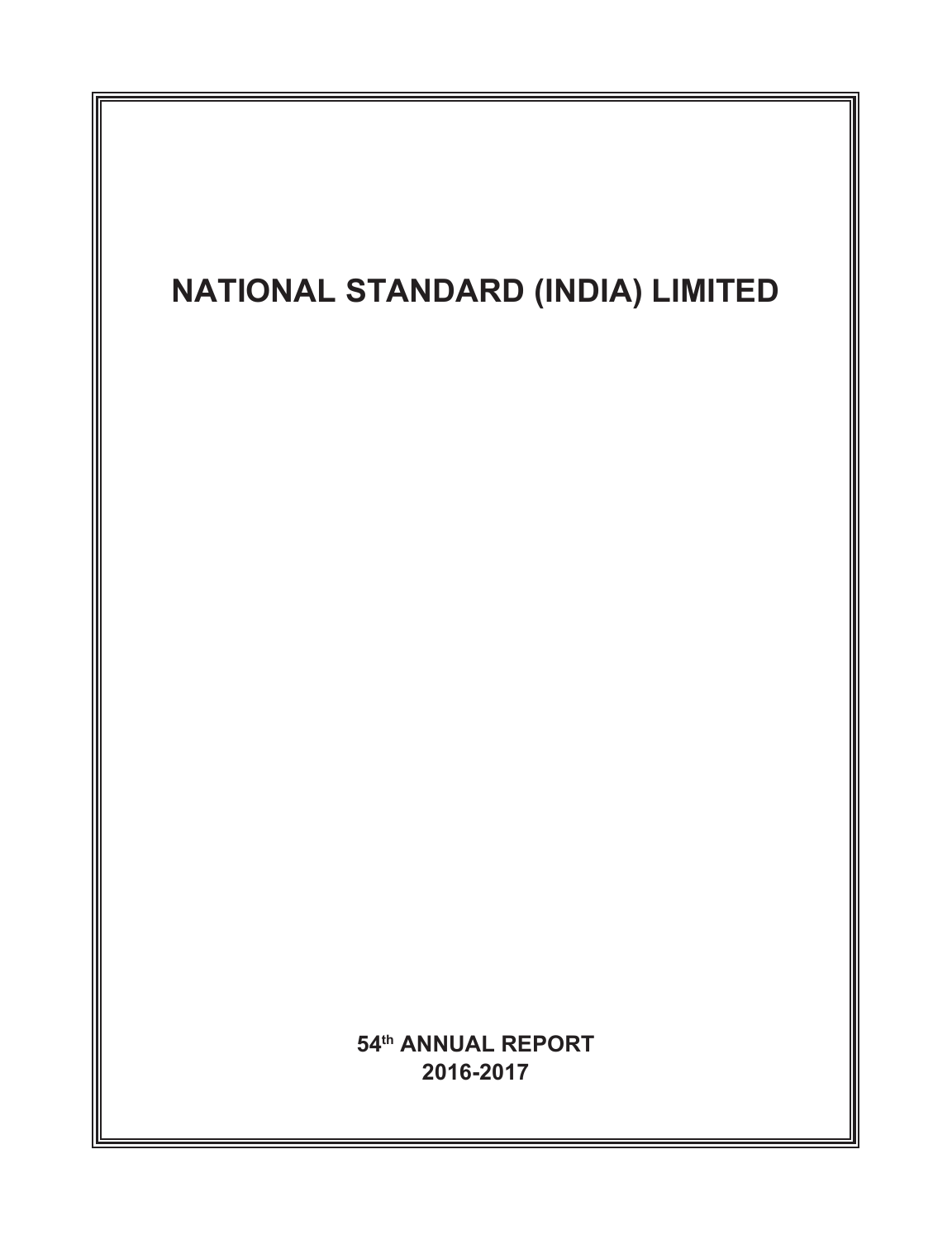# NATIONAL STANDARD (INDIA) LIMITED

**54th ANNUAL REPORT**
**2016-2017**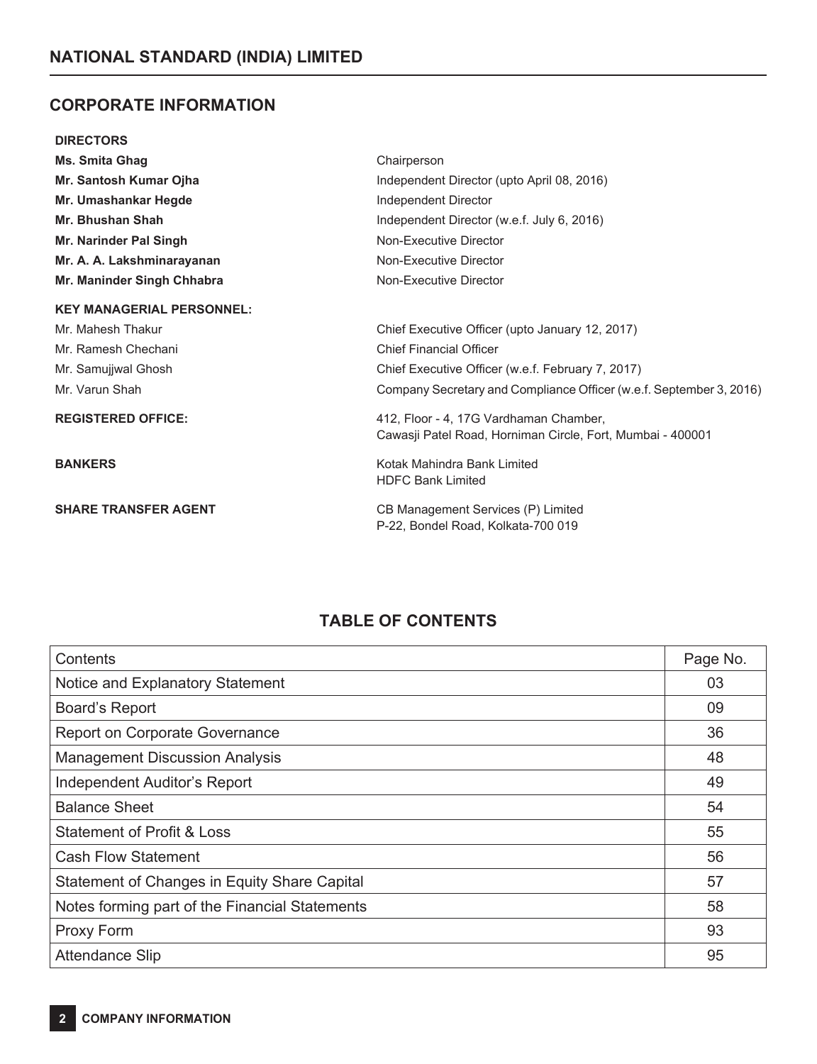# NATIONAL STANDARD (INDIA) LIMITED

## CORPORATE INFORMATION

**DIRECTORS**

| | |
|---|---|
| **Ms. Smita Ghag** | Chairperson |
| **Mr. Santosh Kumar Ojha** | Independent Director (upto April 08, 2016) |
| **Mr. Umashankar Hegde** | Independent Director |
| **Mr. Bhushan Shah** | Independent Director (w.e.f. July 6, 2016) |
| **Mr. Narinder Pal Singh** | Non-Executive Director |
| **Mr. A. A. Lakshminarayanan** | Non-Executive Director |
| **Mr. Maninder Singh Chhabra** | Non-Executive Director |

**KEY MANAGERIAL PERSONNEL:**

| | |
|---|---|
| Mr. Mahesh Thakur | Chief Executive Officer (upto January 12, 2017) |
| Mr. Ramesh Chechani | Chief Financial Officer |
| Mr. Samujjwal Ghosh | Chief Executive Officer (w.e.f. February 7, 2017) |
| Mr. Varun Shah | Company Secretary and Compliance Officer (w.e.f. September 3, 2016) |

**REGISTERED OFFICE:** 412, Floor - 4, 17G Vardhaman Chamber, Cawasji Patel Road, Horniman Circle, Fort, Mumbai - 400001

**BANKERS** Kotak Mahindra Bank Limited
HDFC Bank Limited

**SHARE TRANSFER AGENT** CB Management Services (P) Limited
P-22, Bondel Road, Kolkata-700 019

## TABLE OF CONTENTS

| Contents | Page No. |
|---|---|
| Notice and Explanatory Statement | 03 |
| Board's Report | 09 |
| Report on Corporate Governance | 36 |
| Management Discussion Analysis | 48 |
| Independent Auditor's Report | 49 |
| Balance Sheet | 54 |
| Statement of Profit & Loss | 55 |
| Cash Flow Statement | 56 |
| Statement of Changes in Equity Share Capital | 57 |
| Notes forming part of the Financial Statements | 58 |
| Proxy Form | 93 |
| Attendance Slip | 95 |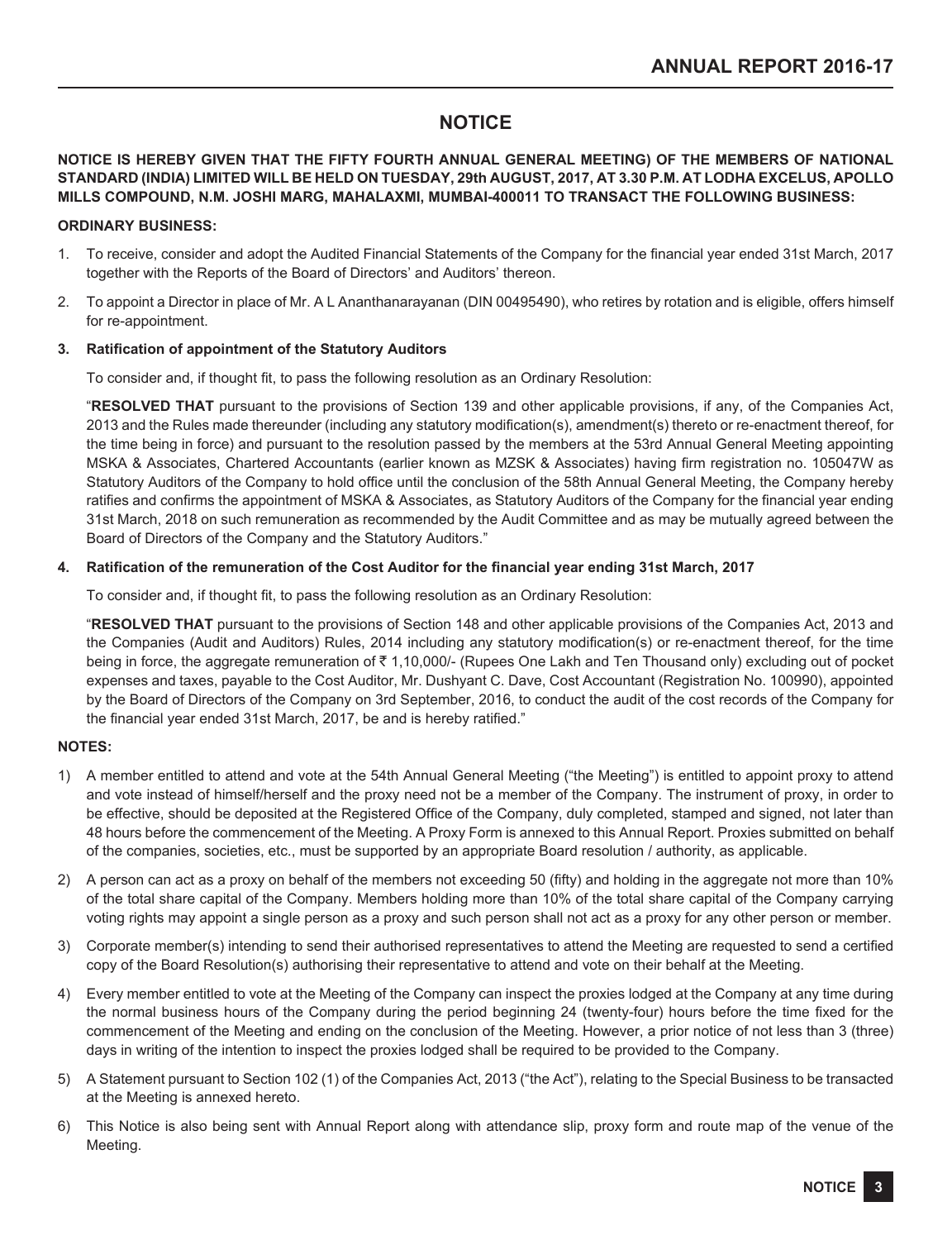# NOTICE

**NOTICE IS HEREBY GIVEN THAT THE FIFTY FOURTH ANNUAL GENERAL MEETING) OF THE MEMBERS OF NATIONAL STANDARD (INDIA) LIMITED WILL BE HELD ON TUESDAY, 29th AUGUST, 2017, AT 3.30 P.M. AT LODHA EXCELUS, APOLLO MILLS COMPOUND, N.M. JOSHI MARG, MAHALAXMI, MUMBAI-400011 TO TRANSACT THE FOLLOWING BUSINESS:**

**ORDINARY BUSINESS:**

1. To receive, consider and adopt the Audited Financial Statements of the Company for the financial year ended 31st March, 2017 together with the Reports of the Board of Directors' and Auditors' thereon.

2. To appoint a Director in place of Mr. A L Ananthanarayanan (DIN 00495490), who retires by rotation and is eligible, offers himself for re-appointment.

3. **Ratification of appointment of the Statutory Auditors**

   To consider and, if thought fit, to pass the following resolution as an Ordinary Resolution:

   "**RESOLVED THAT** pursuant to the provisions of Section 139 and other applicable provisions, if any, of the Companies Act, 2013 and the Rules made thereunder (including any statutory modification(s), amendment(s) thereto or re-enactment thereof, for the time being in force) and pursuant to the resolution passed by the members at the 53rd Annual General Meeting appointing MSKA & Associates, Chartered Accountants (earlier known as MZSK & Associates) having firm registration no. 105047W as Statutory Auditors of the Company to hold office until the conclusion of the 58th Annual General Meeting, the Company hereby ratifies and confirms the appointment of MSKA & Associates, as Statutory Auditors of the Company for the financial year ending 31st March, 2018 on such remuneration as recommended by the Audit Committee and as may be mutually agreed between the Board of Directors of the Company and the Statutory Auditors."

4. **Ratification of the remuneration of the Cost Auditor for the financial year ending 31st March, 2017**

   To consider and, if thought fit, to pass the following resolution as an Ordinary Resolution:

   "**RESOLVED THAT** pursuant to the provisions of Section 148 and other applicable provisions of the Companies Act, 2013 and the Companies (Audit and Auditors) Rules, 2014 including any statutory modification(s) or re-enactment thereof, for the time being in force, the aggregate remuneration of ₹ 1,10,000/- (Rupees One Lakh and Ten Thousand only) excluding out of pocket expenses and taxes, payable to the Cost Auditor, Mr. Dushyant C. Dave, Cost Accountant (Registration No. 100990), appointed by the Board of Directors of the Company on 3rd September, 2016, to conduct the audit of the cost records of the Company for the financial year ended 31st March, 2017, be and is hereby ratified."

**NOTES:**

1) A member entitled to attend and vote at the 54th Annual General Meeting ("the Meeting") is entitled to appoint proxy to attend and vote instead of himself/herself and the proxy need not be a member of the Company. The instrument of proxy, in order to be effective, should be deposited at the Registered Office of the Company, duly completed, stamped and signed, not later than 48 hours before the commencement of the Meeting. A Proxy Form is annexed to this Annual Report. Proxies submitted on behalf of the companies, societies, etc., must be supported by an appropriate Board resolution / authority, as applicable.

2) A person can act as a proxy on behalf of the members not exceeding 50 (fifty) and holding in the aggregate not more than 10% of the total share capital of the Company. Members holding more than 10% of the total share capital of the Company carrying voting rights may appoint a single person as a proxy and such person shall not act as a proxy for any other person or member.

3) Corporate member(s) intending to send their authorised representatives to attend the Meeting are requested to send a certified copy of the Board Resolution(s) authorising their representative to attend and vote on their behalf at the Meeting.

4) Every member entitled to vote at the Meeting of the Company can inspect the proxies lodged at the Company at any time during the normal business hours of the Company during the period beginning 24 (twenty-four) hours before the time fixed for the commencement of the Meeting and ending on the conclusion of the Meeting. However, a prior notice of not less than 3 (three) days in writing of the intention to inspect the proxies lodged shall be required to be provided to the Company.

5) A Statement pursuant to Section 102 (1) of the Companies Act, 2013 ("the Act"), relating to the Special Business to be transacted at the Meeting is annexed hereto.

6) This Notice is also being sent with Annual Report along with attendance slip, proxy form and route map of the venue of the Meeting.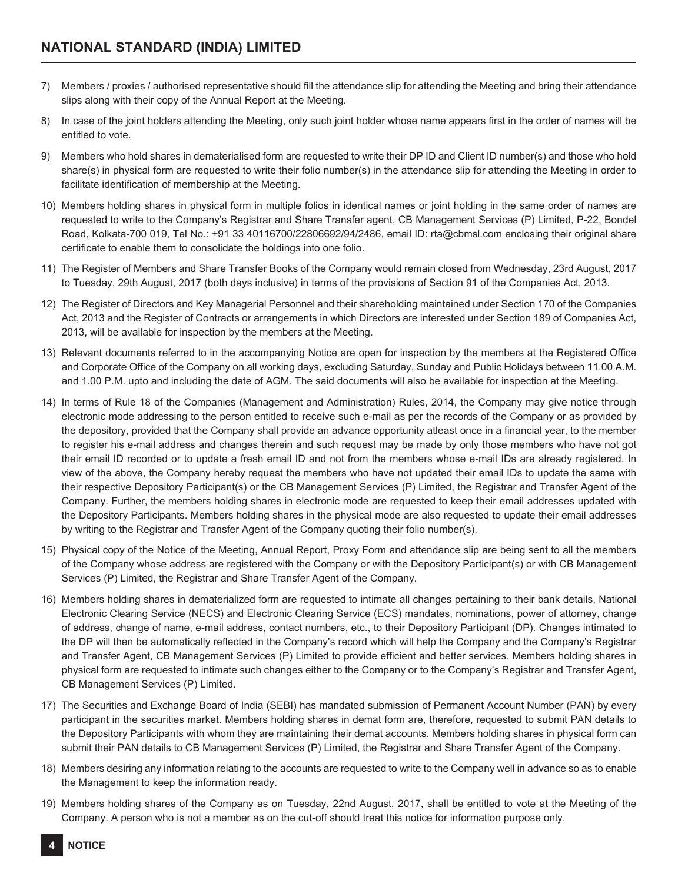7) Members / proxies / authorised representative should fill the attendance slip for attending the Meeting and bring their attendance slips along with their copy of the Annual Report at the Meeting.

8) In case of the joint holders attending the Meeting, only such joint holder whose name appears first in the order of names will be entitled to vote.

9) Members who hold shares in dematerialised form are requested to write their DP ID and Client ID number(s) and those who hold share(s) in physical form are requested to write their folio number(s) in the attendance slip for attending the Meeting in order to facilitate identification of membership at the Meeting.

10) Members holding shares in physical form in multiple folios in identical names or joint holding in the same order of names are requested to write to the Company's Registrar and Share Transfer agent, CB Management Services (P) Limited, P-22, Bondel Road, Kolkata-700 019, Tel No.: +91 33 40116700/22806692/94/2486, email ID: rta@cbmsl.com enclosing their original share certificate to enable them to consolidate the holdings into one folio.

11) The Register of Members and Share Transfer Books of the Company would remain closed from Wednesday, 23rd August, 2017 to Tuesday, 29th August, 2017 (both days inclusive) in terms of the provisions of Section 91 of the Companies Act, 2013.

12) The Register of Directors and Key Managerial Personnel and their shareholding maintained under Section 170 of the Companies Act, 2013 and the Register of Contracts or arrangements in which Directors are interested under Section 189 of Companies Act, 2013, will be available for inspection by the members at the Meeting.

13) Relevant documents referred to in the accompanying Notice are open for inspection by the members at the Registered Office and Corporate Office of the Company on all working days, excluding Saturday, Sunday and Public Holidays between 11.00 A.M. and 1.00 P.M. upto and including the date of AGM. The said documents will also be available for inspection at the Meeting.

14) In terms of Rule 18 of the Companies (Management and Administration) Rules, 2014, the Company may give notice through electronic mode addressing to the person entitled to receive such e-mail as per the records of the Company or as provided by the depository, provided that the Company shall provide an advance opportunity atleast once in a financial year, to the member to register his e-mail address and changes therein and such request may be made by only those members who have not got their email ID recorded or to update a fresh email ID and not from the members whose e-mail IDs are already registered. In view of the above, the Company hereby request the members who have not updated their email IDs to update the same with their respective Depository Participant(s) or the CB Management Services (P) Limited, the Registrar and Transfer Agent of the Company. Further, the members holding shares in electronic mode are requested to keep their email addresses updated with the Depository Participants. Members holding shares in the physical mode are also requested to update their email addresses by writing to the Registrar and Transfer Agent of the Company quoting their folio number(s).

15) Physical copy of the Notice of the Meeting, Annual Report, Proxy Form and attendance slip are being sent to all the members of the Company whose address are registered with the Company or with the Depository Participant(s) or with CB Management Services (P) Limited, the Registrar and Share Transfer Agent of the Company.

16) Members holding shares in dematerialized form are requested to intimate all changes pertaining to their bank details, National Electronic Clearing Service (NECS) and Electronic Clearing Service (ECS) mandates, nominations, power of attorney, change of address, change of name, e-mail address, contact numbers, etc., to their Depository Participant (DP). Changes intimated to the DP will then be automatically reflected in the Company's record which will help the Company and the Company's Registrar and Transfer Agent, CB Management Services (P) Limited to provide efficient and better services. Members holding shares in physical form are requested to intimate such changes either to the Company or to the Company's Registrar and Transfer Agent, CB Management Services (P) Limited.

17) The Securities and Exchange Board of India (SEBI) has mandated submission of Permanent Account Number (PAN) by every participant in the securities market. Members holding shares in demat form are, therefore, requested to submit PAN details to the Depository Participants with whom they are maintaining their demat accounts. Members holding shares in physical form can submit their PAN details to CB Management Services (P) Limited, the Registrar and Share Transfer Agent of the Company.

18) Members desiring any information relating to the accounts are requested to write to the Company well in advance so as to enable the Management to keep the information ready.

19) Members holding shares of the Company as on Tuesday, 22nd August, 2017, shall be entitled to vote at the Meeting of the Company. A person who is not a member as on the cut-off should treat this notice for information purpose only.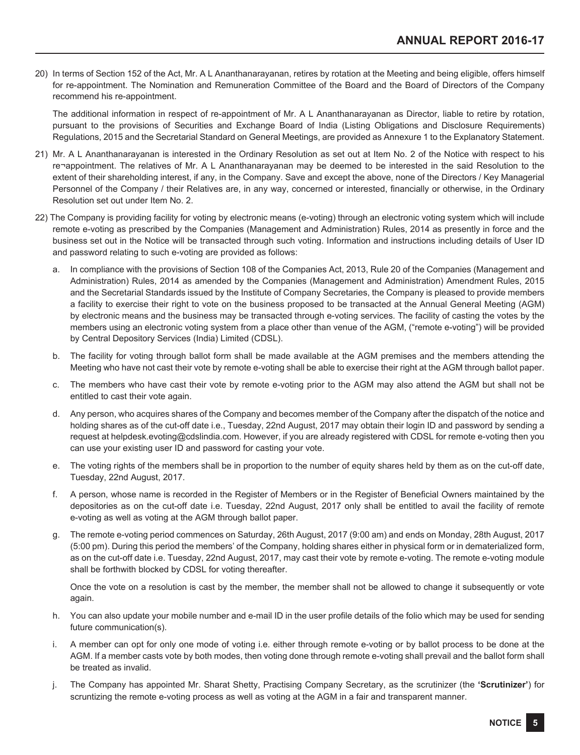20) In terms of Section 152 of the Act, Mr. A L Ananthanarayanan, retires by rotation at the Meeting and being eligible, offers himself for re-appointment. The Nomination and Remuneration Committee of the Board and the Board of Directors of the Company recommend his re-appointment.

    The additional information in respect of re-appointment of Mr. A L Ananthanarayanan as Director, liable to retire by rotation, pursuant to the provisions of Securities and Exchange Board of India (Listing Obligations and Disclosure Requirements) Regulations, 2015 and the Secretarial Standard on General Meetings, are provided as Annexure 1 to the Explanatory Statement.

21) Mr. A L Ananthanarayanan is interested in the Ordinary Resolution as set out at Item No. 2 of the Notice with respect to his re¬appointment. The relatives of Mr. A L Ananthanarayanan may be deemed to be interested in the said Resolution to the extent of their shareholding interest, if any, in the Company. Save and except the above, none of the Directors / Key Managerial Personnel of the Company / their Relatives are, in any way, concerned or interested, financially or otherwise, in the Ordinary Resolution set out under Item No. 2.

22) The Company is providing facility for voting by electronic means (e-voting) through an electronic voting system which will include remote e-voting as prescribed by the Companies (Management and Administration) Rules, 2014 as presently in force and the business set out in the Notice will be transacted through such voting. Information and instructions including details of User ID and password relating to such e-voting are provided as follows:

    a. In compliance with the provisions of Section 108 of the Companies Act, 2013, Rule 20 of the Companies (Management and Administration) Rules, 2014 as amended by the Companies (Management and Administration) Amendment Rules, 2015 and the Secretarial Standards issued by the Institute of Company Secretaries, the Company is pleased to provide members a facility to exercise their right to vote on the business proposed to be transacted at the Annual General Meeting (AGM) by electronic means and the business may be transacted through e-voting services. The facility of casting the votes by the members using an electronic voting system from a place other than venue of the AGM, ("remote e-voting") will be provided by Central Depository Services (India) Limited (CDSL).

    b. The facility for voting through ballot form shall be made available at the AGM premises and the members attending the Meeting who have not cast their vote by remote e-voting shall be able to exercise their right at the AGM through ballot paper.

    c. The members who have cast their vote by remote e-voting prior to the AGM may also attend the AGM but shall not be entitled to cast their vote again.

    d. Any person, who acquires shares of the Company and becomes member of the Company after the dispatch of the notice and holding shares as of the cut-off date i.e., Tuesday, 22nd August, 2017 may obtain their login ID and password by sending a request at helpdesk.evoting@cdslindia.com. However, if you are already registered with CDSL for remote e-voting then you can use your existing user ID and password for casting your vote.

    e. The voting rights of the members shall be in proportion to the number of equity shares held by them as on the cut-off date, Tuesday, 22nd August, 2017.

    f. A person, whose name is recorded in the Register of Members or in the Register of Beneficial Owners maintained by the depositories as on the cut-off date i.e. Tuesday, 22nd August, 2017 only shall be entitled to avail the facility of remote e-voting as well as voting at the AGM through ballot paper.

    g. The remote e-voting period commences on Saturday, 26th August, 2017 (9:00 am) and ends on Monday, 28th August, 2017 (5:00 pm). During this period the members' of the Company, holding shares either in physical form or in dematerialized form, as on the cut-off date i.e. Tuesday, 22nd August, 2017, may cast their vote by remote e-voting. The remote e-voting module shall be forthwith blocked by CDSL for voting thereafter.

       Once the vote on a resolution is cast by the member, the member shall not be allowed to change it subsequently or vote again.

    h. You can also update your mobile number and e-mail ID in the user profile details of the folio which may be used for sending future communication(s).

    i. A member can opt for only one mode of voting i.e. either through remote e-voting or by ballot process to be done at the AGM. If a member casts vote by both modes, then voting done through remote e-voting shall prevail and the ballot form shall be treated as invalid.

    j. The Company has appointed Mr. Sharat Shetty, Practising Company Secretary, as the scrutinizer (the **'Scrutinizer'**) for scruntizing the remote e-voting process as well as voting at the AGM in a fair and transparent manner.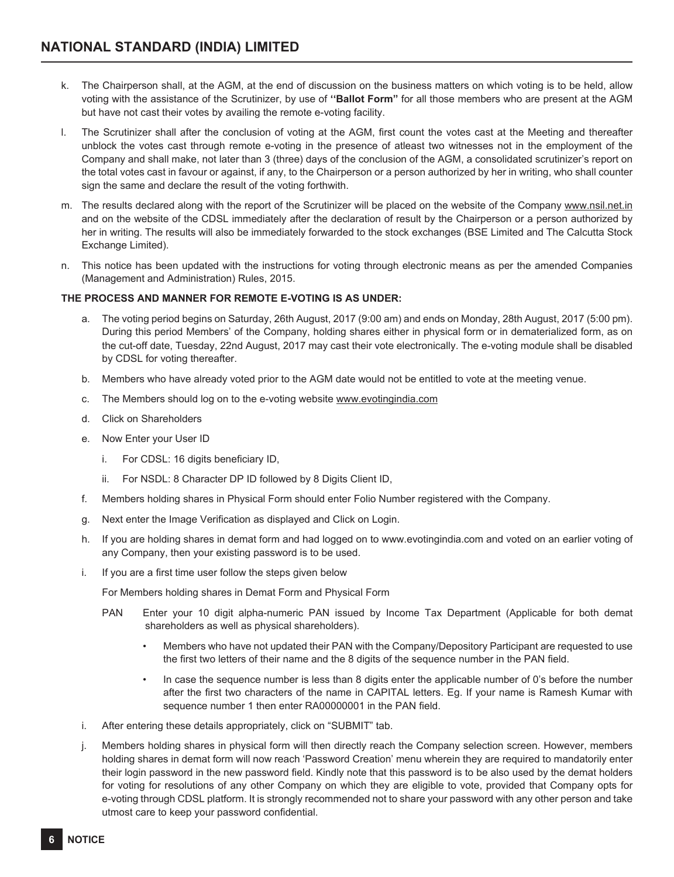k. The Chairperson shall, at the AGM, at the end of discussion on the business matters on which voting is to be held, allow voting with the assistance of the Scrutinizer, by use of **''Ballot Form''** for all those members who are present at the AGM but have not cast their votes by availing the remote e-voting facility.

l. The Scrutinizer shall after the conclusion of voting at the AGM, first count the votes cast at the Meeting and thereafter unblock the votes cast through remote e-voting in the presence of atleast two witnesses not in the employment of the Company and shall make, not later than 3 (three) days of the conclusion of the AGM, a consolidated scrutinizer's report on the total votes cast in favour or against, if any, to the Chairperson or a person authorized by her in writing, who shall counter sign the same and declare the result of the voting forthwith.

m. The results declared along with the report of the Scrutinizer will be placed on the website of the Company www.nsil.net.in and on the website of the CDSL immediately after the declaration of result by the Chairperson or a person authorized by her in writing. The results will also be immediately forwarded to the stock exchanges (BSE Limited and The Calcutta Stock Exchange Limited).

n. This notice has been updated with the instructions for voting through electronic means as per the amended Companies (Management and Administration) Rules, 2015.

**THE PROCESS AND MANNER FOR REMOTE E-VOTING IS AS UNDER:**

a. The voting period begins on Saturday, 26th August, 2017 (9:00 am) and ends on Monday, 28th August, 2017 (5:00 pm). During this period Members' of the Company, holding shares either in physical form or in dematerialized form, as on the cut-off date, Tuesday, 22nd August, 2017 may cast their vote electronically. The e-voting module shall be disabled by CDSL for voting thereafter.

b. Members who have already voted prior to the AGM date would not be entitled to vote at the meeting venue.

c. The Members should log on to the e-voting website www.evotingindia.com

d. Click on Shareholders

e. Now Enter your User ID

   i. For CDSL: 16 digits beneficiary ID,

   ii. For NSDL: 8 Character DP ID followed by 8 Digits Client ID,

f. Members holding shares in Physical Form should enter Folio Number registered with the Company.

g. Next enter the Image Verification as displayed and Click on Login.

h. If you are holding shares in demat form and had logged on to www.evotingindia.com and voted on an earlier voting of any Company, then your existing password is to be used.

i. If you are a first time user follow the steps given below

   For Members holding shares in Demat Form and Physical Form

   PAN Enter your 10 digit alpha-numeric PAN issued by Income Tax Department (Applicable for both demat shareholders as well as physical shareholders).

   - Members who have not updated their PAN with the Company/Depository Participant are requested to use the first two letters of their name and the 8 digits of the sequence number in the PAN field.
   - In case the sequence number is less than 8 digits enter the applicable number of 0's before the number after the first two characters of the name in CAPITAL letters. Eg. If your name is Ramesh Kumar with sequence number 1 then enter RA00000001 in the PAN field.

i. After entering these details appropriately, click on "SUBMIT" tab.

j. Members holding shares in physical form will then directly reach the Company selection screen. However, members holding shares in demat form will now reach 'Password Creation' menu wherein they are required to mandatorily enter their login password in the new password field. Kindly note that this password is to be also used by the demat holders for voting for resolutions of any other Company on which they are eligible to vote, provided that Company opts for e-voting through CDSL platform. It is strongly recommended not to share your password with any other person and take utmost care to keep your password confidential.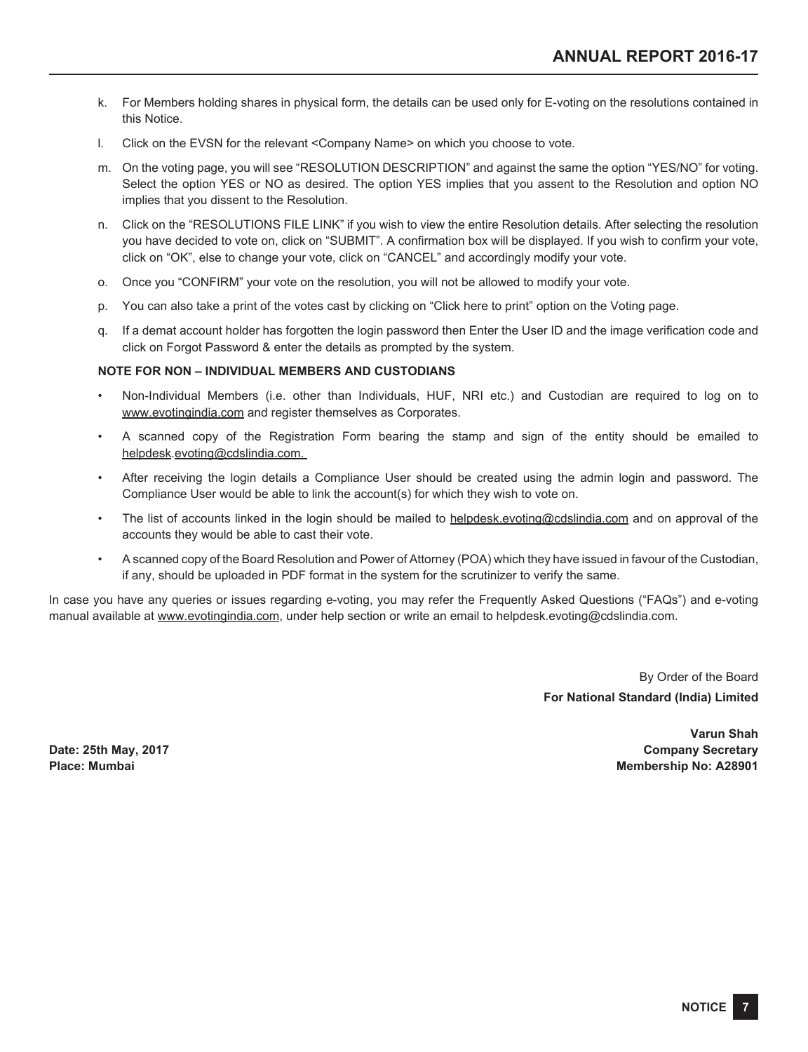k. For Members holding shares in physical form, the details can be used only for E-voting on the resolutions contained in this Notice.

l. Click on the EVSN for the relevant <Company Name> on which you choose to vote.

m. On the voting page, you will see "RESOLUTION DESCRIPTION" and against the same the option "YES/NO" for voting. Select the option YES or NO as desired. The option YES implies that you assent to the Resolution and option NO implies that you dissent to the Resolution.

n. Click on the "RESOLUTIONS FILE LINK" if you wish to view the entire Resolution details. After selecting the resolution you have decided to vote on, click on "SUBMIT". A confirmation box will be displayed. If you wish to confirm your vote, click on "OK", else to change your vote, click on "CANCEL" and accordingly modify your vote.

o. Once you "CONFIRM" your vote on the resolution, you will not be allowed to modify your vote.

p. You can also take a print of the votes cast by clicking on "Click here to print" option on the Voting page.

q. If a demat account holder has forgotten the login password then Enter the User ID and the image verification code and click on Forgot Password & enter the details as prompted by the system.

**NOTE FOR NON – INDIVIDUAL MEMBERS AND CUSTODIANS**

- Non-Individual Members (i.e. other than Individuals, HUF, NRI etc.) and Custodian are required to log on to www.evotingindia.com and register themselves as Corporates.
- A scanned copy of the Registration Form bearing the stamp and sign of the entity should be emailed to helpdesk.evoting@cdslindia.com.
- After receiving the login details a Compliance User should be created using the admin login and password. The Compliance User would be able to link the account(s) for which they wish to vote on.
- The list of accounts linked in the login should be mailed to helpdesk.evoting@cdslindia.com and on approval of the accounts they would be able to cast their vote.
- A scanned copy of the Board Resolution and Power of Attorney (POA) which they have issued in favour of the Custodian, if any, should be uploaded in PDF format in the system for the scrutinizer to verify the same.

In case you have any queries or issues regarding e-voting, you may refer the Frequently Asked Questions ("FAQs") and e-voting manual available at www.evotingindia.com, under help section or write an email to helpdesk.evoting@cdslindia.com.

By Order of the Board
**For National Standard (India) Limited**

**Varun Shah**
**Company Secretary**
**Membership No: A28901**

**Date: 25th May, 2017**
**Place: Mumbai**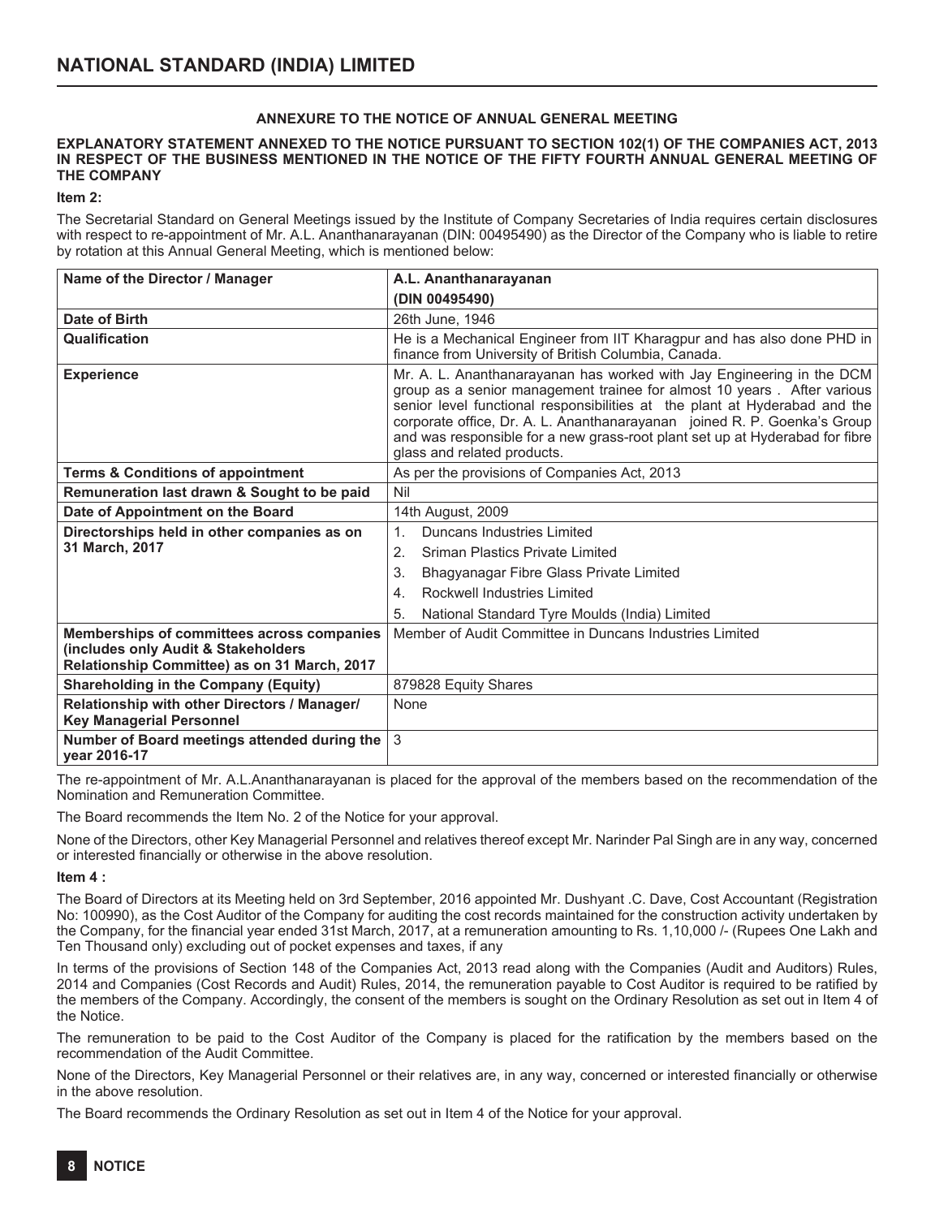## ANNEXURE TO THE NOTICE OF ANNUAL GENERAL MEETING

**EXPLANATORY STATEMENT ANNEXED TO THE NOTICE PURSUANT TO SECTION 102(1) OF THE COMPANIES ACT, 2013 IN RESPECT OF THE BUSINESS MENTIONED IN THE NOTICE OF THE FIFTY FOURTH ANNUAL GENERAL MEETING OF THE COMPANY**

**Item 2:**

The Secretarial Standard on General Meetings issued by the Institute of Company Secretaries of India requires certain disclosures with respect to re-appointment of Mr. A.L. Ananthanarayanan (DIN: 00495490) as the Director of the Company who is liable to retire by rotation at this Annual General Meeting, which is mentioned below:

| **Name of the Director / Manager** | **A.L. Ananthanarayanan (DIN 00495490)** |
|---|---|
| **Date of Birth** | 26th June, 1946 |
| **Qualification** | He is a Mechanical Engineer from IIT Kharagpur and has also done PHD in finance from University of British Columbia, Canada. |
| **Experience** | Mr. A. L. Ananthanarayanan has worked with Jay Engineering in the DCM group as a senior management trainee for almost 10 years . After various senior level functional responsibilities at the plant at Hyderabad and the corporate office, Dr. A. L. Ananthanarayanan joined R. P. Goenka's Group and was responsible for a new grass-root plant set up at Hyderabad for fibre glass and related products. |
| **Terms & Conditions of appointment** | As per the provisions of Companies Act, 2013 |
| **Remuneration last drawn & Sought to be paid** | Nil |
| **Date of Appointment on the Board** | 14th August, 2009 |
| **Directorships held in other companies as on 31 March, 2017** | 1. Duncans Industries Limited<br>2. Sriman Plastics Private Limited<br>3. Bhagyanagar Fibre Glass Private Limited<br>4. Rockwell Industries Limited<br>5. National Standard Tyre Moulds (India) Limited |
| **Memberships of committees across companies (includes only Audit & Stakeholders Relationship Committee) as on 31 March, 2017** | Member of Audit Committee in Duncans Industries Limited |
| **Shareholding in the Company (Equity)** | 879828 Equity Shares |
| **Relationship with other Directors / Manager/ Key Managerial Personnel** | None |
| **Number of Board meetings attended during the year 2016-17** | 3 |

The re-appointment of Mr. A.L.Ananthanarayanan is placed for the approval of the members based on the recommendation of the Nomination and Remuneration Committee.

The Board recommends the Item No. 2 of the Notice for your approval.

None of the Directors, other Key Managerial Personnel and relatives thereof except Mr. Narinder Pal Singh are in any way, concerned or interested financially or otherwise in the above resolution.

**Item 4 :**

The Board of Directors at its Meeting held on 3rd September, 2016 appointed Mr. Dushyant .C. Dave, Cost Accountant (Registration No: 100990), as the Cost Auditor of the Company for auditing the cost records maintained for the construction activity undertaken by the Company, for the financial year ended 31st March, 2017, at a remuneration amounting to Rs. 1,10,000 /- (Rupees One Lakh and Ten Thousand only) excluding out of pocket expenses and taxes, if any

In terms of the provisions of Section 148 of the Companies Act, 2013 read along with the Companies (Audit and Auditors) Rules, 2014 and Companies (Cost Records and Audit) Rules, 2014, the remuneration payable to Cost Auditor is required to be ratified by the members of the Company. Accordingly, the consent of the members is sought on the Ordinary Resolution as set out in Item 4 of the Notice.

The remuneration to be paid to the Cost Auditor of the Company is placed for the ratification by the members based on the recommendation of the Audit Committee.

None of the Directors, Key Managerial Personnel or their relatives are, in any way, concerned or interested financially or otherwise in the above resolution.

The Board recommends the Ordinary Resolution as set out in Item 4 of the Notice for your approval.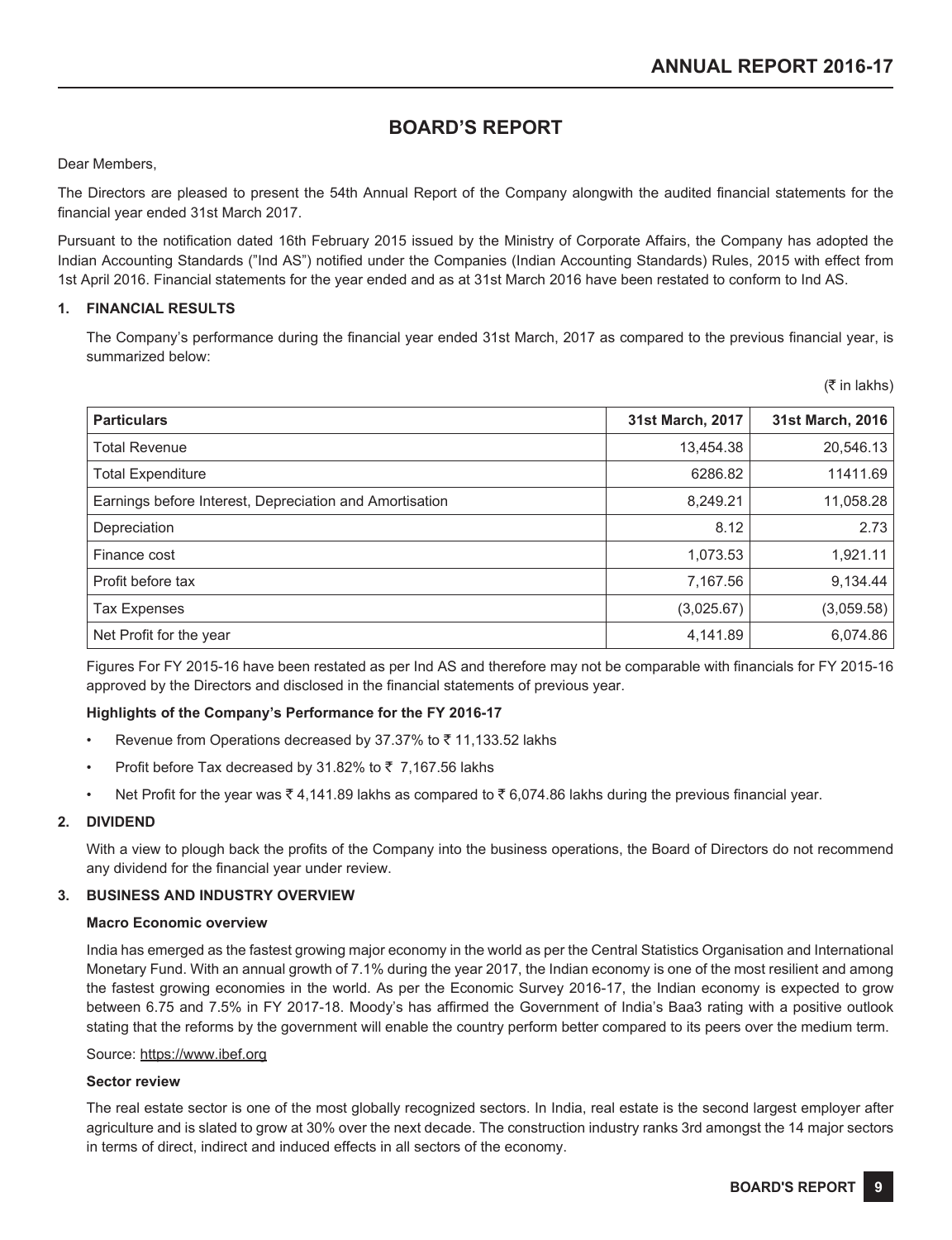# BOARD'S REPORT

Dear Members,

The Directors are pleased to present the 54th Annual Report of the Company alongwith the audited financial statements for the financial year ended 31st March 2017.

Pursuant to the notification dated 16th February 2015 issued by the Ministry of Corporate Affairs, the Company has adopted the Indian Accounting Standards ("Ind AS") notified under the Companies (Indian Accounting Standards) Rules, 2015 with effect from 1st April 2016. Financial statements for the year ended and as at 31st March 2016 have been restated to conform to Ind AS.

## 1. FINANCIAL RESULTS

The Company's performance during the financial year ended 31st March, 2017 as compared to the previous financial year, is summarized below:

(₹ in lakhs)

| Particulars | 31st March, 2017 | 31st March, 2016 |
|---|---|---|
| Total Revenue | 13,454.38 | 20,546.13 |
| Total Expenditure | 6286.82 | 11411.69 |
| Earnings before Interest, Depreciation and Amortisation | 8,249.21 | 11,058.28 |
| Depreciation | 8.12 | 2.73 |
| Finance cost | 1,073.53 | 1,921.11 |
| Profit before tax | 7,167.56 | 9,134.44 |
| Tax Expenses | (3,025.67) | (3,059.58) |
| Net Profit for the year | 4,141.89 | 6,074.86 |

Figures For FY 2015-16 have been restated as per Ind AS and therefore may not be comparable with financials for FY 2015-16 approved by the Directors and disclosed in the financial statements of previous year.

**Highlights of the Company's Performance for the FY 2016-17**

- Revenue from Operations decreased by 37.37% to ₹ 11,133.52 lakhs
- Profit before Tax decreased by 31.82% to ₹ 7,167.56 lakhs
- Net Profit for the year was ₹ 4,141.89 lakhs as compared to ₹ 6,074.86 lakhs during the previous financial year.

## 2. DIVIDEND

With a view to plough back the profits of the Company into the business operations, the Board of Directors do not recommend any dividend for the financial year under review.

## 3. BUSINESS AND INDUSTRY OVERVIEW

**Macro Economic overview**

India has emerged as the fastest growing major economy in the world as per the Central Statistics Organisation and International Monetary Fund. With an annual growth of 7.1% during the year 2017, the Indian economy is one of the most resilient and among the fastest growing economies in the world. As per the Economic Survey 2016-17, the Indian economy is expected to grow between 6.75 and 7.5% in FY 2017-18. Moody's has affirmed the Government of India's Baa3 rating with a positive outlook stating that the reforms by the government will enable the country perform better compared to its peers over the medium term.

Source: https://www.ibef.org

**Sector review**

The real estate sector is one of the most globally recognized sectors. In India, real estate is the second largest employer after agriculture and is slated to grow at 30% over the next decade. The construction industry ranks 3rd amongst the 14 major sectors in terms of direct, indirect and induced effects in all sectors of the economy.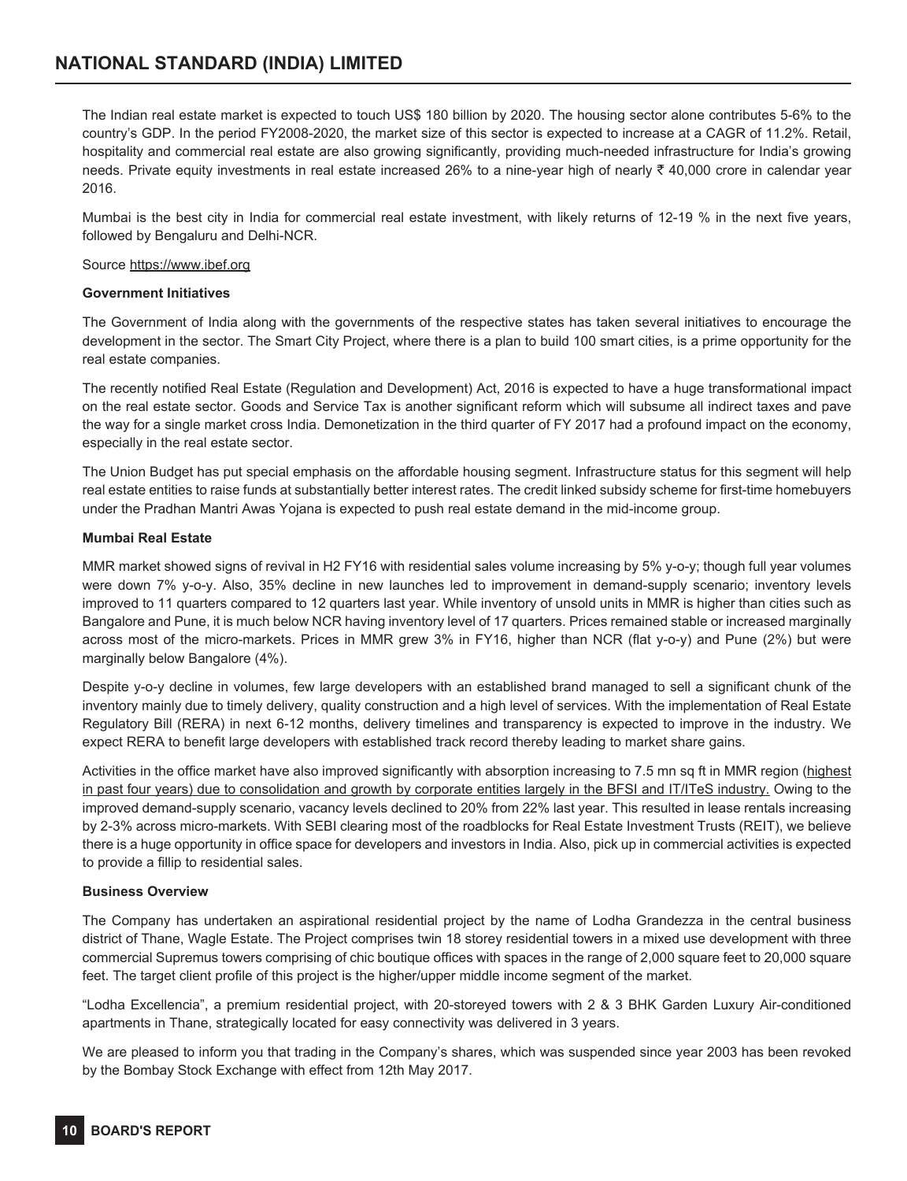The Indian real estate market is expected to touch US$ 180 billion by 2020. The housing sector alone contributes 5-6% to the country's GDP. In the period FY2008-2020, the market size of this sector is expected to increase at a CAGR of 11.2%. Retail, hospitality and commercial real estate are also growing significantly, providing much-needed infrastructure for India's growing needs. Private equity investments in real estate increased 26% to a nine-year high of nearly ₹ 40,000 crore in calendar year 2016.

Mumbai is the best city in India for commercial real estate investment, with likely returns of 12-19 % in the next five years, followed by Bengaluru and Delhi-NCR.

Source https://www.ibef.org

**Government Initiatives**

The Government of India along with the governments of the respective states has taken several initiatives to encourage the development in the sector. The Smart City Project, where there is a plan to build 100 smart cities, is a prime opportunity for the real estate companies.

The recently notified Real Estate (Regulation and Development) Act, 2016 is expected to have a huge transformational impact on the real estate sector. Goods and Service Tax is another significant reform which will subsume all indirect taxes and pave the way for a single market cross India. Demonetization in the third quarter of FY 2017 had a profound impact on the economy, especially in the real estate sector.

The Union Budget has put special emphasis on the affordable housing segment. Infrastructure status for this segment will help real estate entities to raise funds at substantially better interest rates. The credit linked subsidy scheme for first-time homebuyers under the Pradhan Mantri Awas Yojana is expected to push real estate demand in the mid-income group.

**Mumbai Real Estate**

MMR market showed signs of revival in H2 FY16 with residential sales volume increasing by 5% y-o-y; though full year volumes were down 7% y-o-y. Also, 35% decline in new launches led to improvement in demand-supply scenario; inventory levels improved to 11 quarters compared to 12 quarters last year. While inventory of unsold units in MMR is higher than cities such as Bangalore and Pune, it is much below NCR having inventory level of 17 quarters. Prices remained stable or increased marginally across most of the micro-markets. Prices in MMR grew 3% in FY16, higher than NCR (flat y-o-y) and Pune (2%) but were marginally below Bangalore (4%).

Despite y-o-y decline in volumes, few large developers with an established brand managed to sell a significant chunk of the inventory mainly due to timely delivery, quality construction and a high level of services. With the implementation of Real Estate Regulatory Bill (RERA) in next 6-12 months, delivery timelines and transparency is expected to improve in the industry. We expect RERA to benefit large developers with established track record thereby leading to market share gains.

Activities in the office market have also improved significantly with absorption increasing to 7.5 mn sq ft in MMR region (highest in past four years) due to consolidation and growth by corporate entities largely in the BFSI and IT/ITeS industry. Owing to the improved demand-supply scenario, vacancy levels declined to 20% from 22% last year. This resulted in lease rentals increasing by 2-3% across micro-markets. With SEBI clearing most of the roadblocks for Real Estate Investment Trusts (REIT), we believe there is a huge opportunity in office space for developers and investors in India. Also, pick up in commercial activities is expected to provide a fillip to residential sales.

**Business Overview**

The Company has undertaken an aspirational residential project by the name of Lodha Grandezza in the central business district of Thane, Wagle Estate. The Project comprises twin 18 storey residential towers in a mixed use development with three commercial Supremus towers comprising of chic boutique offices with spaces in the range of 2,000 square feet to 20,000 square feet. The target client profile of this project is the higher/upper middle income segment of the market.

"Lodha Excellencia", a premium residential project, with 20-storeyed towers with 2 & 3 BHK Garden Luxury Air-conditioned apartments in Thane, strategically located for easy connectivity was delivered in 3 years.

We are pleased to inform you that trading in the Company's shares, which was suspended since year 2003 has been revoked by the Bombay Stock Exchange with effect from 12th May 2017.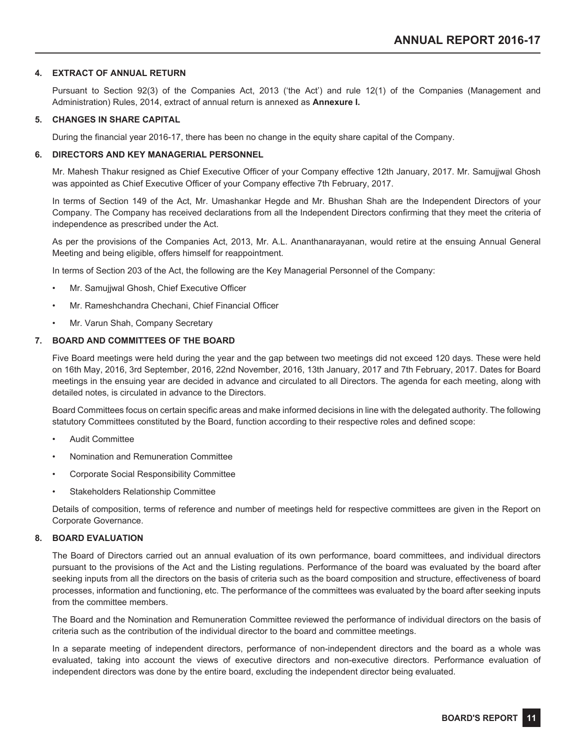## 4. EXTRACT OF ANNUAL RETURN

Pursuant to Section 92(3) of the Companies Act, 2013 ('the Act') and rule 12(1) of the Companies (Management and Administration) Rules, 2014, extract of annual return is annexed as **Annexure I.**

## 5. CHANGES IN SHARE CAPITAL

During the financial year 2016-17, there has been no change in the equity share capital of the Company.

## 6. DIRECTORS AND KEY MANAGERIAL PERSONNEL

Mr. Mahesh Thakur resigned as Chief Executive Officer of your Company effective 12th January, 2017. Mr. Samujjwal Ghosh was appointed as Chief Executive Officer of your Company effective 7th February, 2017.

In terms of Section 149 of the Act, Mr. Umashankar Hegde and Mr. Bhushan Shah are the Independent Directors of your Company. The Company has received declarations from all the Independent Directors confirming that they meet the criteria of independence as prescribed under the Act.

As per the provisions of the Companies Act, 2013, Mr. A.L. Ananthanarayanan, would retire at the ensuing Annual General Meeting and being eligible, offers himself for reappointment.

In terms of Section 203 of the Act, the following are the Key Managerial Personnel of the Company:

- Mr. Samujjwal Ghosh, Chief Executive Officer
- Mr. Rameshchandra Chechani, Chief Financial Officer
- Mr. Varun Shah, Company Secretary

## 7. BOARD AND COMMITTEES OF THE BOARD

Five Board meetings were held during the year and the gap between two meetings did not exceed 120 days. These were held on 16th May, 2016, 3rd September, 2016, 22nd November, 2016, 13th January, 2017 and 7th February, 2017. Dates for Board meetings in the ensuing year are decided in advance and circulated to all Directors. The agenda for each meeting, along with detailed notes, is circulated in advance to the Directors.

Board Committees focus on certain specific areas and make informed decisions in line with the delegated authority. The following statutory Committees constituted by the Board, function according to their respective roles and defined scope:

- Audit Committee
- Nomination and Remuneration Committee
- Corporate Social Responsibility Committee
- Stakeholders Relationship Committee

Details of composition, terms of reference and number of meetings held for respective committees are given in the Report on Corporate Governance.

## 8. BOARD EVALUATION

The Board of Directors carried out an annual evaluation of its own performance, board committees, and individual directors pursuant to the provisions of the Act and the Listing regulations. Performance of the board was evaluated by the board after seeking inputs from all the directors on the basis of criteria such as the board composition and structure, effectiveness of board processes, information and functioning, etc. The performance of the committees was evaluated by the board after seeking inputs from the committee members.

The Board and the Nomination and Remuneration Committee reviewed the performance of individual directors on the basis of criteria such as the contribution of the individual director to the board and committee meetings.

In a separate meeting of independent directors, performance of non-independent directors and the board as a whole was evaluated, taking into account the views of executive directors and non-executive directors. Performance evaluation of independent directors was done by the entire board, excluding the independent director being evaluated.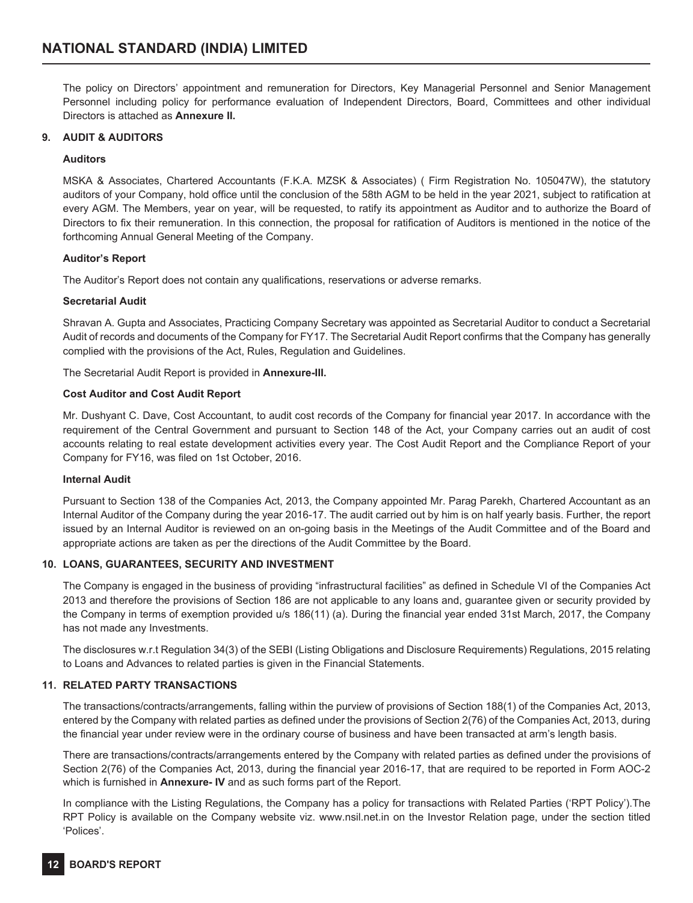The policy on Directors' appointment and remuneration for Directors, Key Managerial Personnel and Senior Management Personnel including policy for performance evaluation of Independent Directors, Board, Committees and other individual Directors is attached as **Annexure II.**

## 9. AUDIT & AUDITORS

### Auditors

MSKA & Associates, Chartered Accountants (F.K.A. MZSK & Associates) ( Firm Registration No. 105047W), the statutory auditors of your Company, hold office until the conclusion of the 58th AGM to be held in the year 2021, subject to ratification at every AGM. The Members, year on year, will be requested, to ratify its appointment as Auditor and to authorize the Board of Directors to fix their remuneration. In this connection, the proposal for ratification of Auditors is mentioned in the notice of the forthcoming Annual General Meeting of the Company.

### Auditor's Report

The Auditor's Report does not contain any qualifications, reservations or adverse remarks.

### Secretarial Audit

Shravan A. Gupta and Associates, Practicing Company Secretary was appointed as Secretarial Auditor to conduct a Secretarial Audit of records and documents of the Company for FY17. The Secretarial Audit Report confirms that the Company has generally complied with the provisions of the Act, Rules, Regulation and Guidelines.

The Secretarial Audit Report is provided in **Annexure-III.**

### Cost Auditor and Cost Audit Report

Mr. Dushyant C. Dave, Cost Accountant, to audit cost records of the Company for financial year 2017. In accordance with the requirement of the Central Government and pursuant to Section 148 of the Act, your Company carries out an audit of cost accounts relating to real estate development activities every year. The Cost Audit Report and the Compliance Report of your Company for FY16, was filed on 1st October, 2016.

### Internal Audit

Pursuant to Section 138 of the Companies Act, 2013, the Company appointed Mr. Parag Parekh, Chartered Accountant as an Internal Auditor of the Company during the year 2016-17. The audit carried out by him is on half yearly basis. Further, the report issued by an Internal Auditor is reviewed on an on-going basis in the Meetings of the Audit Committee and of the Board and appropriate actions are taken as per the directions of the Audit Committee by the Board.

## 10. LOANS, GUARANTEES, SECURITY AND INVESTMENT

The Company is engaged in the business of providing "infrastructural facilities" as defined in Schedule VI of the Companies Act 2013 and therefore the provisions of Section 186 are not applicable to any loans and, guarantee given or security provided by the Company in terms of exemption provided u/s 186(11) (a). During the financial year ended 31st March, 2017, the Company has not made any Investments.

The disclosures w.r.t Regulation 34(3) of the SEBI (Listing Obligations and Disclosure Requirements) Regulations, 2015 relating to Loans and Advances to related parties is given in the Financial Statements.

## 11. RELATED PARTY TRANSACTIONS

The transactions/contracts/arrangements, falling within the purview of provisions of Section 188(1) of the Companies Act, 2013, entered by the Company with related parties as defined under the provisions of Section 2(76) of the Companies Act, 2013, during the financial year under review were in the ordinary course of business and have been transacted at arm's length basis.

There are transactions/contracts/arrangements entered by the Company with related parties as defined under the provisions of Section 2(76) of the Companies Act, 2013, during the financial year 2016-17, that are required to be reported in Form AOC-2 which is furnished in **Annexure- IV** and as such forms part of the Report.

In compliance with the Listing Regulations, the Company has a policy for transactions with Related Parties ('RPT Policy').The RPT Policy is available on the Company website viz. www.nsil.net.in on the Investor Relation page, under the section titled 'Polices'.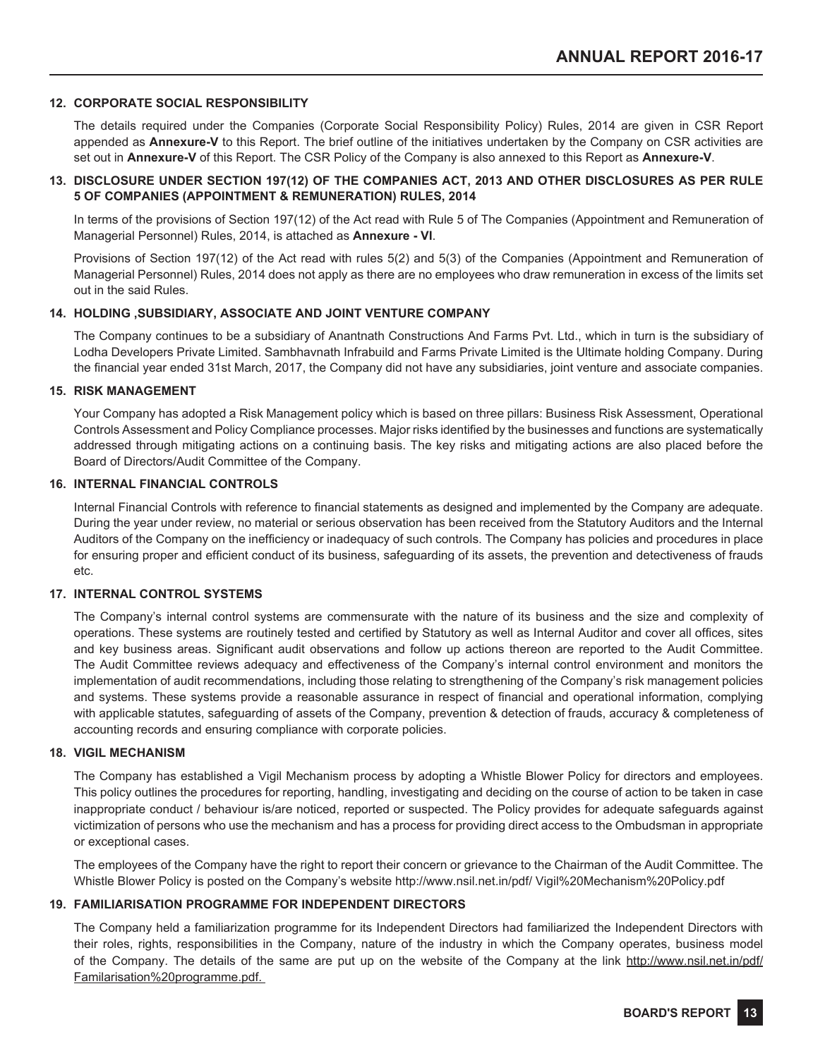## 12. CORPORATE SOCIAL RESPONSIBILITY

The details required under the Companies (Corporate Social Responsibility Policy) Rules, 2014 are given in CSR Report appended as **Annexure-V** to this Report. The brief outline of the initiatives undertaken by the Company on CSR activities are set out in **Annexure-V** of this Report. The CSR Policy of the Company is also annexed to this Report as **Annexure-V**.

## 13. DISCLOSURE UNDER SECTION 197(12) OF THE COMPANIES ACT, 2013 AND OTHER DISCLOSURES AS PER RULE 5 OF COMPANIES (APPOINTMENT & REMUNERATION) RULES, 2014

In terms of the provisions of Section 197(12) of the Act read with Rule 5 of The Companies (Appointment and Remuneration of Managerial Personnel) Rules, 2014, is attached as **Annexure - VI**.

Provisions of Section 197(12) of the Act read with rules 5(2) and 5(3) of the Companies (Appointment and Remuneration of Managerial Personnel) Rules, 2014 does not apply as there are no employees who draw remuneration in excess of the limits set out in the said Rules.

## 14. HOLDING ,SUBSIDIARY, ASSOCIATE AND JOINT VENTURE COMPANY

The Company continues to be a subsidiary of Anantnath Constructions And Farms Pvt. Ltd., which in turn is the subsidiary of Lodha Developers Private Limited. Sambhavnath Infrabuild and Farms Private Limited is the Ultimate holding Company. During the financial year ended 31st March, 2017, the Company did not have any subsidiaries, joint venture and associate companies.

## 15. RISK MANAGEMENT

Your Company has adopted a Risk Management policy which is based on three pillars: Business Risk Assessment, Operational Controls Assessment and Policy Compliance processes. Major risks identified by the businesses and functions are systematically addressed through mitigating actions on a continuing basis. The key risks and mitigating actions are also placed before the Board of Directors/Audit Committee of the Company.

## 16. INTERNAL FINANCIAL CONTROLS

Internal Financial Controls with reference to financial statements as designed and implemented by the Company are adequate. During the year under review, no material or serious observation has been received from the Statutory Auditors and the Internal Auditors of the Company on the inefficiency or inadequacy of such controls. The Company has policies and procedures in place for ensuring proper and efficient conduct of its business, safeguarding of its assets, the prevention and detectiveness of frauds etc.

## 17. INTERNAL CONTROL SYSTEMS

The Company's internal control systems are commensurate with the nature of its business and the size and complexity of operations. These systems are routinely tested and certified by Statutory as well as Internal Auditor and cover all offices, sites and key business areas. Significant audit observations and follow up actions thereon are reported to the Audit Committee. The Audit Committee reviews adequacy and effectiveness of the Company's internal control environment and monitors the implementation of audit recommendations, including those relating to strengthening of the Company's risk management policies and systems. These systems provide a reasonable assurance in respect of financial and operational information, complying with applicable statutes, safeguarding of assets of the Company, prevention & detection of frauds, accuracy & completeness of accounting records and ensuring compliance with corporate policies.

## 18. VIGIL MECHANISM

The Company has established a Vigil Mechanism process by adopting a Whistle Blower Policy for directors and employees. This policy outlines the procedures for reporting, handling, investigating and deciding on the course of action to be taken in case inappropriate conduct / behaviour is/are noticed, reported or suspected. The Policy provides for adequate safeguards against victimization of persons who use the mechanism and has a process for providing direct access to the Ombudsman in appropriate or exceptional cases.

The employees of the Company have the right to report their concern or grievance to the Chairman of the Audit Committee. The Whistle Blower Policy is posted on the Company's website http://www.nsil.net.in/pdf/ Vigil%20Mechanism%20Policy.pdf

## 19. FAMILIARISATION PROGRAMME FOR INDEPENDENT DIRECTORS

The Company held a familiarization programme for its Independent Directors had familiarized the Independent Directors with their roles, rights, responsibilities in the Company, nature of the industry in which the Company operates, business model of the Company. The details of the same are put up on the website of the Company at the link http://www.nsil.net.in/pdf/Familarisation%20programme.pdf.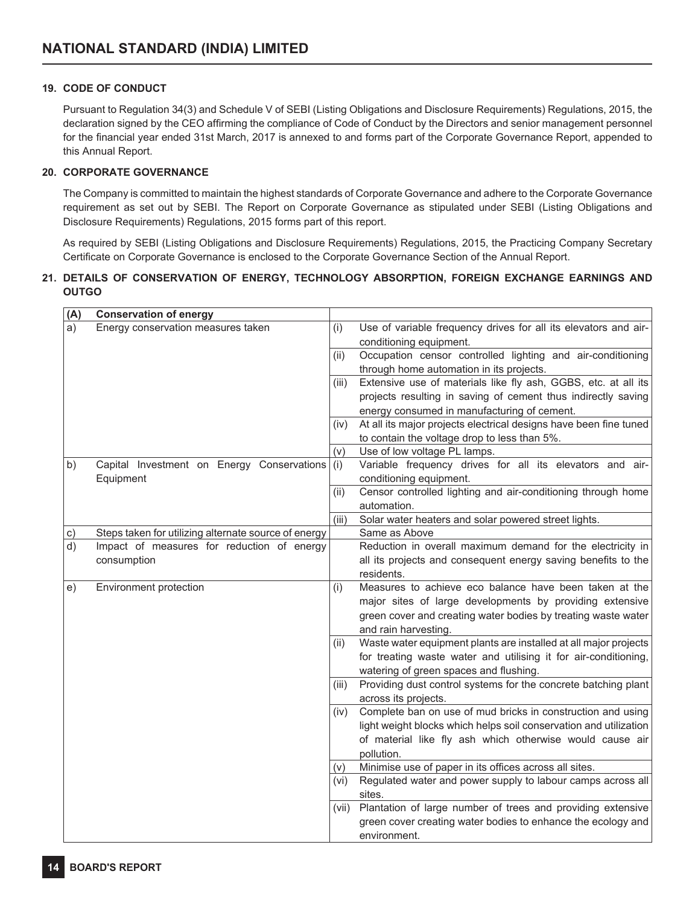### 19. CODE OF CONDUCT

Pursuant to Regulation 34(3) and Schedule V of SEBI (Listing Obligations and Disclosure Requirements) Regulations, 2015, the declaration signed by the CEO affirming the compliance of Code of Conduct by the Directors and senior management personnel for the financial year ended 31st March, 2017 is annexed to and forms part of the Corporate Governance Report, appended to this Annual Report.

### 20. CORPORATE GOVERNANCE

The Company is committed to maintain the highest standards of Corporate Governance and adhere to the Corporate Governance requirement as set out by SEBI. The Report on Corporate Governance as stipulated under SEBI (Listing Obligations and Disclosure Requirements) Regulations, 2015 forms part of this report.

As required by SEBI (Listing Obligations and Disclosure Requirements) Regulations, 2015, the Practicing Company Secretary Certificate on Corporate Governance is enclosed to the Corporate Governance Section of the Annual Report.

### 21. DETAILS OF CONSERVATION OF ENERGY, TECHNOLOGY ABSORPTION, FOREIGN EXCHANGE EARNINGS AND OUTGO

| (A) | Conservation of energy | | |
|---|---|---|---|
| a) | Energy conservation measures taken | (i) | Use of variable frequency drives for all its elevators and air-conditioning equipment. |
| | | (ii) | Occupation censor controlled lighting and air-conditioning through home automation in its projects. |
| | | (iii) | Extensive use of materials like fly ash, GGBS, etc. at all its projects resulting in saving of cement thus indirectly saving energy consumed in manufacturing of cement. |
| | | (iv) | At all its major projects electrical designs have been fine tuned to contain the voltage drop to less than 5%. |
| | | (v) | Use of low voltage PL lamps. |
| b) | Capital Investment on Energy Conservations Equipment | (i) | Variable frequency drives for all its elevators and air-conditioning equipment. |
| | | (ii) | Censor controlled lighting and air-conditioning through home automation. |
| | | (iii) | Solar water heaters and solar powered street lights. |
| c) | Steps taken for utilizing alternate source of energy | | Same as Above |
| d) | Impact of measures for reduction of energy consumption | | Reduction in overall maximum demand for the electricity in all its projects and consequent energy saving benefits to the residents. |
| e) | Environment protection | (i) | Measures to achieve eco balance have been taken at the major sites of large developments by providing extensive green cover and creating water bodies by treating waste water and rain harvesting. |
| | | (ii) | Waste water equipment plants are installed at all major projects for treating waste water and utilising it for air-conditioning, watering of green spaces and flushing. |
| | | (iii) | Providing dust control systems for the concrete batching plant across its projects. |
| | | (iv) | Complete ban on use of mud bricks in construction and using light weight blocks which helps soil conservation and utilization of material like fly ash which otherwise would cause air pollution. |
| | | (v) | Minimise use of paper in its offices across all sites. |
| | | (vi) | Regulated water and power supply to labour camps across all sites. |
| | | (vii) | Plantation of large number of trees and providing extensive green cover creating water bodies to enhance the ecology and environment. |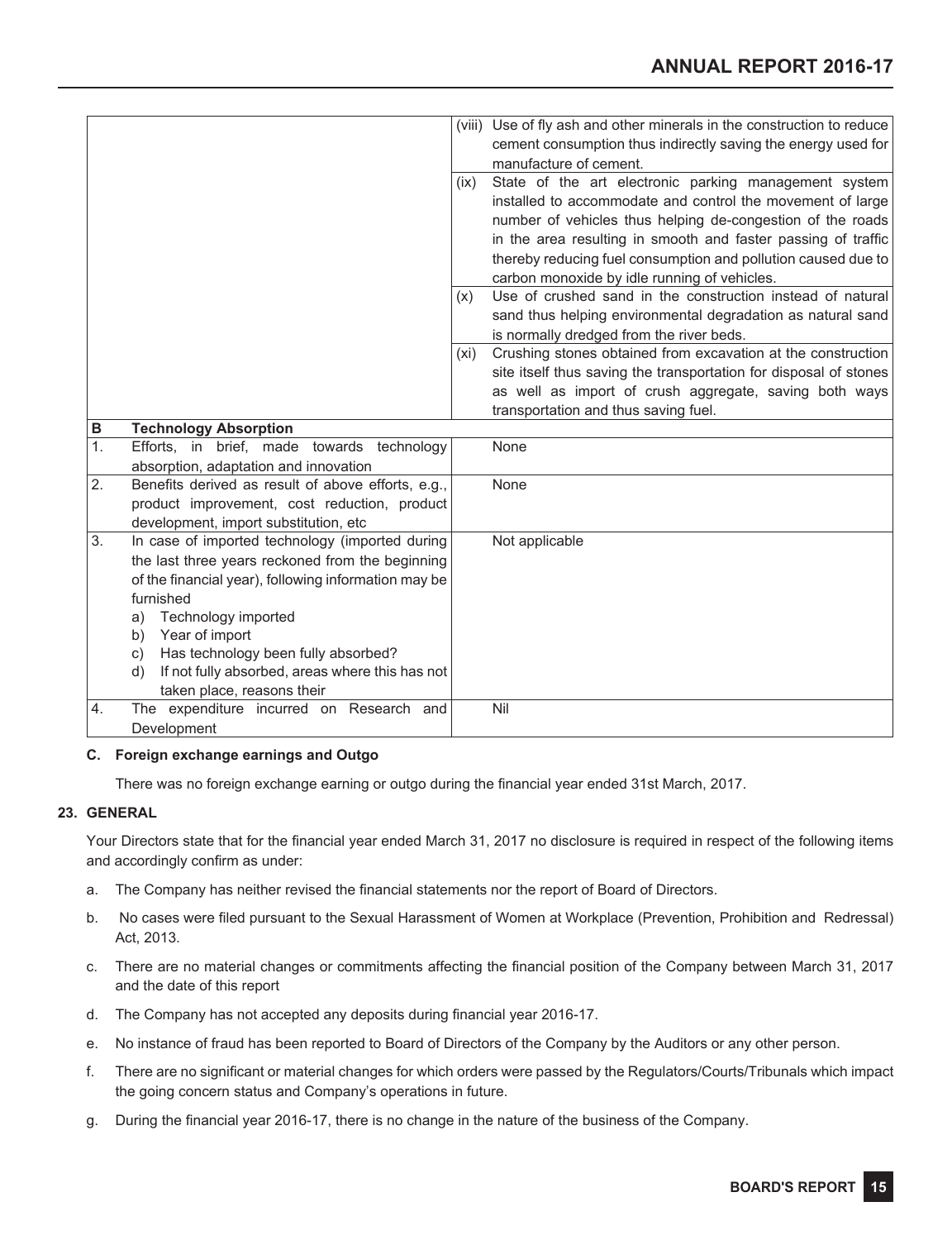| | | | |
|---|---|---|---|
| | | (viii) | Use of fly ash and other minerals in the construction to reduce cement consumption thus indirectly saving the energy used for manufacture of cement. |
| | | (ix) | State of the art electronic parking management system installed to accommodate and control the movement of large number of vehicles thus helping de-congestion of the roads in the area resulting in smooth and faster passing of traffic thereby reducing fuel consumption and pollution caused due to carbon monoxide by idle running of vehicles. |
| | | (x) | Use of crushed sand in the construction instead of natural sand thus helping environmental degradation as natural sand is normally dredged from the river beds. |
| | | (xi) | Crushing stones obtained from excavation at the construction site itself thus saving the transportation for disposal of stones as well as import of crush aggregate, saving both ways transportation and thus saving fuel. |
| **B** | **Technology Absorption** | | |
| 1. | Efforts, in brief, made towards technology absorption, adaptation and innovation | | None |
| 2. | Benefits derived as result of above efforts, e.g., product improvement, cost reduction, product development, import substitution, etc | | None |
| 3. | In case of imported technology (imported during the last three years reckoned from the beginning of the financial year), following information may be furnished<br>a) Technology imported<br>b) Year of import<br>c) Has technology been fully absorbed?<br>d) If not fully absorbed, areas where this has not taken place, reasons their | | Not applicable |
| 4. | The expenditure incurred on Research and Development | | Nil |

**C. Foreign exchange earnings and Outgo**

There was no foreign exchange earning or outgo during the financial year ended 31st March, 2017.

## 23. GENERAL

Your Directors state that for the financial year ended March 31, 2017 no disclosure is required in respect of the following items and accordingly confirm as under:

a. The Company has neither revised the financial statements nor the report of Board of Directors.

b. No cases were filed pursuant to the Sexual Harassment of Women at Workplace (Prevention, Prohibition and Redressal) Act, 2013.

c. There are no material changes or commitments affecting the financial position of the Company between March 31, 2017 and the date of this report

d. The Company has not accepted any deposits during financial year 2016-17.

e. No instance of fraud has been reported to Board of Directors of the Company by the Auditors or any other person.

f. There are no significant or material changes for which orders were passed by the Regulators/Courts/Tribunals which impact the going concern status and Company's operations in future.

g. During the financial year 2016-17, there is no change in the nature of the business of the Company.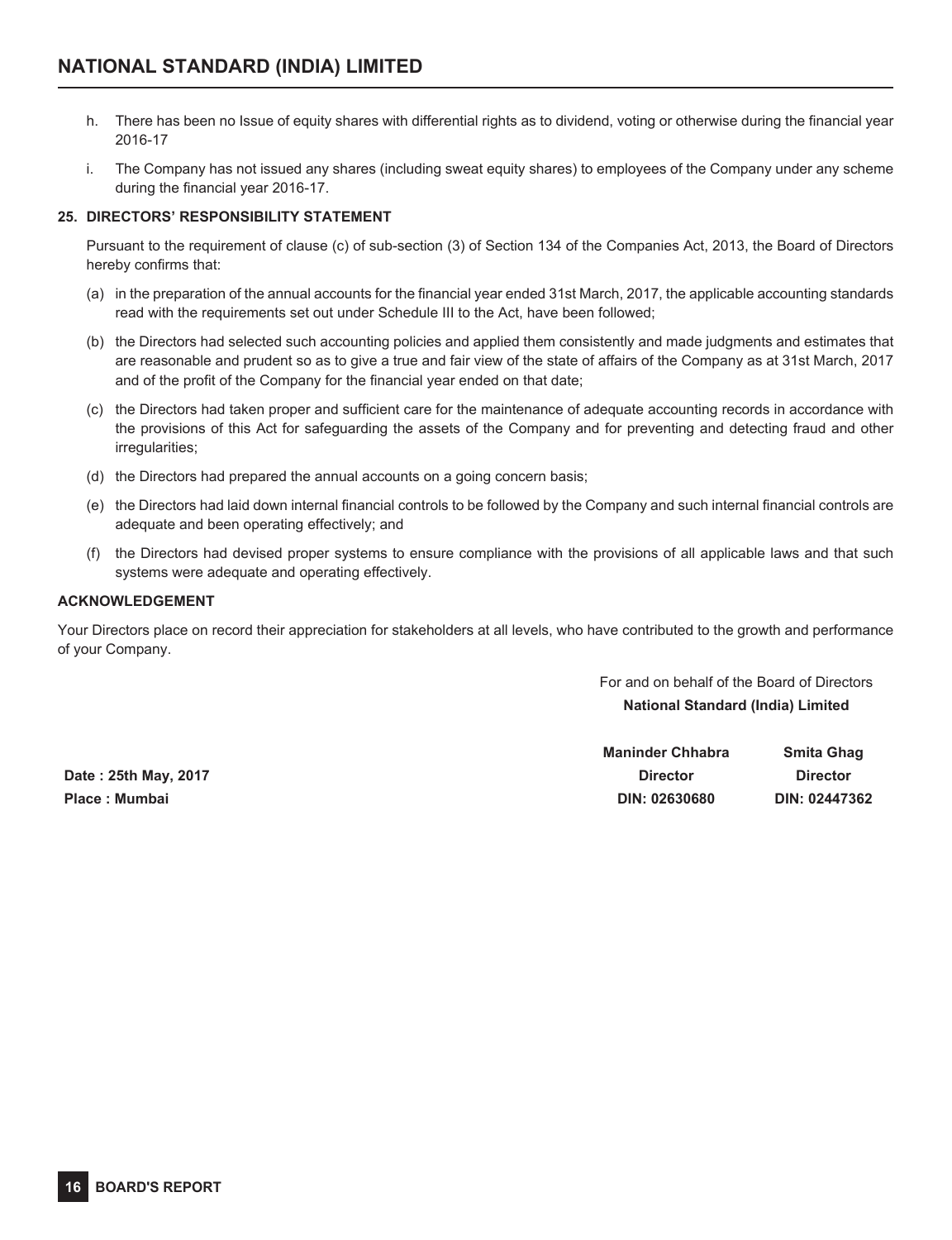h. There has been no Issue of equity shares with differential rights as to dividend, voting or otherwise during the financial year 2016-17

i. The Company has not issued any shares (including sweat equity shares) to employees of the Company under any scheme during the financial year 2016-17.

**25. DIRECTORS' RESPONSIBILITY STATEMENT**

Pursuant to the requirement of clause (c) of sub-section (3) of Section 134 of the Companies Act, 2013, the Board of Directors hereby confirms that:

(a) in the preparation of the annual accounts for the financial year ended 31st March, 2017, the applicable accounting standards read with the requirements set out under Schedule III to the Act, have been followed;

(b) the Directors had selected such accounting policies and applied them consistently and made judgments and estimates that are reasonable and prudent so as to give a true and fair view of the state of affairs of the Company as at 31st March, 2017 and of the profit of the Company for the financial year ended on that date;

(c) the Directors had taken proper and sufficient care for the maintenance of adequate accounting records in accordance with the provisions of this Act for safeguarding the assets of the Company and for preventing and detecting fraud and other irregularities;

(d) the Directors had prepared the annual accounts on a going concern basis;

(e) the Directors had laid down internal financial controls to be followed by the Company and such internal financial controls are adequate and been operating effectively; and

(f) the Directors had devised proper systems to ensure compliance with the provisions of all applicable laws and that such systems were adequate and operating effectively.

**ACKNOWLEDGEMENT**

Your Directors place on record their appreciation for stakeholders at all levels, who have contributed to the growth and performance of your Company.

For and on behalf of the Board of Directors
**National Standard (India) Limited**

| | Maninder Chhabra | Smita Ghag |
|---|---|---|
| **Date : 25th May, 2017** | **Director** | **Director** |
| **Place : Mumbai** | **DIN: 02630680** | **DIN: 02447362** |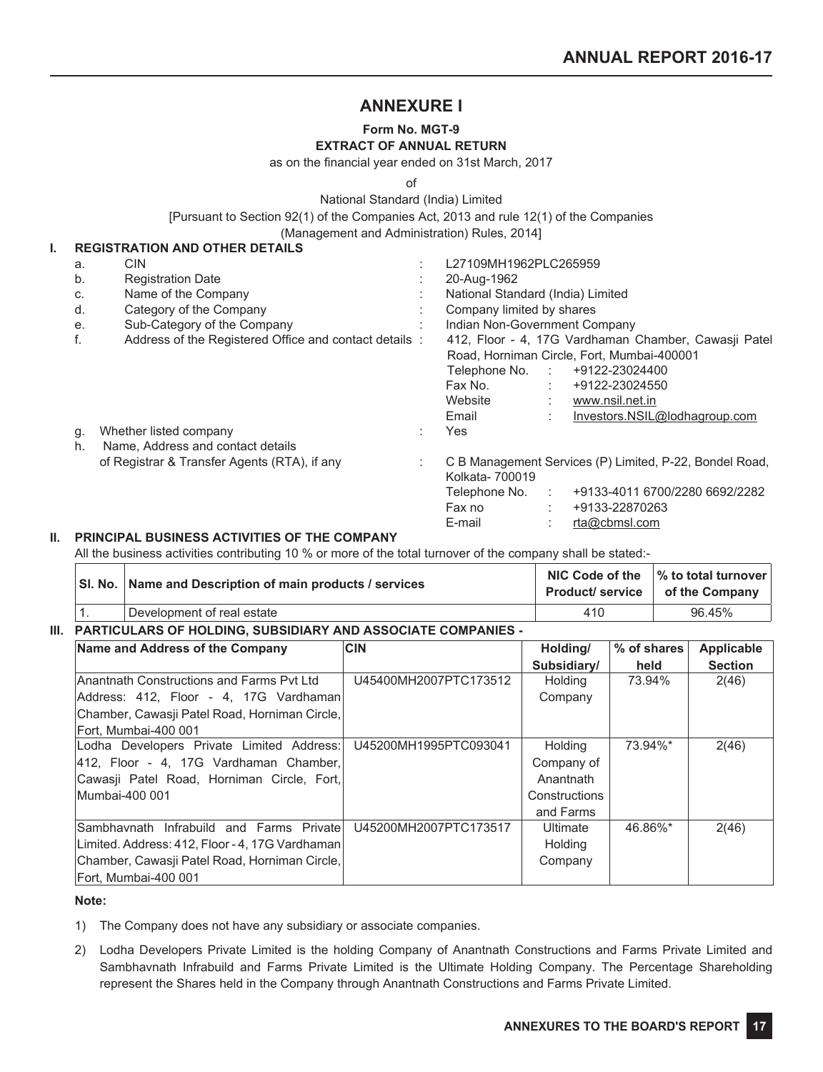# ANNEXURE I

**Form No. MGT-9**

**EXTRACT OF ANNUAL RETURN**

as on the financial year ended on 31st March, 2017

of

National Standard (India) Limited

[Pursuant to Section 92(1) of the Companies Act, 2013 and rule 12(1) of the Companies (Management and Administration) Rules, 2014]

## I. REGISTRATION AND OTHER DETAILS

| | | | |
|---|---|---|---|
| a. | CIN | : | L27109MH1962PLC265959 |
| b. | Registration Date | : | 20-Aug-1962 |
| c. | Name of the Company | : | National Standard (India) Limited |
| d. | Category of the Company | : | Company limited by shares |
| e. | Sub-Category of the Company | : | Indian Non-Government Company |
| f. | Address of the Registered Office and contact details | : | 412, Floor - 4, 17G Vardhaman Chamber, Cawasji Patel Road, Horniman Circle, Fort, Mumbai-400001<br>Telephone No. : +9122-23024400<br>Fax No. : +9122-23024550<br>Website : www.nsil.net.in<br>Email : Investors.NSIL@lodhagroup.com |
| g. | Whether listed company | : | Yes |
| h. | Name, Address and contact details of Registrar & Transfer Agents (RTA), if any | : | C B Management Services (P) Limited, P-22, Bondel Road, Kolkata- 700019<br>Telephone No. : +9133-4011 6700/2280 6692/2282<br>Fax no : +9133-22870263<br>E-mail : rta@cbmsl.com |

## II. PRINCIPAL BUSINESS ACTIVITIES OF THE COMPANY

All the business activities contributing 10 % or more of the total turnover of the company shall be stated:-

| Sl. No. | Name and Description of main products / services | NIC Code of the Product/ service | % to total turnover of the Company |
|---|---|---|---|
| 1. | Development of real estate | 410 | 96.45% |

## III. PARTICULARS OF HOLDING, SUBSIDIARY AND ASSOCIATE COMPANIES -

| Name and Address of the Company | CIN | Holding/ Subsidiary/ | % of shares held | Applicable Section |
|---|---|---|---|---|
| Anantnath Constructions and Farms Pvt Ltd Address: 412, Floor - 4, 17G Vardhaman Chamber, Cawasji Patel Road, Horniman Circle, Fort, Mumbai-400 001 | U45400MH2007PTC173512 | Holding Company | 73.94% | 2(46) |
| Lodha Developers Private Limited Address: 412, Floor - 4, 17G Vardhaman Chamber, Cawasji Patel Road, Horniman Circle, Fort, Mumbai-400 001 | U45200MH1995PTC093041 | Holding Company of Anantnath Constructions and Farms | 73.94%* | 2(46) |
| Sambhavnath Infrabuild and Farms Private Limited. Address: 412, Floor - 4, 17G Vardhaman Chamber, Cawasji Patel Road, Horniman Circle, Fort, Mumbai-400 001 | U45200MH2007PTC173517 | Ultimate Holding Company | 46.86%* | 2(46) |

**Note:**

1) The Company does not have any subsidiary or associate companies.

2) Lodha Developers Private Limited is the holding Company of Anantnath Constructions and Farms Private Limited and Sambhavnath Infrabuild and Farms Private Limited is the Ultimate Holding Company. The Percentage Shareholding represent the Shares held in the Company through Anantnath Constructions and Farms Private Limited.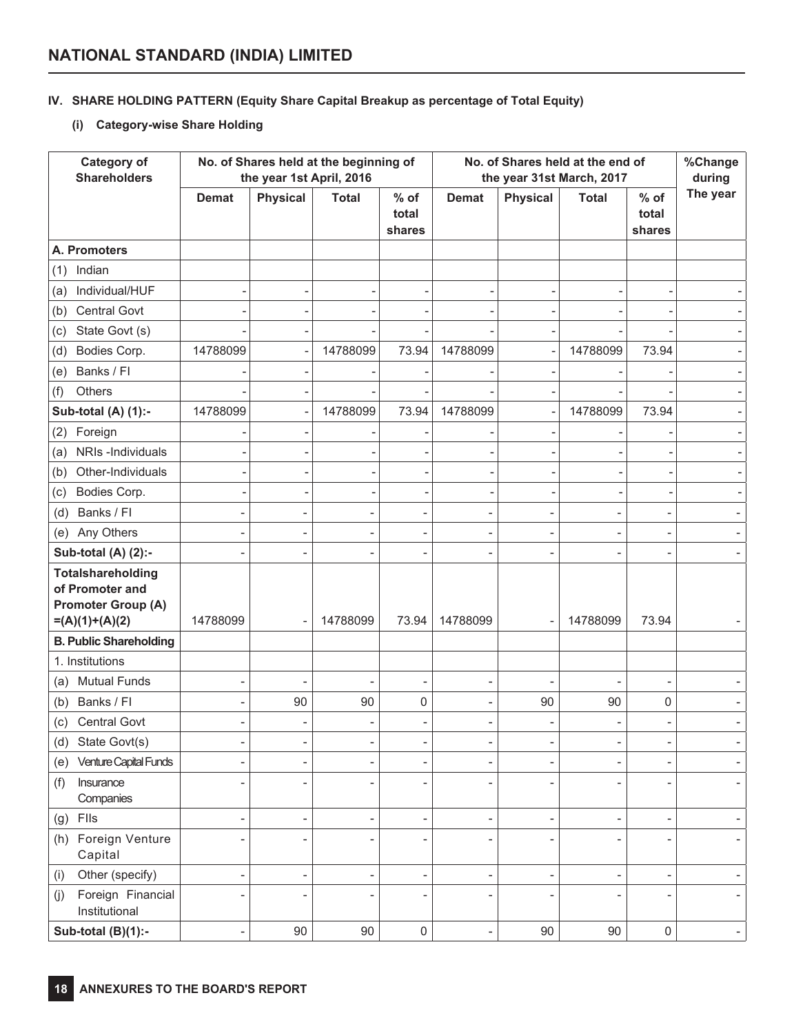## IV. SHARE HOLDING PATTERN (Equity Share Capital Breakup as percentage of Total Equity)

### (i) Category-wise Share Holding

| Category of Shareholders | No. of Shares held at the beginning of the year 1st April, 2016 | | | | No. of Shares held at the end of the year 31st March, 2017 | | | | %Change during The year |
|---|---|---|---|---|---|---|---|---|---|
| | Demat | Physical | Total | % of total shares | Demat | Physical | Total | % of total shares | |
| **A. Promoters** | | | | | | | | | |
| (1) Indian | | | | | | | | | |
| (a) Individual/HUF | - | - | - | - | - | - | - | - | - |
| (b) Central Govt | - | - | - | - | - | - | - | - | - |
| (c) State Govt (s) | - | - | - | - | - | - | - | - | - |
| (d) Bodies Corp. | 14788099 | - | 14788099 | 73.94 | 14788099 | - | 14788099 | 73.94 | - |
| (e) Banks / FI | - | - | - | - | - | - | - | - | - |
| (f) Others | - | - | - | - | - | - | - | - | - |
| **Sub-total (A) (1):-** | 14788099 | - | 14788099 | 73.94 | 14788099 | - | 14788099 | 73.94 | - |
| (2) Foreign | - | - | - | - | - | - | - | - | - |
| (a) NRIs -Individuals | - | - | - | - | - | - | - | - | - |
| (b) Other-Individuals | - | - | - | - | - | - | - | - | - |
| (c) Bodies Corp. | - | - | - | - | - | - | - | - | - |
| (d) Banks / FI | - | - | - | - | - | - | - | - | - |
| (e) Any Others | - | - | - | - | - | - | - | - | - |
| **Sub-total (A) (2):-** | - | - | - | - | - | - | - | - | - |
| **Totalshareholding of Promoter and Promoter Group (A) =(A)(1)+(A)(2)** | 14788099 | - | 14788099 | 73.94 | 14788099 | - | 14788099 | 73.94 | - |
| **B. Public Shareholding** | | | | | | | | | |
| 1. Institutions | | | | | | | | | |
| (a) Mutual Funds | - | - | - | - | - | - | - | - | - |
| (b) Banks / FI | - | 90 | 90 | 0 | - | 90 | 90 | 0 | - |
| (c) Central Govt | - | - | - | - | - | - | - | - | - |
| (d) State Govt(s) | - | - | - | - | - | - | - | - | - |
| (e) Venture Capital Funds | - | - | - | - | - | - | - | - | - |
| (f) Insurance Companies | - | - | - | - | - | - | - | - | - |
| (g) FIIs | - | - | - | - | - | - | - | - | - |
| (h) Foreign Venture Capital | - | - | - | - | - | - | - | - | - |
| (i) Other (specify) | - | - | - | - | - | - | - | - | - |
| (j) Foreign Financial Institutional | - | - | - | - | - | - | - | - | - |
| **Sub-total (B)(1):-** | - | 90 | 90 | 0 | - | 90 | 90 | 0 | - |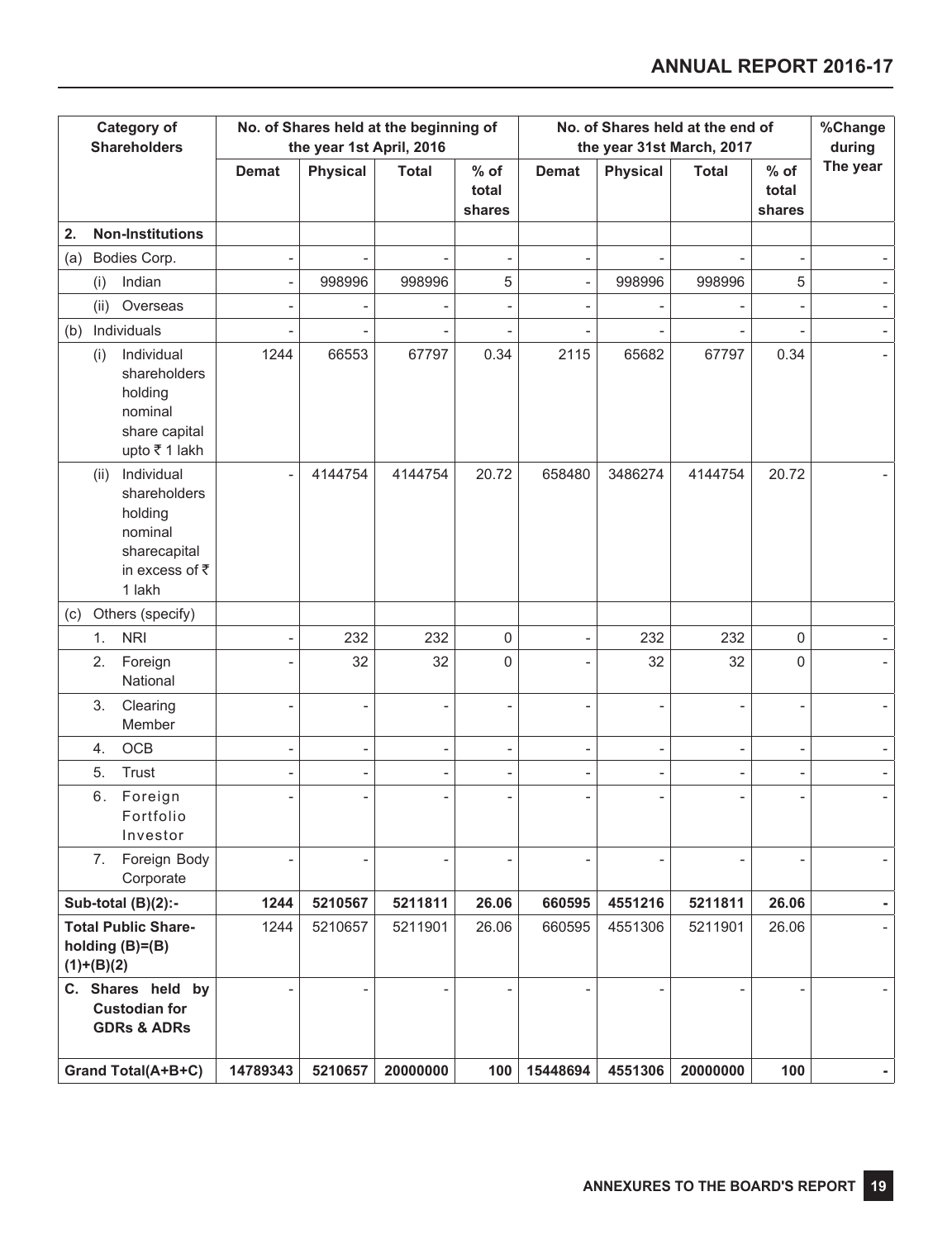| Category of Shareholders | No. of Shares held at the beginning of the year 1st April, 2016 | | | | No. of Shares held at the end of the year 31st March, 2017 | | | | %Change during The year |
|---|---|---|---|---|---|---|---|---|---|
| | Demat | Physical | Total | % of total shares | Demat | Physical | Total | % of total shares | |
| **2. Non-Institutions** | | | | | | | | | |
| (a) Bodies Corp. | - | - | - | - | - | - | - | - | - |
| (i) Indian | - | 998996 | 998996 | 5 | - | 998996 | 998996 | 5 | - |
| (ii) Overseas | - | - | - | - | - | - | - | - | - |
| (b) Individuals | - | - | - | - | - | - | - | - | - |
| (i) Individual shareholders holding nominal share capital upto ₹ 1 lakh | 1244 | 66553 | 67797 | 0.34 | 2115 | 65682 | 67797 | 0.34 | - |
| (ii) Individual shareholders holding nominal sharecapital in excess of ₹ 1 lakh | - | 4144754 | 4144754 | 20.72 | 658480 | 3486274 | 4144754 | 20.72 | - |
| (c) Others (specify) | | | | | | | | | |
| 1. NRI | - | 232 | 232 | 0 | - | 232 | 232 | 0 | - |
| 2. Foreign National | - | 32 | 32 | 0 | - | 32 | 32 | 0 | - |
| 3. Clearing Member | - | - | - | - | - | - | - | - | - |
| 4. OCB | - | - | - | - | - | - | - | - | - |
| 5. Trust | - | - | - | - | - | - | - | - | - |
| 6. Foreign Fortfolio Investor | - | - | - | - | - | - | - | - | - |
| 7. Foreign Body Corporate | - | - | - | - | - | - | - | - | - |
| **Sub-total (B)(2):-** | **1244** | **5210567** | **5211811** | **26.06** | **660595** | **4551216** | **5211811** | **26.06** | **-** |
| **Total Public Share-holding (B)=(B)(1)+(B)(2)** | 1244 | 5210657 | 5211901 | 26.06 | 660595 | 4551306 | 5211901 | 26.06 | - |
| **C. Shares held by Custodian for GDRs & ADRs** | - | - | - | - | - | - | - | - | - |
| **Grand Total(A+B+C)** | **14789343** | **5210657** | **20000000** | **100** | **15448694** | **4551306** | **20000000** | **100** | **-** |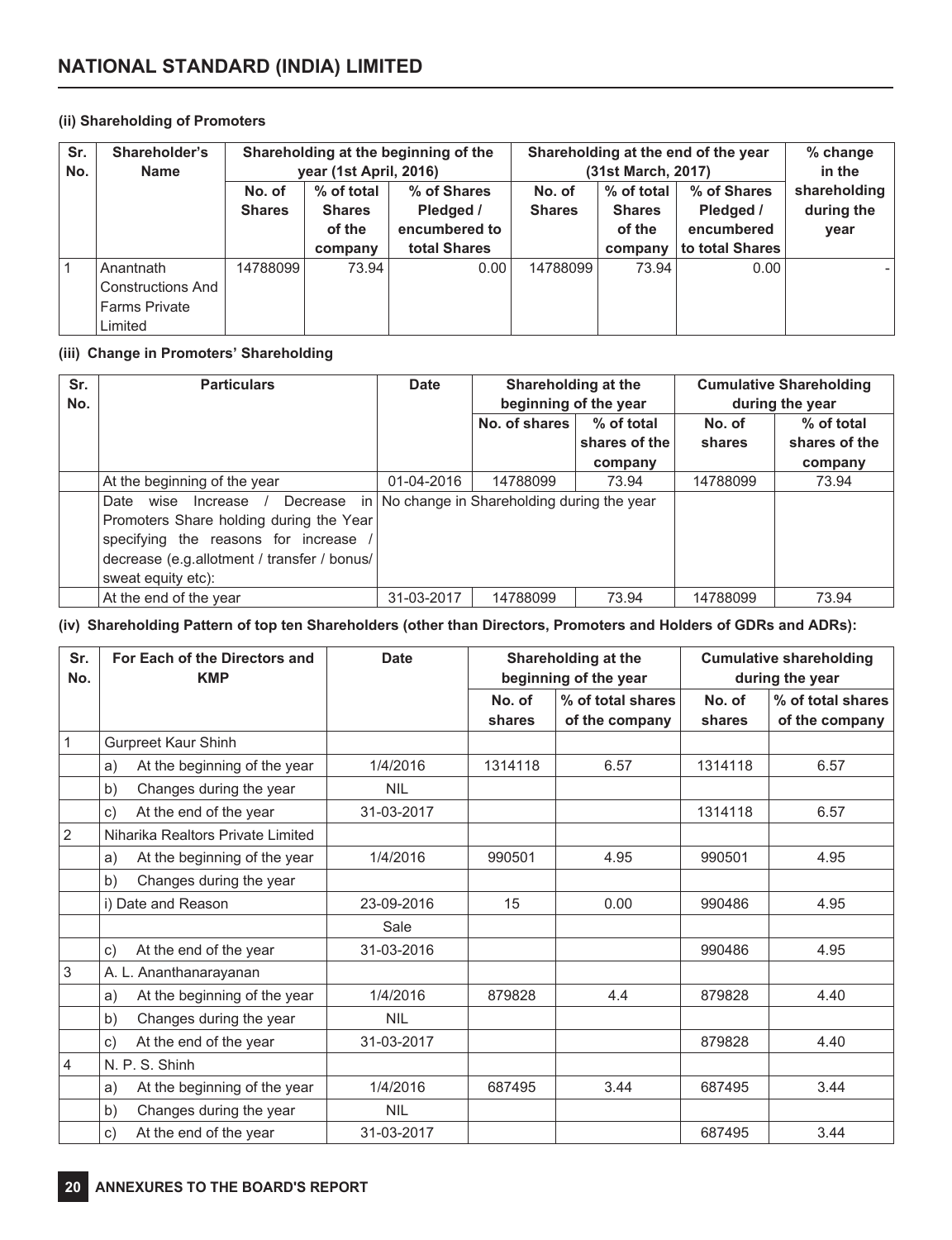**(ii) Shareholding of Promoters**

| Sr. No. | Shareholder's Name | Shareholding at the beginning of the year (1st April, 2016) | | | Shareholding at the end of the year (31st March, 2017) | | | % change in the shareholding during the year |
|---|---|---|---|---|---|---|---|---|
| | | No. of Shares | % of total Shares of the company | % of Shares Pledged / encumbered to total Shares | No. of Shares | % of total Shares of the company | % of Shares Pledged / encumbered to total Shares | |
| 1 | Anantnath Constructions And Farms Private Limited | 14788099 | 73.94 | 0.00 | 14788099 | 73.94 | 0.00 | - |

**(iii) Change in Promoters' Shareholding**

| Sr. No. | Particulars | Date | Shareholding at the beginning of the year | | Cumulative Shareholding during the year | |
|---|---|---|---|---|---|---|
| | | | No. of shares | % of total shares of the company | No. of shares | % of total shares of the company |
| | At the beginning of the year | 01-04-2016 | 14788099 | 73.94 | 14788099 | 73.94 |
| | Date wise Increase / Decrease in Promoters Share holding during the Year specifying the reasons for increase / decrease (e.g.allotment / transfer / bonus/ sweat equity etc): | No change in Shareholding during the year | | | | |
| | At the end of the year | 31-03-2017 | 14788099 | 73.94 | 14788099 | 73.94 |

**(iv) Shareholding Pattern of top ten Shareholders (other than Directors, Promoters and Holders of GDRs and ADRs):**

| Sr. No. | For Each of the Directors and KMP | Date | Shareholding at the beginning of the year | | Cumulative shareholding during the year | |
|---|---|---|---|---|---|---|
| | | | No. of shares | % of total shares of the company | No. of shares | % of total shares of the company |
| 1 | Gurpreet Kaur Shinh | | | | | |
| | a) At the beginning of the year | 1/4/2016 | 1314118 | 6.57 | 1314118 | 6.57 |
| | b) Changes during the year | NIL | | | | |
| | c) At the end of the year | 31-03-2017 | | | 1314118 | 6.57 |
| 2 | Niharika Realtors Private Limited | | | | | |
| | a) At the beginning of the year | 1/4/2016 | 990501 | 4.95 | 990501 | 4.95 |
| | b) Changes during the year | | | | | |
| | i) Date and Reason | 23-09-2016 | 15 | 0.00 | 990486 | 4.95 |
| | | Sale | | | | |
| | c) At the end of the year | 31-03-2016 | | | 990486 | 4.95 |
| 3 | A. L. Ananthanarayanan | | | | | |
| | a) At the beginning of the year | 1/4/2016 | 879828 | 4.4 | 879828 | 4.40 |
| | b) Changes during the year | NIL | | | | |
| | c) At the end of the year | 31-03-2017 | | | 879828 | 4.40 |
| 4 | N. P. S. Shinh | | | | | |
| | a) At the beginning of the year | 1/4/2016 | 687495 | 3.44 | 687495 | 3.44 |
| | b) Changes during the year | NIL | | | | |
| | c) At the end of the year | 31-03-2017 | | | 687495 | 3.44 |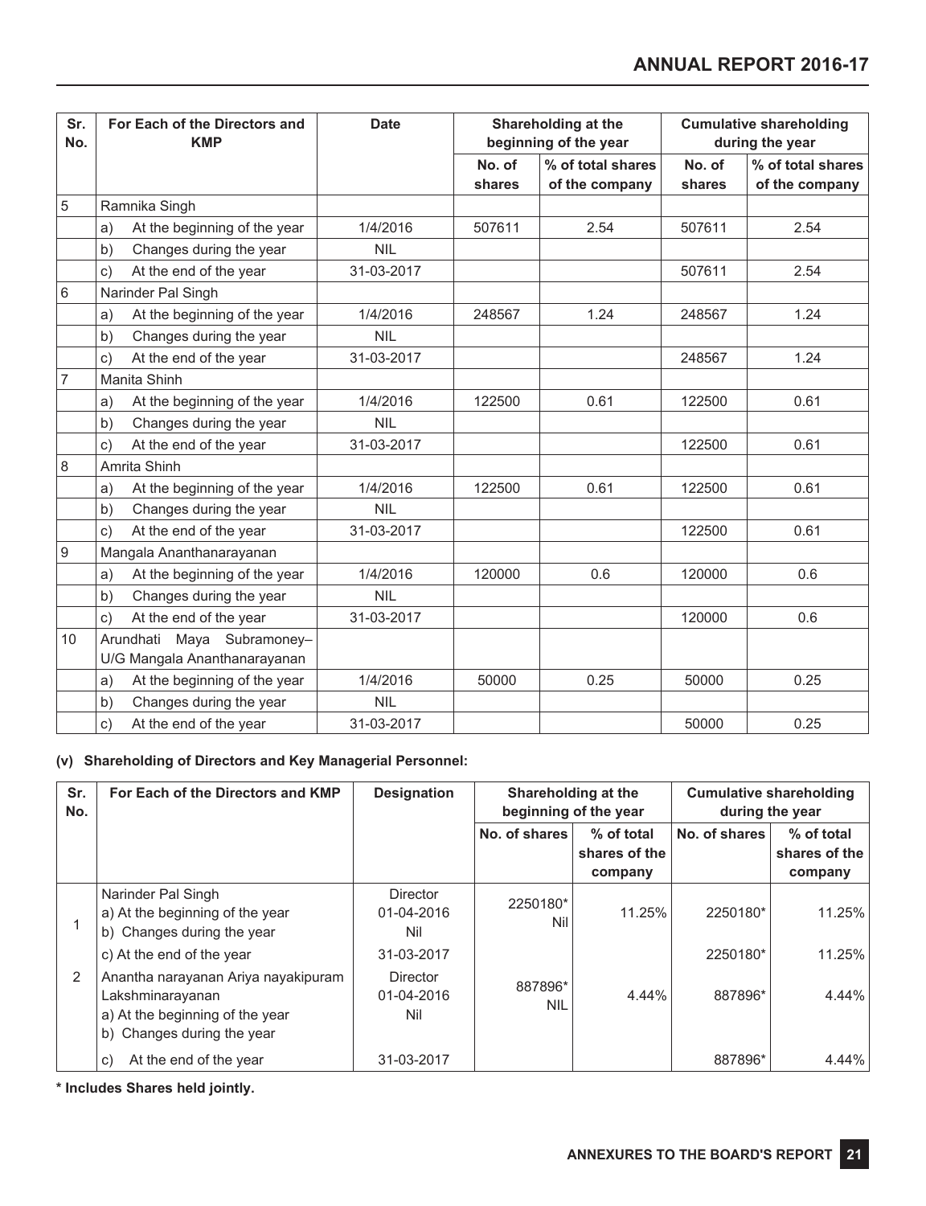| Sr. No. | For Each of the Directors and KMP | Date | Shareholding at the beginning of the year | | Cumulative shareholding during the year | |
|---|---|---|---|---|---|---|
| | | | No. of shares | % of total shares of the company | No. of shares | % of total shares of the company |
| 5 | Ramnika Singh | | | | | |
| | a) At the beginning of the year | 1/4/2016 | 507611 | 2.54 | 507611 | 2.54 |
| | b) Changes during the year | NIL | | | | |
| | c) At the end of the year | 31-03-2017 | | | 507611 | 2.54 |
| 6 | Narinder Pal Singh | | | | | |
| | a) At the beginning of the year | 1/4/2016 | 248567 | 1.24 | 248567 | 1.24 |
| | b) Changes during the year | NIL | | | | |
| | c) At the end of the year | 31-03-2017 | | | 248567 | 1.24 |
| 7 | Manita Shinh | | | | | |
| | a) At the beginning of the year | 1/4/2016 | 122500 | 0.61 | 122500 | 0.61 |
| | b) Changes during the year | NIL | | | | |
| | c) At the end of the year | 31-03-2017 | | | 122500 | 0.61 |
| 8 | Amrita Shinh | | | | | |
| | a) At the beginning of the year | 1/4/2016 | 122500 | 0.61 | 122500 | 0.61 |
| | b) Changes during the year | NIL | | | | |
| | c) At the end of the year | 31-03-2017 | | | 122500 | 0.61 |
| 9 | Mangala Ananthanarayanan | | | | | |
| | a) At the beginning of the year | 1/4/2016 | 120000 | 0.6 | 120000 | 0.6 |
| | b) Changes during the year | NIL | | | | |
| | c) At the end of the year | 31-03-2017 | | | 120000 | 0.6 |
| 10 | Arundhati Maya Subramoney– U/G Mangala Ananthanarayanan | | | | | |
| | a) At the beginning of the year | 1/4/2016 | 50000 | 0.25 | 50000 | 0.25 |
| | b) Changes during the year | NIL | | | | |
| | c) At the end of the year | 31-03-2017 | | | 50000 | 0.25 |

**(v) Shareholding of Directors and Key Managerial Personnel:**

| Sr. No. | For Each of the Directors and KMP | Designation | Shareholding at the beginning of the year | | Cumulative shareholding during the year | |
|---|---|---|---|---|---|---|
| | | | No. of shares | % of total shares of the company | No. of shares | % of total shares of the company |
| 1 | Narinder Pal Singh<br>a) At the beginning of the year<br>b) Changes during the year | Director<br>01-04-2016<br>Nil | 2250180*<br>Nil | 11.25% | 2250180* | 11.25% |
| | c) At the end of the year | 31-03-2017 | | | 2250180* | 11.25% |
| 2 | Anantha narayanan Ariya nayakipuram Lakshminarayanan<br>a) At the beginning of the year<br>b) Changes during the year | Director<br>01-04-2016<br>Nil | 887896*<br>NIL | 4.44% | 887896* | 4.44% |
| | c) At the end of the year | 31-03-2017 | | | 887896* | 4.44% |

**\* Includes Shares held jointly.**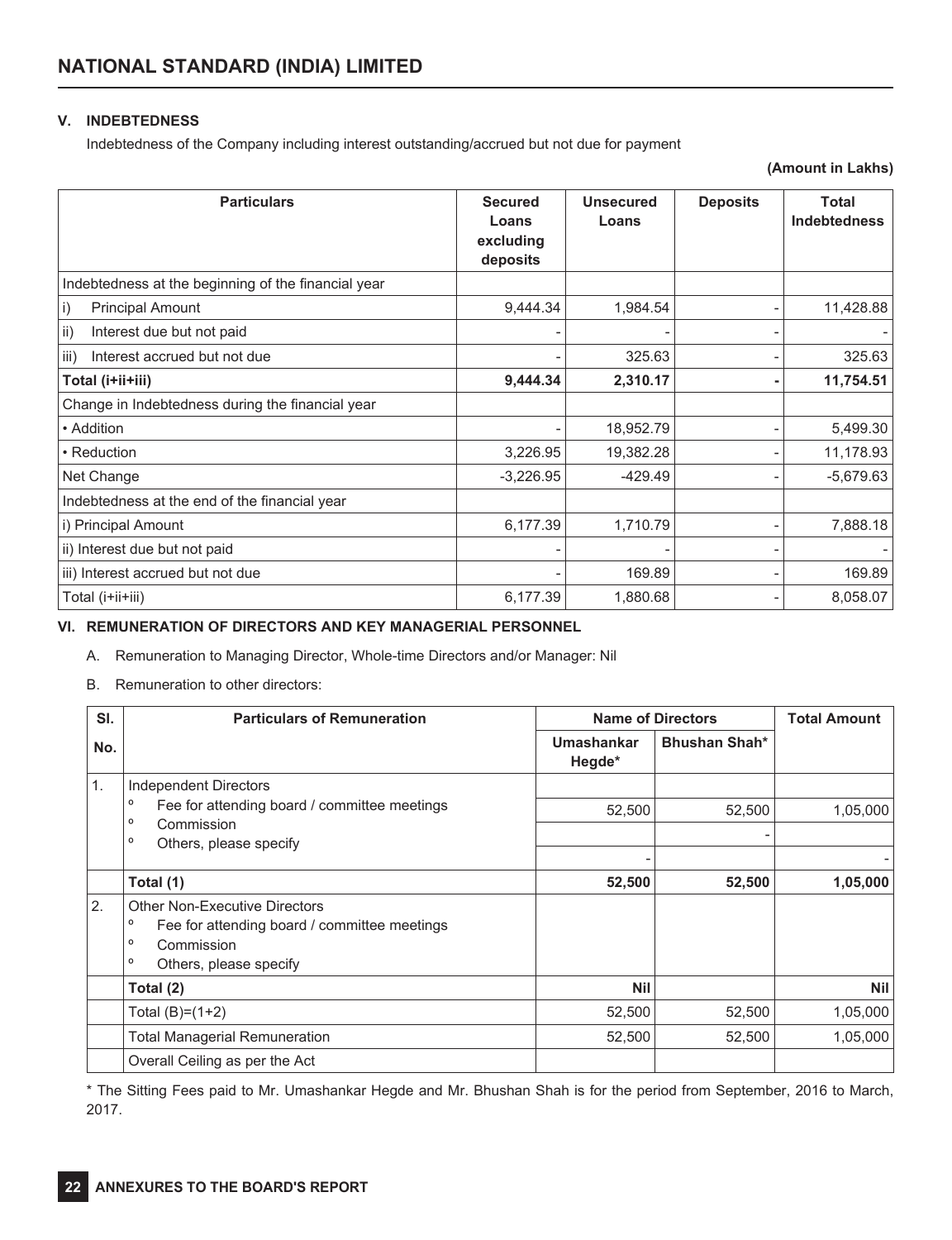## V. INDEBTEDNESS

Indebtedness of the Company including interest outstanding/accrued but not due for payment

**(Amount in Lakhs)**

| Particulars | Secured Loans excluding deposits | Unsecured Loans | Deposits | Total Indebtedness |
|---|---|---|---|---|
| Indebtedness at the beginning of the financial year | | | | |
| i) Principal Amount | 9,444.34 | 1,984.54 | - | 11,428.88 |
| ii) Interest due but not paid | - | - | - | - |
| iii) Interest accrued but not due | - | 325.63 | - | 325.63 |
| **Total (i+ii+iii)** | **9,444.34** | **2,310.17** | **-** | **11,754.51** |
| Change in Indebtedness during the financial year | | | | |
| • Addition | - | 18,952.79 | - | 5,499.30 |
| • Reduction | 3,226.95 | 19,382.28 | - | 11,178.93 |
| Net Change | -3,226.95 | -429.49 | - | -5,679.63 |
| Indebtedness at the end of the financial year | | | | |
| i) Principal Amount | 6,177.39 | 1,710.79 | - | 7,888.18 |
| ii) Interest due but not paid | - | - | - | - |
| iii) Interest accrued but not due | - | 169.89 | - | 169.89 |
| Total (i+ii+iii) | 6,177.39 | 1,880.68 | - | 8,058.07 |

## VI. REMUNERATION OF DIRECTORS AND KEY MANAGERIAL PERSONNEL

A. Remuneration to Managing Director, Whole-time Directors and/or Manager: Nil

B. Remuneration to other directors:

| Sl. No. | Particulars of Remuneration | Name of Directors | | Total Amount |
|---|---|---|---|---|
| | | Umashankar Hegde* | Bhushan Shah* | |
| 1. | Independent Directors | | | |
| | ° Fee for attending board / committee meetings | 52,500 | 52,500 | 1,05,000 |
| | ° Commission | | - | |
| | ° Others, please specify | - | | - |
| | **Total (1)** | **52,500** | **52,500** | **1,05,000** |
| 2. | Other Non-Executive Directors<br>° Fee for attending board / committee meetings<br>° Commission<br>° Others, please specify | | | |
| | **Total (2)** | **Nil** | | **Nil** |
| | Total (B)=(1+2) | 52,500 | 52,500 | 1,05,000 |
| | Total Managerial Remuneration | 52,500 | 52,500 | 1,05,000 |
| | Overall Ceiling as per the Act | | | |

* The Sitting Fees paid to Mr. Umashankar Hegde and Mr. Bhushan Shah is for the period from September, 2016 to March, 2017.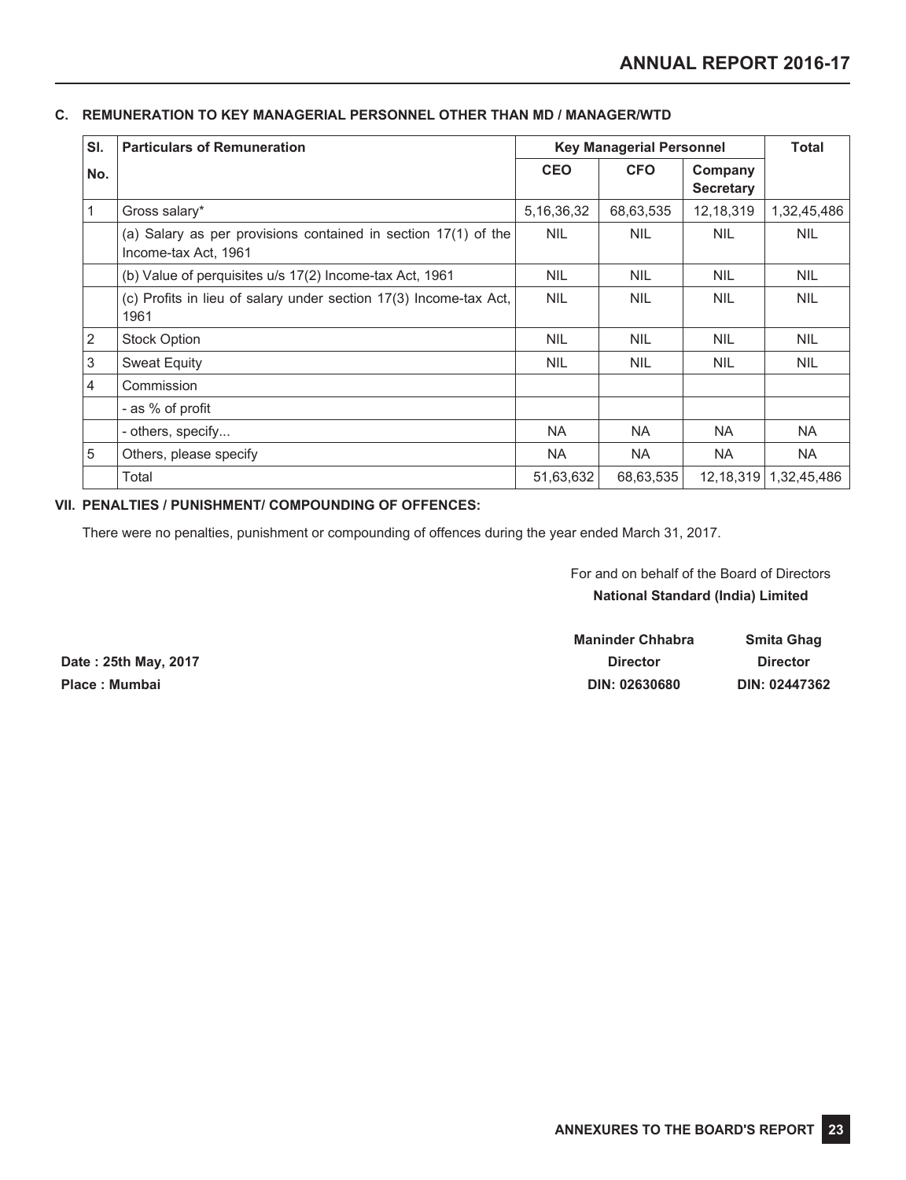### C. REMUNERATION TO KEY MANAGERIAL PERSONNEL OTHER THAN MD / MANAGER/WTD

| Sl. No. | Particulars of Remuneration | Key Managerial Personnel | | | Total |
|---|---|---|---|---|---|
| | | CEO | CFO | Company Secretary | |
| 1 | Gross salary* | 5,16,36,32 | 68,63,535 | 12,18,319 | 1,32,45,486 |
| | (a) Salary as per provisions contained in section 17(1) of the Income-tax Act, 1961 | NIL | NIL | NIL | NIL |
| | (b) Value of perquisites u/s 17(2) Income-tax Act, 1961 | NIL | NIL | NIL | NIL |
| | (c) Profits in lieu of salary under section 17(3) Income-tax Act, 1961 | NIL | NIL | NIL | NIL |
| 2 | Stock Option | NIL | NIL | NIL | NIL |
| 3 | Sweat Equity | NIL | NIL | NIL | NIL |
| 4 | Commission | | | | |
| | - as % of profit | | | | |
| | - others, specify... | NA | NA | NA | NA |
| 5 | Others, please specify | NA | NA | NA | NA |
| | Total | 51,63,632 | 68,63,535 | 12,18,319 | 1,32,45,486 |

### VII. PENALTIES / PUNISHMENT/ COMPOUNDING OF OFFENCES:

There were no penalties, punishment or compounding of offences during the year ended March 31, 2017.

For and on behalf of the Board of Directors
**National Standard (India) Limited**

| | **Maninder Chhabra** | **Smita Ghag** |
|---|---|---|
| **Date : 25th May, 2017** | **Director** | **Director** |
| **Place : Mumbai** | **DIN: 02630680** | **DIN: 02447362** |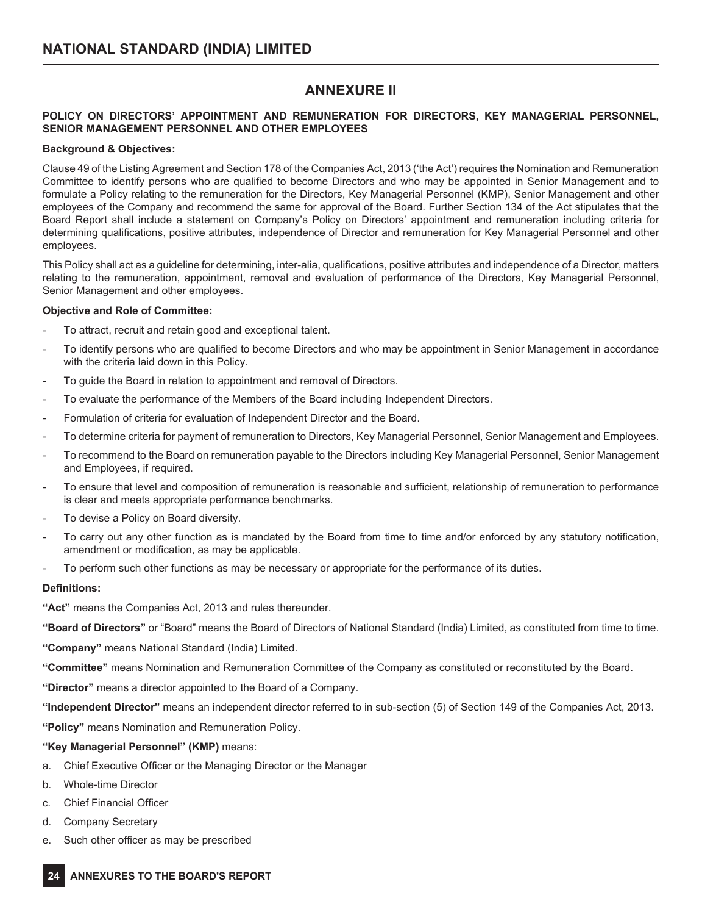## ANNEXURE II

**POLICY ON DIRECTORS' APPOINTMENT AND REMUNERATION FOR DIRECTORS, KEY MANAGERIAL PERSONNEL, SENIOR MANAGEMENT PERSONNEL AND OTHER EMPLOYEES**

**Background & Objectives:**

Clause 49 of the Listing Agreement and Section 178 of the Companies Act, 2013 ('the Act') requires the Nomination and Remuneration Committee to identify persons who are qualified to become Directors and who may be appointed in Senior Management and to formulate a Policy relating to the remuneration for the Directors, Key Managerial Personnel (KMP), Senior Management and other employees of the Company and recommend the same for approval of the Board. Further Section 134 of the Act stipulates that the Board Report shall include a statement on Company's Policy on Directors' appointment and remuneration including criteria for determining qualifications, positive attributes, independence of Director and remuneration for Key Managerial Personnel and other employees.

This Policy shall act as a guideline for determining, inter-alia, qualifications, positive attributes and independence of a Director, matters relating to the remuneration, appointment, removal and evaluation of performance of the Directors, Key Managerial Personnel, Senior Management and other employees.

**Objective and Role of Committee:**

- To attract, recruit and retain good and exceptional talent.
- To identify persons who are qualified to become Directors and who may be appointment in Senior Management in accordance with the criteria laid down in this Policy.
- To guide the Board in relation to appointment and removal of Directors.
- To evaluate the performance of the Members of the Board including Independent Directors.
- Formulation of criteria for evaluation of Independent Director and the Board.
- To determine criteria for payment of remuneration to Directors, Key Managerial Personnel, Senior Management and Employees.
- To recommend to the Board on remuneration payable to the Directors including Key Managerial Personnel, Senior Management and Employees, if required.
- To ensure that level and composition of remuneration is reasonable and sufficient, relationship of remuneration to performance is clear and meets appropriate performance benchmarks.
- To devise a Policy on Board diversity.
- To carry out any other function as is mandated by the Board from time to time and/or enforced by any statutory notification, amendment or modification, as may be applicable.
- To perform such other functions as may be necessary or appropriate for the performance of its duties.

**Definitions:**

**"Act"** means the Companies Act, 2013 and rules thereunder.

**"Board of Directors"** or "Board" means the Board of Directors of National Standard (India) Limited, as constituted from time to time.

**"Company"** means National Standard (India) Limited.

**"Committee"** means Nomination and Remuneration Committee of the Company as constituted or reconstituted by the Board.

**"Director"** means a director appointed to the Board of a Company.

**"Independent Director"** means an independent director referred to in sub-section (5) of Section 149 of the Companies Act, 2013.

**"Policy"** means Nomination and Remuneration Policy.

**"Key Managerial Personnel" (KMP)** means:

a. Chief Executive Officer or the Managing Director or the Manager
b. Whole-time Director
c. Chief Financial Officer
d. Company Secretary
e. Such other officer as may be prescribed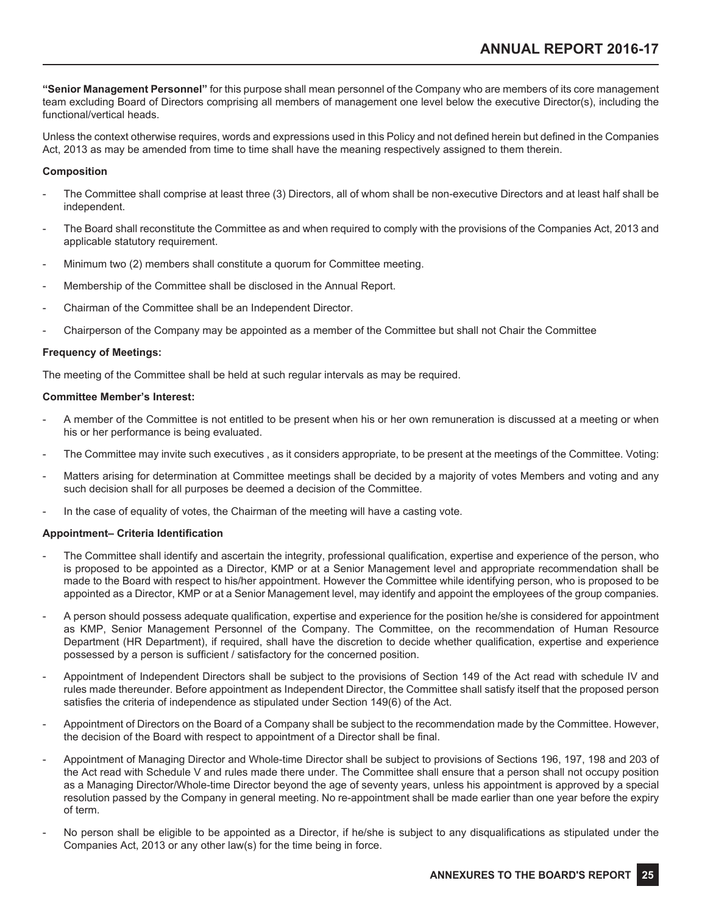**"Senior Management Personnel"** for this purpose shall mean personnel of the Company who are members of its core management team excluding Board of Directors comprising all members of management one level below the executive Director(s), including the functional/vertical heads.

Unless the context otherwise requires, words and expressions used in this Policy and not defined herein but defined in the Companies Act, 2013 as may be amended from time to time shall have the meaning respectively assigned to them therein.

**Composition**

- The Committee shall comprise at least three (3) Directors, all of whom shall be non-executive Directors and at least half shall be independent.
- The Board shall reconstitute the Committee as and when required to comply with the provisions of the Companies Act, 2013 and applicable statutory requirement.
- Minimum two (2) members shall constitute a quorum for Committee meeting.
- Membership of the Committee shall be disclosed in the Annual Report.
- Chairman of the Committee shall be an Independent Director.
- Chairperson of the Company may be appointed as a member of the Committee but shall not Chair the Committee

**Frequency of Meetings:**

The meeting of the Committee shall be held at such regular intervals as may be required.

**Committee Member's Interest:**

- A member of the Committee is not entitled to be present when his or her own remuneration is discussed at a meeting or when his or her performance is being evaluated.
- The Committee may invite such executives , as it considers appropriate, to be present at the meetings of the Committee. Voting:
- Matters arising for determination at Committee meetings shall be decided by a majority of votes Members and voting and any such decision shall for all purposes be deemed a decision of the Committee.
- In the case of equality of votes, the Chairman of the meeting will have a casting vote.

**Appointment– Criteria Identification**

- The Committee shall identify and ascertain the integrity, professional qualification, expertise and experience of the person, who is proposed to be appointed as a Director, KMP or at a Senior Management level and appropriate recommendation shall be made to the Board with respect to his/her appointment. However the Committee while identifying person, who is proposed to be appointed as a Director, KMP or at a Senior Management level, may identify and appoint the employees of the group companies.
- A person should possess adequate qualification, expertise and experience for the position he/she is considered for appointment as KMP, Senior Management Personnel of the Company. The Committee, on the recommendation of Human Resource Department (HR Department), if required, shall have the discretion to decide whether qualification, expertise and experience possessed by a person is sufficient / satisfactory for the concerned position.
- Appointment of Independent Directors shall be subject to the provisions of Section 149 of the Act read with schedule IV and rules made thereunder. Before appointment as Independent Director, the Committee shall satisfy itself that the proposed person satisfies the criteria of independence as stipulated under Section 149(6) of the Act.
- Appointment of Directors on the Board of a Company shall be subject to the recommendation made by the Committee. However, the decision of the Board with respect to appointment of a Director shall be final.
- Appointment of Managing Director and Whole-time Director shall be subject to provisions of Sections 196, 197, 198 and 203 of the Act read with Schedule V and rules made there under. The Committee shall ensure that a person shall not occupy position as a Managing Director/Whole-time Director beyond the age of seventy years, unless his appointment is approved by a special resolution passed by the Company in general meeting. No re-appointment shall be made earlier than one year before the expiry of term.
- No person shall be eligible to be appointed as a Director, if he/she is subject to any disqualifications as stipulated under the Companies Act, 2013 or any other law(s) for the time being in force.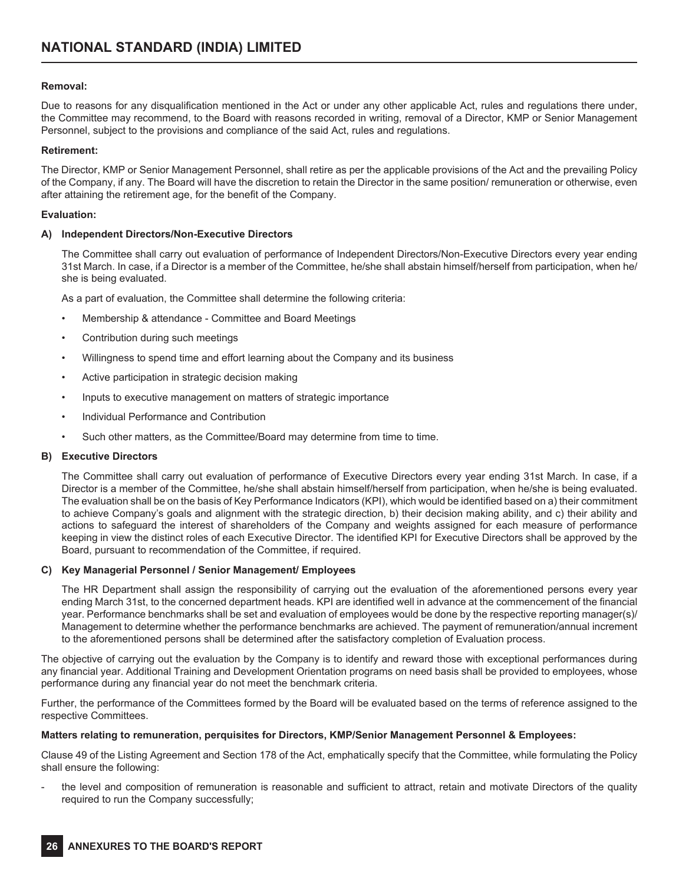**Removal:**

Due to reasons for any disqualification mentioned in the Act or under any other applicable Act, rules and regulations there under, the Committee may recommend, to the Board with reasons recorded in writing, removal of a Director, KMP or Senior Management Personnel, subject to the provisions and compliance of the said Act, rules and regulations.

**Retirement:**

The Director, KMP or Senior Management Personnel, shall retire as per the applicable provisions of the Act and the prevailing Policy of the Company, if any. The Board will have the discretion to retain the Director in the same position/ remuneration or otherwise, even after attaining the retirement age, for the benefit of the Company.

**Evaluation:**

**A) Independent Directors/Non-Executive Directors**

The Committee shall carry out evaluation of performance of Independent Directors/Non-Executive Directors every year ending 31st March. In case, if a Director is a member of the Committee, he/she shall abstain himself/herself from participation, when he/ she is being evaluated.

As a part of evaluation, the Committee shall determine the following criteria:

- Membership & attendance - Committee and Board Meetings
- Contribution during such meetings
- Willingness to spend time and effort learning about the Company and its business
- Active participation in strategic decision making
- Inputs to executive management on matters of strategic importance
- Individual Performance and Contribution
- Such other matters, as the Committee/Board may determine from time to time.

**B) Executive Directors**

The Committee shall carry out evaluation of performance of Executive Directors every year ending 31st March. In case, if a Director is a member of the Committee, he/she shall abstain himself/herself from participation, when he/she is being evaluated. The evaluation shall be on the basis of Key Performance Indicators (KPI), which would be identified based on a) their commitment to achieve Company's goals and alignment with the strategic direction, b) their decision making ability, and c) their ability and actions to safeguard the interest of shareholders of the Company and weights assigned for each measure of performance keeping in view the distinct roles of each Executive Director. The identified KPI for Executive Directors shall be approved by the Board, pursuant to recommendation of the Committee, if required.

**C) Key Managerial Personnel / Senior Management/ Employees**

The HR Department shall assign the responsibility of carrying out the evaluation of the aforementioned persons every year ending March 31st, to the concerned department heads. KPI are identified well in advance at the commencement of the financial year. Performance benchmarks shall be set and evaluation of employees would be done by the respective reporting manager(s)/ Management to determine whether the performance benchmarks are achieved. The payment of remuneration/annual increment to the aforementioned persons shall be determined after the satisfactory completion of Evaluation process.

The objective of carrying out the evaluation by the Company is to identify and reward those with exceptional performances during any financial year. Additional Training and Development Orientation programs on need basis shall be provided to employees, whose performance during any financial year do not meet the benchmark criteria.

Further, the performance of the Committees formed by the Board will be evaluated based on the terms of reference assigned to the respective Committees.

**Matters relating to remuneration, perquisites for Directors, KMP/Senior Management Personnel & Employees:**

Clause 49 of the Listing Agreement and Section 178 of the Act, emphatically specify that the Committee, while formulating the Policy shall ensure the following:

- the level and composition of remuneration is reasonable and sufficient to attract, retain and motivate Directors of the quality required to run the Company successfully;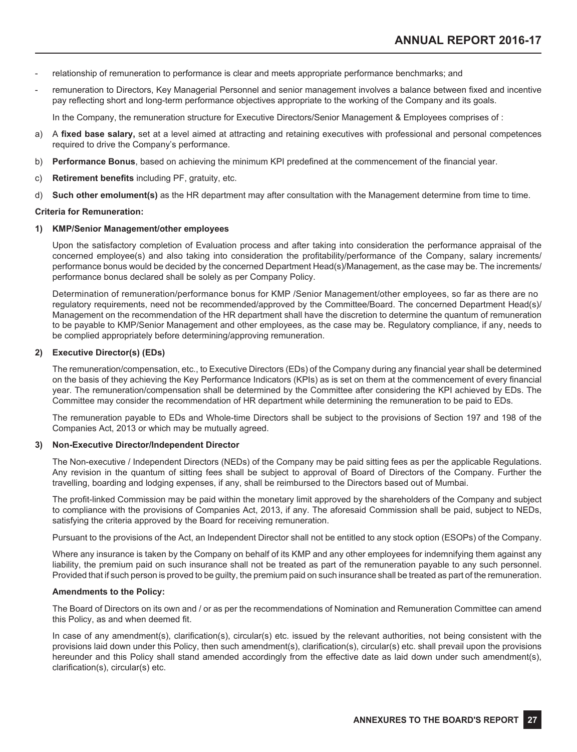- relationship of remuneration to performance is clear and meets appropriate performance benchmarks; and
- remuneration to Directors, Key Managerial Personnel and senior management involves a balance between fixed and incentive pay reflecting short and long-term performance objectives appropriate to the working of the Company and its goals.

  In the Company, the remuneration structure for Executive Directors/Senior Management & Employees comprises of :

a) A **fixed base salary,** set at a level aimed at attracting and retaining executives with professional and personal competences required to drive the Company's performance.

b) **Performance Bonus**, based on achieving the minimum KPI predefined at the commencement of the financial year.

c) **Retirement benefits** including PF, gratuity, etc.

d) **Such other emolument(s)** as the HR department may after consultation with the Management determine from time to time.

**Criteria for Remuneration:**

**1) KMP/Senior Management/other employees**

Upon the satisfactory completion of Evaluation process and after taking into consideration the performance appraisal of the concerned employee(s) and also taking into consideration the profitability/performance of the Company, salary increments/ performance bonus would be decided by the concerned Department Head(s)/Management, as the case may be. The increments/ performance bonus declared shall be solely as per Company Policy.

Determination of remuneration/performance bonus for KMP /Senior Management/other employees, so far as there are no regulatory requirements, need not be recommended/approved by the Committee/Board. The concerned Department Head(s)/ Management on the recommendation of the HR department shall have the discretion to determine the quantum of remuneration to be payable to KMP/Senior Management and other employees, as the case may be. Regulatory compliance, if any, needs to be complied appropriately before determining/approving remuneration.

**2) Executive Director(s) (EDs)**

The remuneration/compensation, etc., to Executive Directors (EDs) of the Company during any financial year shall be determined on the basis of they achieving the Key Performance Indicators (KPIs) as is set on them at the commencement of every financial year. The remuneration/compensation shall be determined by the Committee after considering the KPI achieved by EDs. The Committee may consider the recommendation of HR department while determining the remuneration to be paid to EDs.

The remuneration payable to EDs and Whole-time Directors shall be subject to the provisions of Section 197 and 198 of the Companies Act, 2013 or which may be mutually agreed.

**3) Non-Executive Director/Independent Director**

The Non-executive / Independent Directors (NEDs) of the Company may be paid sitting fees as per the applicable Regulations. Any revision in the quantum of sitting fees shall be subject to approval of Board of Directors of the Company. Further the travelling, boarding and lodging expenses, if any, shall be reimbursed to the Directors based out of Mumbai.

The profit-linked Commission may be paid within the monetary limit approved by the shareholders of the Company and subject to compliance with the provisions of Companies Act, 2013, if any. The aforesaid Commission shall be paid, subject to NEDs, satisfying the criteria approved by the Board for receiving remuneration.

Pursuant to the provisions of the Act, an Independent Director shall not be entitled to any stock option (ESOPs) of the Company.

Where any insurance is taken by the Company on behalf of its KMP and any other employees for indemnifying them against any liability, the premium paid on such insurance shall not be treated as part of the remuneration payable to any such personnel. Provided that if such person is proved to be guilty, the premium paid on such insurance shall be treated as part of the remuneration.

**Amendments to the Policy:**

The Board of Directors on its own and / or as per the recommendations of Nomination and Remuneration Committee can amend this Policy, as and when deemed fit.

In case of any amendment(s), clarification(s), circular(s) etc. issued by the relevant authorities, not being consistent with the provisions laid down under this Policy, then such amendment(s), clarification(s), circular(s) etc. shall prevail upon the provisions hereunder and this Policy shall stand amended accordingly from the effective date as laid down under such amendment(s), clarification(s), circular(s) etc.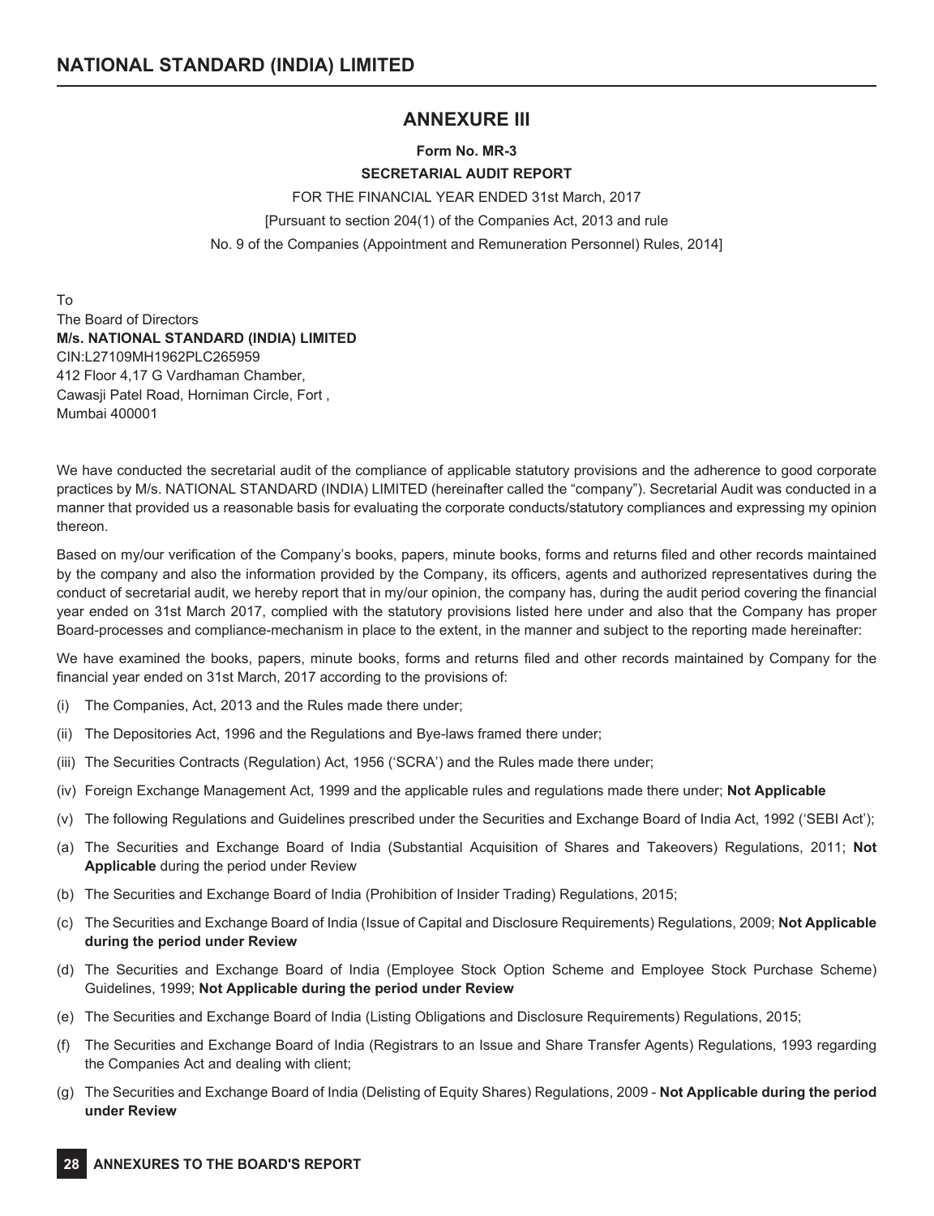## ANNEXURE III

**Form No. MR-3**

**SECRETARIAL AUDIT REPORT**

FOR THE FINANCIAL YEAR ENDED 31st March, 2017

[Pursuant to section 204(1) of the Companies Act, 2013 and rule

No. 9 of the Companies (Appointment and Remuneration Personnel) Rules, 2014]

To
The Board of Directors
**M/s. NATIONAL STANDARD (INDIA) LIMITED**
CIN:L27109MH1962PLC265959
412 Floor 4,17 G Vardhaman Chamber,
Cawasji Patel Road, Horniman Circle, Fort ,
Mumbai 400001

We have conducted the secretarial audit of the compliance of applicable statutory provisions and the adherence to good corporate practices by M/s. NATIONAL STANDARD (INDIA) LIMITED (hereinafter called the "company"). Secretarial Audit was conducted in a manner that provided us a reasonable basis for evaluating the corporate conducts/statutory compliances and expressing my opinion thereon.

Based on my/our verification of the Company's books, papers, minute books, forms and returns filed and other records maintained by the company and also the information provided by the Company, its officers, agents and authorized representatives during the conduct of secretarial audit, we hereby report that in my/our opinion, the company has, during the audit period covering the financial year ended on 31st March 2017, complied with the statutory provisions listed here under and also that the Company has proper Board-processes and compliance-mechanism in place to the extent, in the manner and subject to the reporting made hereinafter:

We have examined the books, papers, minute books, forms and returns filed and other records maintained by Company for the financial year ended on 31st March, 2017 according to the provisions of:

(i) The Companies, Act, 2013 and the Rules made there under;

(ii) The Depositories Act, 1996 and the Regulations and Bye-laws framed there under;

(iii) The Securities Contracts (Regulation) Act, 1956 ('SCRA') and the Rules made there under;

(iv) Foreign Exchange Management Act, 1999 and the applicable rules and regulations made there under; **Not Applicable**

(v) The following Regulations and Guidelines prescribed under the Securities and Exchange Board of India Act, 1992 ('SEBI Act');

(a) The Securities and Exchange Board of India (Substantial Acquisition of Shares and Takeovers) Regulations, 2011; **Not Applicable** during the period under Review

(b) The Securities and Exchange Board of India (Prohibition of Insider Trading) Regulations, 2015;

(c) The Securities and Exchange Board of India (Issue of Capital and Disclosure Requirements) Regulations, 2009; **Not Applicable during the period under Review**

(d) The Securities and Exchange Board of India (Employee Stock Option Scheme and Employee Stock Purchase Scheme) Guidelines, 1999; **Not Applicable during the period under Review**

(e) The Securities and Exchange Board of India (Listing Obligations and Disclosure Requirements) Regulations, 2015;

(f) The Securities and Exchange Board of India (Registrars to an Issue and Share Transfer Agents) Regulations, 1993 regarding the Companies Act and dealing with client;

(g) The Securities and Exchange Board of India (Delisting of Equity Shares) Regulations, 2009 - **Not Applicable during the period under Review**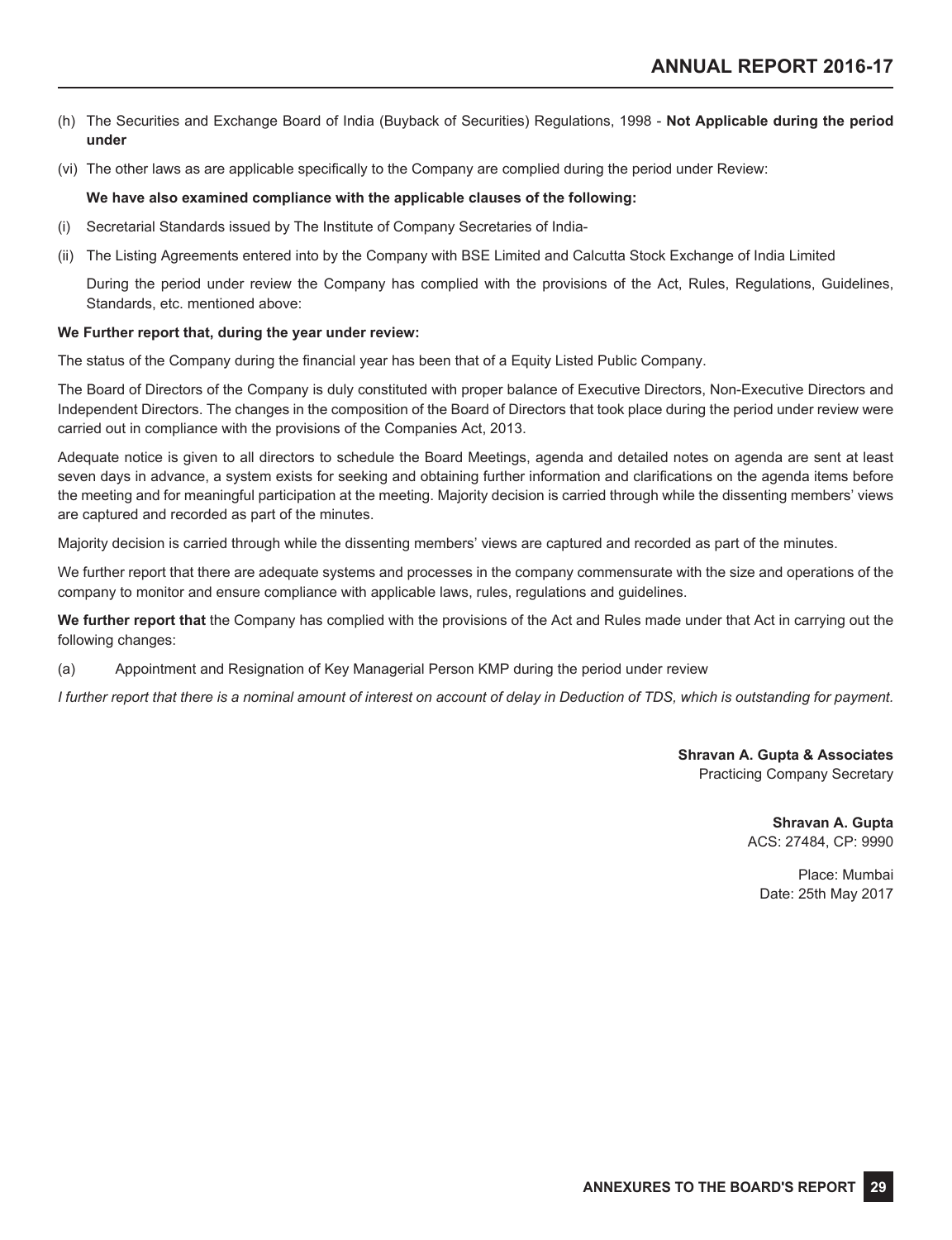(h) The Securities and Exchange Board of India (Buyback of Securities) Regulations, 1998 - **Not Applicable during the period under**

(vi) The other laws as are applicable specifically to the Company are complied during the period under Review:

**We have also examined compliance with the applicable clauses of the following:**

(i) Secretarial Standards issued by The Institute of Company Secretaries of India-

(ii) The Listing Agreements entered into by the Company with BSE Limited and Calcutta Stock Exchange of India Limited

During the period under review the Company has complied with the provisions of the Act, Rules, Regulations, Guidelines, Standards, etc. mentioned above:

**We Further report that, during the year under review:**

The status of the Company during the financial year has been that of a Equity Listed Public Company.

The Board of Directors of the Company is duly constituted with proper balance of Executive Directors, Non-Executive Directors and Independent Directors. The changes in the composition of the Board of Directors that took place during the period under review were carried out in compliance with the provisions of the Companies Act, 2013.

Adequate notice is given to all directors to schedule the Board Meetings, agenda and detailed notes on agenda are sent at least seven days in advance, a system exists for seeking and obtaining further information and clarifications on the agenda items before the meeting and for meaningful participation at the meeting. Majority decision is carried through while the dissenting members' views are captured and recorded as part of the minutes.

Majority decision is carried through while the dissenting members' views are captured and recorded as part of the minutes.

We further report that there are adequate systems and processes in the company commensurate with the size and operations of the company to monitor and ensure compliance with applicable laws, rules, regulations and guidelines.

**We further report that** the Company has complied with the provisions of the Act and Rules made under that Act in carrying out the following changes:

(a) Appointment and Resignation of Key Managerial Person KMP during the period under review

*I further report that there is a nominal amount of interest on account of delay in Deduction of TDS, which is outstanding for payment.*

**Shravan A. Gupta & Associates**
Practicing Company Secretary

**Shravan A. Gupta**
ACS: 27484, CP: 9990

Place: Mumbai
Date: 25th May 2017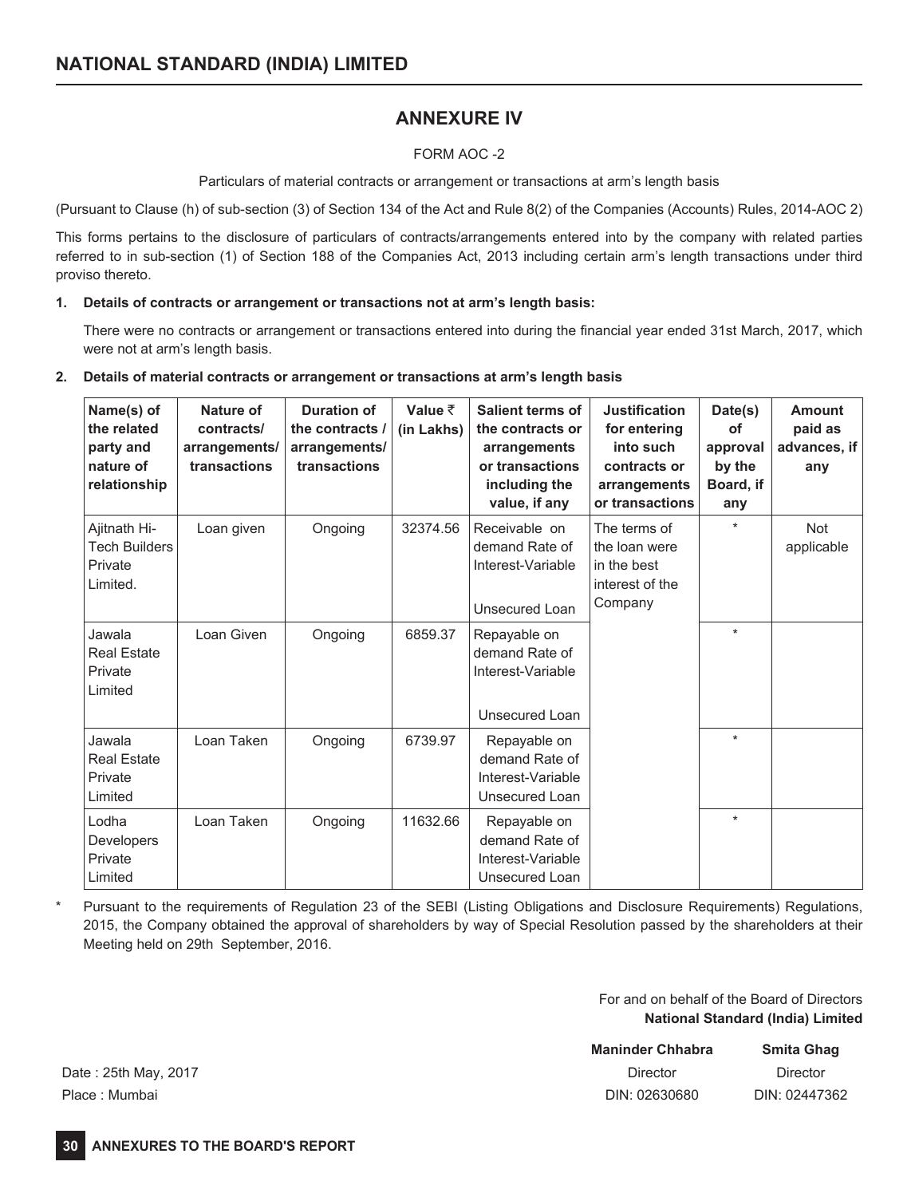## ANNEXURE IV

FORM AOC -2

Particulars of material contracts or arrangement or transactions at arm's length basis

(Pursuant to Clause (h) of sub-section (3) of Section 134 of the Act and Rule 8(2) of the Companies (Accounts) Rules, 2014-AOC 2)

This forms pertains to the disclosure of particulars of contracts/arrangements entered into by the company with related parties referred to in sub-section (1) of Section 188 of the Companies Act, 2013 including certain arm's length transactions under third proviso thereto.

1. **Details of contracts or arrangement or transactions not at arm's length basis:**

   There were no contracts or arrangement or transactions entered into during the financial year ended 31st March, 2017, which were not at arm's length basis.

2. **Details of material contracts or arrangement or transactions at arm's length basis**

| Name(s) of the related party and nature of relationship | Nature of contracts/ arrangements/ transactions | Duration of the contracts / arrangements/ transactions | Value ₹ (in Lakhs) | Salient terms of the contracts or arrangements or transactions including the value, if any | Justification for entering into such contracts or arrangements or transactions | Date(s) of approval by the Board, if any | Amount paid as advances, if any |
|---|---|---|---|---|---|---|---|
| Ajitnath Hi-Tech Builders Private Limited. | Loan given | Ongoing | 32374.56 | Receivable on demand Rate of Interest-Variable<br>Unsecured Loan | The terms of the loan were in the best interest of the Company | * | Not applicable |
| Jawala Real Estate Private Limited | Loan Given | Ongoing | 6859.37 | Repayable on demand Rate of Interest-Variable<br>Unsecured Loan | | * | |
| Jawala Real Estate Private Limited | Loan Taken | Ongoing | 6739.97 | Repayable on demand Rate of Interest-Variable Unsecured Loan | | * | |
| Lodha Developers Private Limited | Loan Taken | Ongoing | 11632.66 | Repayable on demand Rate of Interest-Variable Unsecured Loan | | * | |

\* Pursuant to the requirements of Regulation 23 of the SEBI (Listing Obligations and Disclosure Requirements) Regulations, 2015, the Company obtained the approval of shareholders by way of Special Resolution passed by the shareholders at their Meeting held on 29th September, 2016.

For and on behalf of the Board of Directors
**National Standard (India) Limited**

| | **Maninder Chhabra** | **Smita Ghag** |
|---|---|---|
| Date : 25th May, 2017 | Director | Director |
| Place : Mumbai | DIN: 02630680 | DIN: 02447362 |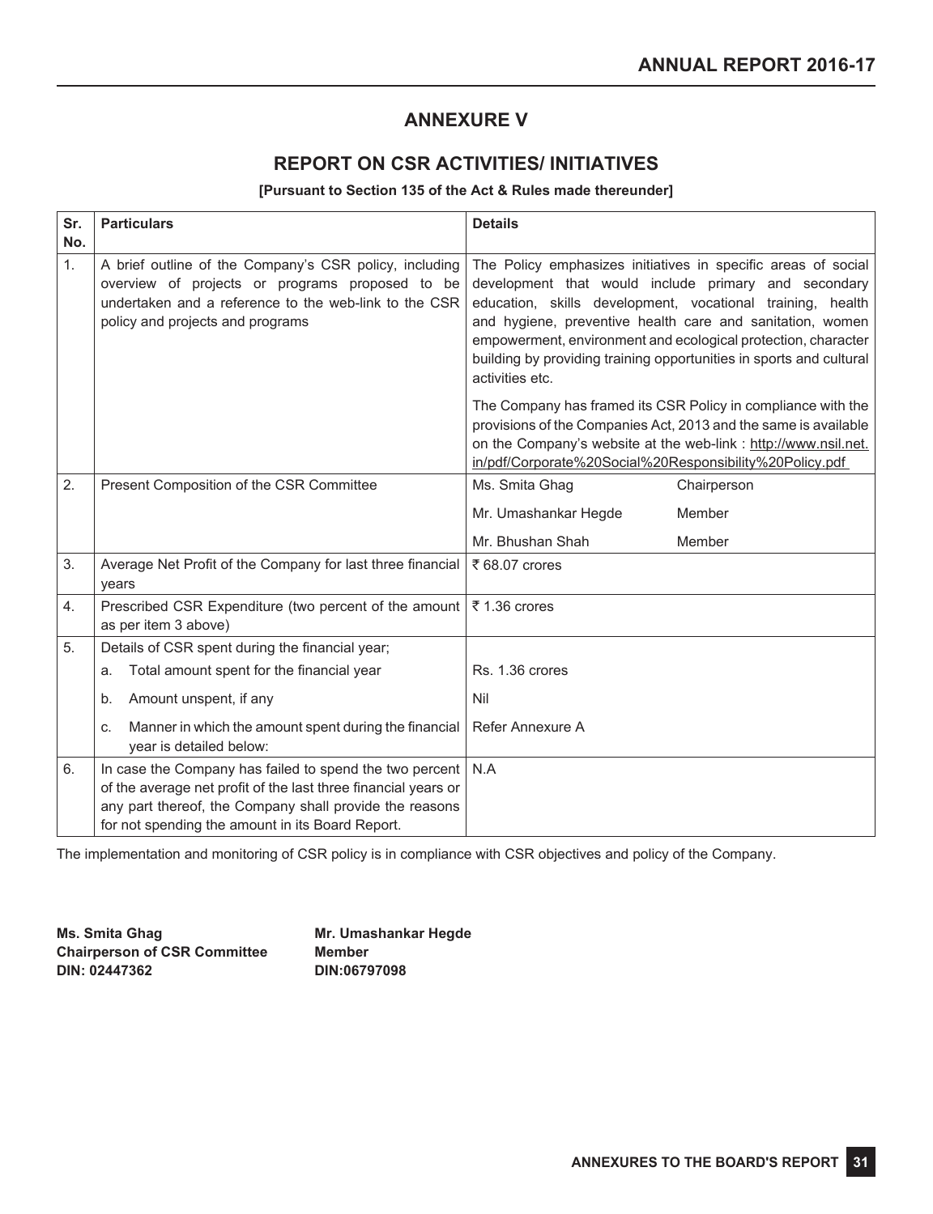# ANNEXURE V

## REPORT ON CSR ACTIVITIES/ INITIATIVES

**[Pursuant to Section 135 of the Act & Rules made thereunder]**

| Sr. No. | Particulars | Details | |
|---|---|---|---|
| 1. | A brief outline of the Company's CSR policy, including overview of projects or programs proposed to be undertaken and a reference to the web-link to the CSR policy and projects and programs | The Policy emphasizes initiatives in specific areas of social development that would include primary and secondary education, skills development, vocational training, health and hygiene, preventive health care and sanitation, women empowerment, environment and ecological protection, character building by providing training opportunities in sports and cultural activities etc.<br><br>The Company has framed its CSR Policy in compliance with the provisions of the Companies Act, 2013 and the same is available on the Company's website at the web-link : http://www.nsil.net.in/pdf/Corporate%20Social%20Responsibility%20Policy.pdf | |
| 2. | Present Composition of the CSR Committee | Ms. Smita Ghag | Chairperson |
| | | Mr. Umashankar Hegde | Member |
| | | Mr. Bhushan Shah | Member |
| 3. | Average Net Profit of the Company for last three financial years | ₹ 68.07 crores | |
| 4. | Prescribed CSR Expenditure (two percent of the amount as per item 3 above) | ₹ 1.36 crores | |
| 5. | Details of CSR spent during the financial year; | | |
| | a. Total amount spent for the financial year | Rs. 1.36 crores | |
| | b. Amount unspent, if any | Nil | |
| | c. Manner in which the amount spent during the financial year is detailed below: | Refer Annexure A | |
| 6. | In case the Company has failed to spend the two percent of the average net profit of the last three financial years or any part thereof, the Company shall provide the reasons for not spending the amount in its Board Report. | N.A | |

The implementation and monitoring of CSR policy is in compliance with CSR objectives and policy of the Company.

**Ms. Smita Ghag**
**Chairperson of CSR Committee**
**DIN: 02447362**

**Mr. Umashankar Hegde**
**Member**
**DIN:06797098**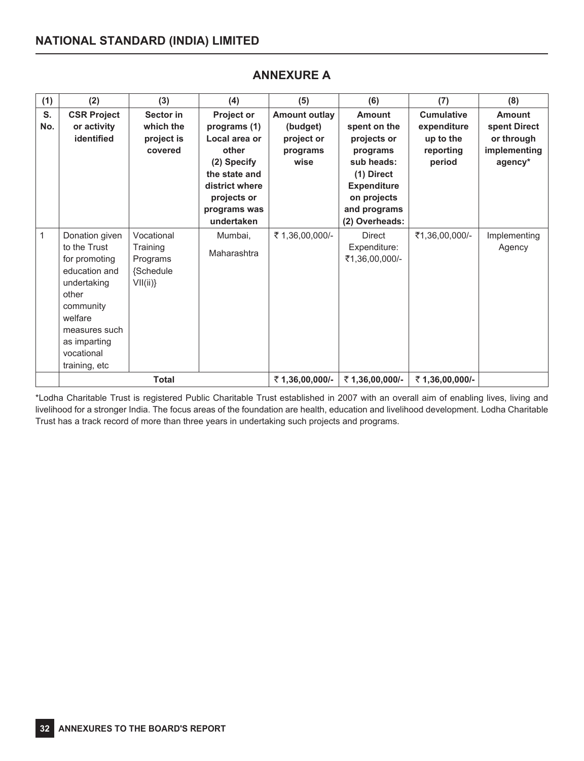## ANNEXURE A

| (1) | (2) | (3) | (4) | (5) | (6) | (7) | (8) |
|---|---|---|---|---|---|---|---|
| **S. No.** | **CSR Project or activity identified** | **Sector in which the project is covered** | **Project or programs (1) Local area or other (2) Specify the state and district where projects or programs was undertaken** | **Amount outlay (budget) project or programs wise** | **Amount spent on the projects or programs sub heads: (1) Direct Expenditure on projects and programs (2) Overheads:** | **Cumulative expenditure up to the reporting period** | **Amount spent Direct or through implementing agency*** |
| 1 | Donation given to the Trust for promoting education and undertaking other community welfare measures such as imparting vocational training, etc | Vocational Training Programs {Schedule VII(ii)} | Mumbai, Maharashtra | ₹ 1,36,00,000/- | Direct Expenditure: ₹1,36,00,000/- | ₹1,36,00,000/- | Implementing Agency |
| | **Total** | | | **₹ 1,36,00,000/-** | **₹ 1,36,00,000/-** | **₹ 1,36,00,000/-** | |

*Lodha Charitable Trust is registered Public Charitable Trust established in 2007 with an overall aim of enabling lives, living and livelihood for a stronger India. The focus areas of the foundation are health, education and livelihood development. Lodha Charitable Trust has a track record of more than three years in undertaking such projects and programs.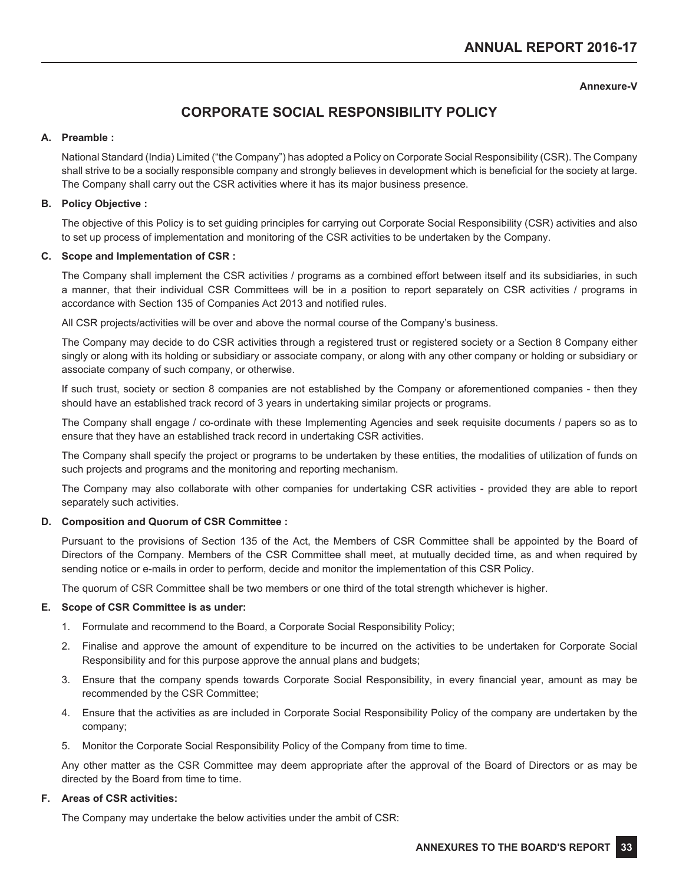Annexure-V

# CORPORATE SOCIAL RESPONSIBILITY POLICY

**A. Preamble :**

National Standard (India) Limited ("the Company") has adopted a Policy on Corporate Social Responsibility (CSR). The Company shall strive to be a socially responsible company and strongly believes in development which is beneficial for the society at large. The Company shall carry out the CSR activities where it has its major business presence.

**B. Policy Objective :**

The objective of this Policy is to set guiding principles for carrying out Corporate Social Responsibility (CSR) activities and also to set up process of implementation and monitoring of the CSR activities to be undertaken by the Company.

**C. Scope and Implementation of CSR :**

The Company shall implement the CSR activities / programs as a combined effort between itself and its subsidiaries, in such a manner, that their individual CSR Committees will be in a position to report separately on CSR activities / programs in accordance with Section 135 of Companies Act 2013 and notified rules.

All CSR projects/activities will be over and above the normal course of the Company's business.

The Company may decide to do CSR activities through a registered trust or registered society or a Section 8 Company either singly or along with its holding or subsidiary or associate company, or along with any other company or holding or subsidiary or associate company of such company, or otherwise.

If such trust, society or section 8 companies are not established by the Company or aforementioned companies - then they should have an established track record of 3 years in undertaking similar projects or programs.

The Company shall engage / co-ordinate with these Implementing Agencies and seek requisite documents / papers so as to ensure that they have an established track record in undertaking CSR activities.

The Company shall specify the project or programs to be undertaken by these entities, the modalities of utilization of funds on such projects and programs and the monitoring and reporting mechanism.

The Company may also collaborate with other companies for undertaking CSR activities - provided they are able to report separately such activities.

**D. Composition and Quorum of CSR Committee :**

Pursuant to the provisions of Section 135 of the Act, the Members of CSR Committee shall be appointed by the Board of Directors of the Company. Members of the CSR Committee shall meet, at mutually decided time, as and when required by sending notice or e-mails in order to perform, decide and monitor the implementation of this CSR Policy.

The quorum of CSR Committee shall be two members or one third of the total strength whichever is higher.

**E. Scope of CSR Committee is as under:**

1. Formulate and recommend to the Board, a Corporate Social Responsibility Policy;
2. Finalise and approve the amount of expenditure to be incurred on the activities to be undertaken for Corporate Social Responsibility and for this purpose approve the annual plans and budgets;
3. Ensure that the company spends towards Corporate Social Responsibility, in every financial year, amount as may be recommended by the CSR Committee;
4. Ensure that the activities as are included in Corporate Social Responsibility Policy of the company are undertaken by the company;
5. Monitor the Corporate Social Responsibility Policy of the Company from time to time.

Any other matter as the CSR Committee may deem appropriate after the approval of the Board of Directors or as may be directed by the Board from time to time.

**F. Areas of CSR activities:**

The Company may undertake the below activities under the ambit of CSR: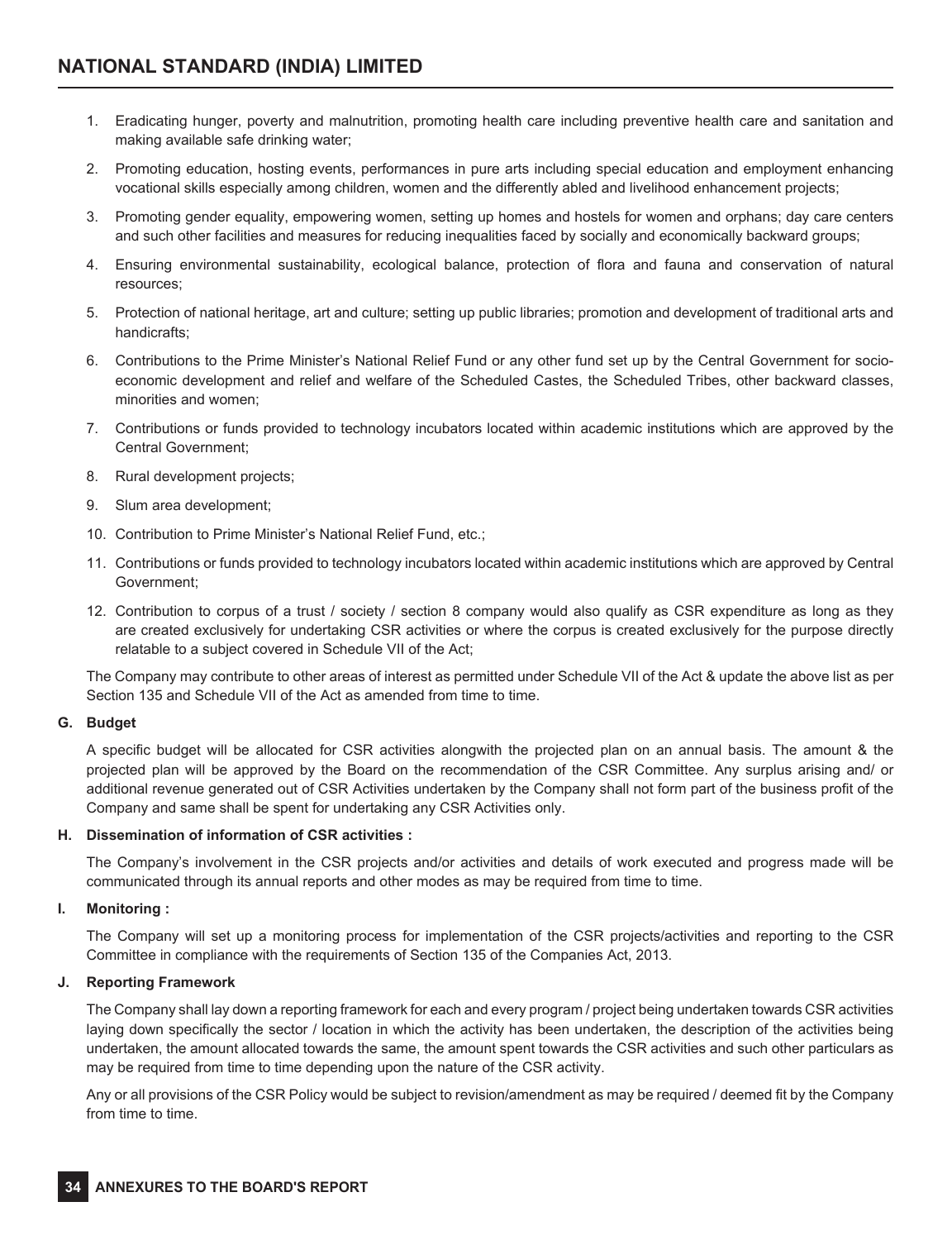1. Eradicating hunger, poverty and malnutrition, promoting health care including preventive health care and sanitation and making available safe drinking water;
2. Promoting education, hosting events, performances in pure arts including special education and employment enhancing vocational skills especially among children, women and the differently abled and livelihood enhancement projects;
3. Promoting gender equality, empowering women, setting up homes and hostels for women and orphans; day care centers and such other facilities and measures for reducing inequalities faced by socially and economically backward groups;
4. Ensuring environmental sustainability, ecological balance, protection of flora and fauna and conservation of natural resources;
5. Protection of national heritage, art and culture; setting up public libraries; promotion and development of traditional arts and handicrafts;
6. Contributions to the Prime Minister's National Relief Fund or any other fund set up by the Central Government for socio-economic development and relief and welfare of the Scheduled Castes, the Scheduled Tribes, other backward classes, minorities and women;
7. Contributions or funds provided to technology incubators located within academic institutions which are approved by the Central Government;
8. Rural development projects;
9. Slum area development;
10. Contribution to Prime Minister's National Relief Fund, etc.;
11. Contributions or funds provided to technology incubators located within academic institutions which are approved by Central Government;
12. Contribution to corpus of a trust / society / section 8 company would also qualify as CSR expenditure as long as they are created exclusively for undertaking CSR activities or where the corpus is created exclusively for the purpose directly relatable to a subject covered in Schedule VII of the Act;

The Company may contribute to other areas of interest as permitted under Schedule VII of the Act & update the above list as per Section 135 and Schedule VII of the Act as amended from time to time.

**G. Budget**

A specific budget will be allocated for CSR activities alongwith the projected plan on an annual basis. The amount & the projected plan will be approved by the Board on the recommendation of the CSR Committee. Any surplus arising and/ or additional revenue generated out of CSR Activities undertaken by the Company shall not form part of the business profit of the Company and same shall be spent for undertaking any CSR Activities only.

**H. Dissemination of information of CSR activities :**

The Company's involvement in the CSR projects and/or activities and details of work executed and progress made will be communicated through its annual reports and other modes as may be required from time to time.

**I. Monitoring :**

The Company will set up a monitoring process for implementation of the CSR projects/activities and reporting to the CSR Committee in compliance with the requirements of Section 135 of the Companies Act, 2013.

**J. Reporting Framework**

The Company shall lay down a reporting framework for each and every program / project being undertaken towards CSR activities laying down specifically the sector / location in which the activity has been undertaken, the description of the activities being undertaken, the amount allocated towards the same, the amount spent towards the CSR activities and such other particulars as may be required from time to time depending upon the nature of the CSR activity.

Any or all provisions of the CSR Policy would be subject to revision/amendment as may be required / deemed fit by the Company from time to time.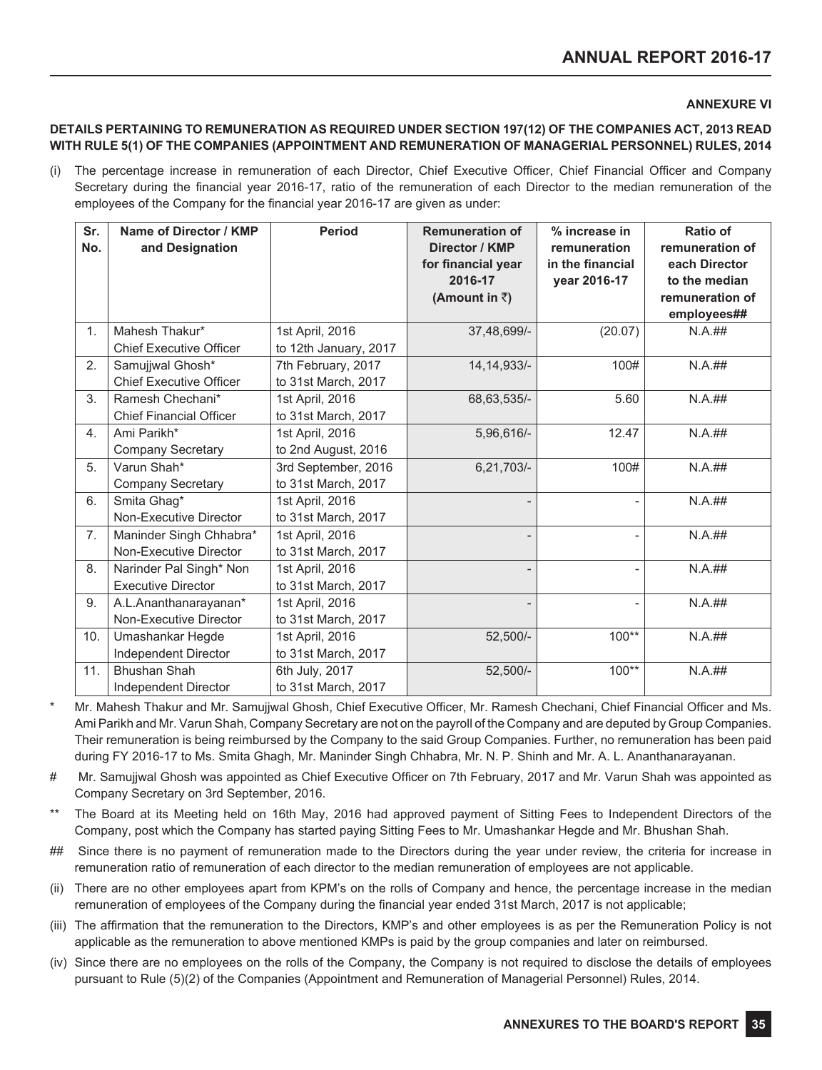**ANNEXURE VI**

**DETAILS PERTAINING TO REMUNERATION AS REQUIRED UNDER SECTION 197(12) OF THE COMPANIES ACT, 2013 READ WITH RULE 5(1) OF THE COMPANIES (APPOINTMENT AND REMUNERATION OF MANAGERIAL PERSONNEL) RULES, 2014**

(i) The percentage increase in remuneration of each Director, Chief Executive Officer, Chief Financial Officer and Company Secretary during the financial year 2016-17, ratio of the remuneration of each Director to the median remuneration of the employees of the Company for the financial year 2016-17 are given as under:

| Sr. No. | Name of Director / KMP and Designation | Period | Remuneration of Director / KMP for financial year 2016-17 (Amount in ₹) | % increase in remuneration in the financial year 2016-17 | Ratio of remuneration of each Director to the median remuneration of employees## |
|---|---|---|---|---|---|
| 1. | Mahesh Thakur* Chief Executive Officer | 1st April, 2016 to 12th January, 2017 | 37,48,699/- | (20.07) | N.A.## |
| 2. | Samujjwal Ghosh* Chief Executive Officer | 7th February, 2017 to 31st March, 2017 | 14,14,933/- | 100# | N.A.## |
| 3. | Ramesh Chechani* Chief Financial Officer | 1st April, 2016 to 31st March, 2017 | 68,63,535/- | 5.60 | N.A.## |
| 4. | Ami Parikh* Company Secretary | 1st April, 2016 to 2nd August, 2016 | 5,96,616/- | 12.47 | N.A.## |
| 5. | Varun Shah* Company Secretary | 3rd September, 2016 to 31st March, 2017 | 6,21,703/- | 100# | N.A.## |
| 6. | Smita Ghag* Non-Executive Director | 1st April, 2016 to 31st March, 2017 | - | - | N.A.## |
| 7. | Maninder Singh Chhabra* Non-Executive Director | 1st April, 2016 to 31st March, 2017 | - | - | N.A.## |
| 8. | Narinder Pal Singh* Non Executive Director | 1st April, 2016 to 31st March, 2017 | - | - | N.A.## |
| 9. | A.L.Ananthanarayanan* Non-Executive Director | 1st April, 2016 to 31st March, 2017 | - | - | N.A.## |
| 10. | Umashankar Hegde Independent Director | 1st April, 2016 to 31st March, 2017 | 52,500/- | 100** | N.A.## |
| 11. | Bhushan Shah Independent Director | 6th July, 2017 to 31st March, 2017 | 52,500/- | 100** | N.A.## |

\* Mr. Mahesh Thakur and Mr. Samujjwal Ghosh, Chief Executive Officer, Mr. Ramesh Chechani, Chief Financial Officer and Ms. Ami Parikh and Mr. Varun Shah, Company Secretary are not on the payroll of the Company and are deputed by Group Companies. Their remuneration is being reimbursed by the Company to the said Group Companies. Further, no remuneration has been paid during FY 2016-17 to Ms. Smita Ghagh, Mr. Maninder Singh Chhabra, Mr. N. P. Shinh and Mr. A. L. Ananthanarayanan.

\# Mr. Samujjwal Ghosh was appointed as Chief Executive Officer on 7th February, 2017 and Mr. Varun Shah was appointed as Company Secretary on 3rd September, 2016.

\** The Board at its Meeting held on 16th May, 2016 had approved payment of Sitting Fees to Independent Directors of the Company, post which the Company has started paying Sitting Fees to Mr. Umashankar Hegde and Mr. Bhushan Shah.

\## Since there is no payment of remuneration made to the Directors during the year under review, the criteria for increase in remuneration ratio of remuneration of each director to the median remuneration of employees are not applicable.

(ii) There are no other employees apart from KPM's on the rolls of Company and hence, the percentage increase in the median remuneration of employees of the Company during the financial year ended 31st March, 2017 is not applicable;

(iii) The affirmation that the remuneration to the Directors, KMP's and other employees is as per the Remuneration Policy is not applicable as the remuneration to above mentioned KMPs is paid by the group companies and later on reimbursed.

(iv) Since there are no employees on the rolls of the Company, the Company is not required to disclose the details of employees pursuant to Rule (5)(2) of the Companies (Appointment and Remuneration of Managerial Personnel) Rules, 2014.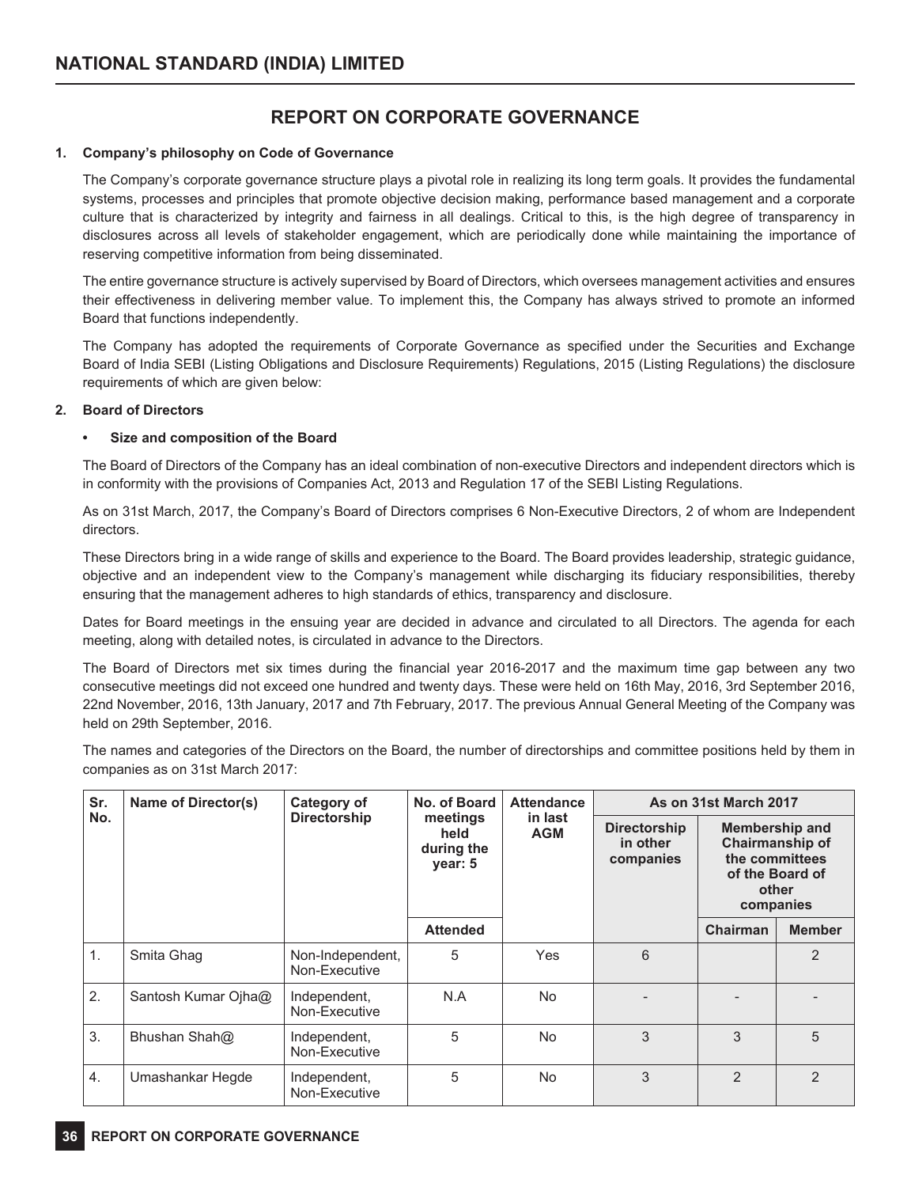# REPORT ON CORPORATE GOVERNANCE

## 1. Company's philosophy on Code of Governance

The Company's corporate governance structure plays a pivotal role in realizing its long term goals. It provides the fundamental systems, processes and principles that promote objective decision making, performance based management and a corporate culture that is characterized by integrity and fairness in all dealings. Critical to this, is the high degree of transparency in disclosures across all levels of stakeholder engagement, which are periodically done while maintaining the importance of reserving competitive information from being disseminated.

The entire governance structure is actively supervised by Board of Directors, which oversees management activities and ensures their effectiveness in delivering member value. To implement this, the Company has always strived to promote an informed Board that functions independently.

The Company has adopted the requirements of Corporate Governance as specified under the Securities and Exchange Board of India SEBI (Listing Obligations and Disclosure Requirements) Regulations, 2015 (Listing Regulations) the disclosure requirements of which are given below:

## 2. Board of Directors

- **Size and composition of the Board**

The Board of Directors of the Company has an ideal combination of non-executive Directors and independent directors which is in conformity with the provisions of Companies Act, 2013 and Regulation 17 of the SEBI Listing Regulations.

As on 31st March, 2017, the Company's Board of Directors comprises 6 Non-Executive Directors, 2 of whom are Independent directors.

These Directors bring in a wide range of skills and experience to the Board. The Board provides leadership, strategic guidance, objective and an independent view to the Company's management while discharging its fiduciary responsibilities, thereby ensuring that the management adheres to high standards of ethics, transparency and disclosure.

Dates for Board meetings in the ensuing year are decided in advance and circulated to all Directors. The agenda for each meeting, along with detailed notes, is circulated in advance to the Directors.

The Board of Directors met six times during the financial year 2016-2017 and the maximum time gap between any two consecutive meetings did not exceed one hundred and twenty days. These were held on 16th May, 2016, 3rd September 2016, 22nd November, 2016, 13th January, 2017 and 7th February, 2017. The previous Annual General Meeting of the Company was held on 29th September, 2016.

The names and categories of the Directors on the Board, the number of directorships and committee positions held by them in companies as on 31st March 2017:

| Sr. No. | Name of Director(s) | Category of Directorship | No. of Board meetings held during the year: 5 | Attendance in last AGM | As on 31st March 2017 | | |
|---|---|---|---|---|---|---|---|
| | | | | | Directorship in other companies | Membership and Chairmanship of the committees of the Board of other companies | |
| | | | Attended | | | Chairman | Member |
| 1. | Smita Ghag | Non-Independent, Non-Executive | 5 | Yes | 6 | | 2 |
| 2. | Santosh Kumar Ojha@ | Independent, Non-Executive | N.A | No | - | - | - |
| 3. | Bhushan Shah@ | Independent, Non-Executive | 5 | No | 3 | 3 | 5 |
| 4. | Umashankar Hegde | Independent, Non-Executive | 5 | No | 3 | 2 | 2 |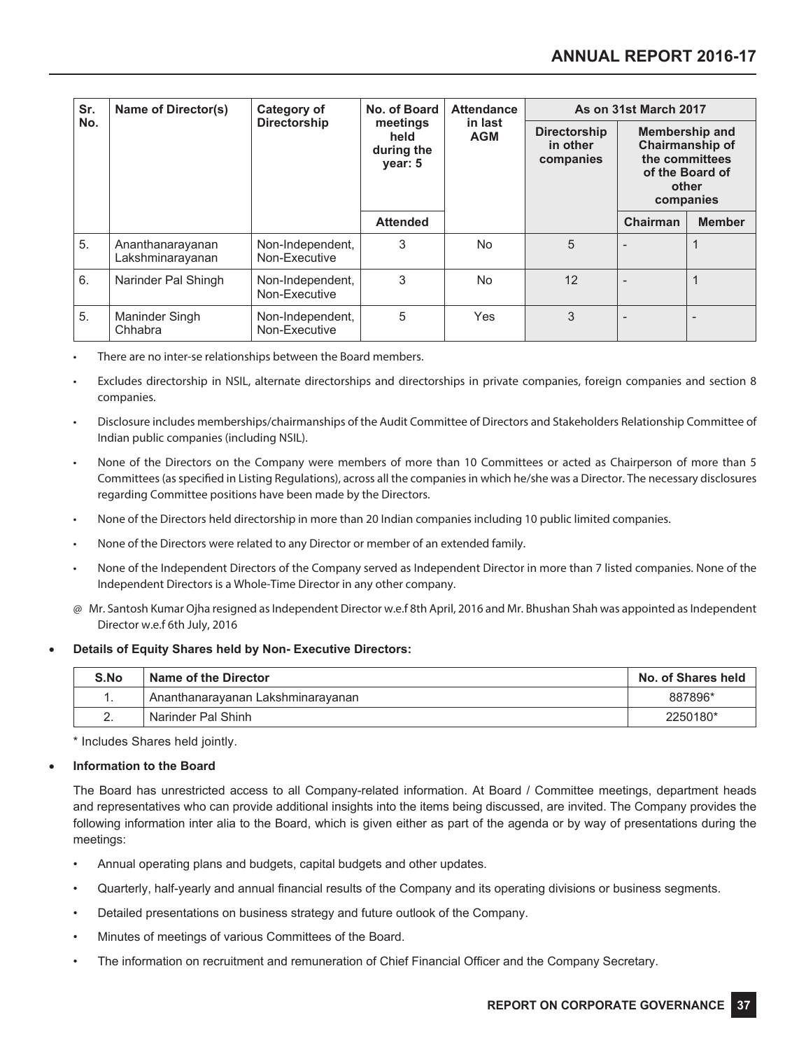| Sr. No. | Name of Director(s) | Category of Directorship | No. of Board meetings held during the year: 5 | Attendance in last AGM | As on 31st March 2017 | | |
|---|---|---|---|---|---|---|---|
| | | | | | Directorship in other companies | Membership and Chairmanship of the committees of the Board of other companies | |
| | | | Attended | | | Chairman | Member |
| 5. | Ananthanarayanan Lakshminarayanan | Non-Independent, Non-Executive | 3 | No | 5 | - | 1 |
| 6. | Narinder Pal Shingh | Non-Independent, Non-Executive | 3 | No | 12 | - | 1 |
| 5. | Maninder Singh Chhabra | Non-Independent, Non-Executive | 5 | Yes | 3 | - | - |

- There are no inter-se relationships between the Board members.
- Excludes directorship in NSIL, alternate directorships and directorships in private companies, foreign companies and section 8 companies.
- Disclosure includes memberships/chairmanships of the Audit Committee of Directors and Stakeholders Relationship Committee of Indian public companies (including NSIL).
- None of the Directors on the Company were members of more than 10 Committees or acted as Chairperson of more than 5 Committees (as specified in Listing Regulations), across all the companies in which he/she was a Director. The necessary disclosures regarding Committee positions have been made by the Directors.
- None of the Directors held directorship in more than 20 Indian companies including 10 public limited companies.
- None of the Directors were related to any Director or member of an extended family.
- None of the Independent Directors of the Company served as Independent Director in more than 7 listed companies. None of the Independent Directors is a Whole-Time Director in any other company.

@ Mr. Santosh Kumar Ojha resigned as Independent Director w.e.f 8th April, 2016 and Mr. Bhushan Shah was appointed as Independent Director w.e.f 6th July, 2016

- **Details of Equity Shares held by Non- Executive Directors:**

| S.No | Name of the Director | No. of Shares held |
|---|---|---|
| 1. | Ananthanarayanan Lakshminarayanan | 887896* |
| 2. | Narinder Pal Shinh | 2250180* |

\* Includes Shares held jointly.

- **Information to the Board**

The Board has unrestricted access to all Company-related information. At Board / Committee meetings, department heads and representatives who can provide additional insights into the items being discussed, are invited. The Company provides the following information inter alia to the Board, which is given either as part of the agenda or by way of presentations during the meetings:

- Annual operating plans and budgets, capital budgets and other updates.
- Quarterly, half-yearly and annual financial results of the Company and its operating divisions or business segments.
- Detailed presentations on business strategy and future outlook of the Company.
- Minutes of meetings of various Committees of the Board.
- The information on recruitment and remuneration of Chief Financial Officer and the Company Secretary.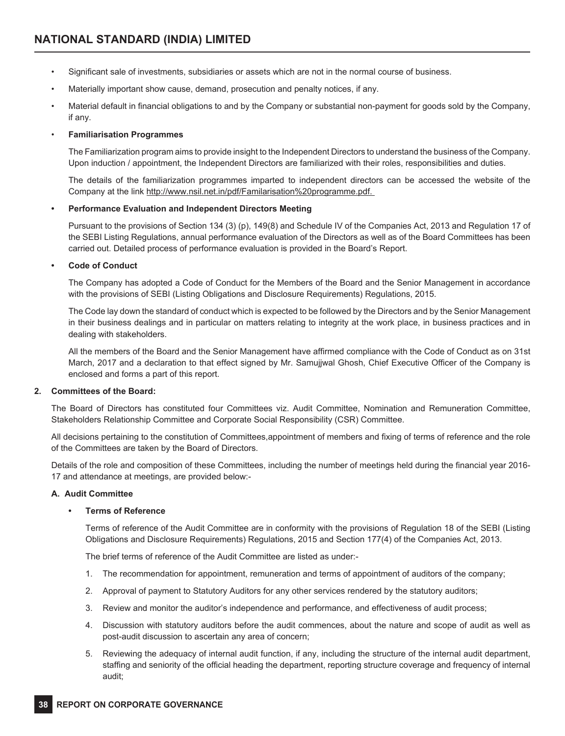- Significant sale of investments, subsidiaries or assets which are not in the normal course of business.
- Materially important show cause, demand, prosecution and penalty notices, if any.
- Material default in financial obligations to and by the Company or substantial non-payment for goods sold by the Company, if any.

- **Familiarisation Programmes**

  The Familiarization program aims to provide insight to the Independent Directors to understand the business of the Company. Upon induction / appointment, the Independent Directors are familiarized with their roles, responsibilities and duties.

  The details of the familiarization programmes imparted to independent directors can be accessed the website of the Company at the link http://www.nsil.net.in/pdf/Familarisation%20programme.pdf.

- **Performance Evaluation and Independent Directors Meeting**

  Pursuant to the provisions of Section 134 (3) (p), 149(8) and Schedule IV of the Companies Act, 2013 and Regulation 17 of the SEBI Listing Regulations, annual performance evaluation of the Directors as well as of the Board Committees has been carried out. Detailed process of performance evaluation is provided in the Board's Report.

- **Code of Conduct**

  The Company has adopted a Code of Conduct for the Members of the Board and the Senior Management in accordance with the provisions of SEBI (Listing Obligations and Disclosure Requirements) Regulations, 2015.

  The Code lay down the standard of conduct which is expected to be followed by the Directors and by the Senior Management in their business dealings and in particular on matters relating to integrity at the work place, in business practices and in dealing with stakeholders.

  All the members of the Board and the Senior Management have affirmed compliance with the Code of Conduct as on 31st March, 2017 and a declaration to that effect signed by Mr. Samujjwal Ghosh, Chief Executive Officer of the Company is enclosed and forms a part of this report.

**2. Committees of the Board:**

The Board of Directors has constituted four Committees viz. Audit Committee, Nomination and Remuneration Committee, Stakeholders Relationship Committee and Corporate Social Responsibility (CSR) Committee.

All decisions pertaining to the constitution of Committees,appointment of members and fixing of terms of reference and the role of the Committees are taken by the Board of Directors.

Details of the role and composition of these Committees, including the number of meetings held during the financial year 2016-17 and attendance at meetings, are provided below:-

**A. Audit Committee**

- **Terms of Reference**

  Terms of reference of the Audit Committee are in conformity with the provisions of Regulation 18 of the SEBI (Listing Obligations and Disclosure Requirements) Regulations, 2015 and Section 177(4) of the Companies Act, 2013.

  The brief terms of reference of the Audit Committee are listed as under:-

  1. The recommendation for appointment, remuneration and terms of appointment of auditors of the company;
  2. Approval of payment to Statutory Auditors for any other services rendered by the statutory auditors;
  3. Review and monitor the auditor's independence and performance, and effectiveness of audit process;
  4. Discussion with statutory auditors before the audit commences, about the nature and scope of audit as well as post-audit discussion to ascertain any area of concern;
  5. Reviewing the adequacy of internal audit function, if any, including the structure of the internal audit department, staffing and seniority of the official heading the department, reporting structure coverage and frequency of internal audit;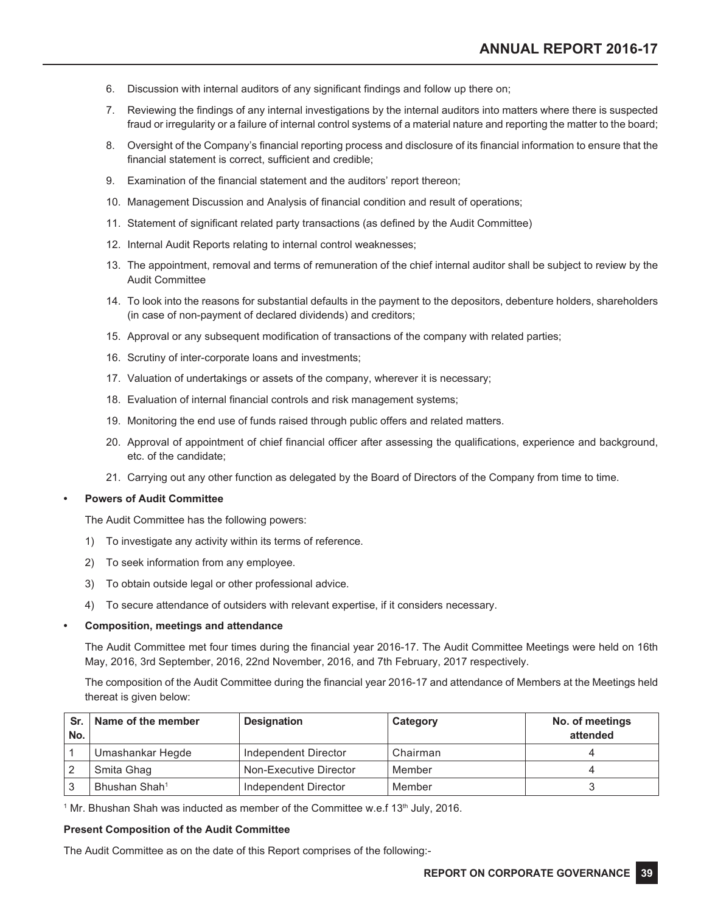6. Discussion with internal auditors of any significant findings and follow up there on;
7. Reviewing the findings of any internal investigations by the internal auditors into matters where there is suspected fraud or irregularity or a failure of internal control systems of a material nature and reporting the matter to the board;
8. Oversight of the Company's financial reporting process and disclosure of its financial information to ensure that the financial statement is correct, sufficient and credible;
9. Examination of the financial statement and the auditors' report thereon;
10. Management Discussion and Analysis of financial condition and result of operations;
11. Statement of significant related party transactions (as defined by the Audit Committee)
12. Internal Audit Reports relating to internal control weaknesses;
13. The appointment, removal and terms of remuneration of the chief internal auditor shall be subject to review by the Audit Committee
14. To look into the reasons for substantial defaults in the payment to the depositors, debenture holders, shareholders (in case of non-payment of declared dividends) and creditors;
15. Approval or any subsequent modification of transactions of the company with related parties;
16. Scrutiny of inter-corporate loans and investments;
17. Valuation of undertakings or assets of the company, wherever it is necessary;
18. Evaluation of internal financial controls and risk management systems;
19. Monitoring the end use of funds raised through public offers and related matters.
20. Approval of appointment of chief financial officer after assessing the qualifications, experience and background, etc. of the candidate;
21. Carrying out any other function as delegated by the Board of Directors of the Company from time to time.

- **Powers of Audit Committee**

  The Audit Committee has the following powers:

  1) To investigate any activity within its terms of reference.
  2) To seek information from any employee.
  3) To obtain outside legal or other professional advice.
  4) To secure attendance of outsiders with relevant expertise, if it considers necessary.

- **Composition, meetings and attendance**

  The Audit Committee met four times during the financial year 2016-17. The Audit Committee Meetings were held on 16th May, 2016, 3rd September, 2016, 22nd November, 2016, and 7th February, 2017 respectively.

  The composition of the Audit Committee during the financial year 2016-17 and attendance of Members at the Meetings held thereat is given below:

| Sr. No. | Name of the member | Designation | Category | No. of meetings attended |
|---|---|---|---|---|
| 1 | Umashankar Hegde | Independent Director | Chairman | 4 |
| 2 | Smita Ghag | Non-Executive Director | Member | 4 |
| 3 | Bhushan Shah[1] | Independent Director | Member | 3 |

[1] Mr. Bhushan Shah was inducted as member of the Committee w.e.f 13th July, 2016.

**Present Composition of the Audit Committee**

The Audit Committee as on the date of this Report comprises of the following:-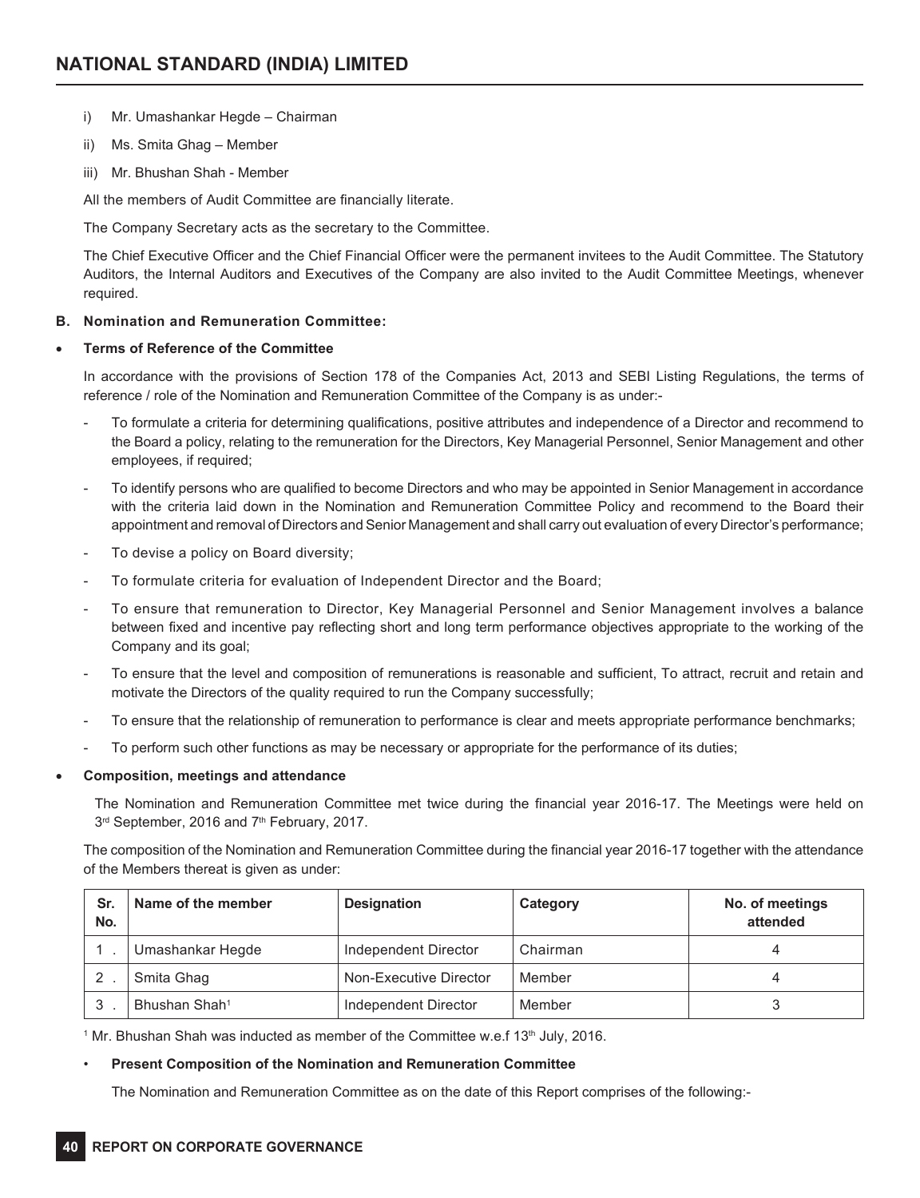i) Mr. Umashankar Hegde – Chairman

ii) Ms. Smita Ghag – Member

iii) Mr. Bhushan Shah - Member

All the members of Audit Committee are financially literate.

The Company Secretary acts as the secretary to the Committee.

The Chief Executive Officer and the Chief Financial Officer were the permanent invitees to the Audit Committee. The Statutory Auditors, the Internal Auditors and Executives of the Company are also invited to the Audit Committee Meetings, whenever required.

**B. Nomination and Remuneration Committee:**

- **Terms of Reference of the Committee**

In accordance with the provisions of Section 178 of the Companies Act, 2013 and SEBI Listing Regulations, the terms of reference / role of the Nomination and Remuneration Committee of the Company is as under:-

- To formulate a criteria for determining qualifications, positive attributes and independence of a Director and recommend to the Board a policy, relating to the remuneration for the Directors, Key Managerial Personnel, Senior Management and other employees, if required;
- To identify persons who are qualified to become Directors and who may be appointed in Senior Management in accordance with the criteria laid down in the Nomination and Remuneration Committee Policy and recommend to the Board their appointment and removal of Directors and Senior Management and shall carry out evaluation of every Director's performance;
- To devise a policy on Board diversity;
- To formulate criteria for evaluation of Independent Director and the Board;
- To ensure that remuneration to Director, Key Managerial Personnel and Senior Management involves a balance between fixed and incentive pay reflecting short and long term performance objectives appropriate to the working of the Company and its goal;
- To ensure that the level and composition of remunerations is reasonable and sufficient, To attract, recruit and retain and motivate the Directors of the quality required to run the Company successfully;
- To ensure that the relationship of remuneration to performance is clear and meets appropriate performance benchmarks;
- To perform such other functions as may be necessary or appropriate for the performance of its duties;

- **Composition, meetings and attendance**

The Nomination and Remuneration Committee met twice during the financial year 2016-17. The Meetings were held on 3rd September, 2016 and 7th February, 2017.

The composition of the Nomination and Remuneration Committee during the financial year 2016-17 together with the attendance of the Members thereat is given as under:

| Sr. No. | Name of the member | Designation | Category | No. of meetings attended |
|---|---|---|---|---|
| 1 . | Umashankar Hegde | Independent Director | Chairman | 4 |
| 2 . | Smita Ghag | Non-Executive Director | Member | 4 |
| 3 . | Bhushan Shah[1] | Independent Director | Member | 3 |

[1] Mr. Bhushan Shah was inducted as member of the Committee w.e.f 13th July, 2016.

- **Present Composition of the Nomination and Remuneration Committee**

The Nomination and Remuneration Committee as on the date of this Report comprises of the following:-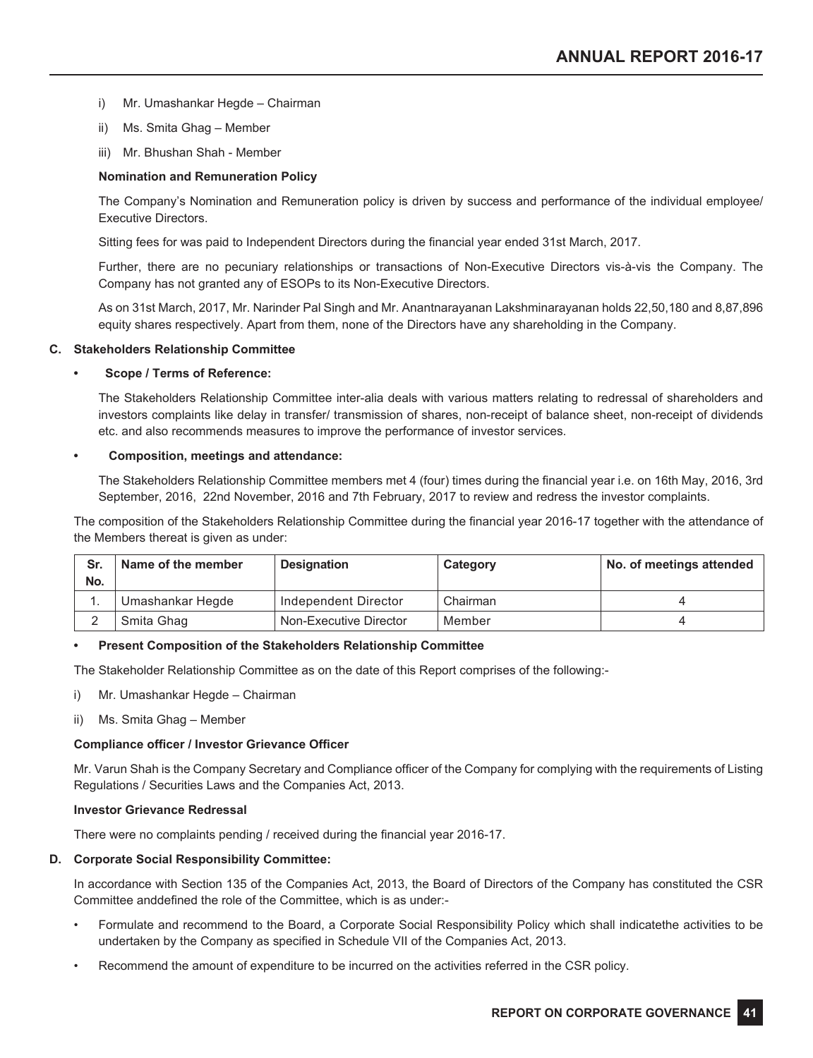i) Mr. Umashankar Hegde – Chairman

ii) Ms. Smita Ghag – Member

iii) Mr. Bhushan Shah - Member

**Nomination and Remuneration Policy**

The Company's Nomination and Remuneration policy is driven by success and performance of the individual employee/ Executive Directors.

Sitting fees for was paid to Independent Directors during the financial year ended 31st March, 2017.

Further, there are no pecuniary relationships or transactions of Non-Executive Directors vis-à-vis the Company. The Company has not granted any of ESOPs to its Non-Executive Directors.

As on 31st March, 2017, Mr. Narinder Pal Singh and Mr. Anantnarayanan Lakshminarayanan holds 22,50,180 and 8,87,896 equity shares respectively. Apart from them, none of the Directors have any shareholding in the Company.

**C. Stakeholders Relationship Committee**

- **Scope / Terms of Reference:**

The Stakeholders Relationship Committee inter-alia deals with various matters relating to redressal of shareholders and investors complaints like delay in transfer/ transmission of shares, non-receipt of balance sheet, non-receipt of dividends etc. and also recommends measures to improve the performance of investor services.

- **Composition, meetings and attendance:**

The Stakeholders Relationship Committee members met 4 (four) times during the financial year i.e. on 16th May, 2016, 3rd September, 2016, 22nd November, 2016 and 7th February, 2017 to review and redress the investor complaints.

The composition of the Stakeholders Relationship Committee during the financial year 2016-17 together with the attendance of the Members thereat is given as under:

| Sr. No. | Name of the member | Designation | Category | No. of meetings attended |
|---|---|---|---|---|
| 1. | Umashankar Hegde | Independent Director | Chairman | 4 |
| 2 | Smita Ghag | Non-Executive Director | Member | 4 |

- **Present Composition of the Stakeholders Relationship Committee**

The Stakeholder Relationship Committee as on the date of this Report comprises of the following:-

i) Mr. Umashankar Hegde – Chairman

ii) Ms. Smita Ghag – Member

**Compliance officer / Investor Grievance Officer**

Mr. Varun Shah is the Company Secretary and Compliance officer of the Company for complying with the requirements of Listing Regulations / Securities Laws and the Companies Act, 2013.

**Investor Grievance Redressal**

There were no complaints pending / received during the financial year 2016-17.

**D. Corporate Social Responsibility Committee:**

In accordance with Section 135 of the Companies Act, 2013, the Board of Directors of the Company has constituted the CSR Committee anddefined the role of the Committee, which is as under:-

- Formulate and recommend to the Board, a Corporate Social Responsibility Policy which shall indicatethe activities to be undertaken by the Company as specified in Schedule VII of the Companies Act, 2013.
- Recommend the amount of expenditure to be incurred on the activities referred in the CSR policy.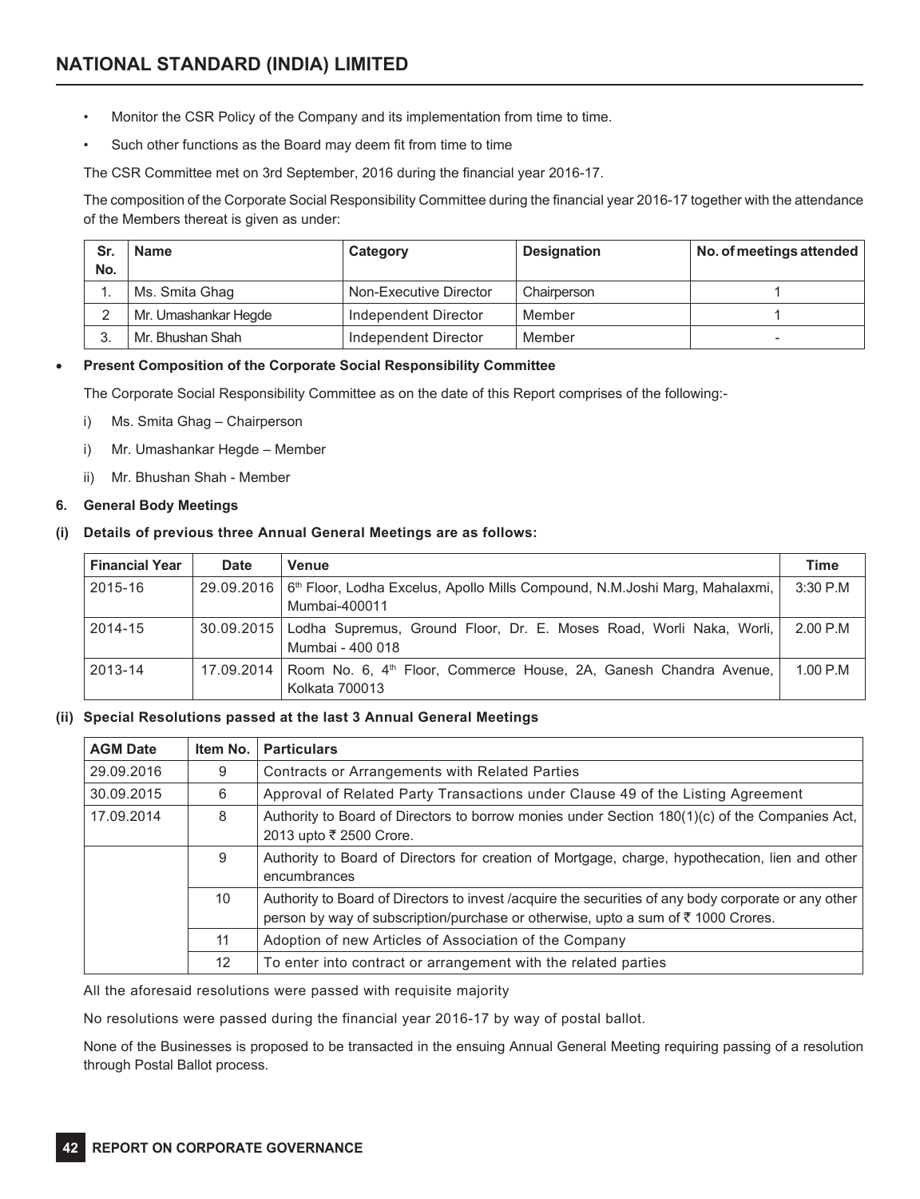- Monitor the CSR Policy of the Company and its implementation from time to time.
- Such other functions as the Board may deem fit from time to time

The CSR Committee met on 3rd September, 2016 during the financial year 2016-17.

The composition of the Corporate Social Responsibility Committee during the financial year 2016-17 together with the attendance of the Members thereat is given as under:

| Sr. No. | Name | Category | Designation | No. of meetings attended |
|---|---|---|---|---|
| 1. | Ms. Smita Ghag | Non-Executive Director | Chairperson | 1 |
| 2 | Mr. Umashankar Hegde | Independent Director | Member | 1 |
| 3. | Mr. Bhushan Shah | Independent Director | Member | - |

- **Present Composition of the Corporate Social Responsibility Committee**

The Corporate Social Responsibility Committee as on the date of this Report comprises of the following:-

i) Ms. Smita Ghag – Chairperson

i) Mr. Umashankar Hegde – Member

ii) Mr. Bhushan Shah - Member

**6. General Body Meetings**

**(i) Details of previous three Annual General Meetings are as follows:**

| Financial Year | Date | Venue | Time |
|---|---|---|---|
| 2015-16 | 29.09.2016 | 6th Floor, Lodha Excelus, Apollo Mills Compound, N.M.Joshi Marg, Mahalaxmi, Mumbai-400011 | 3:30 P.M |
| 2014-15 | 30.09.2015 | Lodha Supremus, Ground Floor, Dr. E. Moses Road, Worli Naka, Worli, Mumbai - 400 018 | 2.00 P.M |
| 2013-14 | 17.09.2014 | Room No. 6, 4th Floor, Commerce House, 2A, Ganesh Chandra Avenue, Kolkata 700013 | 1.00 P.M |

**(ii) Special Resolutions passed at the last 3 Annual General Meetings**

| AGM Date | Item No. | Particulars |
|---|---|---|
| 29.09.2016 | 9 | Contracts or Arrangements with Related Parties |
| 30.09.2015 | 6 | Approval of Related Party Transactions under Clause 49 of the Listing Agreement |
| 17.09.2014 | 8 | Authority to Board of Directors to borrow monies under Section 180(1)(c) of the Companies Act, 2013 upto ₹ 2500 Crore. |
| | 9 | Authority to Board of Directors for creation of Mortgage, charge, hypothecation, lien and other encumbrances |
| | 10 | Authority to Board of Directors to invest /acquire the securities of any body corporate or any other person by way of subscription/purchase or otherwise, upto a sum of ₹ 1000 Crores. |
| | 11 | Adoption of new Articles of Association of the Company |
| | 12 | To enter into contract or arrangement with the related parties |

All the aforesaid resolutions were passed with requisite majority

No resolutions were passed during the financial year 2016-17 by way of postal ballot.

None of the Businesses is proposed to be transacted in the ensuing Annual General Meeting requiring passing of a resolution through Postal Ballot process.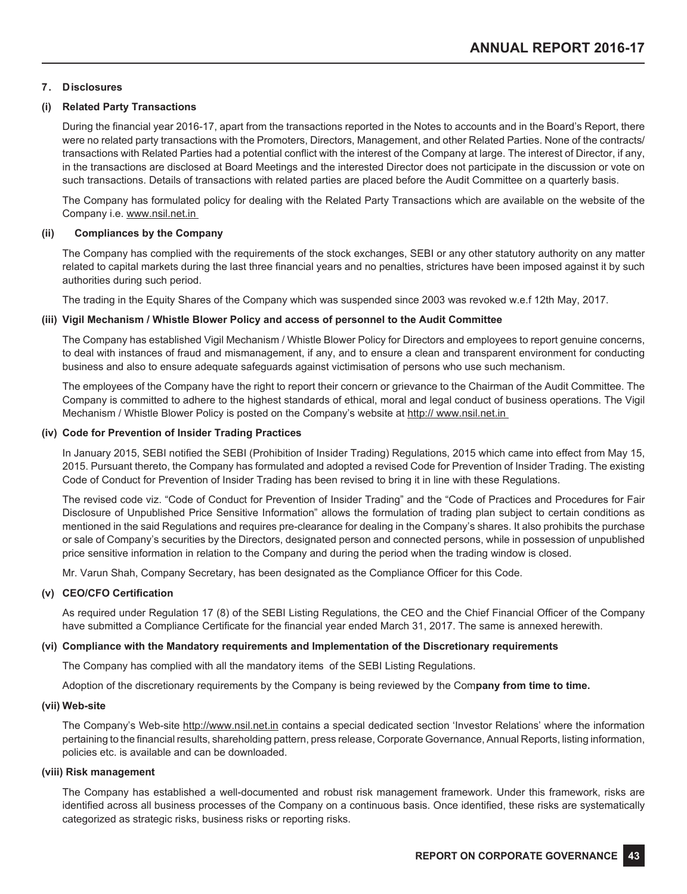### 7. Disclosures

#### (i) Related Party Transactions

During the financial year 2016-17, apart from the transactions reported in the Notes to accounts and in the Board's Report, there were no related party transactions with the Promoters, Directors, Management, and other Related Parties. None of the contracts/ transactions with Related Parties had a potential conflict with the interest of the Company at large. The interest of Director, if any, in the transactions are disclosed at Board Meetings and the interested Director does not participate in the discussion or vote on such transactions. Details of transactions with related parties are placed before the Audit Committee on a quarterly basis.

The Company has formulated policy for dealing with the Related Party Transactions which are available on the website of the Company i.e. www.nsil.net.in

#### (ii) Compliances by the Company

The Company has complied with the requirements of the stock exchanges, SEBI or any other statutory authority on any matter related to capital markets during the last three financial years and no penalties, strictures have been imposed against it by such authorities during such period.

The trading in the Equity Shares of the Company which was suspended since 2003 was revoked w.e.f 12th May, 2017.

#### (iii) Vigil Mechanism / Whistle Blower Policy and access of personnel to the Audit Committee

The Company has established Vigil Mechanism / Whistle Blower Policy for Directors and employees to report genuine concerns, to deal with instances of fraud and mismanagement, if any, and to ensure a clean and transparent environment for conducting business and also to ensure adequate safeguards against victimisation of persons who use such mechanism.

The employees of the Company have the right to report their concern or grievance to the Chairman of the Audit Committee. The Company is committed to adhere to the highest standards of ethical, moral and legal conduct of business operations. The Vigil Mechanism / Whistle Blower Policy is posted on the Company's website at http:// www.nsil.net.in

#### (iv) Code for Prevention of Insider Trading Practices

In January 2015, SEBI notified the SEBI (Prohibition of Insider Trading) Regulations, 2015 which came into effect from May 15, 2015. Pursuant thereto, the Company has formulated and adopted a revised Code for Prevention of Insider Trading. The existing Code of Conduct for Prevention of Insider Trading has been revised to bring it in line with these Regulations.

The revised code viz. "Code of Conduct for Prevention of Insider Trading" and the "Code of Practices and Procedures for Fair Disclosure of Unpublished Price Sensitive Information" allows the formulation of trading plan subject to certain conditions as mentioned in the said Regulations and requires pre-clearance for dealing in the Company's shares. It also prohibits the purchase or sale of Company's securities by the Directors, designated person and connected persons, while in possession of unpublished price sensitive information in relation to the Company and during the period when the trading window is closed.

Mr. Varun Shah, Company Secretary, has been designated as the Compliance Officer for this Code.

#### (v) CEO/CFO Certification

As required under Regulation 17 (8) of the SEBI Listing Regulations, the CEO and the Chief Financial Officer of the Company have submitted a Compliance Certificate for the financial year ended March 31, 2017. The same is annexed herewith.

#### (vi) Compliance with the Mandatory requirements and Implementation of the Discretionary requirements

The Company has complied with all the mandatory items of the SEBI Listing Regulations.

Adoption of the discretionary requirements by the Company is being reviewed by the Com**pany from time to time.**

#### (vii) Web-site

The Company's Web-site http://www.nsil.net.in contains a special dedicated section 'Investor Relations' where the information pertaining to the financial results, shareholding pattern, press release, Corporate Governance, Annual Reports, listing information, policies etc. is available and can be downloaded.

#### (viii) Risk management

The Company has established a well-documented and robust risk management framework. Under this framework, risks are identified across all business processes of the Company on a continuous basis. Once identified, these risks are systematically categorized as strategic risks, business risks or reporting risks.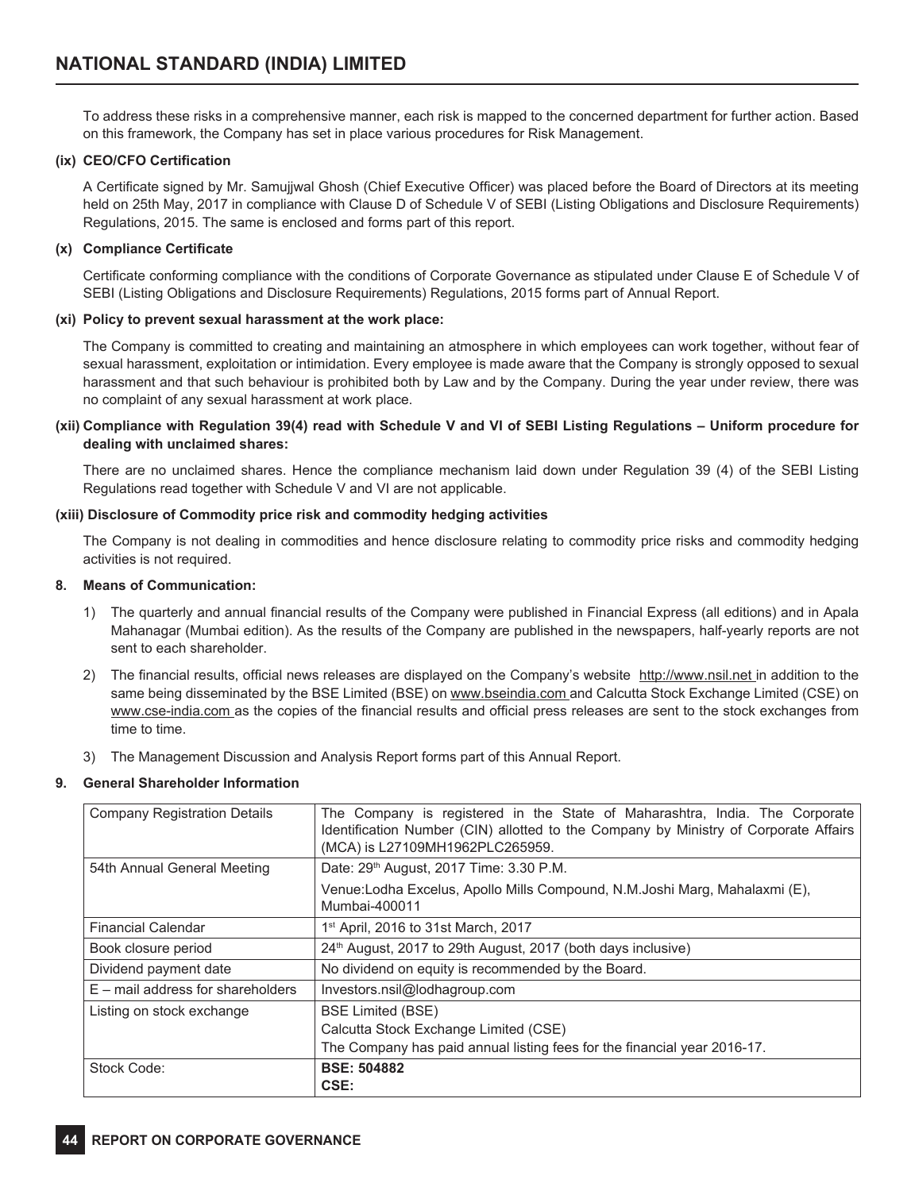To address these risks in a comprehensive manner, each risk is mapped to the concerned department for further action. Based on this framework, the Company has set in place various procedures for Risk Management.

**(ix) CEO/CFO Certification**

A Certificate signed by Mr. Samujjwal Ghosh (Chief Executive Officer) was placed before the Board of Directors at its meeting held on 25th May, 2017 in compliance with Clause D of Schedule V of SEBI (Listing Obligations and Disclosure Requirements) Regulations, 2015. The same is enclosed and forms part of this report.

**(x) Compliance Certificate**

Certificate conforming compliance with the conditions of Corporate Governance as stipulated under Clause E of Schedule V of SEBI (Listing Obligations and Disclosure Requirements) Regulations, 2015 forms part of Annual Report.

**(xi) Policy to prevent sexual harassment at the work place:**

The Company is committed to creating and maintaining an atmosphere in which employees can work together, without fear of sexual harassment, exploitation or intimidation. Every employee is made aware that the Company is strongly opposed to sexual harassment and that such behaviour is prohibited both by Law and by the Company. During the year under review, there was no complaint of any sexual harassment at work place.

**(xii) Compliance with Regulation 39(4) read with Schedule V and VI of SEBI Listing Regulations – Uniform procedure for dealing with unclaimed shares:**

There are no unclaimed shares. Hence the compliance mechanism laid down under Regulation 39 (4) of the SEBI Listing Regulations read together with Schedule V and VI are not applicable.

**(xiii) Disclosure of Commodity price risk and commodity hedging activities**

The Company is not dealing in commodities and hence disclosure relating to commodity price risks and commodity hedging activities is not required.

**8. Means of Communication:**

1) The quarterly and annual financial results of the Company were published in Financial Express (all editions) and in Apala Mahanagar (Mumbai edition). As the results of the Company are published in the newspapers, half-yearly reports are not sent to each shareholder.

2) The financial results, official news releases are displayed on the Company's website http://www.nsil.net in addition to the same being disseminated by the BSE Limited (BSE) on www.bseindia.com and Calcutta Stock Exchange Limited (CSE) on www.cse-india.com as the copies of the financial results and official press releases are sent to the stock exchanges from time to time.

3) The Management Discussion and Analysis Report forms part of this Annual Report.

**9. General Shareholder Information**

| | |
|---|---|
| Company Registration Details | The Company is registered in the State of Maharashtra, India. The Corporate Identification Number (CIN) allotted to the Company by Ministry of Corporate Affairs (MCA) is L27109MH1962PLC265959. |
| 54th Annual General Meeting | Date: 29th August, 2017 Time: 3.30 P.M.<br>Venue:Lodha Excelus, Apollo Mills Compound, N.M.Joshi Marg, Mahalaxmi (E), Mumbai-400011 |
| Financial Calendar | 1st April, 2016 to 31st March, 2017 |
| Book closure period | 24th August, 2017 to 29th August, 2017 (both days inclusive) |
| Dividend payment date | No dividend on equity is recommended by the Board. |
| E – mail address for shareholders | Investors.nsil@lodhagroup.com |
| Listing on stock exchange | BSE Limited (BSE)<br>Calcutta Stock Exchange Limited (CSE)<br>The Company has paid annual listing fees for the financial year 2016-17. |
| Stock Code: | **BSE: 504882**<br>**CSE:** |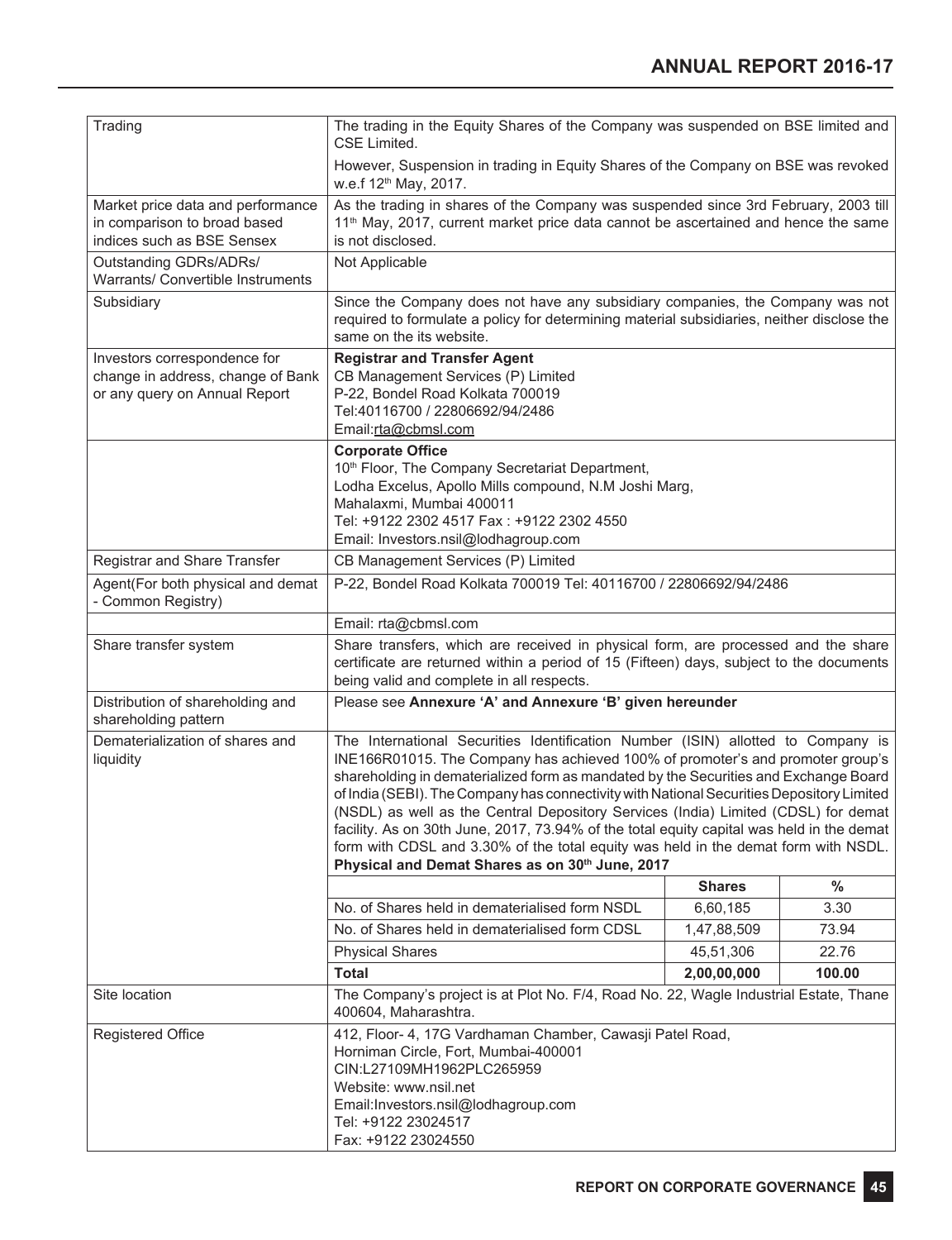| | |
|---|---|
| Trading | The trading in the Equity Shares of the Company was suspended on BSE limited and CSE Limited.<br>However, Suspension in trading in Equity Shares of the Company on BSE was revoked w.e.f 12th May, 2017. |
| Market price data and performance in comparison to broad based indices such as BSE Sensex | As the trading in shares of the Company was suspended since 3rd February, 2003 till 11th May, 2017, current market price data cannot be ascertained and hence the same is not disclosed. |
| Outstanding GDRs/ADRs/ Warrants/ Convertible Instruments | Not Applicable |
| Subsidiary | Since the Company does not have any subsidiary companies, the Company was not required to formulate a policy for determining material subsidiaries, neither disclose the same on the its website. |
| Investors correspondence for change in address, change of Bank or any query on Annual Report | **Registrar and Transfer Agent**<br>CB Management Services (P) Limited<br>P-22, Bondel Road Kolkata 700019<br>Tel:40116700 / 22806692/94/2486<br>Email:rta@cbmsl.com |
| | **Corporate Office**<br>10th Floor, The Company Secretariat Department,<br>Lodha Excelus, Apollo Mills compound, N.M Joshi Marg,<br>Mahalaxmi, Mumbai 400011<br>Tel: +9122 2302 4517 Fax : +9122 2302 4550<br>Email: Investors.nsil@lodhagroup.com |
| Registrar and Share Transfer | CB Management Services (P) Limited |
| Agent(For both physical and demat - Common Registry) | P-22, Bondel Road Kolkata 700019 Tel: 40116700 / 22806692/94/2486 |
| | Email: rta@cbmsl.com |
| Share transfer system | Share transfers, which are received in physical form, are processed and the share certificate are returned within a period of 15 (Fifteen) days, subject to the documents being valid and complete in all respects. |
| Distribution of shareholding and shareholding pattern | Please see **Annexure 'A' and Annexure 'B' given hereunder** |
| Dematerialization of shares and liquidity | The International Securities Identification Number (ISIN) allotted to Company is INE166R01015. The Company has achieved 100% of promoter's and promoter group's shareholding in dematerialized form as mandated by the Securities and Exchange Board of India (SEBI). The Company has connectivity with National Securities Depository Limited (NSDL) as well as the Central Depository Services (India) Limited (CDSL) for demat facility. As on 30th June, 2017, 73.94% of the total equity capital was held in the demat form with CDSL and 3.30% of the total equity was held in the demat form with NSDL.<br>**Physical and Demat Shares as on 30th June, 2017** |

| | Shares | % |
|---|---|---|
| No. of Shares held in dematerialised form NSDL | 6,60,185 | 3.30 |
| No. of Shares held in dematerialised form CDSL | 1,47,88,509 | 73.94 |
| Physical Shares | 45,51,306 | 22.76 |
| **Total** | **2,00,00,000** | **100.00** |

| | |
|---|---|
| Site location | The Company's project is at Plot No. F/4, Road No. 22, Wagle Industrial Estate, Thane 400604, Maharashtra. |
| Registered Office | 412, Floor- 4, 17G Vardhaman Chamber, Cawasji Patel Road,<br>Horniman Circle, Fort, Mumbai-400001<br>CIN:L27109MH1962PLC265959<br>Website: www.nsil.net<br>Email:Investors.nsil@lodhagroup.com<br>Tel: +9122 23024517<br>Fax: +9122 23024550 |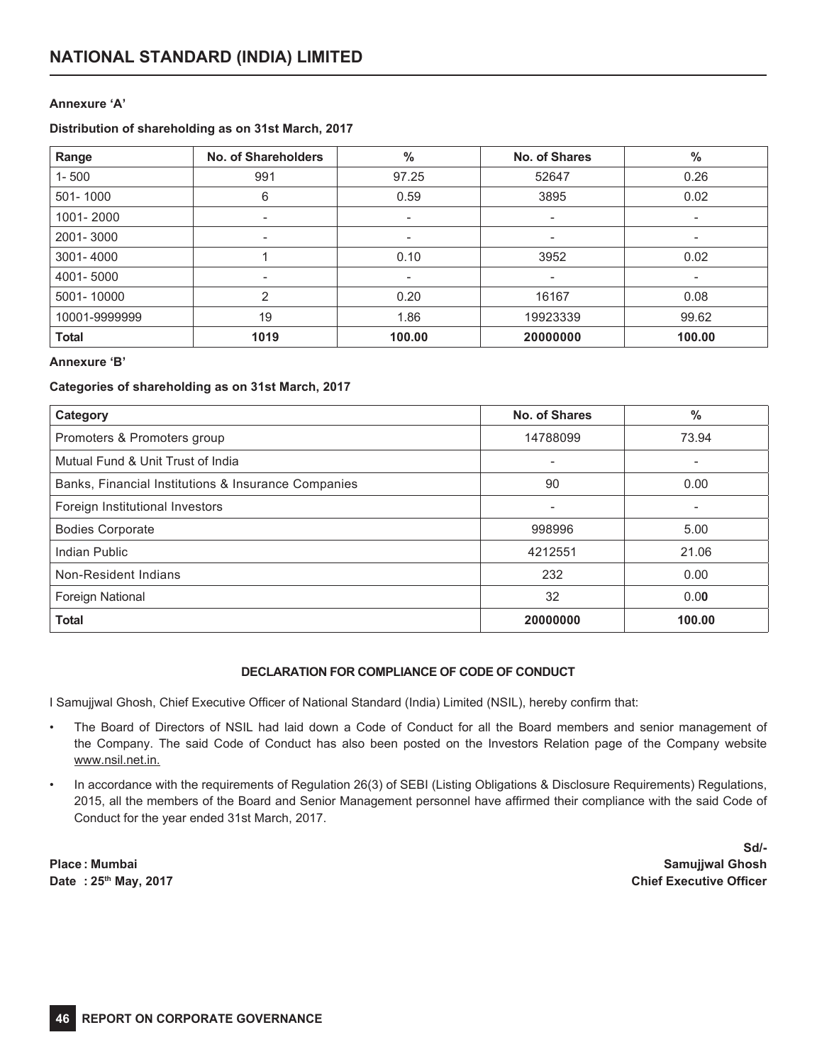**Annexure 'A'**

**Distribution of shareholding as on 31st March, 2017**

| Range | No. of Shareholders | % | No. of Shares | % |
|---|---|---|---|---|
| 1- 500 | 991 | 97.25 | 52647 | 0.26 |
| 501- 1000 | 6 | 0.59 | 3895 | 0.02 |
| 1001- 2000 | - | - | - | - |
| 2001- 3000 | - | - | - | - |
| 3001- 4000 | 1 | 0.10 | 3952 | 0.02 |
| 4001- 5000 | - | - | - | - |
| 5001- 10000 | 2 | 0.20 | 16167 | 0.08 |
| 10001-9999999 | 19 | 1.86 | 19923339 | 99.62 |
| **Total** | **1019** | **100.00** | **20000000** | **100.00** |

**Annexure 'B'**

**Categories of shareholding as on 31st March, 2017**

| Category | No. of Shares | % |
|---|---|---|
| Promoters & Promoters group | 14788099 | 73.94 |
| Mutual Fund & Unit Trust of India | - | - |
| Banks, Financial Institutions & Insurance Companies | 90 | 0.00 |
| Foreign Institutional Investors | - | - |
| Bodies Corporate | 998996 | 5.00 |
| Indian Public | 4212551 | 21.06 |
| Non-Resident Indians | 232 | 0.00 |
| Foreign National | 32 | 0.00 |
| **Total** | **20000000** | **100.00** |

**DECLARATION FOR COMPLIANCE OF CODE OF CONDUCT**

I Samujjwal Ghosh, Chief Executive Officer of National Standard (India) Limited (NSIL), hereby confirm that:

- The Board of Directors of NSIL had laid down a Code of Conduct for all the Board members and senior management of the Company. The said Code of Conduct has also been posted on the Investors Relation page of the Company website www.nsil.net.in.
- In accordance with the requirements of Regulation 26(3) of SEBI (Listing Obligations & Disclosure Requirements) Regulations, 2015, all the members of the Board and Senior Management personnel have affirmed their compliance with the said Code of Conduct for the year ended 31st March, 2017.

**Sd/-**
**Samujjwal Ghosh**
**Chief Executive Officer**

**Place : Mumbai**
**Date : 25th May, 2017**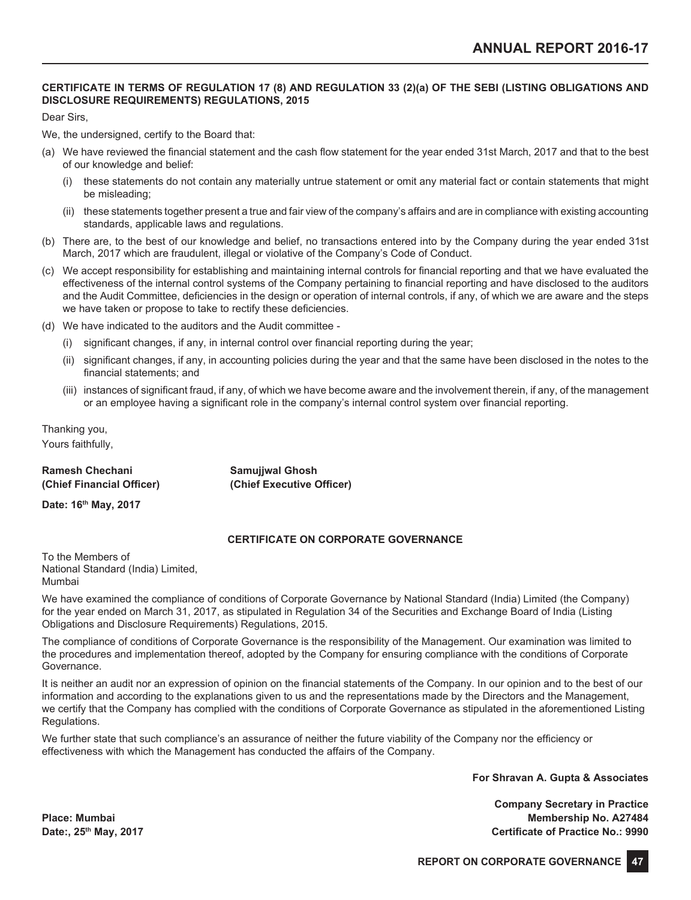**CERTIFICATE IN TERMS OF REGULATION 17 (8) AND REGULATION 33 (2)(a) OF THE SEBI (LISTING OBLIGATIONS AND DISCLOSURE REQUIREMENTS) REGULATIONS, 2015**

Dear Sirs,

We, the undersigned, certify to the Board that:

(a) We have reviewed the financial statement and the cash flow statement for the year ended 31st March, 2017 and that to the best of our knowledge and belief:

   (i) these statements do not contain any materially untrue statement or omit any material fact or contain statements that might be misleading;

   (ii) these statements together present a true and fair view of the company's affairs and are in compliance with existing accounting standards, applicable laws and regulations.

(b) There are, to the best of our knowledge and belief, no transactions entered into by the Company during the year ended 31st March, 2017 which are fraudulent, illegal or violative of the Company's Code of Conduct.

(c) We accept responsibility for establishing and maintaining internal controls for financial reporting and that we have evaluated the effectiveness of the internal control systems of the Company pertaining to financial reporting and have disclosed to the auditors and the Audit Committee, deficiencies in the design or operation of internal controls, if any, of which we are aware and the steps we have taken or propose to take to rectify these deficiencies.

(d) We have indicated to the auditors and the Audit committee -

   (i) significant changes, if any, in internal control over financial reporting during the year;

   (ii) significant changes, if any, in accounting policies during the year and that the same have been disclosed in the notes to the financial statements; and

   (iii) instances of significant fraud, if any, of which we have become aware and the involvement therein, if any, of the management or an employee having a significant role in the company's internal control system over financial reporting.

Thanking you,
Yours faithfully,

**Ramesh Chechani**
**(Chief Financial Officer)**

**Samujjwal Ghosh**
**(Chief Executive Officer)**

**Date: 16th May, 2017**

**CERTIFICATE ON CORPORATE GOVERNANCE**

To the Members of
National Standard (India) Limited,
Mumbai

We have examined the compliance of conditions of Corporate Governance by National Standard (India) Limited (the Company) for the year ended on March 31, 2017, as stipulated in Regulation 34 of the Securities and Exchange Board of India (Listing Obligations and Disclosure Requirements) Regulations, 2015.

The compliance of conditions of Corporate Governance is the responsibility of the Management. Our examination was limited to the procedures and implementation thereof, adopted by the Company for ensuring compliance with the conditions of Corporate Governance.

It is neither an audit nor an expression of opinion on the financial statements of the Company. In our opinion and to the best of our information and according to the explanations given to us and the representations made by the Directors and the Management, we certify that the Company has complied with the conditions of Corporate Governance as stipulated in the aforementioned Listing Regulations.

We further state that such compliance's an assurance of neither the future viability of the Company nor the efficiency or effectiveness with which the Management has conducted the affairs of the Company.

**For Shravan A. Gupta & Associates**

**Company Secretary in Practice**
**Membership No. A27484**
**Certificate of Practice No.: 9990**

**Place: Mumbai**
**Date:, 25th May, 2017**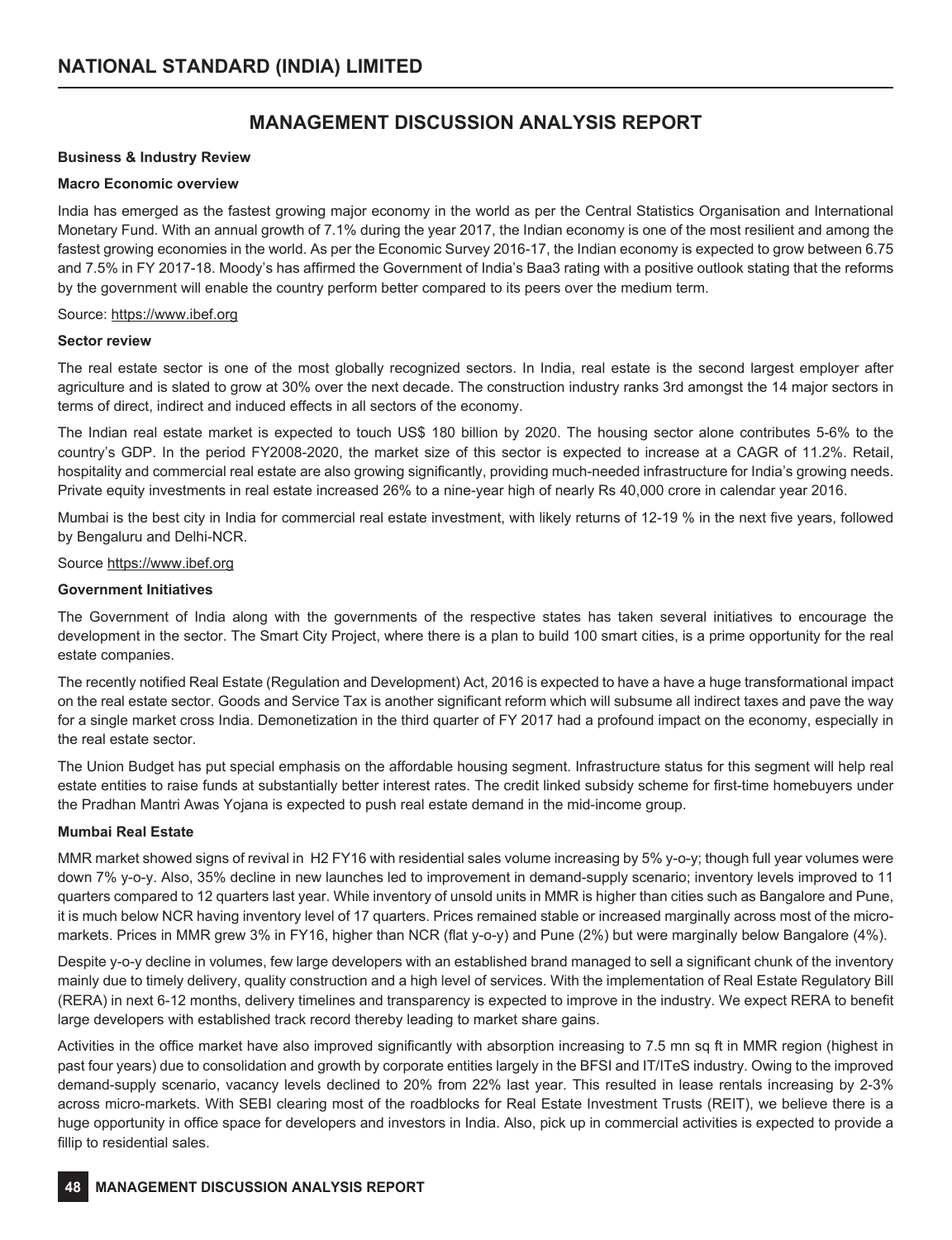# MANAGEMENT DISCUSSION ANALYSIS REPORT

**Business & Industry Review**

**Macro Economic overview**

India has emerged as the fastest growing major economy in the world as per the Central Statistics Organisation and International Monetary Fund. With an annual growth of 7.1% during the year 2017, the Indian economy is one of the most resilient and among the fastest growing economies in the world. As per the Economic Survey 2016-17, the Indian economy is expected to grow between 6.75 and 7.5% in FY 2017-18. Moody's has affirmed the Government of India's Baa3 rating with a positive outlook stating that the reforms by the government will enable the country perform better compared to its peers over the medium term.

Source: https://www.ibef.org

**Sector review**

The real estate sector is one of the most globally recognized sectors. In India, real estate is the second largest employer after agriculture and is slated to grow at 30% over the next decade. The construction industry ranks 3rd amongst the 14 major sectors in terms of direct, indirect and induced effects in all sectors of the economy.

The Indian real estate market is expected to touch US$ 180 billion by 2020. The housing sector alone contributes 5-6% to the country's GDP. In the period FY2008-2020, the market size of this sector is expected to increase at a CAGR of 11.2%. Retail, hospitality and commercial real estate are also growing significantly, providing much-needed infrastructure for India's growing needs. Private equity investments in real estate increased 26% to a nine-year high of nearly Rs 40,000 crore in calendar year 2016.

Mumbai is the best city in India for commercial real estate investment, with likely returns of 12-19 % in the next five years, followed by Bengaluru and Delhi-NCR.

Source https://www.ibef.org

**Government Initiatives**

The Government of India along with the governments of the respective states has taken several initiatives to encourage the development in the sector. The Smart City Project, where there is a plan to build 100 smart cities, is a prime opportunity for the real estate companies.

The recently notified Real Estate (Regulation and Development) Act, 2016 is expected to have a have a huge transformational impact on the real estate sector. Goods and Service Tax is another significant reform which will subsume all indirect taxes and pave the way for a single market cross India. Demonetization in the third quarter of FY 2017 had a profound impact on the economy, especially in the real estate sector.

The Union Budget has put special emphasis on the affordable housing segment. Infrastructure status for this segment will help real estate entities to raise funds at substantially better interest rates. The credit linked subsidy scheme for first-time homebuyers under the Pradhan Mantri Awas Yojana is expected to push real estate demand in the mid-income group.

**Mumbai Real Estate**

MMR market showed signs of revival in H2 FY16 with residential sales volume increasing by 5% y-o-y; though full year volumes were down 7% y-o-y. Also, 35% decline in new launches led to improvement in demand-supply scenario; inventory levels improved to 11 quarters compared to 12 quarters last year. While inventory of unsold units in MMR is higher than cities such as Bangalore and Pune, it is much below NCR having inventory level of 17 quarters. Prices remained stable or increased marginally across most of the micro-markets. Prices in MMR grew 3% in FY16, higher than NCR (flat y-o-y) and Pune (2%) but were marginally below Bangalore (4%).

Despite y-o-y decline in volumes, few large developers with an established brand managed to sell a significant chunk of the inventory mainly due to timely delivery, quality construction and a high level of services. With the implementation of Real Estate Regulatory Bill (RERA) in next 6-12 months, delivery timelines and transparency is expected to improve in the industry. We expect RERA to benefit large developers with established track record thereby leading to market share gains.

Activities in the office market have also improved significantly with absorption increasing to 7.5 mn sq ft in MMR region (highest in past four years) due to consolidation and growth by corporate entities largely in the BFSI and IT/ITeS industry. Owing to the improved demand-supply scenario, vacancy levels declined to 20% from 22% last year. This resulted in lease rentals increasing by 2-3% across micro-markets. With SEBI clearing most of the roadblocks for Real Estate Investment Trusts (REIT), we believe there is a huge opportunity in office space for developers and investors in India. Also, pick up in commercial activities is expected to provide a fillip to residential sales.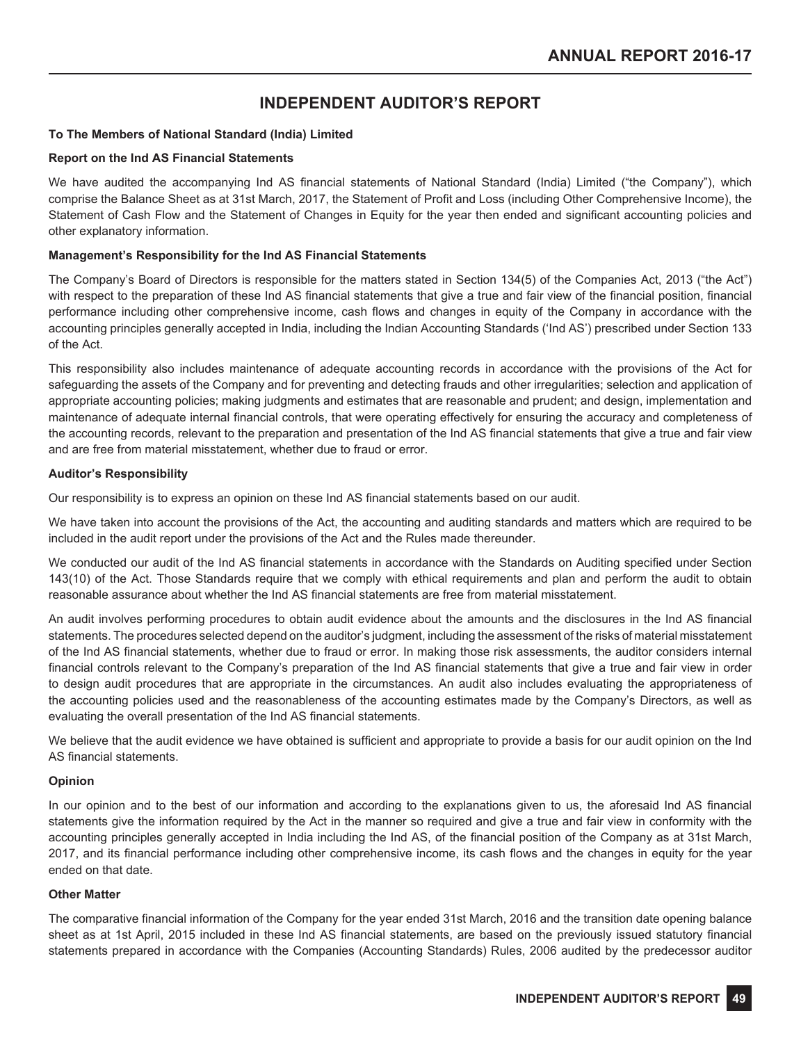# INDEPENDENT AUDITOR'S REPORT

**To The Members of National Standard (India) Limited**

**Report on the Ind AS Financial Statements**

We have audited the accompanying Ind AS financial statements of National Standard (India) Limited ("the Company"), which comprise the Balance Sheet as at 31st March, 2017, the Statement of Profit and Loss (including Other Comprehensive Income), the Statement of Cash Flow and the Statement of Changes in Equity for the year then ended and significant accounting policies and other explanatory information.

**Management's Responsibility for the Ind AS Financial Statements**

The Company's Board of Directors is responsible for the matters stated in Section 134(5) of the Companies Act, 2013 ("the Act") with respect to the preparation of these Ind AS financial statements that give a true and fair view of the financial position, financial performance including other comprehensive income, cash flows and changes in equity of the Company in accordance with the accounting principles generally accepted in India, including the Indian Accounting Standards ('Ind AS') prescribed under Section 133 of the Act.

This responsibility also includes maintenance of adequate accounting records in accordance with the provisions of the Act for safeguarding the assets of the Company and for preventing and detecting frauds and other irregularities; selection and application of appropriate accounting policies; making judgments and estimates that are reasonable and prudent; and design, implementation and maintenance of adequate internal financial controls, that were operating effectively for ensuring the accuracy and completeness of the accounting records, relevant to the preparation and presentation of the Ind AS financial statements that give a true and fair view and are free from material misstatement, whether due to fraud or error.

**Auditor's Responsibility**

Our responsibility is to express an opinion on these Ind AS financial statements based on our audit.

We have taken into account the provisions of the Act, the accounting and auditing standards and matters which are required to be included in the audit report under the provisions of the Act and the Rules made thereunder.

We conducted our audit of the Ind AS financial statements in accordance with the Standards on Auditing specified under Section 143(10) of the Act. Those Standards require that we comply with ethical requirements and plan and perform the audit to obtain reasonable assurance about whether the Ind AS financial statements are free from material misstatement.

An audit involves performing procedures to obtain audit evidence about the amounts and the disclosures in the Ind AS financial statements. The procedures selected depend on the auditor's judgment, including the assessment of the risks of material misstatement of the Ind AS financial statements, whether due to fraud or error. In making those risk assessments, the auditor considers internal financial controls relevant to the Company's preparation of the Ind AS financial statements that give a true and fair view in order to design audit procedures that are appropriate in the circumstances. An audit also includes evaluating the appropriateness of the accounting policies used and the reasonableness of the accounting estimates made by the Company's Directors, as well as evaluating the overall presentation of the Ind AS financial statements.

We believe that the audit evidence we have obtained is sufficient and appropriate to provide a basis for our audit opinion on the Ind AS financial statements.

**Opinion**

In our opinion and to the best of our information and according to the explanations given to us, the aforesaid Ind AS financial statements give the information required by the Act in the manner so required and give a true and fair view in conformity with the accounting principles generally accepted in India including the Ind AS, of the financial position of the Company as at 31st March, 2017, and its financial performance including other comprehensive income, its cash flows and the changes in equity for the year ended on that date.

**Other Matter**

The comparative financial information of the Company for the year ended 31st March, 2016 and the transition date opening balance sheet as at 1st April, 2015 included in these Ind AS financial statements, are based on the previously issued statutory financial statements prepared in accordance with the Companies (Accounting Standards) Rules, 2006 audited by the predecessor auditor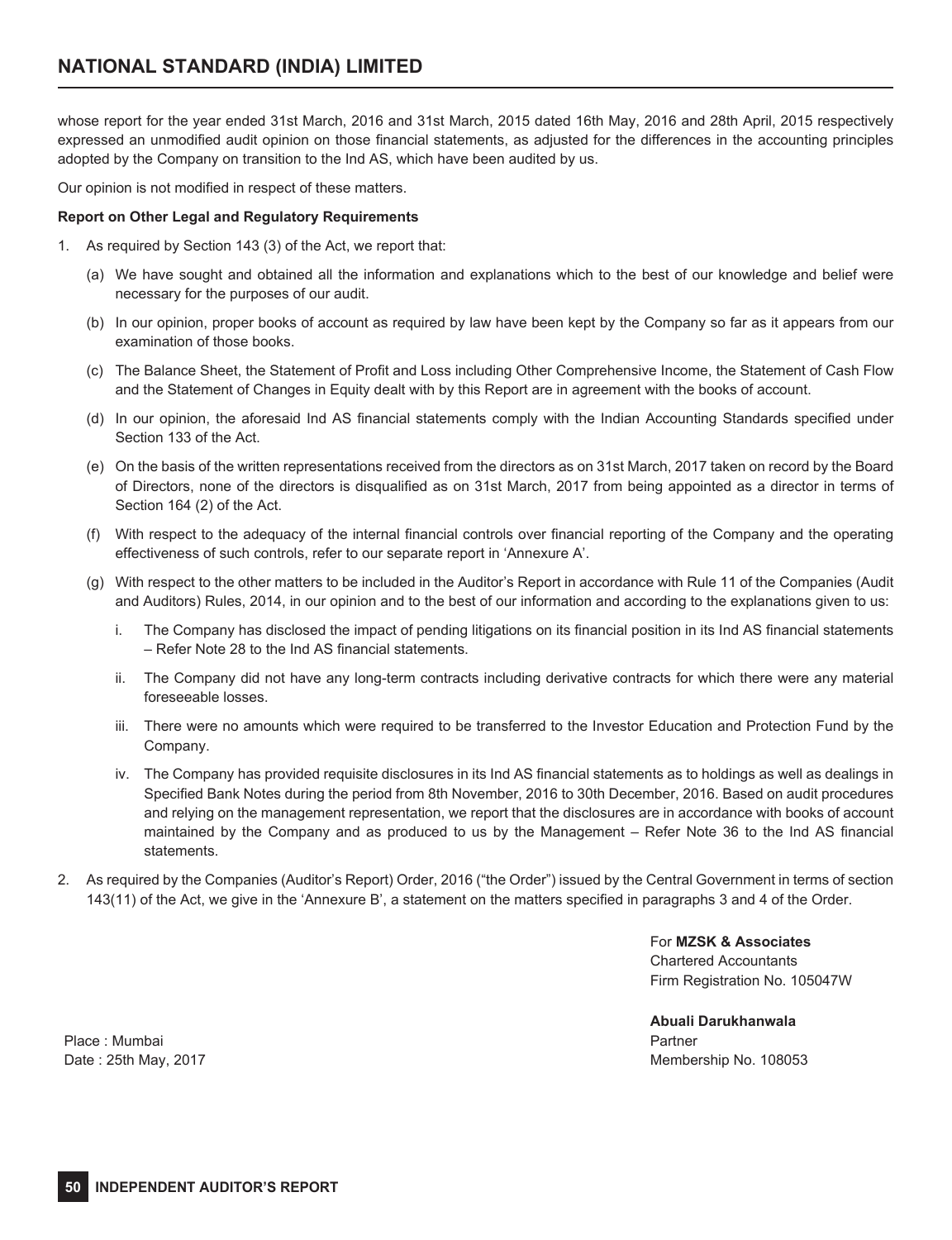whose report for the year ended 31st March, 2016 and 31st March, 2015 dated 16th May, 2016 and 28th April, 2015 respectively expressed an unmodified audit opinion on those financial statements, as adjusted for the differences in the accounting principles adopted by the Company on transition to the Ind AS, which have been audited by us.

Our opinion is not modified in respect of these matters.

**Report on Other Legal and Regulatory Requirements**

1. As required by Section 143 (3) of the Act, we report that:

   (a) We have sought and obtained all the information and explanations which to the best of our knowledge and belief were necessary for the purposes of our audit.

   (b) In our opinion, proper books of account as required by law have been kept by the Company so far as it appears from our examination of those books.

   (c) The Balance Sheet, the Statement of Profit and Loss including Other Comprehensive Income, the Statement of Cash Flow and the Statement of Changes in Equity dealt with by this Report are in agreement with the books of account.

   (d) In our opinion, the aforesaid Ind AS financial statements comply with the Indian Accounting Standards specified under Section 133 of the Act.

   (e) On the basis of the written representations received from the directors as on 31st March, 2017 taken on record by the Board of Directors, none of the directors is disqualified as on 31st March, 2017 from being appointed as a director in terms of Section 164 (2) of the Act.

   (f) With respect to the adequacy of the internal financial controls over financial reporting of the Company and the operating effectiveness of such controls, refer to our separate report in 'Annexure A'.

   (g) With respect to the other matters to be included in the Auditor's Report in accordance with Rule 11 of the Companies (Audit and Auditors) Rules, 2014, in our opinion and to the best of our information and according to the explanations given to us:

      i. The Company has disclosed the impact of pending litigations on its financial position in its Ind AS financial statements – Refer Note 28 to the Ind AS financial statements.

      ii. The Company did not have any long-term contracts including derivative contracts for which there were any material foreseeable losses.

      iii. There were no amounts which were required to be transferred to the Investor Education and Protection Fund by the Company.

      iv. The Company has provided requisite disclosures in its Ind AS financial statements as to holdings as well as dealings in Specified Bank Notes during the period from 8th November, 2016 to 30th December, 2016. Based on audit procedures and relying on the management representation, we report that the disclosures are in accordance with books of account maintained by the Company and as produced to us by the Management – Refer Note 36 to the Ind AS financial statements.

2. As required by the Companies (Auditor's Report) Order, 2016 ("the Order") issued by the Central Government in terms of section 143(11) of the Act, we give in the 'Annexure B', a statement on the matters specified in paragraphs 3 and 4 of the Order.

For **MZSK & Associates**
Chartered Accountants
Firm Registration No. 105047W

**Abuali Darukhanwala**
Partner
Membership No. 108053

Place : Mumbai
Date : 25th May, 2017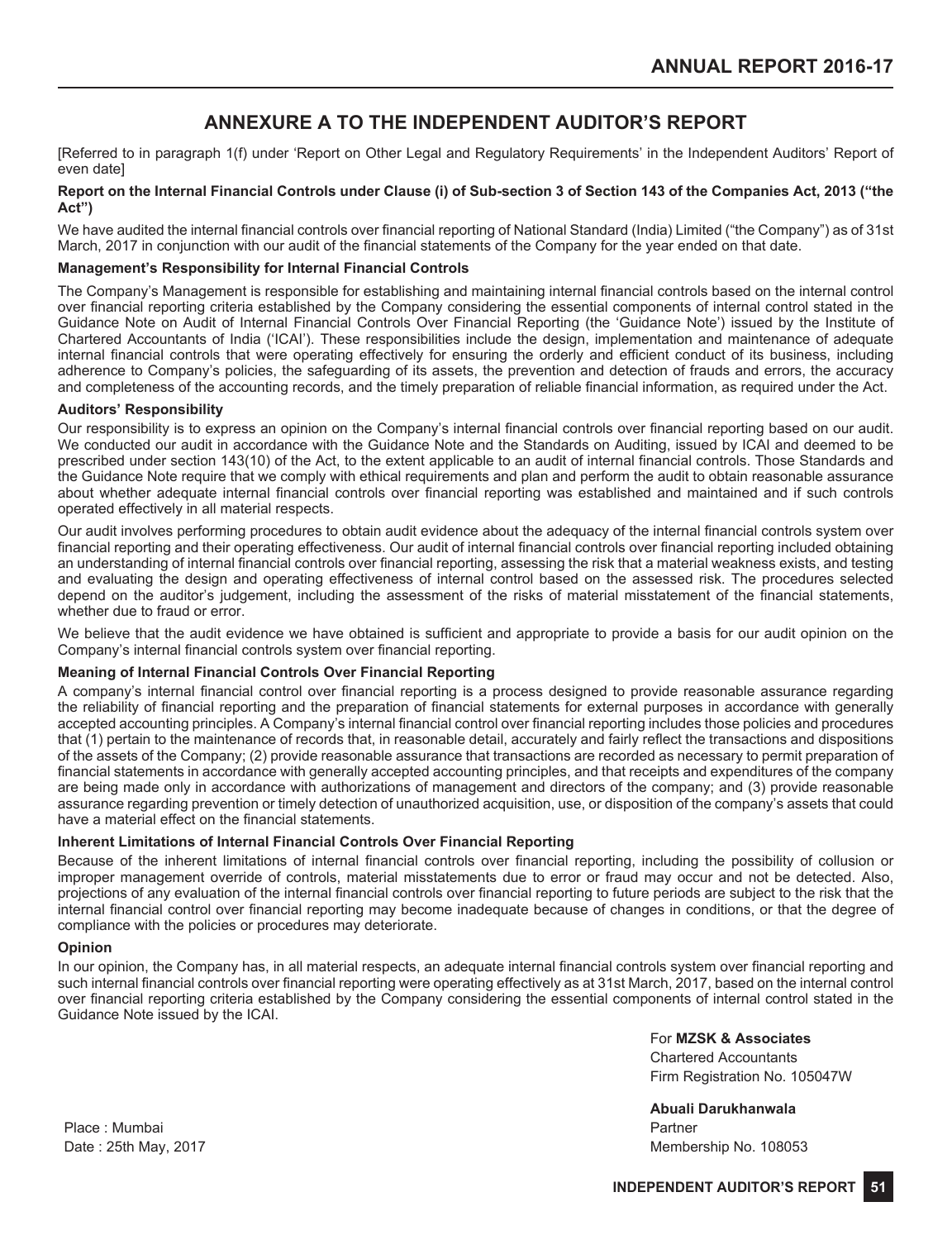# ANNEXURE A TO THE INDEPENDENT AUDITOR'S REPORT

[Referred to in paragraph 1(f) under 'Report on Other Legal and Regulatory Requirements' in the Independent Auditors' Report of even date]

**Report on the Internal Financial Controls under Clause (i) of Sub-section 3 of Section 143 of the Companies Act, 2013 ("the Act")**

We have audited the internal financial controls over financial reporting of National Standard (India) Limited ("the Company") as of 31st March, 2017 in conjunction with our audit of the financial statements of the Company for the year ended on that date.

**Management's Responsibility for Internal Financial Controls**

The Company's Management is responsible for establishing and maintaining internal financial controls based on the internal control over financial reporting criteria established by the Company considering the essential components of internal control stated in the Guidance Note on Audit of Internal Financial Controls Over Financial Reporting (the 'Guidance Note') issued by the Institute of Chartered Accountants of India ('ICAI'). These responsibilities include the design, implementation and maintenance of adequate internal financial controls that were operating effectively for ensuring the orderly and efficient conduct of its business, including adherence to Company's policies, the safeguarding of its assets, the prevention and detection of frauds and errors, the accuracy and completeness of the accounting records, and the timely preparation of reliable financial information, as required under the Act.

**Auditors' Responsibility**

Our responsibility is to express an opinion on the Company's internal financial controls over financial reporting based on our audit. We conducted our audit in accordance with the Guidance Note and the Standards on Auditing, issued by ICAI and deemed to be prescribed under section 143(10) of the Act, to the extent applicable to an audit of internal financial controls. Those Standards and the Guidance Note require that we comply with ethical requirements and plan and perform the audit to obtain reasonable assurance about whether adequate internal financial controls over financial reporting was established and maintained and if such controls operated effectively in all material respects.

Our audit involves performing procedures to obtain audit evidence about the adequacy of the internal financial controls system over financial reporting and their operating effectiveness. Our audit of internal financial controls over financial reporting included obtaining an understanding of internal financial controls over financial reporting, assessing the risk that a material weakness exists, and testing and evaluating the design and operating effectiveness of internal control based on the assessed risk. The procedures selected depend on the auditor's judgement, including the assessment of the risks of material misstatement of the financial statements, whether due to fraud or error.

We believe that the audit evidence we have obtained is sufficient and appropriate to provide a basis for our audit opinion on the Company's internal financial controls system over financial reporting.

**Meaning of Internal Financial Controls Over Financial Reporting**

A company's internal financial control over financial reporting is a process designed to provide reasonable assurance regarding the reliability of financial reporting and the preparation of financial statements for external purposes in accordance with generally accepted accounting principles. A Company's internal financial control over financial reporting includes those policies and procedures that (1) pertain to the maintenance of records that, in reasonable detail, accurately and fairly reflect the transactions and dispositions of the assets of the Company; (2) provide reasonable assurance that transactions are recorded as necessary to permit preparation of financial statements in accordance with generally accepted accounting principles, and that receipts and expenditures of the company are being made only in accordance with authorizations of management and directors of the company; and (3) provide reasonable assurance regarding prevention or timely detection of unauthorized acquisition, use, or disposition of the company's assets that could have a material effect on the financial statements.

**Inherent Limitations of Internal Financial Controls Over Financial Reporting**

Because of the inherent limitations of internal financial controls over financial reporting, including the possibility of collusion or improper management override of controls, material misstatements due to error or fraud may occur and not be detected. Also, projections of any evaluation of the internal financial controls over financial reporting to future periods are subject to the risk that the internal financial control over financial reporting may become inadequate because of changes in conditions, or that the degree of compliance with the policies or procedures may deteriorate.

**Opinion**

In our opinion, the Company has, in all material respects, an adequate internal financial controls system over financial reporting and such internal financial controls over financial reporting were operating effectively as at 31st March, 2017, based on the internal control over financial reporting criteria established by the Company considering the essential components of internal control stated in the Guidance Note issued by the ICAI.

For **MZSK & Associates**
Chartered Accountants
Firm Registration No. 105047W

**Abuali Darukhanwala**
Partner
Membership No. 108053

Place : Mumbai
Date : 25th May, 2017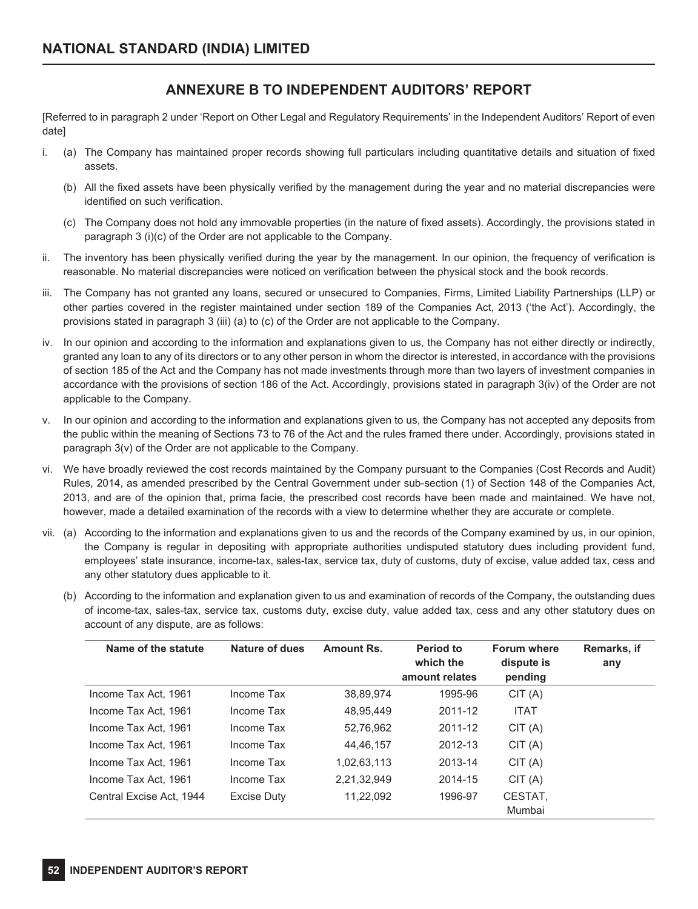## ANNEXURE B TO INDEPENDENT AUDITORS' REPORT

[Referred to in paragraph 2 under 'Report on Other Legal and Regulatory Requirements' in the Independent Auditors' Report of even date]

i. (a) The Company has maintained proper records showing full particulars including quantitative details and situation of fixed assets.

   (b) All the fixed assets have been physically verified by the management during the year and no material discrepancies were identified on such verification.

   (c) The Company does not hold any immovable properties (in the nature of fixed assets). Accordingly, the provisions stated in paragraph 3 (i)(c) of the Order are not applicable to the Company.

ii. The inventory has been physically verified during the year by the management. In our opinion, the frequency of verification is reasonable. No material discrepancies were noticed on verification between the physical stock and the book records.

iii. The Company has not granted any loans, secured or unsecured to Companies, Firms, Limited Liability Partnerships (LLP) or other parties covered in the register maintained under section 189 of the Companies Act, 2013 ('the Act'). Accordingly, the provisions stated in paragraph 3 (iii) (a) to (c) of the Order are not applicable to the Company.

iv. In our opinion and according to the information and explanations given to us, the Company has not either directly or indirectly, granted any loan to any of its directors or to any other person in whom the director is interested, in accordance with the provisions of section 185 of the Act and the Company has not made investments through more than two layers of investment companies in accordance with the provisions of section 186 of the Act. Accordingly, provisions stated in paragraph 3(iv) of the Order are not applicable to the Company.

v. In our opinion and according to the information and explanations given to us, the Company has not accepted any deposits from the public within the meaning of Sections 73 to 76 of the Act and the rules framed there under. Accordingly, provisions stated in paragraph 3(v) of the Order are not applicable to the Company.

vi. We have broadly reviewed the cost records maintained by the Company pursuant to the Companies (Cost Records and Audit) Rules, 2014, as amended prescribed by the Central Government under sub-section (1) of Section 148 of the Companies Act, 2013, and are of the opinion that, prima facie, the prescribed cost records have been made and maintained. We have not, however, made a detailed examination of the records with a view to determine whether they are accurate or complete.

vii. (a) According to the information and explanations given to us and the records of the Company examined by us, in our opinion, the Company is regular in depositing with appropriate authorities undisputed statutory dues including provident fund, employees' state insurance, income-tax, sales-tax, service tax, duty of customs, duty of excise, value added tax, cess and any other statutory dues applicable to it.

   (b) According to the information and explanation given to us and examination of records of the Company, the outstanding dues of income-tax, sales-tax, service tax, customs duty, excise duty, value added tax, cess and any other statutory dues on account of any dispute, are as follows:

| Name of the statute | Nature of dues | Amount Rs. | Period to which the amount relates | Forum where dispute is pending | Remarks, if any |
|---|---|---|---|---|---|
| Income Tax Act, 1961 | Income Tax | 38,89,974 | 1995-96 | CIT (A) | |
| Income Tax Act, 1961 | Income Tax | 48,95,449 | 2011-12 | ITAT | |
| Income Tax Act, 1961 | Income Tax | 52,76,962 | 2011-12 | CIT (A) | |
| Income Tax Act, 1961 | Income Tax | 44,46,157 | 2012-13 | CIT (A) | |
| Income Tax Act, 1961 | Income Tax | 1,02,63,113 | 2013-14 | CIT (A) | |
| Income Tax Act, 1961 | Income Tax | 2,21,32,949 | 2014-15 | CIT (A) | |
| Central Excise Act, 1944 | Excise Duty | 11,22,092 | 1996-97 | CESTAT, Mumbai | |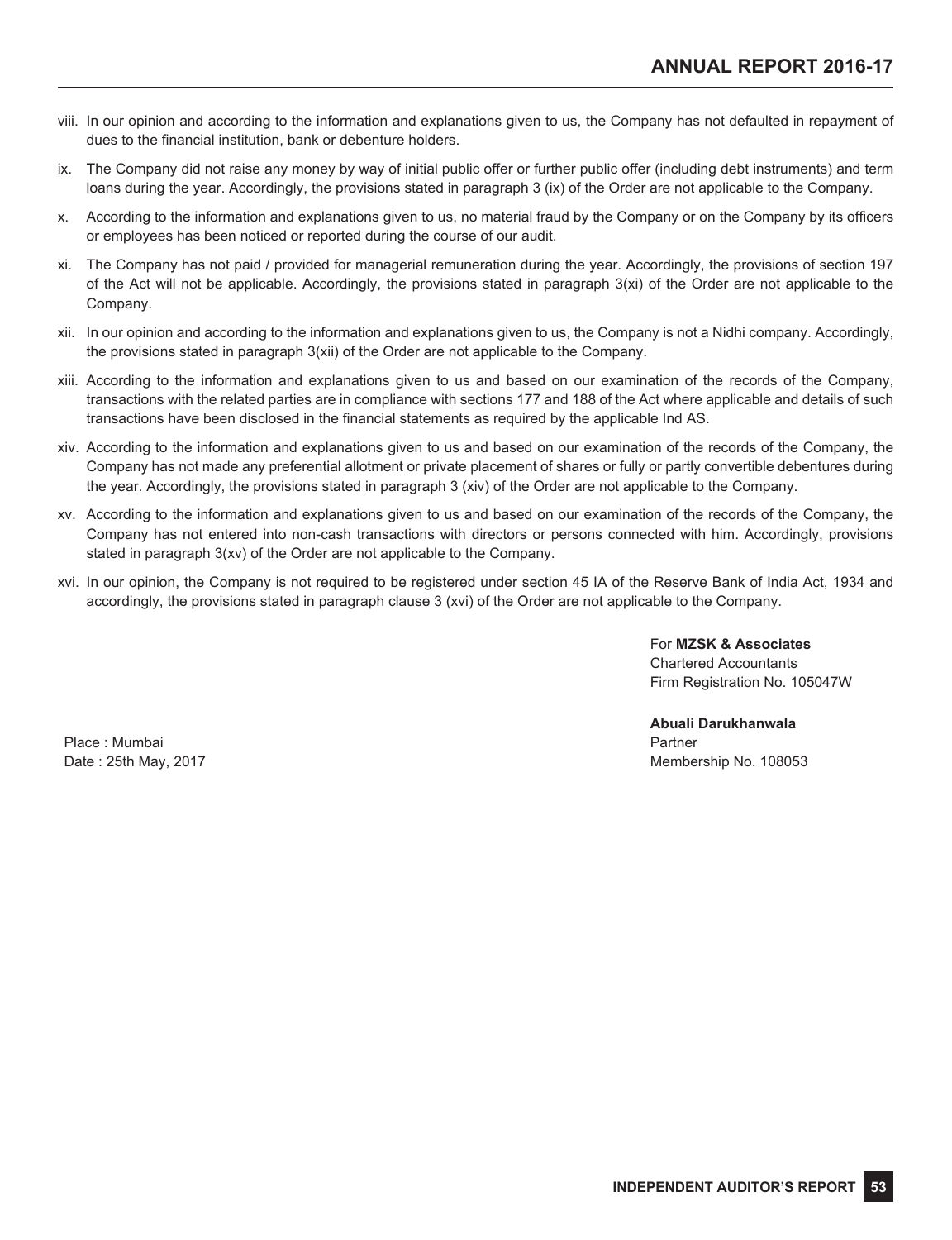viii. In our opinion and according to the information and explanations given to us, the Company has not defaulted in repayment of dues to the financial institution, bank or debenture holders.

ix. The Company did not raise any money by way of initial public offer or further public offer (including debt instruments) and term loans during the year. Accordingly, the provisions stated in paragraph 3 (ix) of the Order are not applicable to the Company.

x. According to the information and explanations given to us, no material fraud by the Company or on the Company by its officers or employees has been noticed or reported during the course of our audit.

xi. The Company has not paid / provided for managerial remuneration during the year. Accordingly, the provisions of section 197 of the Act will not be applicable. Accordingly, the provisions stated in paragraph 3(xi) of the Order are not applicable to the Company.

xii. In our opinion and according to the information and explanations given to us, the Company is not a Nidhi company. Accordingly, the provisions stated in paragraph 3(xii) of the Order are not applicable to the Company.

xiii. According to the information and explanations given to us and based on our examination of the records of the Company, transactions with the related parties are in compliance with sections 177 and 188 of the Act where applicable and details of such transactions have been disclosed in the financial statements as required by the applicable Ind AS.

xiv. According to the information and explanations given to us and based on our examination of the records of the Company, the Company has not made any preferential allotment or private placement of shares or fully or partly convertible debentures during the year. Accordingly, the provisions stated in paragraph 3 (xiv) of the Order are not applicable to the Company.

xv. According to the information and explanations given to us and based on our examination of the records of the Company, the Company has not entered into non-cash transactions with directors or persons connected with him. Accordingly, provisions stated in paragraph 3(xv) of the Order are not applicable to the Company.

xvi. In our opinion, the Company is not required to be registered under section 45 IA of the Reserve Bank of India Act, 1934 and accordingly, the provisions stated in paragraph clause 3 (xvi) of the Order are not applicable to the Company.

For **MZSK & Associates**
Chartered Accountants
Firm Registration No. 105047W

**Abuali Darukhanwala**
Partner
Membership No. 108053

Place : Mumbai
Date : 25th May, 2017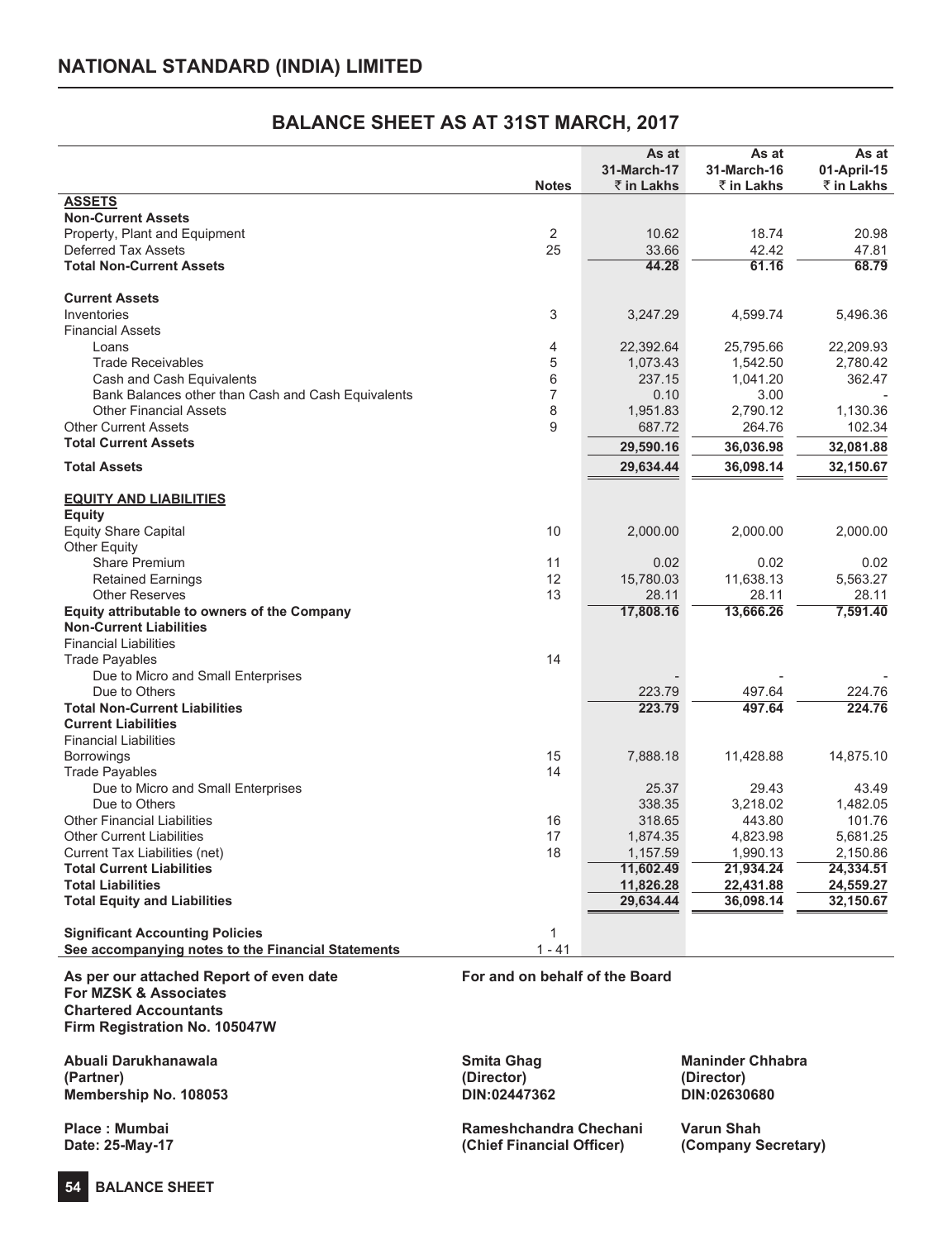# NATIONAL STANDARD (INDIA) LIMITED

## BALANCE SHEET AS AT 31ST MARCH, 2017

| | Notes | As at 31-March-17 ₹ in Lakhs | As at 31-March-16 ₹ in Lakhs | As at 01-April-15 ₹ in Lakhs |
|---|---|---|---|---|
| **ASSETS** | | | | |
| **Non-Current Assets** | | | | |
| Property, Plant and Equipment | 2 | 10.62 | 18.74 | 20.98 |
| Deferred Tax Assets | 25 | 33.66 | 42.42 | 47.81 |
| **Total Non-Current Assets** | | **44.28** | **61.16** | **68.79** |
| **Current Assets** | | | | |
| Inventories | 3 | 3,247.29 | 4,599.74 | 5,496.36 |
| Financial Assets | | | | |
| Loans | 4 | 22,392.64 | 25,795.66 | 22,209.93 |
| Trade Receivables | 5 | 1,073.43 | 1,542.50 | 2,780.42 |
| Cash and Cash Equivalents | 6 | 237.15 | 1,041.20 | 362.47 |
| Bank Balances other than Cash and Cash Equivalents | 7 | 0.10 | 3.00 | - |
| Other Financial Assets | 8 | 1,951.83 | 2,790.12 | 1,130.36 |
| Other Current Assets | 9 | 687.72 | 264.76 | 102.34 |
| **Total Current Assets** | | **29,590.16** | **36,036.98** | **32,081.88** |
| **Total Assets** | | **29,634.44** | **36,098.14** | **32,150.67** |
| **EQUITY AND LIABILITIES** | | | | |
| **Equity** | | | | |
| Equity Share Capital | 10 | 2,000.00 | 2,000.00 | 2,000.00 |
| Other Equity | | | | |
| Share Premium | 11 | 0.02 | 0.02 | 0.02 |
| Retained Earnings | 12 | 15,780.03 | 11,638.13 | 5,563.27 |
| Other Reserves | 13 | 28.11 | 28.11 | 28.11 |
| **Equity attributable to owners of the Company** | | **17,808.16** | **13,666.26** | **7,591.40** |
| **Non-Current Liabilities** | | | | |
| Financial Liabilities | | | | |
| Trade Payables | 14 | | | |
| Due to Micro and Small Enterprises | | - | - | - |
| Due to Others | | 223.79 | 497.64 | 224.76 |
| **Total Non-Current Liabilities** | | **223.79** | **497.64** | **224.76** |
| **Current Liabilities** | | | | |
| Financial Liabilities | | | | |
| Borrowings | 15 | 7,888.18 | 11,428.88 | 14,875.10 |
| Trade Payables | 14 | | | |
| Due to Micro and Small Enterprises | | 25.37 | 29.43 | 43.49 |
| Due to Others | | 338.35 | 3,218.02 | 1,482.05 |
| Other Financial Liabilities | 16 | 318.65 | 443.80 | 101.76 |
| Other Current Liabilities | 17 | 1,874.35 | 4,823.98 | 5,681.25 |
| Current Tax Liabilities (net) | 18 | 1,157.59 | 1,990.13 | 2,150.86 |
| **Total Current Liabilities** | | **11,602.49** | **21,934.24** | **24,334.51** |
| **Total Liabilities** | | **11,826.28** | **22,431.88** | **24,559.27** |
| **Total Equity and Liabilities** | | **29,634.44** | **36,098.14** | **32,150.67** |
| **Significant Accounting Policies** | 1 | | | |
| **See accompanying notes to the Financial Statements** | 1 - 41 | | | |

**As per our attached Report of even date**
**For MZSK & Associates**
**Chartered Accountants**
**Firm Registration No. 105047W**

**For and on behalf of the Board**

**Abuali Darukhanawala**
**(Partner)**
**Membership No. 108053**

**Smita Ghag**
**(Director)**
**DIN:02447362**

**Maninder Chhabra**
**(Director)**
**DIN:02630680**

**Place : Mumbai**
**Date: 25-May-17**

**Rameshchandra Chechani**
**(Chief Financial Officer)**

**Varun Shah**
**(Company Secretary)**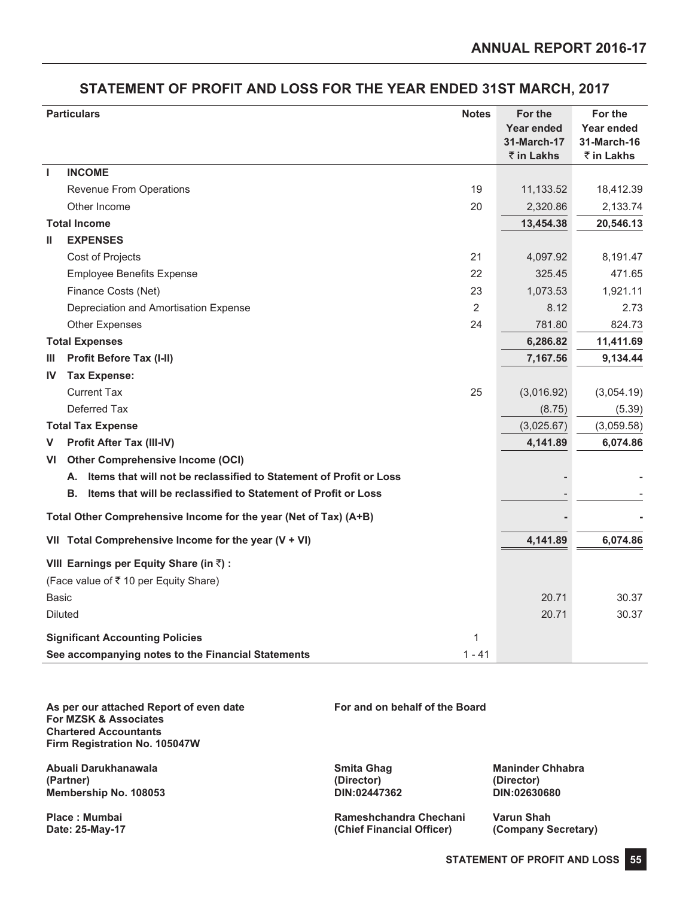# STATEMENT OF PROFIT AND LOSS FOR THE YEAR ENDED 31ST MARCH, 2017

| | Particulars | Notes | For the Year ended 31-March-17 ₹ in Lakhs | For the Year ended 31-March-16 ₹ in Lakhs |
|---|---|---|---|---|
| **I** | **INCOME** | | | |
| | Revenue From Operations | 19 | 11,133.52 | 18,412.39 |
| | Other Income | 20 | 2,320.86 | 2,133.74 |
| | **Total Income** | | **13,454.38** | **20,546.13** |
| **II** | **EXPENSES** | | | |
| | Cost of Projects | 21 | 4,097.92 | 8,191.47 |
| | Employee Benefits Expense | 22 | 325.45 | 471.65 |
| | Finance Costs (Net) | 23 | 1,073.53 | 1,921.11 |
| | Depreciation and Amortisation Expense | 2 | 8.12 | 2.73 |
| | Other Expenses | 24 | 781.80 | 824.73 |
| | **Total Expenses** | | **6,286.82** | **11,411.69** |
| **III** | **Profit Before Tax (I-II)** | | **7,167.56** | **9,134.44** |
| **IV** | **Tax Expense:** | | | |
| | Current Tax | 25 | (3,016.92) | (3,054.19) |
| | Deferred Tax | | (8.75) | (5.39) |
| | **Total Tax Expense** | | (3,025.67) | (3,059.58) |
| **V** | **Profit After Tax (III-IV)** | | **4,141.89** | **6,074.86** |
| **VI** | **Other Comprehensive Income (OCI)** | | | |
| | **A. Items that will not be reclassified to Statement of Profit or Loss** | | - | - |
| | **B. Items that will be reclassified to Statement of Profit or Loss** | | - | - |
| | **Total Other Comprehensive Income for the year (Net of Tax) (A+B)** | | **-** | **-** |
| **VII** | **Total Comprehensive Income for the year (V + VI)** | | **4,141.89** | **6,074.86** |
| **VIII** | **Earnings per Equity Share (in ₹) :** | | | |
| | (Face value of ₹ 10 per Equity Share) | | | |
| | Basic | | 20.71 | 30.37 |
| | Diluted | | 20.71 | 30.37 |
| | **Significant Accounting Policies** | 1 | | |
| | **See accompanying notes to the Financial Statements** | 1 - 41 | | |

**As per our attached Report of even date**
**For MZSK & Associates**
**Chartered Accountants**
**Firm Registration No. 105047W**

**Abuali Darukhanawala**
**(Partner)**
**Membership No. 108053**

**Place : Mumbai**
**Date: 25-May-17**

**For and on behalf of the Board**

**Smita Ghag**
**(Director)**
**DIN:02447362**

**Maninder Chhabra**
**(Director)**
**DIN:02630680**

**Rameshchandra Chechani**
**(Chief Financial Officer)**

**Varun Shah**
**(Company Secretary)**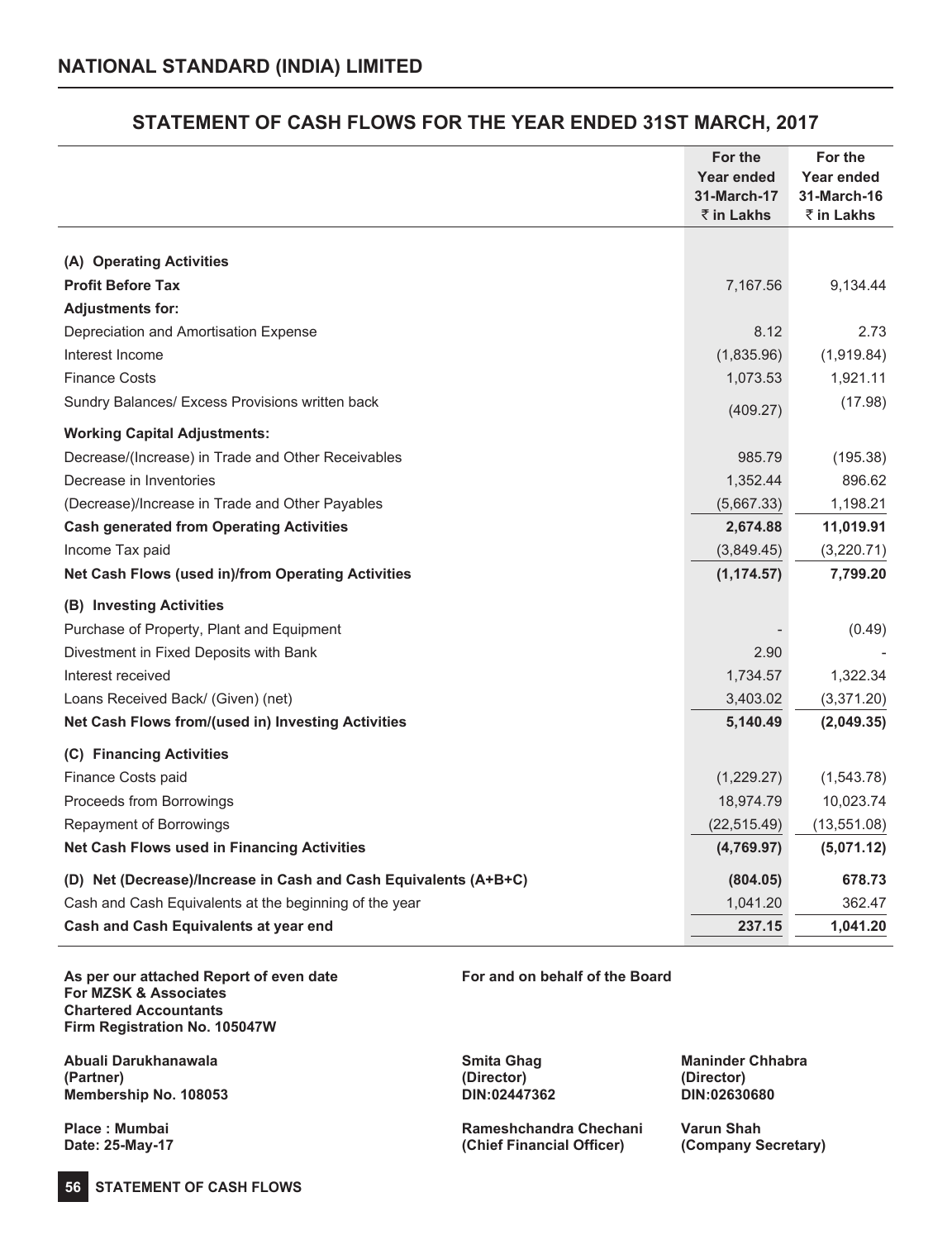# NATIONAL STANDARD (INDIA) LIMITED

## STATEMENT OF CASH FLOWS FOR THE YEAR ENDED 31ST MARCH, 2017

| | For the Year ended 31-March-17 ₹ in Lakhs | For the Year ended 31-March-16 ₹ in Lakhs |
|---|---|---|
| **(A) Operating Activities** | | |
| **Profit Before Tax** | 7,167.56 | 9,134.44 |
| **Adjustments for:** | | |
| Depreciation and Amortisation Expense | 8.12 | 2.73 |
| Interest Income | (1,835.96) | (1,919.84) |
| Finance Costs | 1,073.53 | 1,921.11 |
| Sundry Balances/ Excess Provisions written back | (409.27) | (17.98) |
| **Working Capital Adjustments:** | | |
| Decrease/(Increase) in Trade and Other Receivables | 985.79 | (195.38) |
| Decrease in Inventories | 1,352.44 | 896.62 |
| (Decrease)/Increase in Trade and Other Payables | (5,667.33) | 1,198.21 |
| **Cash generated from Operating Activities** | **2,674.88** | **11,019.91** |
| Income Tax paid | (3,849.45) | (3,220.71) |
| **Net Cash Flows (used in)/from Operating Activities** | **(1,174.57)** | **7,799.20** |
| **(B) Investing Activities** | | |
| Purchase of Property, Plant and Equipment | - | (0.49) |
| Divestment in Fixed Deposits with Bank | 2.90 | - |
| Interest received | 1,734.57 | 1,322.34 |
| Loans Received Back/ (Given) (net) | 3,403.02 | (3,371.20) |
| **Net Cash Flows from/(used in) Investing Activities** | **5,140.49** | **(2,049.35)** |
| **(C) Financing Activities** | | |
| Finance Costs paid | (1,229.27) | (1,543.78) |
| Proceeds from Borrowings | 18,974.79 | 10,023.74 |
| Repayment of Borrowings | (22,515.49) | (13,551.08) |
| **Net Cash Flows used in Financing Activities** | **(4,769.97)** | **(5,071.12)** |
| **(D) Net (Decrease)/Increase in Cash and Cash Equivalents (A+B+C)** | **(804.05)** | **678.73** |
| Cash and Cash Equivalents at the beginning of the year | 1,041.20 | 362.47 |
| **Cash and Cash Equivalents at year end** | **237.15** | **1,041.20** |

**As per our attached Report of even date**
**For MZSK & Associates**
**Chartered Accountants**
**Firm Registration No. 105047W**

**For and on behalf of the Board**

**Abuali Darukhanawala**
**(Partner)**
**Membership No. 108053**

**Smita Ghag**
**(Director)**
**DIN:02447362**

**Maninder Chhabra**
**(Director)**
**DIN:02630680**

**Place : Mumbai**
**Date: 25-May-17**

**Rameshchandra Chechani**
**(Chief Financial Officer)**

**Varun Shah**
**(Company Secretary)**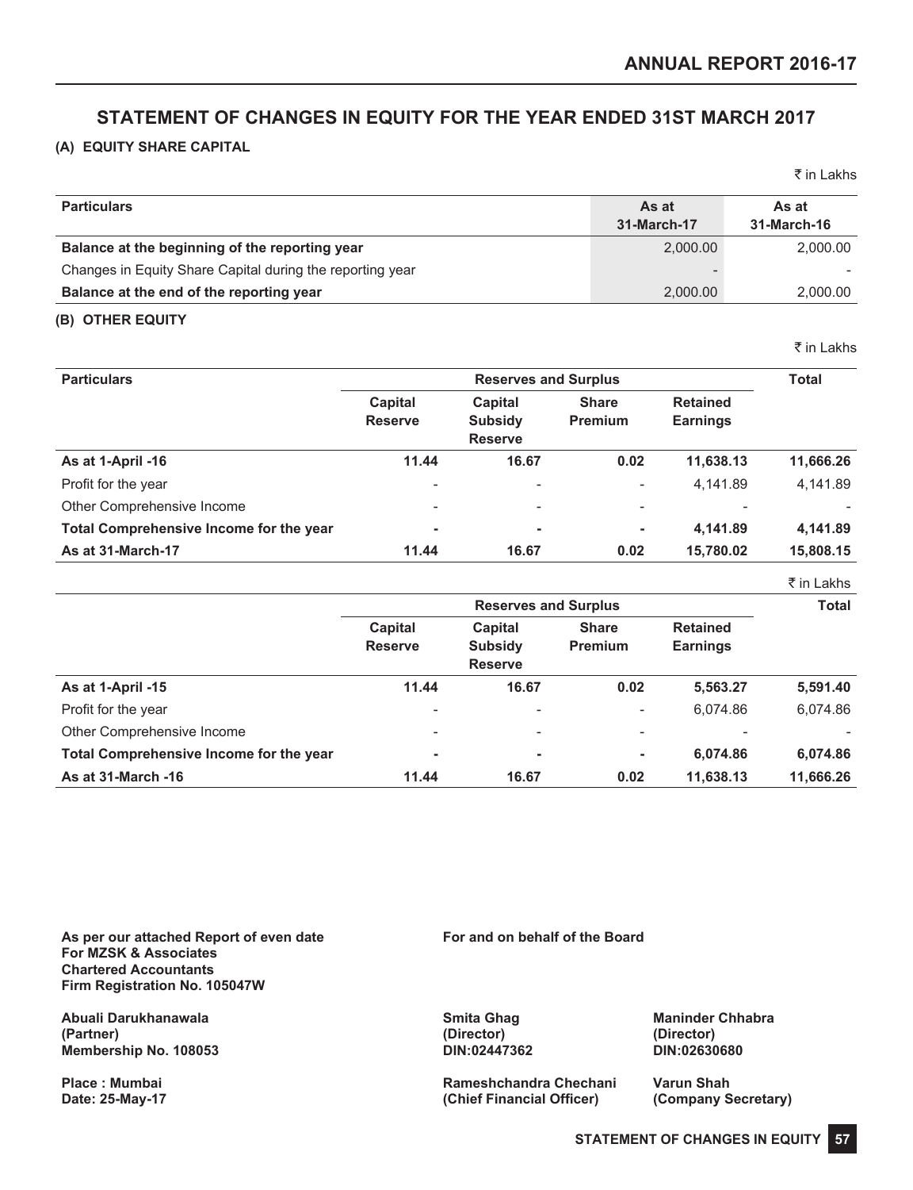# STATEMENT OF CHANGES IN EQUITY FOR THE YEAR ENDED 31ST MARCH 2017

## (A) EQUITY SHARE CAPITAL

₹ in Lakhs

| Particulars | As at 31-March-17 | As at 31-March-16 |
|---|---|---|
| **Balance at the beginning of the reporting year** | 2,000.00 | 2,000.00 |
| Changes in Equity Share Capital during the reporting year | - | - |
| **Balance at the end of the reporting year** | 2,000.00 | 2,000.00 |

## (B) OTHER EQUITY

₹ in Lakhs

| Particulars | Reserves and Surplus | | | | Total |
|---|---|---|---|---|---|
| | Capital Reserve | Capital Subsidy Reserve | Share Premium | Retained Earnings | |
| **As at 1-April -16** | **11.44** | **16.67** | **0.02** | **11,638.13** | **11,666.26** |
| Profit for the year | - | - | - | 4,141.89 | 4,141.89 |
| Other Comprehensive Income | - | - | - | - | - |
| **Total Comprehensive Income for the year** | **-** | **-** | **-** | **4,141.89** | **4,141.89** |
| **As at 31-March-17** | **11.44** | **16.67** | **0.02** | **15,780.02** | **15,808.15** |

₹ in Lakhs

| | Reserves and Surplus | | | | Total |
|---|---|---|---|---|---|
| | Capital Reserve | Capital Subsidy Reserve | Share Premium | Retained Earnings | |
| **As at 1-April -15** | **11.44** | **16.67** | **0.02** | **5,563.27** | **5,591.40** |
| Profit for the year | - | - | - | 6,074.86 | 6,074.86 |
| Other Comprehensive Income | - | - | - | - | - |
| **Total Comprehensive Income for the year** | **-** | **-** | **-** | **6,074.86** | **6,074.86** |
| **As at 31-March -16** | **11.44** | **16.67** | **0.02** | **11,638.13** | **11,666.26** |

**As per our attached Report of even date**
**For MZSK & Associates**
**Chartered Accountants**
**Firm Registration No. 105047W**

**Abuali Darukhanawala**
**(Partner)**
**Membership No. 108053**

**Place : Mumbai**
**Date: 25-May-17**

**For and on behalf of the Board**

**Smita Ghag**
**(Director)**
**DIN:02447362**

**Maninder Chhabra**
**(Director)**
**DIN:02630680**

**Rameshchandra Chechani**
**(Chief Financial Officer)**

**Varun Shah**
**(Company Secretary)**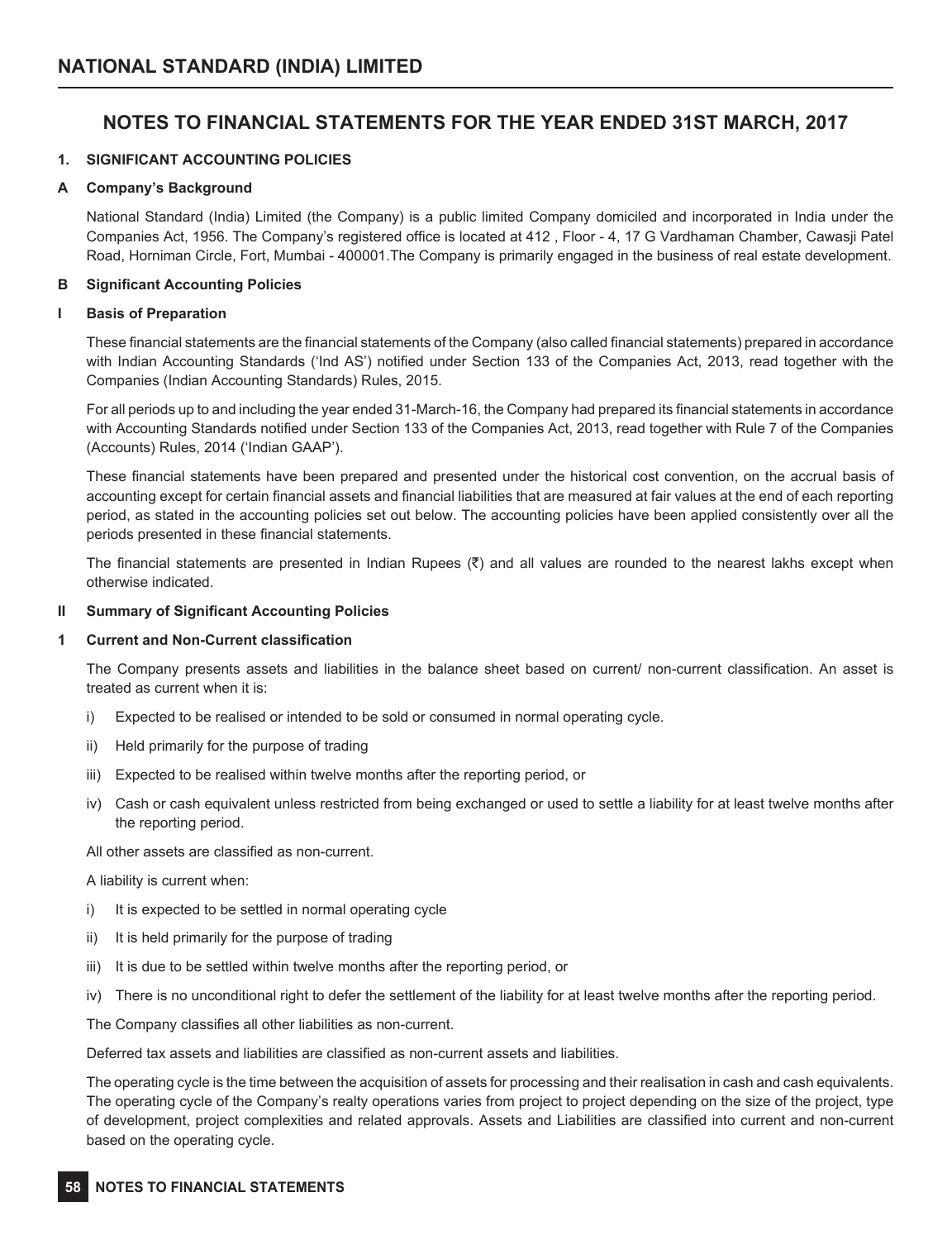## NOTES TO FINANCIAL STATEMENTS FOR THE YEAR ENDED 31ST MARCH, 2017

### 1. SIGNIFICANT ACCOUNTING POLICIES

#### A Company's Background

National Standard (India) Limited (the Company) is a public limited Company domiciled and incorporated in India under the Companies Act, 1956. The Company's registered office is located at 412 , Floor - 4, 17 G Vardhaman Chamber, Cawasji Patel Road, Horniman Circle, Fort, Mumbai - 400001.The Company is primarily engaged in the business of real estate development.

#### B Significant Accounting Policies

#### I Basis of Preparation

These financial statements are the financial statements of the Company (also called financial statements) prepared in accordance with Indian Accounting Standards ('Ind AS') notified under Section 133 of the Companies Act, 2013, read together with the Companies (Indian Accounting Standards) Rules, 2015.

For all periods up to and including the year ended 31-March-16, the Company had prepared its financial statements in accordance with Accounting Standards notified under Section 133 of the Companies Act, 2013, read together with Rule 7 of the Companies (Accounts) Rules, 2014 ('Indian GAAP').

These financial statements have been prepared and presented under the historical cost convention, on the accrual basis of accounting except for certain financial assets and financial liabilities that are measured at fair values at the end of each reporting period, as stated in the accounting policies set out below. The accounting policies have been applied consistently over all the periods presented in these financial statements.

The financial statements are presented in Indian Rupees (₹) and all values are rounded to the nearest lakhs except when otherwise indicated.

#### II Summary of Significant Accounting Policies

#### 1 Current and Non-Current classification

The Company presents assets and liabilities in the balance sheet based on current/ non-current classification. An asset is treated as current when it is:

i) Expected to be realised or intended to be sold or consumed in normal operating cycle.

ii) Held primarily for the purpose of trading

iii) Expected to be realised within twelve months after the reporting period, or

iv) Cash or cash equivalent unless restricted from being exchanged or used to settle a liability for at least twelve months after the reporting period.

All other assets are classified as non-current.

A liability is current when:

i) It is expected to be settled in normal operating cycle

ii) It is held primarily for the purpose of trading

iii) It is due to be settled within twelve months after the reporting period, or

iv) There is no unconditional right to defer the settlement of the liability for at least twelve months after the reporting period.

The Company classifies all other liabilities as non-current.

Deferred tax assets and liabilities are classified as non-current assets and liabilities.

The operating cycle is the time between the acquisition of assets for processing and their realisation in cash and cash equivalents. The operating cycle of the Company's realty operations varies from project to project depending on the size of the project, type of development, project complexities and related approvals. Assets and Liabilities are classified into current and non-current based on the operating cycle.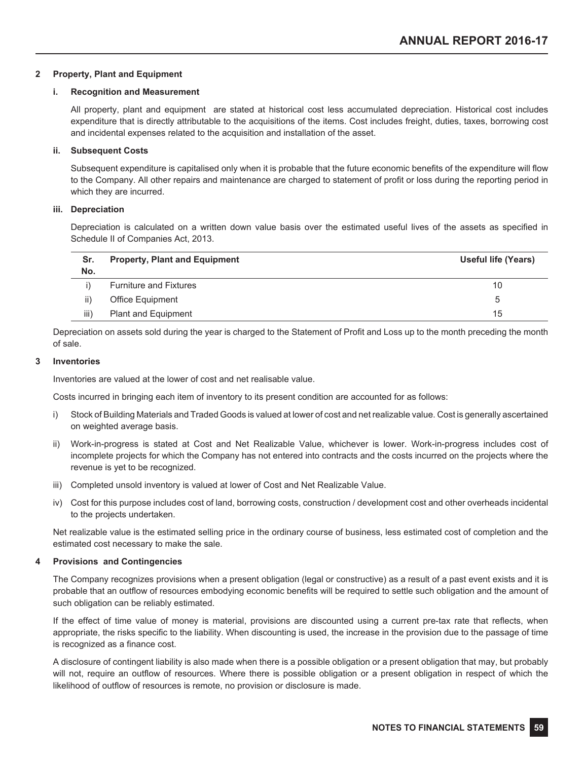## 2 Property, Plant and Equipment

### i. Recognition and Measurement

All property, plant and equipment are stated at historical cost less accumulated depreciation. Historical cost includes expenditure that is directly attributable to the acquisitions of the items. Cost includes freight, duties, taxes, borrowing cost and incidental expenses related to the acquisition and installation of the asset.

### ii. Subsequent Costs

Subsequent expenditure is capitalised only when it is probable that the future economic benefits of the expenditure will flow to the Company. All other repairs and maintenance are charged to statement of profit or loss during the reporting period in which they are incurred.

### iii. Depreciation

Depreciation is calculated on a written down value basis over the estimated useful lives of the assets as specified in Schedule II of Companies Act, 2013.

| Sr. No. | Property, Plant and Equipment | Useful life (Years) |
|---|---|---|
| i) | Furniture and Fixtures | 10 |
| ii) | Office Equipment | 5 |
| iii) | Plant and Equipment | 15 |

Depreciation on assets sold during the year is charged to the Statement of Profit and Loss up to the month preceding the month of sale.

## 3 Inventories

Inventories are valued at the lower of cost and net realisable value.

Costs incurred in bringing each item of inventory to its present condition are accounted for as follows:

i) Stock of Building Materials and Traded Goods is valued at lower of cost and net realizable value. Cost is generally ascertained on weighted average basis.

ii) Work-in-progress is stated at Cost and Net Realizable Value, whichever is lower. Work-in-progress includes cost of incomplete projects for which the Company has not entered into contracts and the costs incurred on the projects where the revenue is yet to be recognized.

iii) Completed unsold inventory is valued at lower of Cost and Net Realizable Value.

iv) Cost for this purpose includes cost of land, borrowing costs, construction / development cost and other overheads incidental to the projects undertaken.

Net realizable value is the estimated selling price in the ordinary course of business, less estimated cost of completion and the estimated cost necessary to make the sale.

## 4 Provisions and Contingencies

The Company recognizes provisions when a present obligation (legal or constructive) as a result of a past event exists and it is probable that an outflow of resources embodying economic benefits will be required to settle such obligation and the amount of such obligation can be reliably estimated.

If the effect of time value of money is material, provisions are discounted using a current pre-tax rate that reflects, when appropriate, the risks specific to the liability. When discounting is used, the increase in the provision due to the passage of time is recognized as a finance cost.

A disclosure of contingent liability is also made when there is a possible obligation or a present obligation that may, but probably will not, require an outflow of resources. Where there is possible obligation or a present obligation in respect of which the likelihood of outflow of resources is remote, no provision or disclosure is made.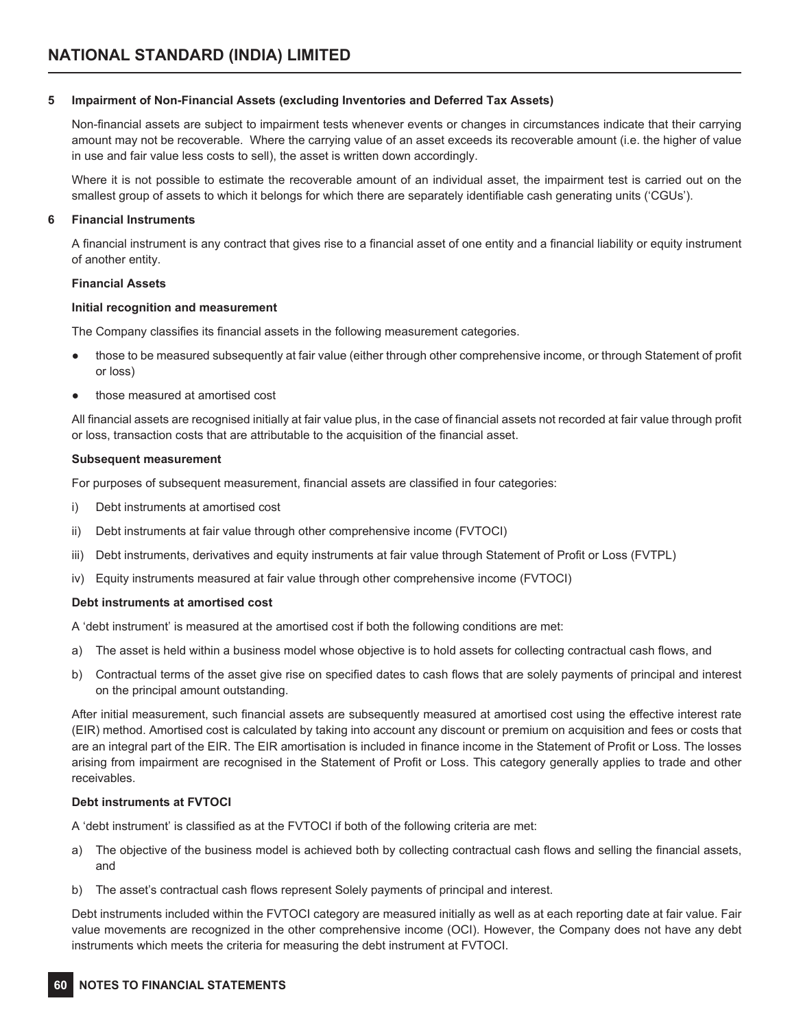## 5 Impairment of Non-Financial Assets (excluding Inventories and Deferred Tax Assets)

Non-financial assets are subject to impairment tests whenever events or changes in circumstances indicate that their carrying amount may not be recoverable. Where the carrying value of an asset exceeds its recoverable amount (i.e. the higher of value in use and fair value less costs to sell), the asset is written down accordingly.

Where it is not possible to estimate the recoverable amount of an individual asset, the impairment test is carried out on the smallest group of assets to which it belongs for which there are separately identifiable cash generating units ('CGUs').

## 6 Financial Instruments

A financial instrument is any contract that gives rise to a financial asset of one entity and a financial liability or equity instrument of another entity.

**Financial Assets**

**Initial recognition and measurement**

The Company classifies its financial assets in the following measurement categories.

- those to be measured subsequently at fair value (either through other comprehensive income, or through Statement of profit or loss)
- those measured at amortised cost

All financial assets are recognised initially at fair value plus, in the case of financial assets not recorded at fair value through profit or loss, transaction costs that are attributable to the acquisition of the financial asset.

**Subsequent measurement**

For purposes of subsequent measurement, financial assets are classified in four categories:

i) Debt instruments at amortised cost

ii) Debt instruments at fair value through other comprehensive income (FVTOCI)

iii) Debt instruments, derivatives and equity instruments at fair value through Statement of Profit or Loss (FVTPL)

iv) Equity instruments measured at fair value through other comprehensive income (FVTOCI)

**Debt instruments at amortised cost**

A 'debt instrument' is measured at the amortised cost if both the following conditions are met:

a) The asset is held within a business model whose objective is to hold assets for collecting contractual cash flows, and

b) Contractual terms of the asset give rise on specified dates to cash flows that are solely payments of principal and interest on the principal amount outstanding.

After initial measurement, such financial assets are subsequently measured at amortised cost using the effective interest rate (EIR) method. Amortised cost is calculated by taking into account any discount or premium on acquisition and fees or costs that are an integral part of the EIR. The EIR amortisation is included in finance income in the Statement of Profit or Loss. The losses arising from impairment are recognised in the Statement of Profit or Loss. This category generally applies to trade and other receivables.

**Debt instruments at FVTOCI**

A 'debt instrument' is classified as at the FVTOCI if both of the following criteria are met:

a) The objective of the business model is achieved both by collecting contractual cash flows and selling the financial assets, and

b) The asset's contractual cash flows represent Solely payments of principal and interest.

Debt instruments included within the FVTOCI category are measured initially as well as at each reporting date at fair value. Fair value movements are recognized in the other comprehensive income (OCI). However, the Company does not have any debt instruments which meets the criteria for measuring the debt instrument at FVTOCI.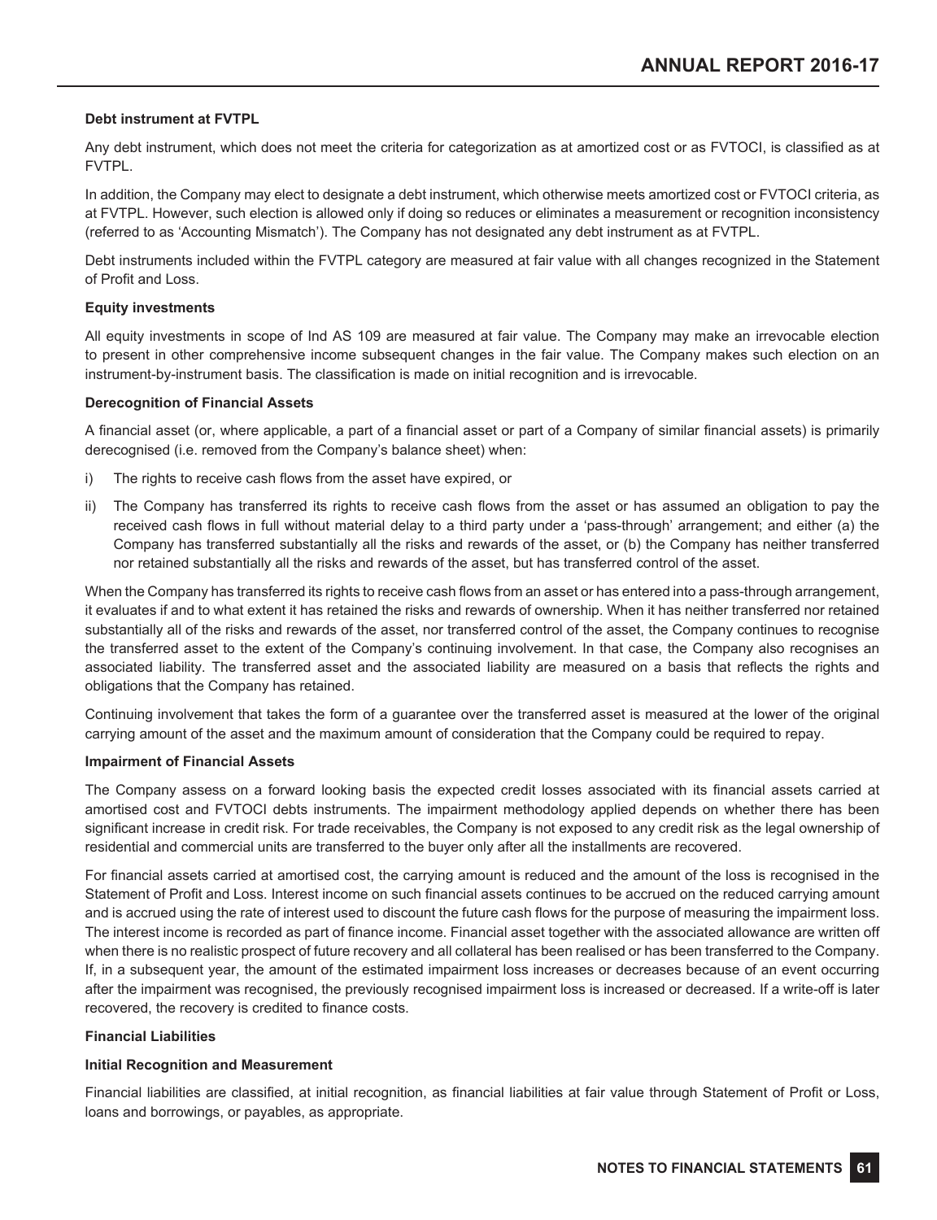**Debt instrument at FVTPL**

Any debt instrument, which does not meet the criteria for categorization as at amortized cost or as FVTOCI, is classified as at FVTPL.

In addition, the Company may elect to designate a debt instrument, which otherwise meets amortized cost or FVTOCI criteria, as at FVTPL. However, such election is allowed only if doing so reduces or eliminates a measurement or recognition inconsistency (referred to as 'Accounting Mismatch'). The Company has not designated any debt instrument as at FVTPL.

Debt instruments included within the FVTPL category are measured at fair value with all changes recognized in the Statement of Profit and Loss.

**Equity investments**

All equity investments in scope of Ind AS 109 are measured at fair value. The Company may make an irrevocable election to present in other comprehensive income subsequent changes in the fair value. The Company makes such election on an instrument-by-instrument basis. The classification is made on initial recognition and is irrevocable.

**Derecognition of Financial Assets**

A financial asset (or, where applicable, a part of a financial asset or part of a Company of similar financial assets) is primarily derecognised (i.e. removed from the Company's balance sheet) when:

i) The rights to receive cash flows from the asset have expired, or

ii) The Company has transferred its rights to receive cash flows from the asset or has assumed an obligation to pay the received cash flows in full without material delay to a third party under a 'pass-through' arrangement; and either (a) the Company has transferred substantially all the risks and rewards of the asset, or (b) the Company has neither transferred nor retained substantially all the risks and rewards of the asset, but has transferred control of the asset.

When the Company has transferred its rights to receive cash flows from an asset or has entered into a pass-through arrangement, it evaluates if and to what extent it has retained the risks and rewards of ownership. When it has neither transferred nor retained substantially all of the risks and rewards of the asset, nor transferred control of the asset, the Company continues to recognise the transferred asset to the extent of the Company's continuing involvement. In that case, the Company also recognises an associated liability. The transferred asset and the associated liability are measured on a basis that reflects the rights and obligations that the Company has retained.

Continuing involvement that takes the form of a guarantee over the transferred asset is measured at the lower of the original carrying amount of the asset and the maximum amount of consideration that the Company could be required to repay.

**Impairment of Financial Assets**

The Company assess on a forward looking basis the expected credit losses associated with its financial assets carried at amortised cost and FVTOCI debts instruments. The impairment methodology applied depends on whether there has been significant increase in credit risk. For trade receivables, the Company is not exposed to any credit risk as the legal ownership of residential and commercial units are transferred to the buyer only after all the installments are recovered.

For financial assets carried at amortised cost, the carrying amount is reduced and the amount of the loss is recognised in the Statement of Profit and Loss. Interest income on such financial assets continues to be accrued on the reduced carrying amount and is accrued using the rate of interest used to discount the future cash flows for the purpose of measuring the impairment loss. The interest income is recorded as part of finance income. Financial asset together with the associated allowance are written off when there is no realistic prospect of future recovery and all collateral has been realised or has been transferred to the Company. If, in a subsequent year, the amount of the estimated impairment loss increases or decreases because of an event occurring after the impairment was recognised, the previously recognised impairment loss is increased or decreased. If a write-off is later recovered, the recovery is credited to finance costs.

**Financial Liabilities**

**Initial Recognition and Measurement**

Financial liabilities are classified, at initial recognition, as financial liabilities at fair value through Statement of Profit or Loss, loans and borrowings, or payables, as appropriate.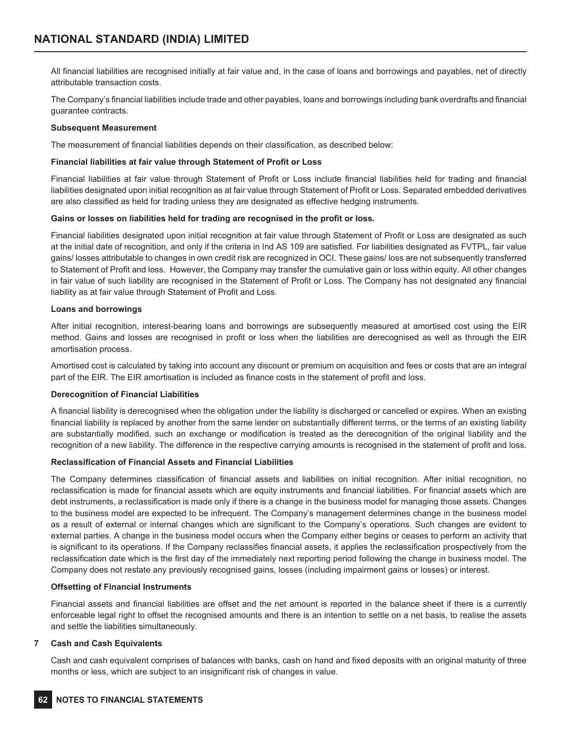All financial liabilities are recognised initially at fair value and, in the case of loans and borrowings and payables, net of directly attributable transaction costs.

The Company's financial liabilities include trade and other payables, loans and borrowings including bank overdrafts and financial guarantee contracts.

**Subsequent Measurement**

The measurement of financial liabilities depends on their classification, as described below:

**Financial liabilities at fair value through Statement of Profit or Loss**

Financial liabilities at fair value through Statement of Profit or Loss include financial liabilities held for trading and financial liabilities designated upon initial recognition as at fair value through Statement of Profit or Loss. Separated embedded derivatives are also classified as held for trading unless they are designated as effective hedging instruments.

**Gains or losses on liabilities held for trading are recognised in the profit or loss.**

Financial liabilities designated upon initial recognition at fair value through Statement of Profit or Loss are designated as such at the initial date of recognition, and only if the criteria in Ind AS 109 are satisfied. For liabilities designated as FVTPL, fair value gains/ losses attributable to changes in own credit risk are recognized in OCI. These gains/ loss are not subsequently transferred to Statement of Profit and loss. However, the Company may transfer the cumulative gain or loss within equity. All other changes in fair value of such liability are recognised in the Statement of Profit or Loss. The Company has not designated any financial liability as at fair value through Statement of Profit and Loss.

**Loans and borrowings**

After initial recognition, interest-bearing loans and borrowings are subsequently measured at amortised cost using the EIR method. Gains and losses are recognised in profit or loss when the liabilities are derecognised as well as through the EIR amortisation process.

Amortised cost is calculated by taking into account any discount or premium on acquisition and fees or costs that are an integral part of the EIR. The EIR amortisation is included as finance costs in the statement of profit and loss.

**Derecognition of Financial Liabilities**

A financial liability is derecognised when the obligation under the liability is discharged or cancelled or expires. When an existing financial liability is replaced by another from the same lender on substantially different terms, or the terms of an existing liability are substantially modified, such an exchange or modification is treated as the derecognition of the original liability and the recognition of a new liability. The difference in the respective carrying amounts is recognised in the statement of profit and loss.

**Reclassification of Financial Assets and Financial Liabilities**

The Company determines classification of financial assets and liabilities on initial recognition. After initial recognition, no reclassification is made for financial assets which are equity instruments and financial liabilities. For financial assets which are debt instruments, a reclassification is made only if there is a change in the business model for managing those assets. Changes to the business model are expected to be infrequent. The Company's management determines change in the business model as a result of external or internal changes which are significant to the Company's operations. Such changes are evident to external parties. A change in the business model occurs when the Company either begins or ceases to perform an activity that is significant to its operations. If the Company reclassifies financial assets, it applies the reclassification prospectively from the reclassification date which is the first day of the immediately next reporting period following the change in business model. The Company does not restate any previously recognised gains, losses (including impairment gains or losses) or interest.

**Offsetting of Financial Instruments**

Financial assets and financial liabilities are offset and the net amount is reported in the balance sheet if there is a currently enforceable legal right to offset the recognised amounts and there is an intention to settle on a net basis, to realise the assets and settle the liabilities simultaneously.

## 7 Cash and Cash Equivalents

Cash and cash equivalent comprises of balances with banks, cash on hand and fixed deposits with an original maturity of three months or less, which are subject to an insignificant risk of changes in value.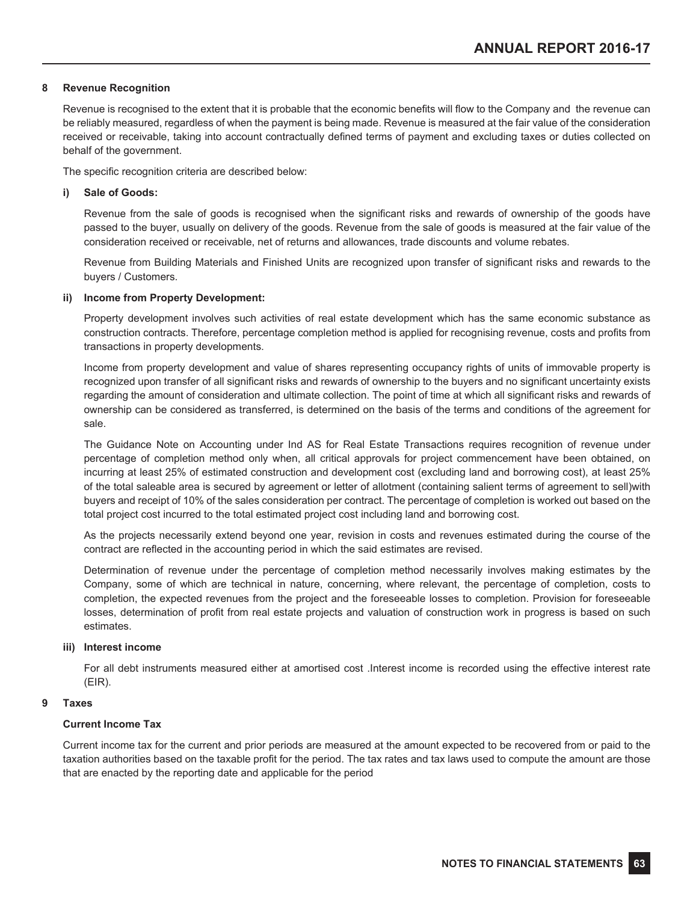## 8 Revenue Recognition

Revenue is recognised to the extent that it is probable that the economic benefits will flow to the Company and the revenue can be reliably measured, regardless of when the payment is being made. Revenue is measured at the fair value of the consideration received or receivable, taking into account contractually defined terms of payment and excluding taxes or duties collected on behalf of the government.

The specific recognition criteria are described below:

### i) Sale of Goods:

Revenue from the sale of goods is recognised when the significant risks and rewards of ownership of the goods have passed to the buyer, usually on delivery of the goods. Revenue from the sale of goods is measured at the fair value of the consideration received or receivable, net of returns and allowances, trade discounts and volume rebates.

Revenue from Building Materials and Finished Units are recognized upon transfer of significant risks and rewards to the buyers / Customers.

### ii) Income from Property Development:

Property development involves such activities of real estate development which has the same economic substance as construction contracts. Therefore, percentage completion method is applied for recognising revenue, costs and profits from transactions in property developments.

Income from property development and value of shares representing occupancy rights of units of immovable property is recognized upon transfer of all significant risks and rewards of ownership to the buyers and no significant uncertainty exists regarding the amount of consideration and ultimate collection. The point of time at which all significant risks and rewards of ownership can be considered as transferred, is determined on the basis of the terms and conditions of the agreement for sale.

The Guidance Note on Accounting under Ind AS for Real Estate Transactions requires recognition of revenue under percentage of completion method only when, all critical approvals for project commencement have been obtained, on incurring at least 25% of estimated construction and development cost (excluding land and borrowing cost), at least 25% of the total saleable area is secured by agreement or letter of allotment (containing salient terms of agreement to sell)with buyers and receipt of 10% of the sales consideration per contract. The percentage of completion is worked out based on the total project cost incurred to the total estimated project cost including land and borrowing cost.

As the projects necessarily extend beyond one year, revision in costs and revenues estimated during the course of the contract are reflected in the accounting period in which the said estimates are revised.

Determination of revenue under the percentage of completion method necessarily involves making estimates by the Company, some of which are technical in nature, concerning, where relevant, the percentage of completion, costs to completion, the expected revenues from the project and the foreseeable losses to completion. Provision for foreseeable losses, determination of profit from real estate projects and valuation of construction work in progress is based on such estimates.

### iii) Interest income

For all debt instruments measured either at amortised cost .Interest income is recorded using the effective interest rate (EIR).

## 9 Taxes

### Current Income Tax

Current income tax for the current and prior periods are measured at the amount expected to be recovered from or paid to the taxation authorities based on the taxable profit for the period. The tax rates and tax laws used to compute the amount are those that are enacted by the reporting date and applicable for the period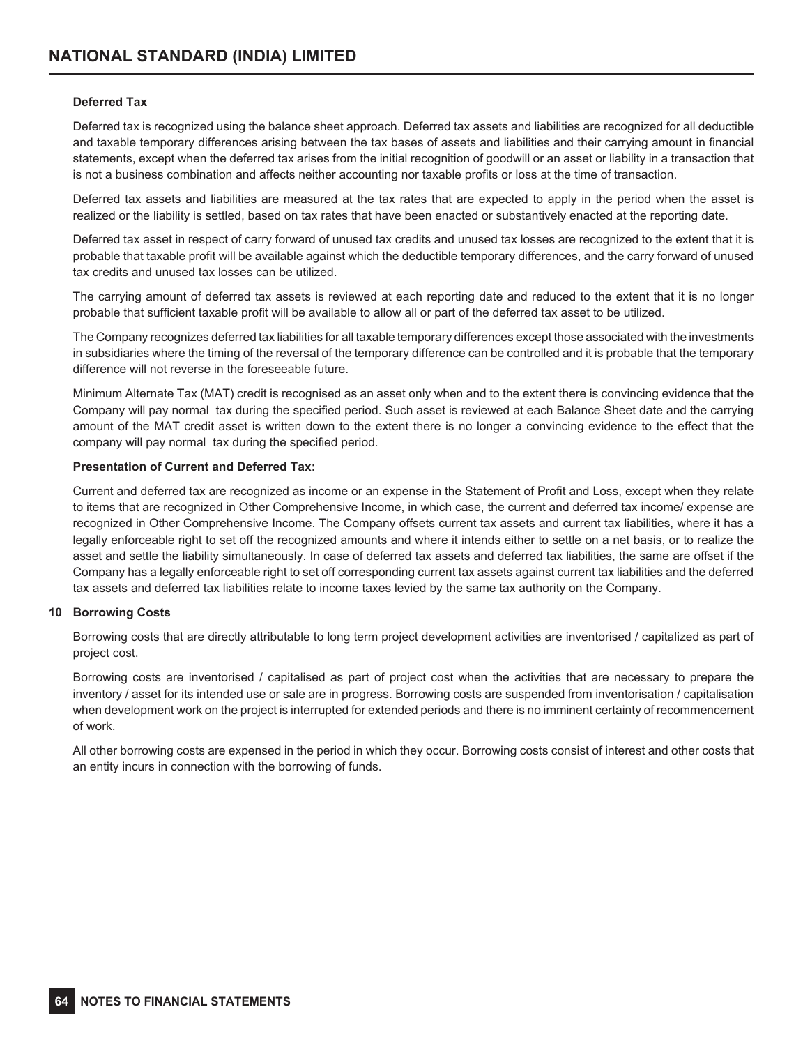**Deferred Tax**

Deferred tax is recognized using the balance sheet approach. Deferred tax assets and liabilities are recognized for all deductible and taxable temporary differences arising between the tax bases of assets and liabilities and their carrying amount in financial statements, except when the deferred tax arises from the initial recognition of goodwill or an asset or liability in a transaction that is not a business combination and affects neither accounting nor taxable profits or loss at the time of transaction.

Deferred tax assets and liabilities are measured at the tax rates that are expected to apply in the period when the asset is realized or the liability is settled, based on tax rates that have been enacted or substantively enacted at the reporting date.

Deferred tax asset in respect of carry forward of unused tax credits and unused tax losses are recognized to the extent that it is probable that taxable profit will be available against which the deductible temporary differences, and the carry forward of unused tax credits and unused tax losses can be utilized.

The carrying amount of deferred tax assets is reviewed at each reporting date and reduced to the extent that it is no longer probable that sufficient taxable profit will be available to allow all or part of the deferred tax asset to be utilized.

The Company recognizes deferred tax liabilities for all taxable temporary differences except those associated with the investments in subsidiaries where the timing of the reversal of the temporary difference can be controlled and it is probable that the temporary difference will not reverse in the foreseeable future.

Minimum Alternate Tax (MAT) credit is recognised as an asset only when and to the extent there is convincing evidence that the Company will pay normal tax during the specified period. Such asset is reviewed at each Balance Sheet date and the carrying amount of the MAT credit asset is written down to the extent there is no longer a convincing evidence to the effect that the company will pay normal tax during the specified period.

**Presentation of Current and Deferred Tax:**

Current and deferred tax are recognized as income or an expense in the Statement of Profit and Loss, except when they relate to items that are recognized in Other Comprehensive Income, in which case, the current and deferred tax income/ expense are recognized in Other Comprehensive Income. The Company offsets current tax assets and current tax liabilities, where it has a legally enforceable right to set off the recognized amounts and where it intends either to settle on a net basis, or to realize the asset and settle the liability simultaneously. In case of deferred tax assets and deferred tax liabilities, the same are offset if the Company has a legally enforceable right to set off corresponding current tax assets against current tax liabilities and the deferred tax assets and deferred tax liabilities relate to income taxes levied by the same tax authority on the Company.

**10 Borrowing Costs**

Borrowing costs that are directly attributable to long term project development activities are inventorised / capitalized as part of project cost.

Borrowing costs are inventorised / capitalised as part of project cost when the activities that are necessary to prepare the inventory / asset for its intended use or sale are in progress. Borrowing costs are suspended from inventorisation / capitalisation when development work on the project is interrupted for extended periods and there is no imminent certainty of recommencement of work.

All other borrowing costs are expensed in the period in which they occur. Borrowing costs consist of interest and other costs that an entity incurs in connection with the borrowing of funds.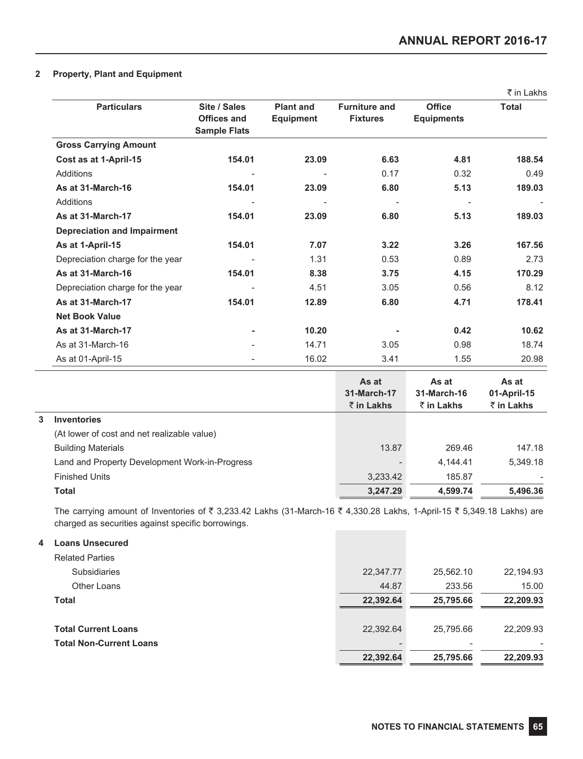## 2 Property, Plant and Equipment

₹ in Lakhs

| Particulars | Site / Sales Offices and Sample Flats | Plant and Equipment | Furniture and Fixtures | Office Equipments | Total |
|---|---|---|---|---|---|
| **Gross Carrying Amount** | | | | | |
| **Cost as at 1-April-15** | **154.01** | **23.09** | **6.63** | **4.81** | **188.54** |
| Additions | - | - | 0.17 | 0.32 | 0.49 |
| **As at 31-March-16** | **154.01** | **23.09** | **6.80** | **5.13** | **189.03** |
| Additions | - | - | - | - | - |
| **As at 31-March-17** | **154.01** | **23.09** | **6.80** | **5.13** | **189.03** |
| **Depreciation and Impairment** | | | | | |
| **As at 1-April-15** | **154.01** | **7.07** | **3.22** | **3.26** | **167.56** |
| Depreciation charge for the year | - | 1.31 | 0.53 | 0.89 | 2.73 |
| **As at 31-March-16** | **154.01** | **8.38** | **3.75** | **4.15** | **170.29** |
| Depreciation charge for the year | - | 4.51 | 3.05 | 0.56 | 8.12 |
| **As at 31-March-17** | **154.01** | **12.89** | **6.80** | **4.71** | **178.41** |
| **Net Book Value** | | | | | |
| **As at 31-March-17** | **-** | **10.20** | **-** | **0.42** | **10.62** |
| As at 31-March-16 | - | 14.71 | 3.05 | 0.98 | 18.74 |
| As at 01-April-15 | - | 16.02 | 3.41 | 1.55 | 20.98 |

| | | As at 31-March-17 ₹ in Lakhs | As at 31-March-16 ₹ in Lakhs | As at 01-April-15 ₹ in Lakhs |
|---|---|---|---|---|
| **3** | **Inventories** | | | |
| | (At lower of cost and net realizable value) | | | |
| | Building Materials | 13.87 | 269.46 | 147.18 |
| | Land and Property Development Work-in-Progress | - | 4,144.41 | 5,349.18 |
| | Finished Units | 3,233.42 | 185.87 | - |
| | **Total** | **3,247.29** | **4,599.74** | **5,496.36** |

The carrying amount of Inventories of ₹ 3,233.42 Lakhs (31-March-16 ₹ 4,330.28 Lakhs, 1-April-15 ₹ 5,349.18 Lakhs) are charged as securities against specific borrowings.

| | | As at 31-March-17 ₹ in Lakhs | As at 31-March-16 ₹ in Lakhs | As at 01-April-15 ₹ in Lakhs |
|---|---|---|---|---|
| **4** | **Loans Unsecured** | | | |
| | Related Parties | | | |
| | Subsidiaries | 22,347.77 | 25,562.10 | 22,194.93 |
| | Other Loans | 44.87 | 233.56 | 15.00 |
| | **Total** | **22,392.64** | **25,795.66** | **22,209.93** |
| | **Total Current Loans** | 22,392.64 | 25,795.66 | 22,209.93 |
| | **Total Non-Current Loans** | - | - | - |
| | | **22,392.64** | **25,795.66** | **22,209.93** |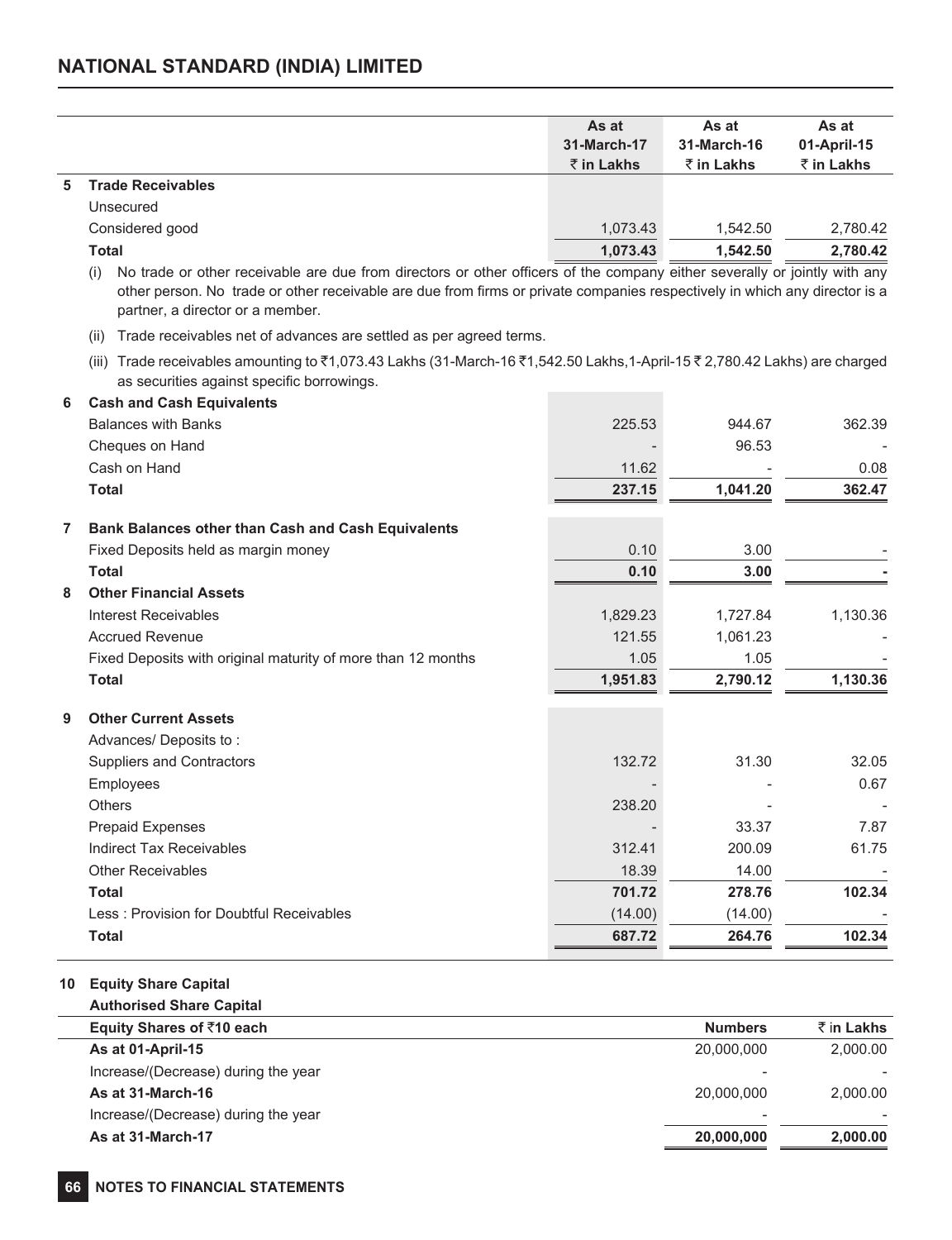|   |   | As at 31-March-17 ₹ in Lakhs | As at 31-March-16 ₹ in Lakhs | As at 01-April-15 ₹ in Lakhs |
|---|---|---|---|---|
| **5** | **Trade Receivables** | | | |
| | Unsecured | | | |
| | Considered good | 1,073.43 | 1,542.50 | 2,780.42 |
| | **Total** | **1,073.43** | **1,542.50** | **2,780.42** |

(i) No trade or other receivable are due from directors or other officers of the company either severally or jointly with any other person. No trade or other receivable are due from firms or private companies respectively in which any director is a partner, a director or a member.

(ii) Trade receivables net of advances are settled as per agreed terms.

(iii) Trade receivables amounting to ₹1,073.43 Lakhs (31-March-16 ₹1,542.50 Lakhs,1-April-15 ₹ 2,780.42 Lakhs) are charged as securities against specific borrowings.

|   |   | As at 31-March-17 ₹ in Lakhs | As at 31-March-16 ₹ in Lakhs | As at 01-April-15 ₹ in Lakhs |
|---|---|---|---|---|
| **6** | **Cash and Cash Equivalents** | | | |
| | Balances with Banks | 225.53 | 944.67 | 362.39 |
| | Cheques on Hand | - | 96.53 | - |
| | Cash on Hand | 11.62 | - | 0.08 |
| | **Total** | **237.15** | **1,041.20** | **362.47** |
| **7** | **Bank Balances other than Cash and Cash Equivalents** | | | |
| | Fixed Deposits held as margin money | 0.10 | 3.00 | - |
| | **Total** | **0.10** | **3.00** | **-** |
| **8** | **Other Financial Assets** | | | |
| | Interest Receivables | 1,829.23 | 1,727.84 | 1,130.36 |
| | Accrued Revenue | 121.55 | 1,061.23 | - |
| | Fixed Deposits with original maturity of more than 12 months | 1.05 | 1.05 | - |
| | **Total** | **1,951.83** | **2,790.12** | **1,130.36** |
| **9** | **Other Current Assets** | | | |
| | Advances/ Deposits to : | | | |
| | Suppliers and Contractors | 132.72 | 31.30 | 32.05 |
| | Employees | - | - | 0.67 |
| | Others | 238.20 | - | - |
| | Prepaid Expenses | - | 33.37 | 7.87 |
| | Indirect Tax Receivables | 312.41 | 200.09 | 61.75 |
| | Other Receivables | 18.39 | 14.00 | - |
| | **Total** | **701.72** | **278.76** | **102.34** |
| | Less : Provision for Doubtful Receivables | (14.00) | (14.00) | - |
| | **Total** | **687.72** | **264.76** | **102.34** |

**10 Equity Share Capital**

**Authorised Share Capital**

| **Equity Shares of ₹10 each** | **Numbers** | **₹ in Lakhs** |
|---|---|---|
| **As at 01-April-15** | 20,000,000 | 2,000.00 |
| Increase/(Decrease) during the year | - | - |
| **As at 31-March-16** | 20,000,000 | 2,000.00 |
| Increase/(Decrease) during the year | - | - |
| **As at 31-March-17** | **20,000,000** | **2,000.00** |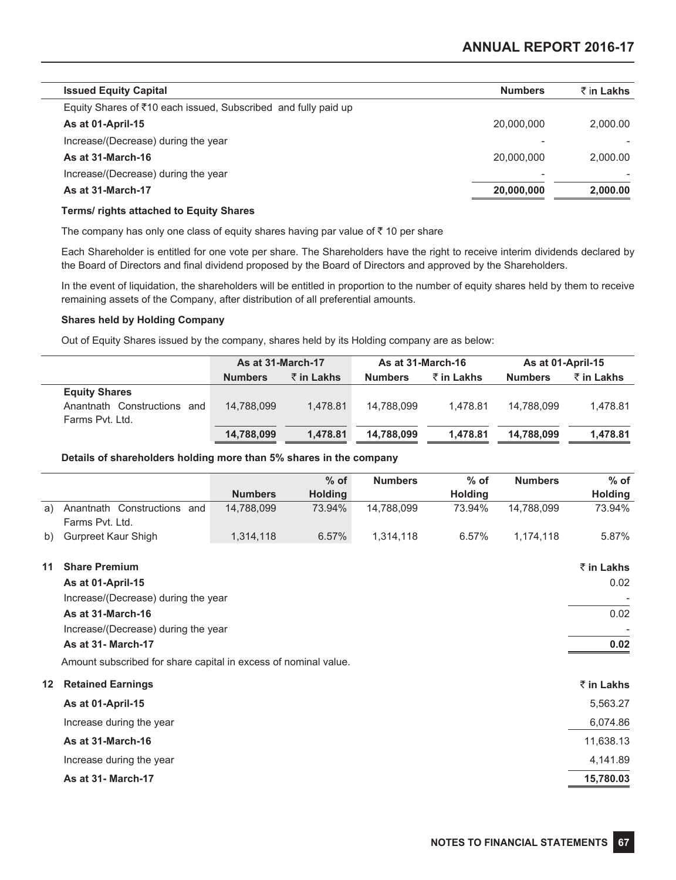| Issued Equity Capital | Numbers | ₹ in Lakhs |
|---|---|---|
| Equity Shares of ₹10 each issued, Subscribed and fully paid up | | |
| **As at 01-April-15** | 20,000,000 | 2,000.00 |
| Increase/(Decrease) during the year | - | - |
| **As at 31-March-16** | 20,000,000 | 2,000.00 |
| Increase/(Decrease) during the year | - | - |
| **As at 31-March-17** | **20,000,000** | **2,000.00** |

**Terms/ rights attached to Equity Shares**

The company has only one class of equity shares having par value of ₹ 10 per share

Each Shareholder is entitled for one vote per share. The Shareholders have the right to receive interim dividends declared by the Board of Directors and final dividend proposed by the Board of Directors and approved by the Shareholders.

In the event of liquidation, the shareholders will be entitled in proportion to the number of equity shares held by them to receive remaining assets of the Company, after distribution of all preferential amounts.

**Shares held by Holding Company**

Out of Equity Shares issued by the company, shares held by its Holding company are as below:

| | As at 31-March-17 | | As at 31-March-16 | | As at 01-April-15 | |
|---|---|---|---|---|---|---|
| | Numbers | ₹ in Lakhs | Numbers | ₹ in Lakhs | Numbers | ₹ in Lakhs |
| **Equity Shares** | | | | | | |
| Anantnath Constructions and Farms Pvt. Ltd. | 14,788,099 | 1,478.81 | 14,788,099 | 1,478.81 | 14,788,099 | 1,478.81 |
| | **14,788,099** | **1,478.81** | **14,788,099** | **1,478.81** | **14,788,099** | **1,478.81** |

**Details of shareholders holding more than 5% shares in the company**

| | | Numbers | % of Holding | Numbers | % of Holding | Numbers | % of Holding |
|---|---|---|---|---|---|---|---|
| a) | Anantnath Constructions and Farms Pvt. Ltd. | 14,788,099 | 73.94% | 14,788,099 | 73.94% | 14,788,099 | 73.94% |
| b) | Gurpreet Kaur Shigh | 1,314,118 | 6.57% | 1,314,118 | 6.57% | 1,174,118 | 5.87% |

## 11 Share Premium

| | ₹ in Lakhs |
|---|---|
| **As at 01-April-15** | 0.02 |
| Increase/(Decrease) during the year | - |
| **As at 31-March-16** | 0.02 |
| Increase/(Decrease) during the year | - |
| **As at 31- March-17** | **0.02** |

Amount subscribed for share capital in excess of nominal value.

## 12 Retained Earnings

| | ₹ in Lakhs |
|---|---|
| **As at 01-April-15** | 5,563.27 |
| Increase during the year | 6,074.86 |
| **As at 31-March-16** | 11,638.13 |
| Increase during the year | 4,141.89 |
| **As at 31- March-17** | **15,780.03** |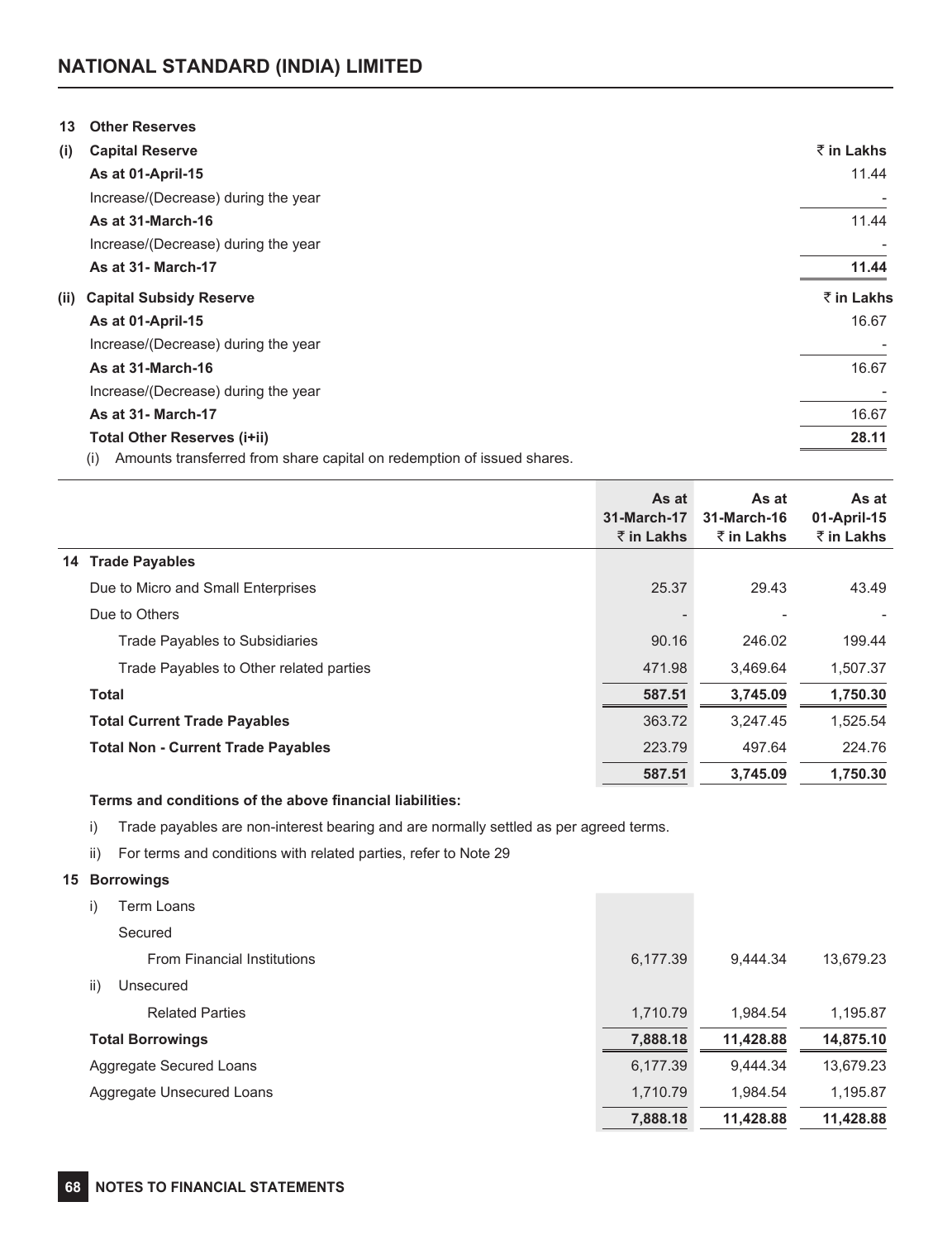## 13 Other Reserves

**(i) Capital Reserve**

| | ₹ in Lakhs |
|---|---|
| **As at 01-April-15** | 11.44 |
| Increase/(Decrease) during the year | - |
| **As at 31-March-16** | 11.44 |
| Increase/(Decrease) during the year | - |
| **As at 31- March-17** | **11.44** |

**(ii) Capital Subsidy Reserve**

| | ₹ in Lakhs |
|---|---|
| **As at 01-April-15** | 16.67 |
| Increase/(Decrease) during the year | - |
| **As at 31-March-16** | 16.67 |
| Increase/(Decrease) during the year | - |
| **As at 31- March-17** | 16.67 |
| **Total Other Reserves (i+ii)** | **28.11** |

(i) Amounts transferred from share capital on redemption of issued shares.

| | As at 31-March-17 ₹ in Lakhs | As at 31-March-16 ₹ in Lakhs | As at 01-April-15 ₹ in Lakhs |
|---|---|---|---|
| **14 Trade Payables** | | | |
| Due to Micro and Small Enterprises | 25.37 | 29.43 | 43.49 |
| Due to Others | - | - | - |
| Trade Payables to Subsidiaries | 90.16 | 246.02 | 199.44 |
| Trade Payables to Other related parties | 471.98 | 3,469.64 | 1,507.37 |
| **Total** | **587.51** | **3,745.09** | **1,750.30** |
| **Total Current Trade Payables** | 363.72 | 3,247.45 | 1,525.54 |
| **Total Non - Current Trade Payables** | 223.79 | 497.64 | 224.76 |
| | **587.51** | **3,745.09** | **1,750.30** |

**Terms and conditions of the above financial liabilities:**

i) Trade payables are non-interest bearing and are normally settled as per agreed terms.

ii) For terms and conditions with related parties, refer to Note 29

| | As at 31-March-17 ₹ in Lakhs | As at 31-March-16 ₹ in Lakhs | As at 01-April-15 ₹ in Lakhs |
|---|---|---|---|
| **15 Borrowings** | | | |
| i) Term Loans | | | |
| Secured | | | |
| From Financial Institutions | 6,177.39 | 9,444.34 | 13,679.23 |
| ii) Unsecured | | | |
| Related Parties | 1,710.79 | 1,984.54 | 1,195.87 |
| **Total Borrowings** | **7,888.18** | **11,428.88** | **14,875.10** |
| Aggregate Secured Loans | 6,177.39 | 9,444.34 | 13,679.23 |
| Aggregate Unsecured Loans | 1,710.79 | 1,984.54 | 1,195.87 |
| | **7,888.18** | **11,428.88** | **11,428.88** |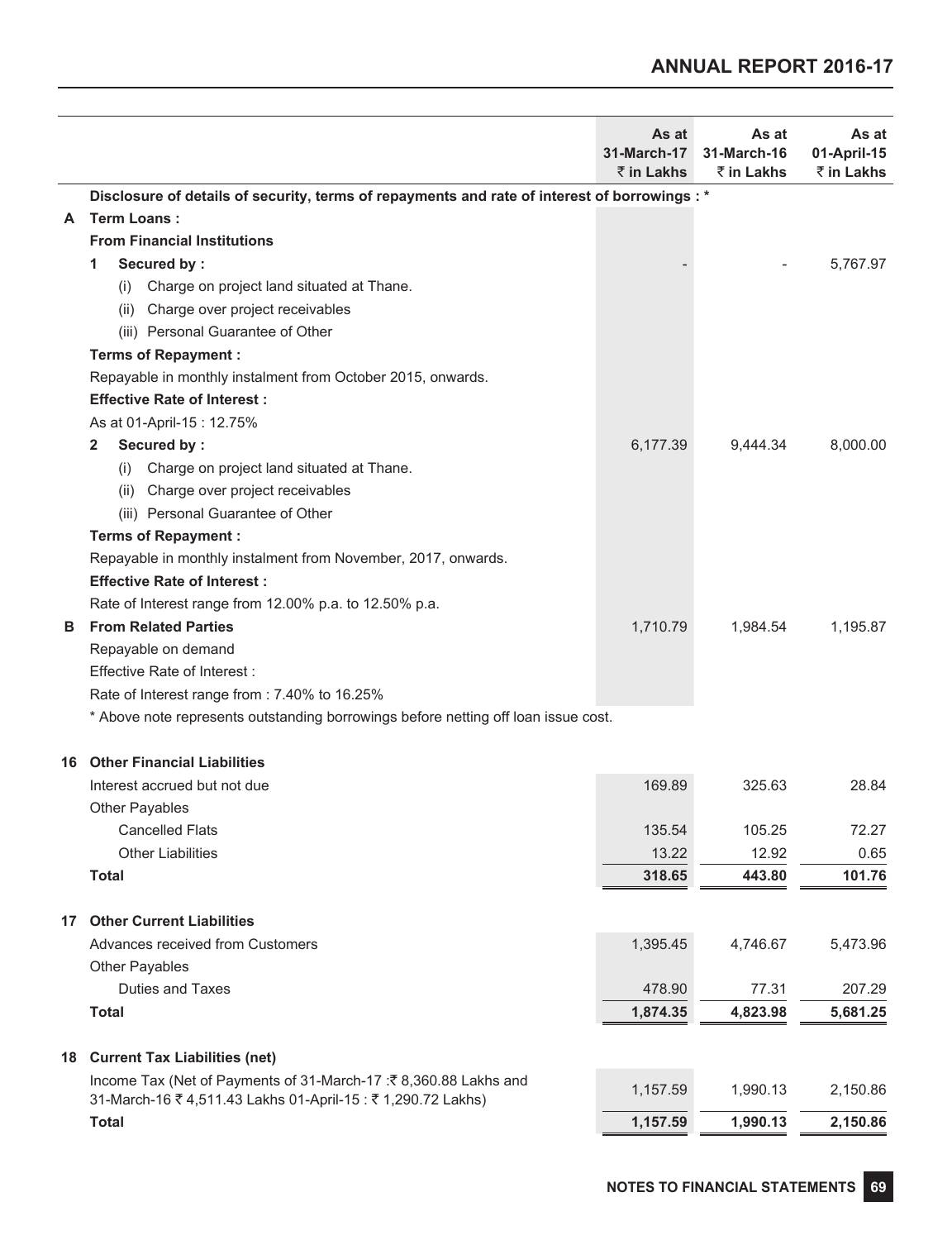| | As at 31-March-17 ₹ in Lakhs | As at 31-March-16 ₹ in Lakhs | As at 01-April-15 ₹ in Lakhs |
|---|---|---|---|
| **Disclosure of details of security, terms of repayments and rate of interest of borrowings : *** | | | |
| **A Term Loans :** | | | |
| **From Financial Institutions** | | | |
| **1 Secured by :** | - | - | 5,767.97 |
| (i) Charge on project land situated at Thane. | | | |
| (ii) Charge over project receivables | | | |
| (iii) Personal Guarantee of Other | | | |
| **Terms of Repayment :** | | | |
| Repayable in monthly instalment from October 2015, onwards. | | | |
| **Effective Rate of Interest :** | | | |
| As at 01-April-15 : 12.75% | | | |
| **2 Secured by :** | 6,177.39 | 9,444.34 | 8,000.00 |
| (i) Charge on project land situated at Thane. | | | |
| (ii) Charge over project receivables | | | |
| (iii) Personal Guarantee of Other | | | |
| **Terms of Repayment :** | | | |
| Repayable in monthly instalment from November, 2017, onwards. | | | |
| **Effective Rate of Interest :** | | | |
| Rate of Interest range from 12.00% p.a. to 12.50% p.a. | | | |
| **B From Related Parties** | 1,710.79 | 1,984.54 | 1,195.87 |
| Repayable on demand | | | |
| Effective Rate of Interest : | | | |
| Rate of Interest range from : 7.40% to 16.25% | | | |

* Above note represents outstanding borrowings before netting off loan issue cost.

| **16 Other Financial Liabilities** | | | |
|---|---|---|---|
| Interest accrued but not due | 169.89 | 325.63 | 28.84 |
| Other Payables | | | |
| Cancelled Flats | 135.54 | 105.25 | 72.27 |
| Other Liabilities | 13.22 | 12.92 | 0.65 |
| **Total** | **318.65** | **443.80** | **101.76** |

| **17 Other Current Liabilities** | | | |
|---|---|---|---|
| Advances received from Customers | 1,395.45 | 4,746.67 | 5,473.96 |
| Other Payables | | | |
| Duties and Taxes | 478.90 | 77.31 | 207.29 |
| **Total** | **1,874.35** | **4,823.98** | **5,681.25** |

| **18 Current Tax Liabilities (net)** | | | |
|---|---|---|---|
| Income Tax (Net of Payments of 31-March-17 :₹ 8,360.88 Lakhs and 31-March-16 ₹ 4,511.43 Lakhs 01-April-15 : ₹ 1,290.72 Lakhs) | 1,157.59 | 1,990.13 | 2,150.86 |
| **Total** | **1,157.59** | **1,990.13** | **2,150.86** |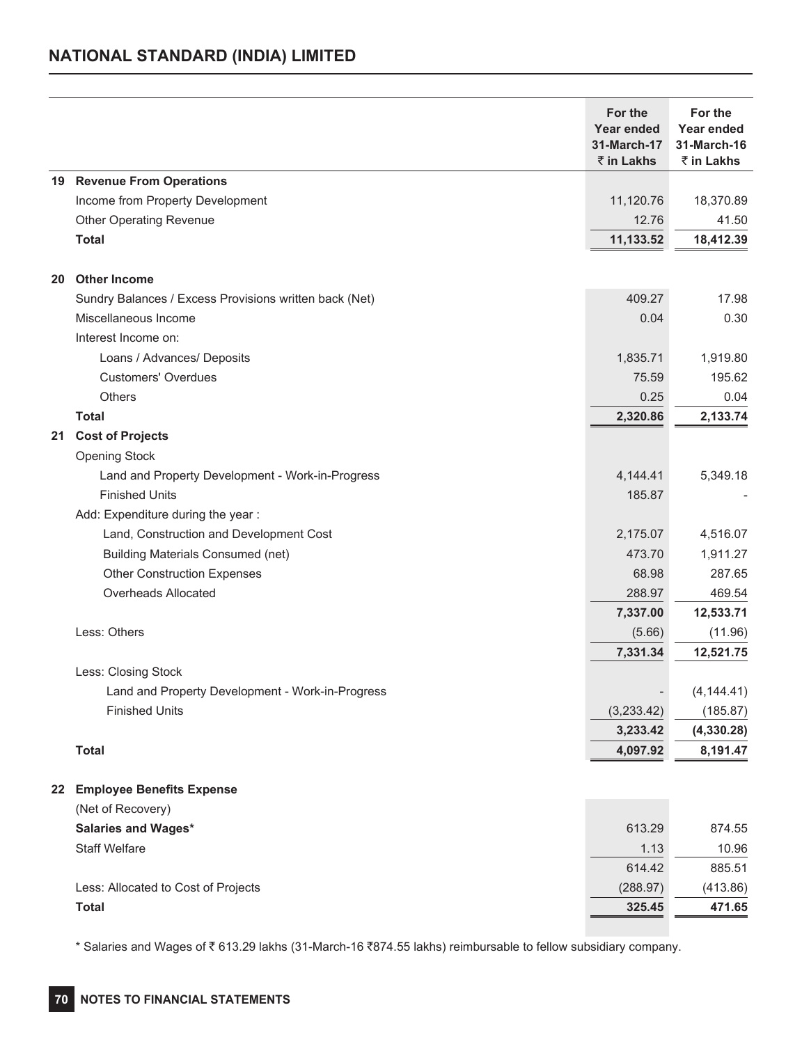## NATIONAL STANDARD (INDIA) LIMITED

| | | For the Year ended 31-March-17 ₹ in Lakhs | For the Year ended 31-March-16 ₹ in Lakhs |
|---|---|---|---|
| **19** | **Revenue From Operations** | | |
| | Income from Property Development | 11,120.76 | 18,370.89 |
| | Other Operating Revenue | 12.76 | 41.50 |
| | **Total** | **11,133.52** | **18,412.39** |
| **20** | **Other Income** | | |
| | Sundry Balances / Excess Provisions written back (Net) | 409.27 | 17.98 |
| | Miscellaneous Income | 0.04 | 0.30 |
| | Interest Income on: | | |
| | Loans / Advances/ Deposits | 1,835.71 | 1,919.80 |
| | Customers' Overdues | 75.59 | 195.62 |
| | Others | 0.25 | 0.04 |
| | **Total** | **2,320.86** | **2,133.74** |
| **21** | **Cost of Projects** | | |
| | Opening Stock | | |
| | Land and Property Development - Work-in-Progress | 4,144.41 | 5,349.18 |
| | Finished Units | 185.87 | - |
| | Add: Expenditure during the year : | | |
| | Land, Construction and Development Cost | 2,175.07 | 4,516.07 |
| | Building Materials Consumed (net) | 473.70 | 1,911.27 |
| | Other Construction Expenses | 68.98 | 287.65 |
| | Overheads Allocated | 288.97 | 469.54 |
| | | **7,337.00** | **12,533.71** |
| | Less: Others | (5.66) | (11.96) |
| | | **7,331.34** | **12,521.75** |
| | Less: Closing Stock | | |
| | Land and Property Development - Work-in-Progress | - | (4,144.41) |
| | Finished Units | (3,233.42) | (185.87) |
| | | **3,233.42** | **(4,330.28)** |
| | **Total** | **4,097.92** | **8,191.47** |
| **22** | **Employee Benefits Expense** | | |
| | (Net of Recovery) | | |
| | **Salaries and Wages*** | 613.29 | 874.55 |
| | Staff Welfare | 1.13 | 10.96 |
| | | 614.42 | 885.51 |
| | Less: Allocated to Cost of Projects | (288.97) | (413.86) |
| | **Total** | **325.45** | **471.65** |

* Salaries and Wages of ₹ 613.29 lakhs (31-March-16 ₹874.55 lakhs) reimbursable to fellow subsidiary company.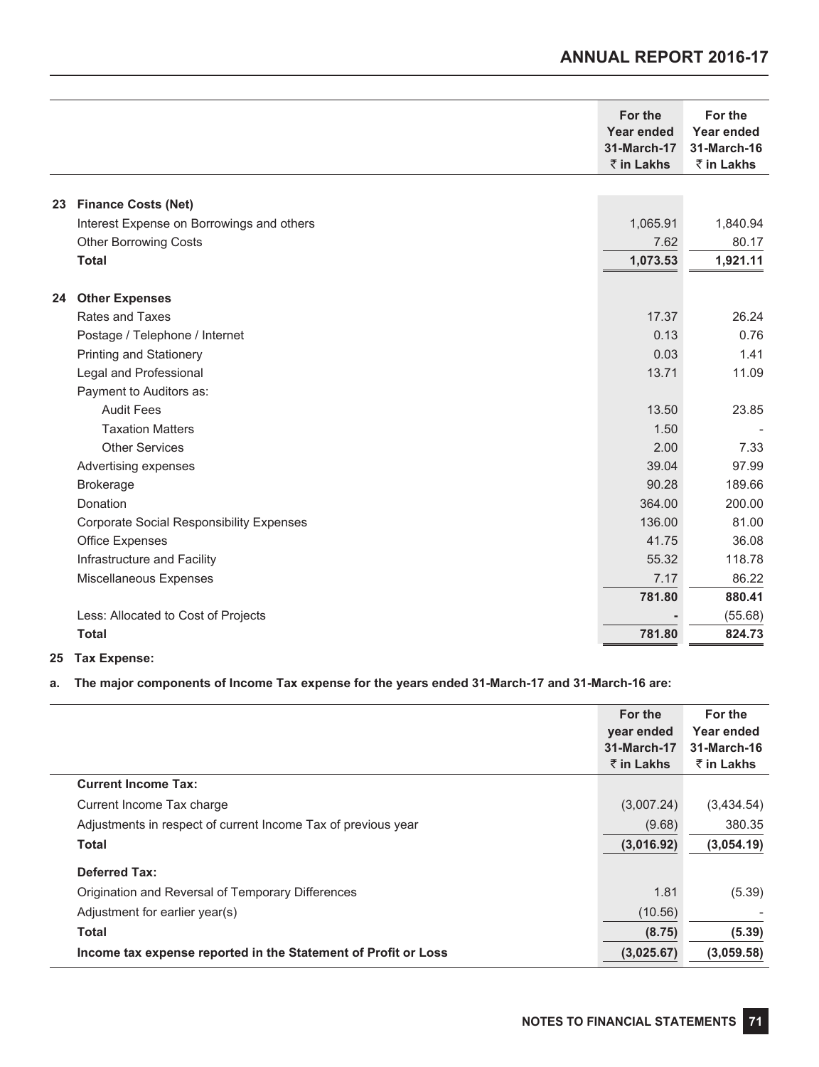| | For the Year ended 31-March-17 ₹ in Lakhs | For the Year ended 31-March-16 ₹ in Lakhs |
|---|---|---|
| **23 Finance Costs (Net)** | | |
| Interest Expense on Borrowings and others | 1,065.91 | 1,840.94 |
| Other Borrowing Costs | 7.62 | 80.17 |
| **Total** | **1,073.53** | **1,921.11** |
| **24 Other Expenses** | | |
| Rates and Taxes | 17.37 | 26.24 |
| Postage / Telephone / Internet | 0.13 | 0.76 |
| Printing and Stationery | 0.03 | 1.41 |
| Legal and Professional | 13.71 | 11.09 |
| Payment to Auditors as: | | |
| Audit Fees | 13.50 | 23.85 |
| Taxation Matters | 1.50 | - |
| Other Services | 2.00 | 7.33 |
| Advertising expenses | 39.04 | 97.99 |
| Brokerage | 90.28 | 189.66 |
| Donation | 364.00 | 200.00 |
| Corporate Social Responsibility Expenses | 136.00 | 81.00 |
| Office Expenses | 41.75 | 36.08 |
| Infrastructure and Facility | 55.32 | 118.78 |
| Miscellaneous Expenses | 7.17 | 86.22 |
| | **781.80** | **880.41** |
| Less: Allocated to Cost of Projects | - | (55.68) |
| **Total** | **781.80** | **824.73** |

**25 Tax Expense:**

**a. The major components of Income Tax expense for the years ended 31-March-17 and 31-March-16 are:**

| | For the year ended 31-March-17 ₹ in Lakhs | For the Year ended 31-March-16 ₹ in Lakhs |
|---|---|---|
| **Current Income Tax:** | | |
| Current Income Tax charge | (3,007.24) | (3,434.54) |
| Adjustments in respect of current Income Tax of previous year | (9.68) | 380.35 |
| **Total** | **(3,016.92)** | **(3,054.19)** |
| **Deferred Tax:** | | |
| Origination and Reversal of Temporary Differences | 1.81 | (5.39) |
| Adjustment for earlier year(s) | (10.56) | - |
| **Total** | **(8.75)** | **(5.39)** |
| **Income tax expense reported in the Statement of Profit or Loss** | **(3,025.67)** | **(3,059.58)** |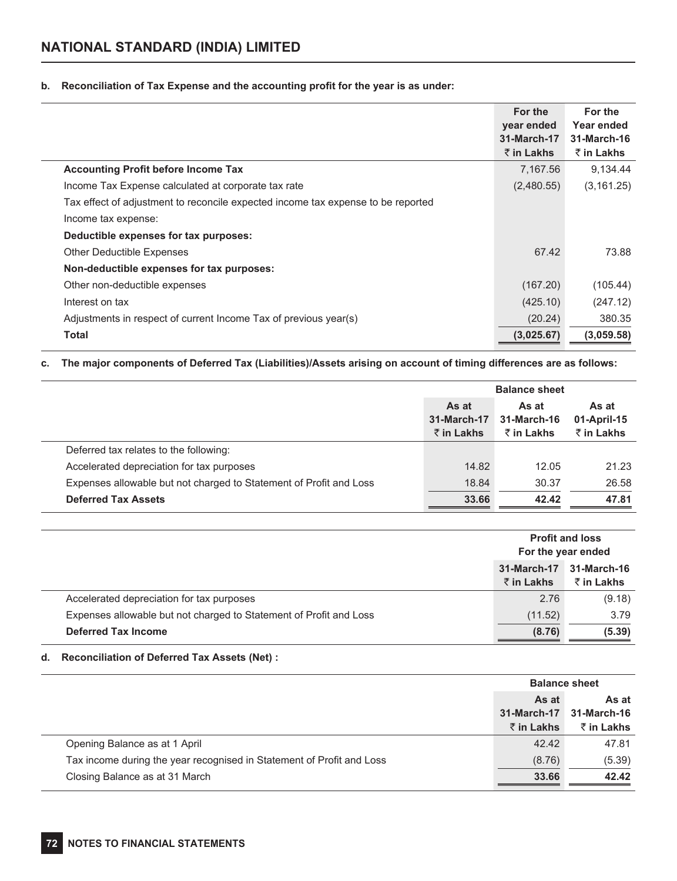**b. Reconciliation of Tax Expense and the accounting profit for the year is as under:**

| | For the year ended 31-March-17 ₹ in Lakhs | For the Year ended 31-March-16 ₹ in Lakhs |
|---|---|---|
| **Accounting Profit before Income Tax** | 7,167.56 | 9,134.44 |
| Income Tax Expense calculated at corporate tax rate | (2,480.55) | (3,161.25) |
| Tax effect of adjustment to reconcile expected income tax expense to be reported | | |
| Income tax expense: | | |
| **Deductible expenses for tax purposes:** | | |
| Other Deductible Expenses | 67.42 | 73.88 |
| **Non-deductible expenses for tax purposes:** | | |
| Other non-deductible expenses | (167.20) | (105.44) |
| Interest on tax | (425.10) | (247.12) |
| Adjustments in respect of current Income Tax of previous year(s) | (20.24) | 380.35 |
| **Total** | **(3,025.67)** | **(3,059.58)** |

**c. The major components of Deferred Tax (Liabilities)/Assets arising on account of timing differences are as follows:**

| | Balance sheet | | |
|---|---|---|---|
| | As at 31-March-17 ₹ in Lakhs | As at 31-March-16 ₹ in Lakhs | As at 01-April-15 ₹ in Lakhs |
| Deferred tax relates to the following: | | | |
| Accelerated depreciation for tax purposes | 14.82 | 12.05 | 21.23 |
| Expenses allowable but not charged to Statement of Profit and Loss | 18.84 | 30.37 | 26.58 |
| **Deferred Tax Assets** | **33.66** | **42.42** | **47.81** |

| | Profit and loss For the year ended | |
|---|---|---|
| | 31-March-17 ₹ in Lakhs | 31-March-16 ₹ in Lakhs |
| Accelerated depreciation for tax purposes | 2.76 | (9.18) |
| Expenses allowable but not charged to Statement of Profit and Loss | (11.52) | 3.79 |
| **Deferred Tax Income** | **(8.76)** | **(5.39)** |

**d. Reconciliation of Deferred Tax Assets (Net) :**

| | Balance sheet | |
|---|---|---|
| | As at 31-March-17 ₹ in Lakhs | As at 31-March-16 ₹ in Lakhs |
| Opening Balance as at 1 April | 42.42 | 47.81 |
| Tax income during the year recognised in Statement of Profit and Loss | (8.76) | (5.39) |
| Closing Balance as at 31 March | **33.66** | **42.42** |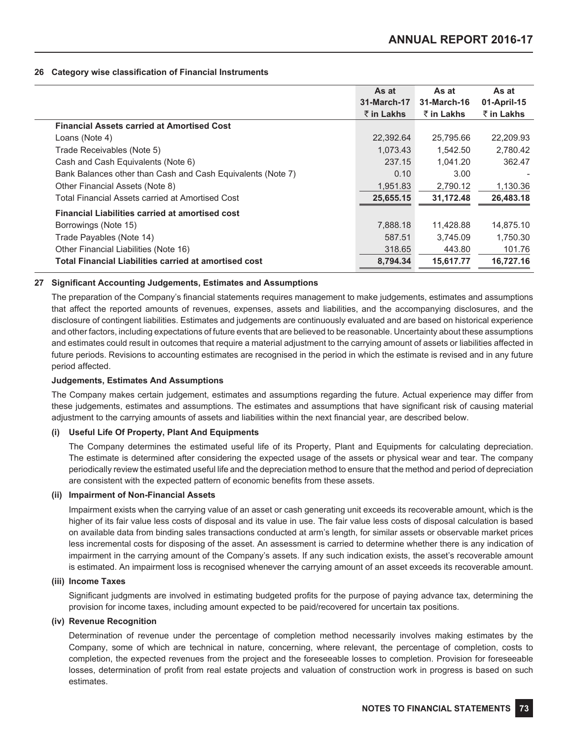## 26 Category wise classification of Financial Instruments

| | As at 31-March-17 ₹ in Lakhs | As at 31-March-16 ₹ in Lakhs | As at 01-April-15 ₹ in Lakhs |
|---|---|---|---|
| **Financial Assets carried at Amortised Cost** | | | |
| Loans (Note 4) | 22,392.64 | 25,795.66 | 22,209.93 |
| Trade Receivables (Note 5) | 1,073.43 | 1,542.50 | 2,780.42 |
| Cash and Cash Equivalents (Note 6) | 237.15 | 1,041.20 | 362.47 |
| Bank Balances other than Cash and Cash Equivalents (Note 7) | 0.10 | 3.00 | - |
| Other Financial Assets (Note 8) | 1,951.83 | 2,790.12 | 1,130.36 |
| Total Financial Assets carried at Amortised Cost | **25,655.15** | **31,172.48** | **26,483.18** |
| **Financial Liabilities carried at amortised cost** | | | |
| Borrowings (Note 15) | 7,888.18 | 11,428.88 | 14,875.10 |
| Trade Payables (Note 14) | 587.51 | 3,745.09 | 1,750.30 |
| Other Financial Liabilities (Note 16) | 318.65 | 443.80 | 101.76 |
| **Total Financial Liabilities carried at amortised cost** | **8,794.34** | **15,617.77** | **16,727.16** |

## 27 Significant Accounting Judgements, Estimates and Assumptions

The preparation of the Company's financial statements requires management to make judgements, estimates and assumptions that affect the reported amounts of revenues, expenses, assets and liabilities, and the accompanying disclosures, and the disclosure of contingent liabilities. Estimates and judgements are continuously evaluated and are based on historical experience and other factors, including expectations of future events that are believed to be reasonable. Uncertainty about these assumptions and estimates could result in outcomes that require a material adjustment to the carrying amount of assets or liabilities affected in future periods. Revisions to accounting estimates are recognised in the period in which the estimate is revised and in any future period affected.

### Judgements, Estimates And Assumptions

The Company makes certain judgement, estimates and assumptions regarding the future. Actual experience may differ from these judgements, estimates and assumptions. The estimates and assumptions that have significant risk of causing material adjustment to the carrying amounts of assets and liabilities within the next financial year, are described below.

**(i) Useful Life Of Property, Plant And Equipments**

The Company determines the estimated useful life of its Property, Plant and Equipments for calculating depreciation. The estimate is determined after considering the expected usage of the assets or physical wear and tear. The company periodically review the estimated useful life and the depreciation method to ensure that the method and period of depreciation are consistent with the expected pattern of economic benefits from these assets.

**(ii) Impairment of Non-Financial Assets**

Impairment exists when the carrying value of an asset or cash generating unit exceeds its recoverable amount, which is the higher of its fair value less costs of disposal and its value in use. The fair value less costs of disposal calculation is based on available data from binding sales transactions conducted at arm's length, for similar assets or observable market prices less incremental costs for disposing of the asset. An assessment is carried to determine whether there is any indication of impairment in the carrying amount of the Company's assets. If any such indication exists, the asset's recoverable amount is estimated. An impairment loss is recognised whenever the carrying amount of an asset exceeds its recoverable amount.

**(iii) Income Taxes**

Significant judgments are involved in estimating budgeted profits for the purpose of paying advance tax, determining the provision for income taxes, including amount expected to be paid/recovered for uncertain tax positions.

**(iv) Revenue Recognition**

Determination of revenue under the percentage of completion method necessarily involves making estimates by the Company, some of which are technical in nature, concerning, where relevant, the percentage of completion, costs to completion, the expected revenues from the project and the foreseeable losses to completion. Provision for foreseeable losses, determination of profit from real estate projects and valuation of construction work in progress is based on such estimates.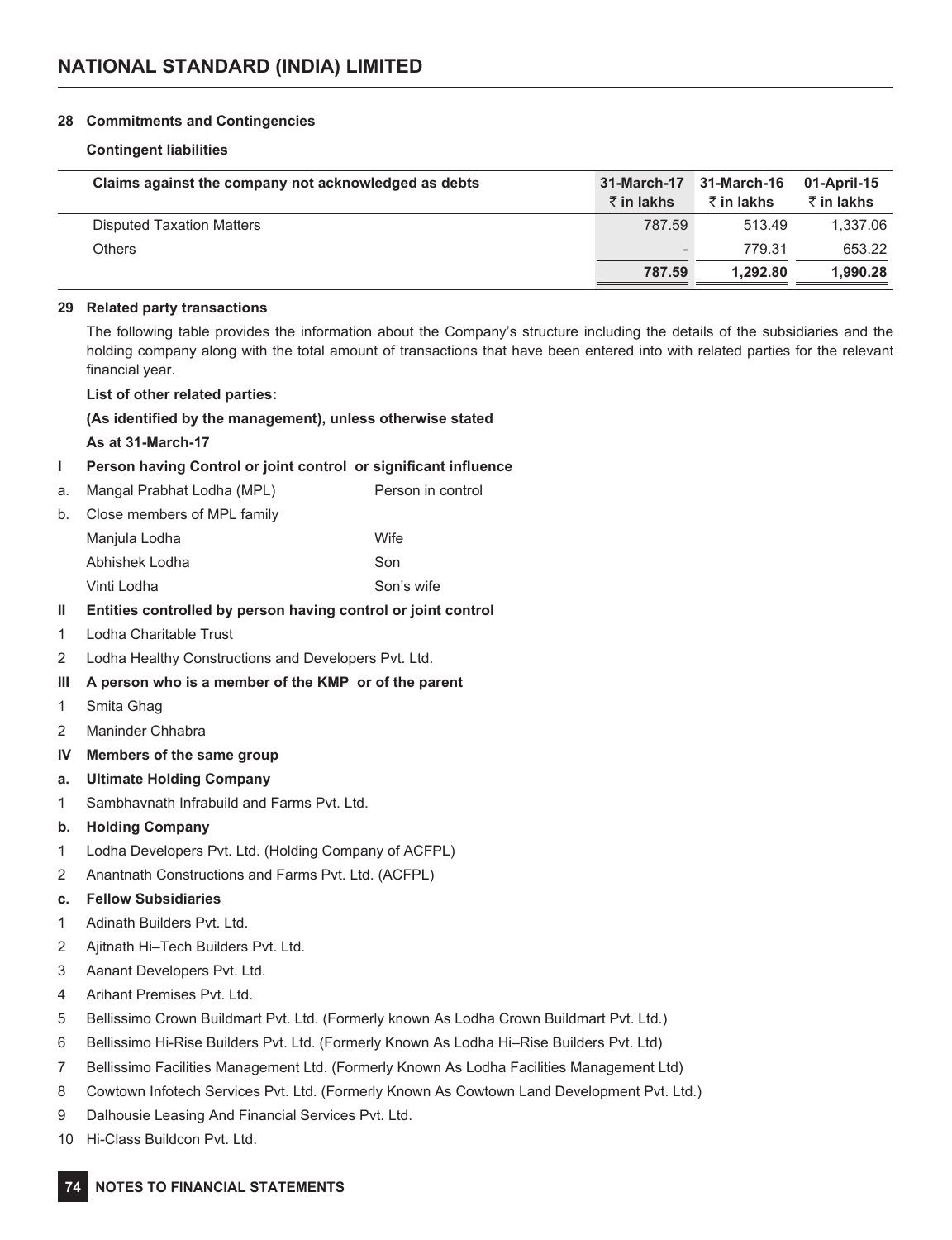## 28 Commitments and Contingencies

**Contingent liabilities**

| Claims against the company not acknowledged as debts | 31-March-17 ₹ in lakhs | 31-March-16 ₹ in lakhs | 01-April-15 ₹ in lakhs |
|---|---|---|---|
| Disputed Taxation Matters | 787.59 | 513.49 | 1,337.06 |
| Others | - | 779.31 | 653.22 |
| | **787.59** | **1,292.80** | **1,990.28** |

## 29 Related party transactions

The following table provides the information about the Company's structure including the details of the subsidiaries and the holding company along with the total amount of transactions that have been entered into with related parties for the relevant financial year.

**List of other related parties:**

**(As identified by the management), unless otherwise stated**

**As at 31-March-17**

**I Person having Control or joint control or significant influence**

a. Mangal Prabhat Lodha (MPL) — Person in control

b. Close members of MPL family

| | |
|---|---|
| Manjula Lodha | Wife |
| Abhishek Lodha | Son |
| Vinti Lodha | Son's wife |

**II Entities controlled by person having control or joint control**

1. Lodha Charitable Trust
2. Lodha Healthy Constructions and Developers Pvt. Ltd.

**III A person who is a member of the KMP or of the parent**

1. Smita Ghag
2. Maninder Chhabra

**IV Members of the same group**

**a. Ultimate Holding Company**

1. Sambhavnath Infrabuild and Farms Pvt. Ltd.

**b. Holding Company**

1. Lodha Developers Pvt. Ltd. (Holding Company of ACFPL)
2. Anantnath Constructions and Farms Pvt. Ltd. (ACFPL)

**c. Fellow Subsidiaries**

1. Adinath Builders Pvt. Ltd.
2. Ajitnath Hi–Tech Builders Pvt. Ltd.
3. Aanant Developers Pvt. Ltd.
4. Arihant Premises Pvt. Ltd.
5. Bellissimo Crown Buildmart Pvt. Ltd. (Formerly known As Lodha Crown Buildmart Pvt. Ltd.)
6. Bellissimo Hi-Rise Builders Pvt. Ltd. (Formerly Known As Lodha Hi–Rise Builders Pvt. Ltd)
7. Bellissimo Facilities Management Ltd. (Formerly Known As Lodha Facilities Management Ltd)
8. Cowtown Infotech Services Pvt. Ltd. (Formerly Known As Cowtown Land Development Pvt. Ltd.)
9. Dalhousie Leasing And Financial Services Pvt. Ltd.
10. Hi-Class Buildcon Pvt. Ltd.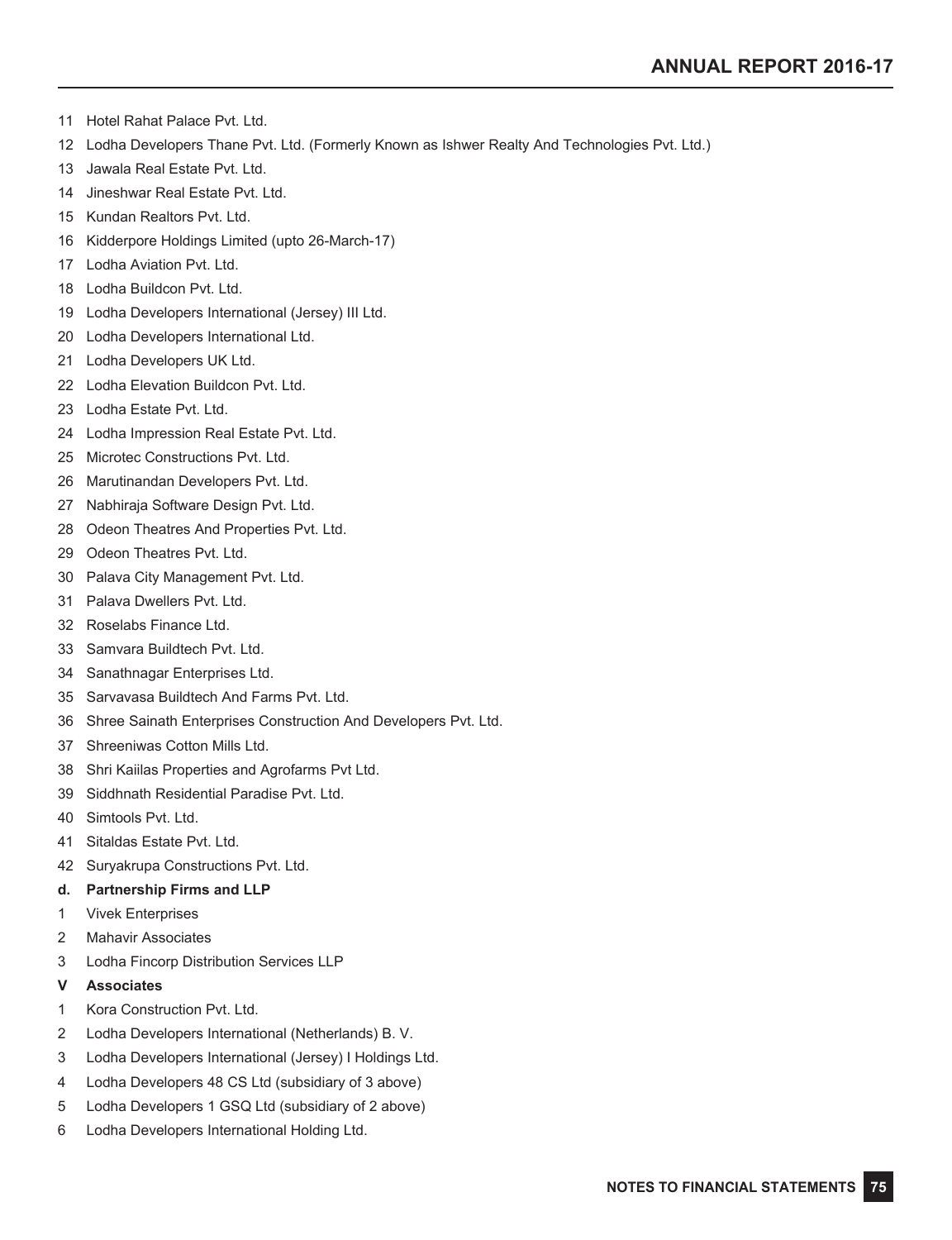11 Hotel Rahat Palace Pvt. Ltd.

12 Lodha Developers Thane Pvt. Ltd. (Formerly Known as Ishwer Realty And Technologies Pvt. Ltd.)

13 Jawala Real Estate Pvt. Ltd.

14 Jineshwar Real Estate Pvt. Ltd.

15 Kundan Realtors Pvt. Ltd.

16 Kidderpore Holdings Limited (upto 26-March-17)

17 Lodha Aviation Pvt. Ltd.

18 Lodha Buildcon Pvt. Ltd.

19 Lodha Developers International (Jersey) III Ltd.

20 Lodha Developers International Ltd.

21 Lodha Developers UK Ltd.

22 Lodha Elevation Buildcon Pvt. Ltd.

23 Lodha Estate Pvt. Ltd.

24 Lodha Impression Real Estate Pvt. Ltd.

25 Microtec Constructions Pvt. Ltd.

26 Marutinandan Developers Pvt. Ltd.

27 Nabhiraja Software Design Pvt. Ltd.

28 Odeon Theatres And Properties Pvt. Ltd.

29 Odeon Theatres Pvt. Ltd.

30 Palava City Management Pvt. Ltd.

31 Palava Dwellers Pvt. Ltd.

32 Roselabs Finance Ltd.

33 Samvara Buildtech Pvt. Ltd.

34 Sanathnagar Enterprises Ltd.

35 Sarvavasa Buildtech And Farms Pvt. Ltd.

36 Shree Sainath Enterprises Construction And Developers Pvt. Ltd.

37 Shreeniwas Cotton Mills Ltd.

38 Shri Kaiilas Properties and Agrofarms Pvt Ltd.

39 Siddhnath Residential Paradise Pvt. Ltd.

40 Simtools Pvt. Ltd.

41 Sitaldas Estate Pvt. Ltd.

42 Suryakrupa Constructions Pvt. Ltd.

**d. Partnership Firms and LLP**

1 Vivek Enterprises

2 Mahavir Associates

3 Lodha Fincorp Distribution Services LLP

**V Associates**

1 Kora Construction Pvt. Ltd.

2 Lodha Developers International (Netherlands) B. V.

3 Lodha Developers International (Jersey) I Holdings Ltd.

4 Lodha Developers 48 CS Ltd (subsidiary of 3 above)

5 Lodha Developers 1 GSQ Ltd (subsidiary of 2 above)

6 Lodha Developers International Holding Ltd.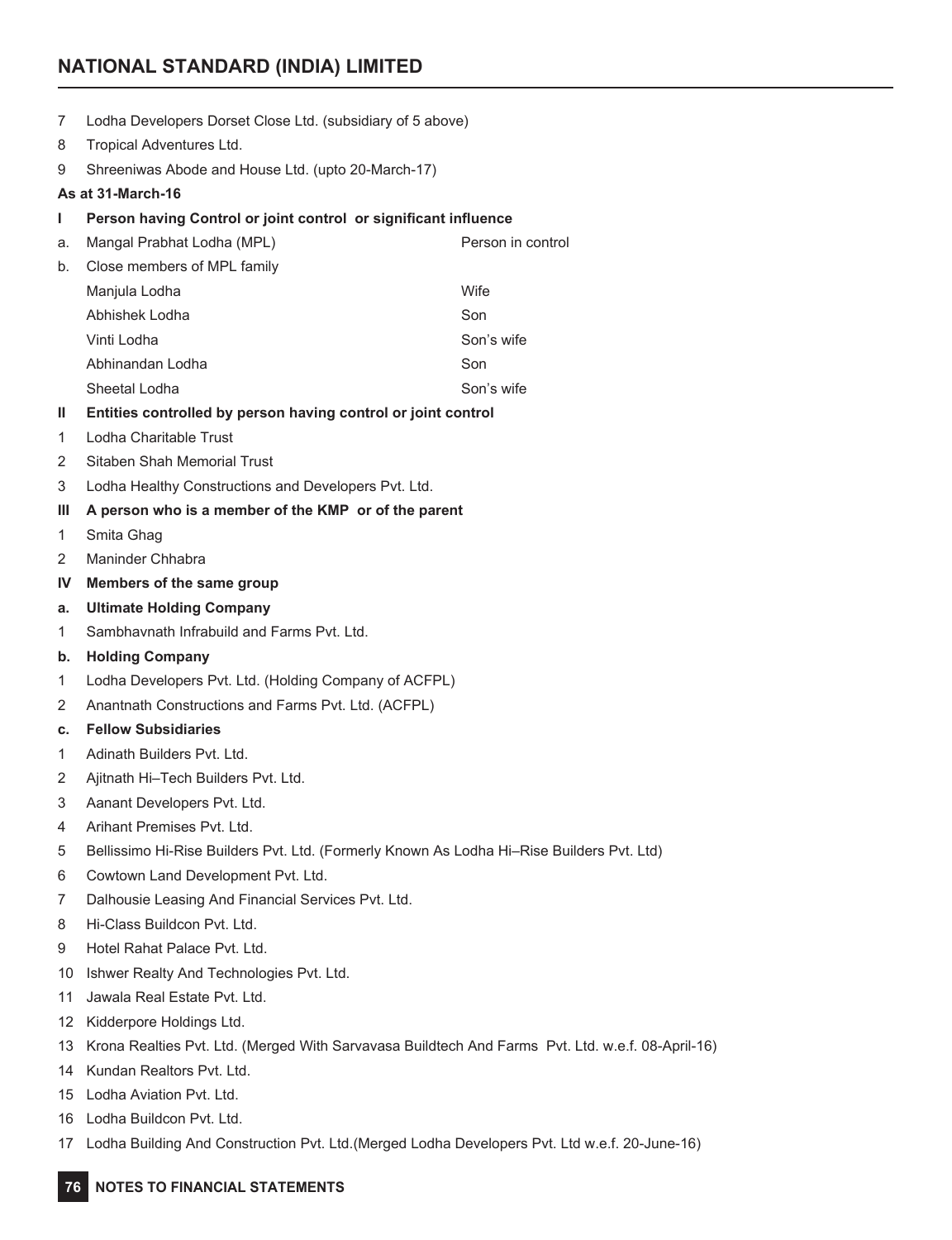7 Lodha Developers Dorset Close Ltd. (subsidiary of 5 above)

8 Tropical Adventures Ltd.

9 Shreeniwas Abode and House Ltd. (upto 20-March-17)

**As at 31-March-16**

**I Person having Control or joint control or significant influence**

a. Mangal Prabhat Lodha (MPL) — Person in control

b. Close members of MPL family

| | |
|---|---|
| Manjula Lodha | Wife |
| Abhishek Lodha | Son |
| Vinti Lodha | Son's wife |
| Abhinandan Lodha | Son |
| Sheetal Lodha | Son's wife |

**II Entities controlled by person having control or joint control**

1 Lodha Charitable Trust

2 Sitaben Shah Memorial Trust

3 Lodha Healthy Constructions and Developers Pvt. Ltd.

**III A person who is a member of the KMP or of the parent**

1 Smita Ghag

2 Maninder Chhabra

**IV Members of the same group**

**a. Ultimate Holding Company**

1 Sambhavnath Infrabuild and Farms Pvt. Ltd.

**b. Holding Company**

1 Lodha Developers Pvt. Ltd. (Holding Company of ACFPL)

2 Anantnath Constructions and Farms Pvt. Ltd. (ACFPL)

**c. Fellow Subsidiaries**

1 Adinath Builders Pvt. Ltd.

2 Ajitnath Hi–Tech Builders Pvt. Ltd.

3 Aanant Developers Pvt. Ltd.

4 Arihant Premises Pvt. Ltd.

5 Bellissimo Hi-Rise Builders Pvt. Ltd. (Formerly Known As Lodha Hi–Rise Builders Pvt. Ltd)

6 Cowtown Land Development Pvt. Ltd.

7 Dalhousie Leasing And Financial Services Pvt. Ltd.

8 Hi-Class Buildcon Pvt. Ltd.

9 Hotel Rahat Palace Pvt. Ltd.

10 Ishwer Realty And Technologies Pvt. Ltd.

11 Jawala Real Estate Pvt. Ltd.

12 Kidderpore Holdings Ltd.

13 Krona Realties Pvt. Ltd. (Merged With Sarvavasa Buildtech And Farms Pvt. Ltd. w.e.f. 08-April-16)

14 Kundan Realtors Pvt. Ltd.

15 Lodha Aviation Pvt. Ltd.

16 Lodha Buildcon Pvt. Ltd.

17 Lodha Building And Construction Pvt. Ltd.(Merged Lodha Developers Pvt. Ltd w.e.f. 20-June-16)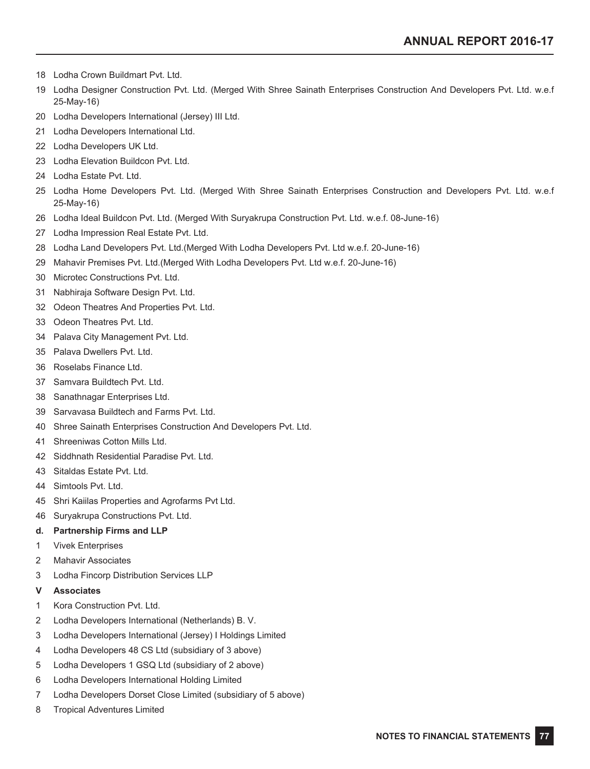18 Lodha Crown Buildmart Pvt. Ltd.

19 Lodha Designer Construction Pvt. Ltd. (Merged With Shree Sainath Enterprises Construction And Developers Pvt. Ltd. w.e.f 25-May-16)

20 Lodha Developers International (Jersey) III Ltd.

21 Lodha Developers International Ltd.

22 Lodha Developers UK Ltd.

23 Lodha Elevation Buildcon Pvt. Ltd.

24 Lodha Estate Pvt. Ltd.

25 Lodha Home Developers Pvt. Ltd. (Merged With Shree Sainath Enterprises Construction and Developers Pvt. Ltd. w.e.f 25-May-16)

26 Lodha Ideal Buildcon Pvt. Ltd. (Merged With Suryakrupa Construction Pvt. Ltd. w.e.f. 08-June-16)

27 Lodha Impression Real Estate Pvt. Ltd.

28 Lodha Land Developers Pvt. Ltd.(Merged With Lodha Developers Pvt. Ltd w.e.f. 20-June-16)

29 Mahavir Premises Pvt. Ltd.(Merged With Lodha Developers Pvt. Ltd w.e.f. 20-June-16)

30 Microtec Constructions Pvt. Ltd.

31 Nabhiraja Software Design Pvt. Ltd.

32 Odeon Theatres And Properties Pvt. Ltd.

33 Odeon Theatres Pvt. Ltd.

34 Palava City Management Pvt. Ltd.

35 Palava Dwellers Pvt. Ltd.

36 Roselabs Finance Ltd.

37 Samvara Buildtech Pvt. Ltd.

38 Sanathnagar Enterprises Ltd.

39 Sarvavasa Buildtech and Farms Pvt. Ltd.

40 Shree Sainath Enterprises Construction And Developers Pvt. Ltd.

41 Shreeniwas Cotton Mills Ltd.

42 Siddhnath Residential Paradise Pvt. Ltd.

43 Sitaldas Estate Pvt. Ltd.

44 Simtools Pvt. Ltd.

45 Shri Kaiilas Properties and Agrofarms Pvt Ltd.

46 Suryakrupa Constructions Pvt. Ltd.

**d. Partnership Firms and LLP**

1 Vivek Enterprises

2 Mahavir Associates

3 Lodha Fincorp Distribution Services LLP

**V Associates**

1 Kora Construction Pvt. Ltd.

2 Lodha Developers International (Netherlands) B. V.

3 Lodha Developers International (Jersey) I Holdings Limited

4 Lodha Developers 48 CS Ltd (subsidiary of 3 above)

5 Lodha Developers 1 GSQ Ltd (subsidiary of 2 above)

6 Lodha Developers International Holding Limited

7 Lodha Developers Dorset Close Limited (subsidiary of 5 above)

8 Tropical Adventures Limited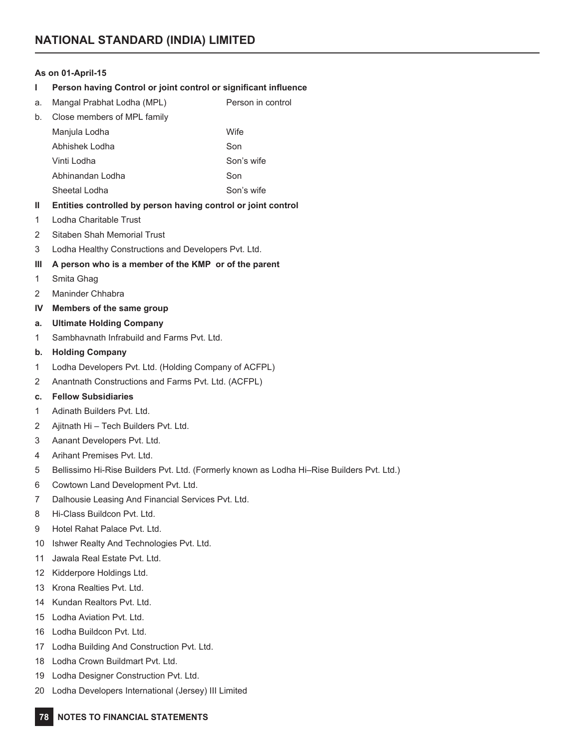**As on 01-April-15**

**I Person having Control or joint control or significant influence**

| | | |
|---|---|---|
| a. | Mangal Prabhat Lodha (MPL) | Person in control |
| b. | Close members of MPL family | |
| | Manjula Lodha | Wife |
| | Abhishek Lodha | Son |
| | Vinti Lodha | Son's wife |
| | Abhinandan Lodha | Son |
| | Sheetal Lodha | Son's wife |

**II Entities controlled by person having control or joint control**

1. Lodha Charitable Trust
2. Sitaben Shah Memorial Trust
3. Lodha Healthy Constructions and Developers Pvt. Ltd.

**III A person who is a member of the KMP or of the parent**

1. Smita Ghag
2. Maninder Chhabra

**IV Members of the same group**

**a. Ultimate Holding Company**

1. Sambhavnath Infrabuild and Farms Pvt. Ltd.

**b. Holding Company**

1. Lodha Developers Pvt. Ltd. (Holding Company of ACFPL)
2. Anantnath Constructions and Farms Pvt. Ltd. (ACFPL)

**c. Fellow Subsidiaries**

1. Adinath Builders Pvt. Ltd.
2. Ajitnath Hi – Tech Builders Pvt. Ltd.
3. Aanant Developers Pvt. Ltd.
4. Arihant Premises Pvt. Ltd.
5. Bellissimo Hi-Rise Builders Pvt. Ltd. (Formerly known as Lodha Hi–Rise Builders Pvt. Ltd.)
6. Cowtown Land Development Pvt. Ltd.
7. Dalhousie Leasing And Financial Services Pvt. Ltd.
8. Hi-Class Buildcon Pvt. Ltd.
9. Hotel Rahat Palace Pvt. Ltd.
10. Ishwer Realty And Technologies Pvt. Ltd.
11. Jawala Real Estate Pvt. Ltd.
12. Kidderpore Holdings Ltd.
13. Krona Realties Pvt. Ltd.
14. Kundan Realtors Pvt. Ltd.
15. Lodha Aviation Pvt. Ltd.
16. Lodha Buildcon Pvt. Ltd.
17. Lodha Building And Construction Pvt. Ltd.
18. Lodha Crown Buildmart Pvt. Ltd.
19. Lodha Designer Construction Pvt. Ltd.
20. Lodha Developers International (Jersey) III Limited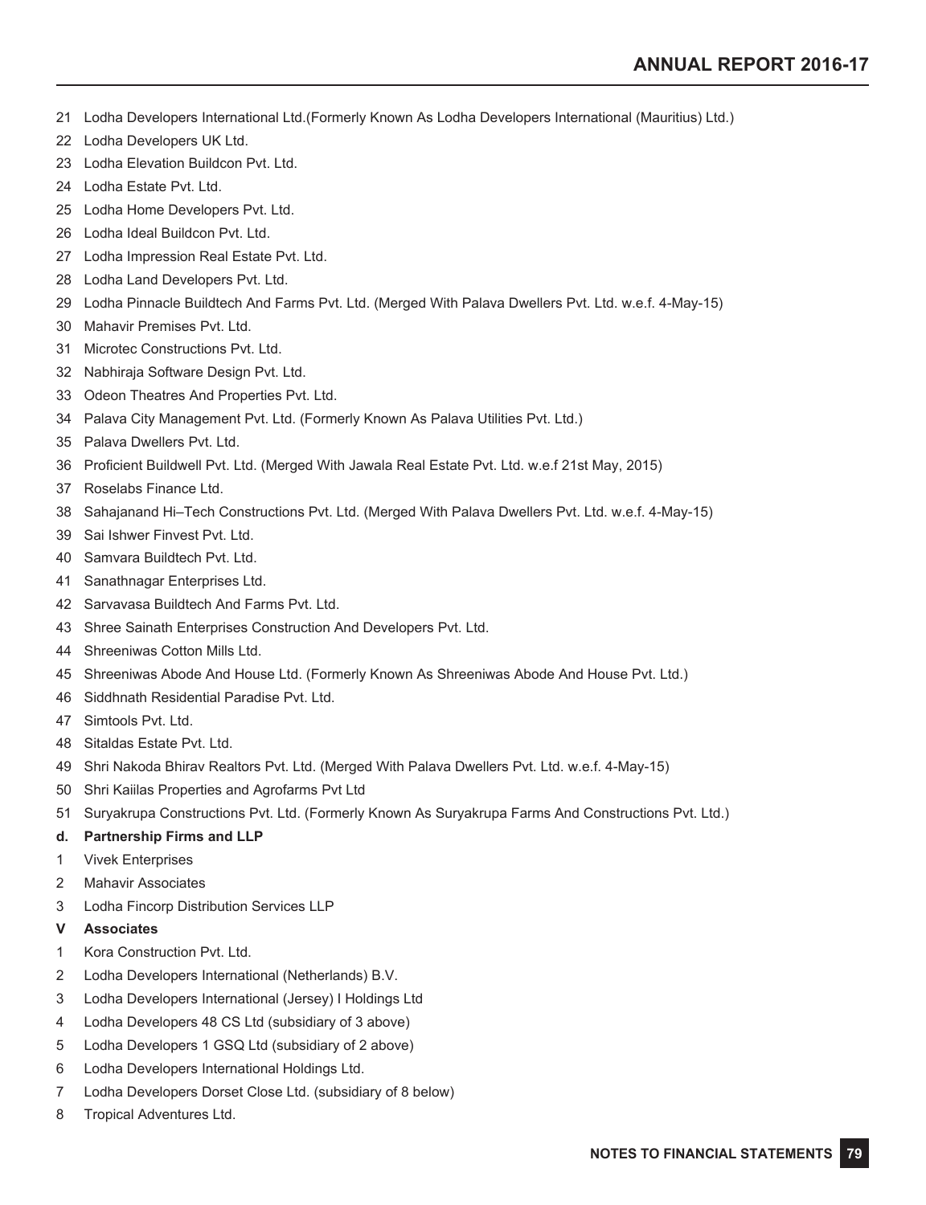21 Lodha Developers International Ltd.(Formerly Known As Lodha Developers International (Mauritius) Ltd.)

22 Lodha Developers UK Ltd.

23 Lodha Elevation Buildcon Pvt. Ltd.

24 Lodha Estate Pvt. Ltd.

25 Lodha Home Developers Pvt. Ltd.

26 Lodha Ideal Buildcon Pvt. Ltd.

27 Lodha Impression Real Estate Pvt. Ltd.

28 Lodha Land Developers Pvt. Ltd.

29 Lodha Pinnacle Buildtech And Farms Pvt. Ltd. (Merged With Palava Dwellers Pvt. Ltd. w.e.f. 4-May-15)

30 Mahavir Premises Pvt. Ltd.

31 Microtec Constructions Pvt. Ltd.

32 Nabhiraja Software Design Pvt. Ltd.

33 Odeon Theatres And Properties Pvt. Ltd.

34 Palava City Management Pvt. Ltd. (Formerly Known As Palava Utilities Pvt. Ltd.)

35 Palava Dwellers Pvt. Ltd.

36 Proficient Buildwell Pvt. Ltd. (Merged With Jawala Real Estate Pvt. Ltd. w.e.f 21st May, 2015)

37 Roselabs Finance Ltd.

38 Sahajanand Hi–Tech Constructions Pvt. Ltd. (Merged With Palava Dwellers Pvt. Ltd. w.e.f. 4-May-15)

39 Sai Ishwer Finvest Pvt. Ltd.

40 Samvara Buildtech Pvt. Ltd.

41 Sanathnagar Enterprises Ltd.

42 Sarvavasa Buildtech And Farms Pvt. Ltd.

43 Shree Sainath Enterprises Construction And Developers Pvt. Ltd.

44 Shreeniwas Cotton Mills Ltd.

45 Shreeniwas Abode And House Ltd. (Formerly Known As Shreeniwas Abode And House Pvt. Ltd.)

46 Siddhnath Residential Paradise Pvt. Ltd.

47 Simtools Pvt. Ltd.

48 Sitaldas Estate Pvt. Ltd.

49 Shri Nakoda Bhirav Realtors Pvt. Ltd. (Merged With Palava Dwellers Pvt. Ltd. w.e.f. 4-May-15)

50 Shri Kaiilas Properties and Agrofarms Pvt Ltd

51 Suryakrupa Constructions Pvt. Ltd. (Formerly Known As Suryakrupa Farms And Constructions Pvt. Ltd.)

**d. Partnership Firms and LLP**

1 Vivek Enterprises

2 Mahavir Associates

3 Lodha Fincorp Distribution Services LLP

**V Associates**

1 Kora Construction Pvt. Ltd.

2 Lodha Developers International (Netherlands) B.V.

3 Lodha Developers International (Jersey) I Holdings Ltd

4 Lodha Developers 48 CS Ltd (subsidiary of 3 above)

5 Lodha Developers 1 GSQ Ltd (subsidiary of 2 above)

6 Lodha Developers International Holdings Ltd.

7 Lodha Developers Dorset Close Ltd. (subsidiary of 8 below)

8 Tropical Adventures Ltd.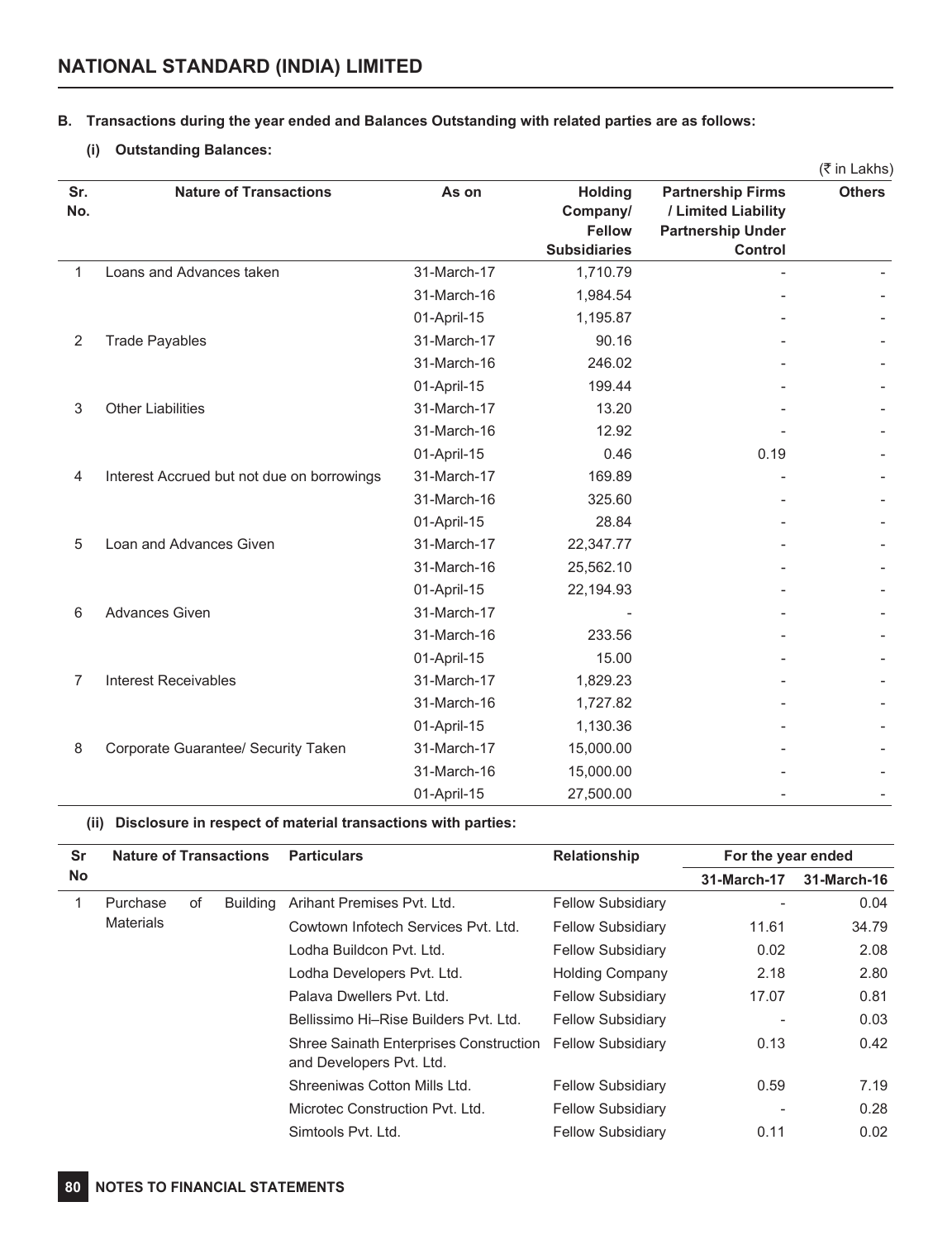## B. Transactions during the year ended and Balances Outstanding with related parties are as follows:

### (i) Outstanding Balances:

(₹ in Lakhs)

| Sr. No. | Nature of Transactions | As on | Holding Company/ Fellow Subsidiaries | Partnership Firms / Limited Liability Partnership Under Control | Others |
|---|---|---|---|---|---|
| 1 | Loans and Advances taken | 31-March-17 | 1,710.79 | - | - |
| | | 31-March-16 | 1,984.54 | - | - |
| | | 01-April-15 | 1,195.87 | - | - |
| 2 | Trade Payables | 31-March-17 | 90.16 | - | - |
| | | 31-March-16 | 246.02 | - | - |
| | | 01-April-15 | 199.44 | - | - |
| 3 | Other Liabilities | 31-March-17 | 13.20 | - | - |
| | | 31-March-16 | 12.92 | - | - |
| | | 01-April-15 | 0.46 | 0.19 | - |
| 4 | Interest Accrued but not due on borrowings | 31-March-17 | 169.89 | - | - |
| | | 31-March-16 | 325.60 | - | - |
| | | 01-April-15 | 28.84 | - | - |
| 5 | Loan and Advances Given | 31-March-17 | 22,347.77 | - | - |
| | | 31-March-16 | 25,562.10 | - | - |
| | | 01-April-15 | 22,194.93 | - | - |
| 6 | Advances Given | 31-March-17 | - | - | - |
| | | 31-March-16 | 233.56 | - | - |
| | | 01-April-15 | 15.00 | - | - |
| 7 | Interest Receivables | 31-March-17 | 1,829.23 | - | - |
| | | 31-March-16 | 1,727.82 | - | - |
| | | 01-April-15 | 1,130.36 | - | - |
| 8 | Corporate Guarantee/ Security Taken | 31-March-17 | 15,000.00 | - | - |
| | | 31-March-16 | 15,000.00 | - | - |
| | | 01-April-15 | 27,500.00 | - | - |

### (ii) Disclosure in respect of material transactions with parties:

| Sr No | Nature of Transactions | Particulars | Relationship | For the year ended 31-March-17 | For the year ended 31-March-16 |
|---|---|---|---|---|---|
| 1 | Purchase of Building Materials | Arihant Premises Pvt. Ltd. | Fellow Subsidiary | - | 0.04 |
| | | Cowtown Infotech Services Pvt. Ltd. | Fellow Subsidiary | 11.61 | 34.79 |
| | | Lodha Buildcon Pvt. Ltd. | Fellow Subsidiary | 0.02 | 2.08 |
| | | Lodha Developers Pvt. Ltd. | Holding Company | 2.18 | 2.80 |
| | | Palava Dwellers Pvt. Ltd. | Fellow Subsidiary | 17.07 | 0.81 |
| | | Bellissimo Hi–Rise Builders Pvt. Ltd. | Fellow Subsidiary | - | 0.03 |
| | | Shree Sainath Enterprises Construction and Developers Pvt. Ltd. | Fellow Subsidiary | 0.13 | 0.42 |
| | | Shreeniwas Cotton Mills Ltd. | Fellow Subsidiary | 0.59 | 7.19 |
| | | Microtec Construction Pvt. Ltd. | Fellow Subsidiary | - | 0.28 |
| | | Simtools Pvt. Ltd. | Fellow Subsidiary | 0.11 | 0.02 |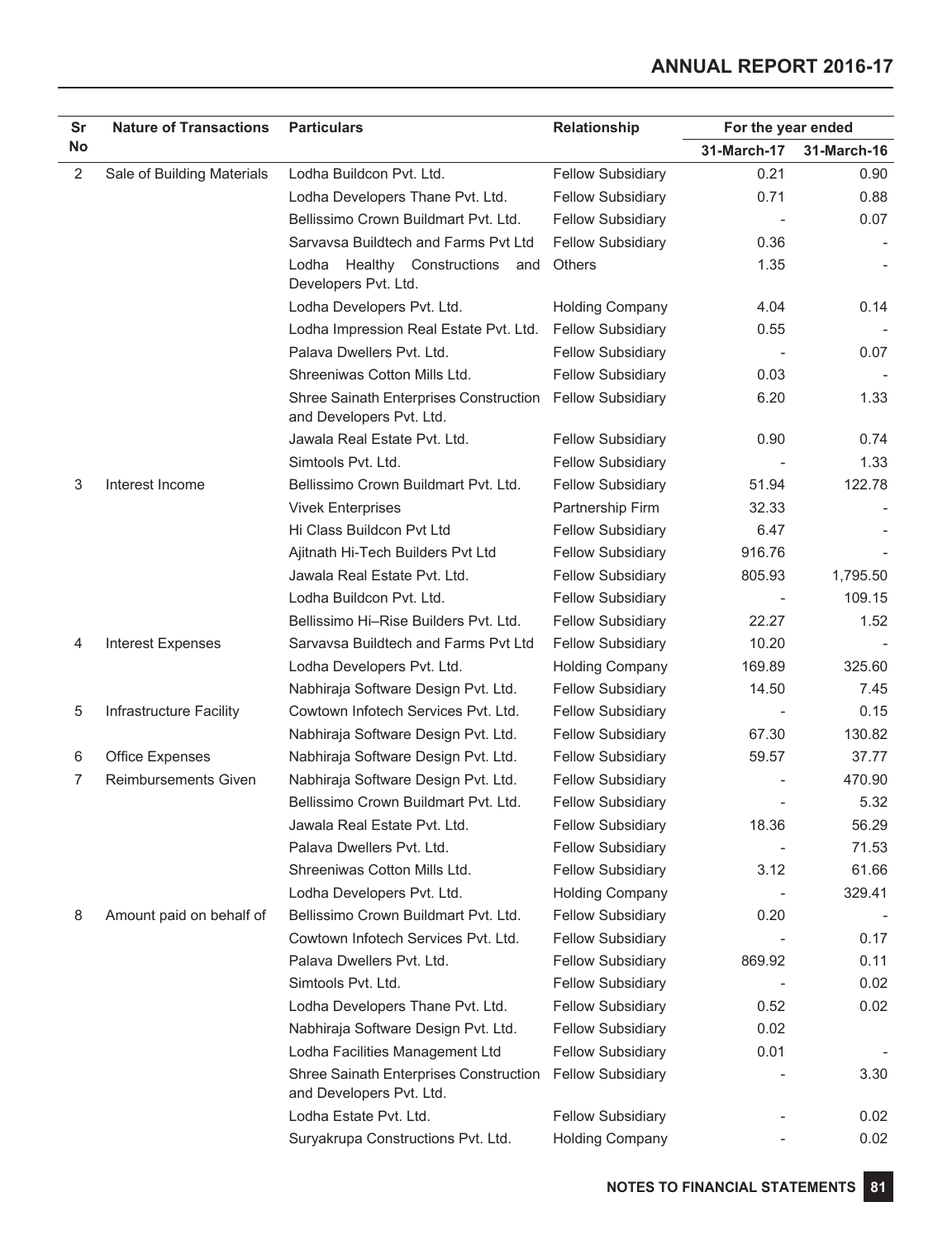| Sr No | Nature of Transactions | Particulars | Relationship | For the year ended | |
|---|---|---|---|---|---|
| | | | | 31-March-17 | 31-March-16 |
| 2 | Sale of Building Materials | Lodha Buildcon Pvt. Ltd. | Fellow Subsidiary | 0.21 | 0.90 |
| | | Lodha Developers Thane Pvt. Ltd. | Fellow Subsidiary | 0.71 | 0.88 |
| | | Bellissimo Crown Buildmart Pvt. Ltd. | Fellow Subsidiary | - | 0.07 |
| | | Sarvavsa Buildtech and Farms Pvt Ltd | Fellow Subsidiary | 0.36 | - |
| | | Lodha Healthy Constructions and Developers Pvt. Ltd. | Others | 1.35 | - |
| | | Lodha Developers Pvt. Ltd. | Holding Company | 4.04 | 0.14 |
| | | Lodha Impression Real Estate Pvt. Ltd. | Fellow Subsidiary | 0.55 | - |
| | | Palava Dwellers Pvt. Ltd. | Fellow Subsidiary | - | 0.07 |
| | | Shreeniwas Cotton Mills Ltd. | Fellow Subsidiary | 0.03 | - |
| | | Shree Sainath Enterprises Construction and Developers Pvt. Ltd. | Fellow Subsidiary | 6.20 | 1.33 |
| | | Jawala Real Estate Pvt. Ltd. | Fellow Subsidiary | 0.90 | 0.74 |
| | | Simtools Pvt. Ltd. | Fellow Subsidiary | - | 1.33 |
| 3 | Interest Income | Bellissimo Crown Buildmart Pvt. Ltd. | Fellow Subsidiary | 51.94 | 122.78 |
| | | Vivek Enterprises | Partnership Firm | 32.33 | - |
| | | Hi Class Buildcon Pvt Ltd | Fellow Subsidiary | 6.47 | - |
| | | Ajitnath Hi-Tech Builders Pvt Ltd | Fellow Subsidiary | 916.76 | - |
| | | Jawala Real Estate Pvt. Ltd. | Fellow Subsidiary | 805.93 | 1,795.50 |
| | | Lodha Buildcon Pvt. Ltd. | Fellow Subsidiary | - | 109.15 |
| | | Bellissimo Hi–Rise Builders Pvt. Ltd. | Fellow Subsidiary | 22.27 | 1.52 |
| 4 | Interest Expenses | Sarvavsa Buildtech and Farms Pvt Ltd | Fellow Subsidiary | 10.20 | - |
| | | Lodha Developers Pvt. Ltd. | Holding Company | 169.89 | 325.60 |
| | | Nabhiraja Software Design Pvt. Ltd. | Fellow Subsidiary | 14.50 | 7.45 |
| 5 | Infrastructure Facility | Cowtown Infotech Services Pvt. Ltd. | Fellow Subsidiary | - | 0.15 |
| | | Nabhiraja Software Design Pvt. Ltd. | Fellow Subsidiary | 67.30 | 130.82 |
| 6 | Office Expenses | Nabhiraja Software Design Pvt. Ltd. | Fellow Subsidiary | 59.57 | 37.77 |
| 7 | Reimbursements Given | Nabhiraja Software Design Pvt. Ltd. | Fellow Subsidiary | - | 470.90 |
| | | Bellissimo Crown Buildmart Pvt. Ltd. | Fellow Subsidiary | - | 5.32 |
| | | Jawala Real Estate Pvt. Ltd. | Fellow Subsidiary | 18.36 | 56.29 |
| | | Palava Dwellers Pvt. Ltd. | Fellow Subsidiary | - | 71.53 |
| | | Shreeniwas Cotton Mills Ltd. | Fellow Subsidiary | 3.12 | 61.66 |
| | | Lodha Developers Pvt. Ltd. | Holding Company | - | 329.41 |
| 8 | Amount paid on behalf of | Bellissimo Crown Buildmart Pvt. Ltd. | Fellow Subsidiary | 0.20 | - |
| | | Cowtown Infotech Services Pvt. Ltd. | Fellow Subsidiary | - | 0.17 |
| | | Palava Dwellers Pvt. Ltd. | Fellow Subsidiary | 869.92 | 0.11 |
| | | Simtools Pvt. Ltd. | Fellow Subsidiary | - | 0.02 |
| | | Lodha Developers Thane Pvt. Ltd. | Fellow Subsidiary | 0.52 | 0.02 |
| | | Nabhiraja Software Design Pvt. Ltd. | Fellow Subsidiary | 0.02 | |
| | | Lodha Facilities Management Ltd | Fellow Subsidiary | 0.01 | - |
| | | Shree Sainath Enterprises Construction and Developers Pvt. Ltd. | Fellow Subsidiary | - | 3.30 |
| | | Lodha Estate Pvt. Ltd. | Fellow Subsidiary | - | 0.02 |
| | | Suryakrupa Constructions Pvt. Ltd. | Holding Company | - | 0.02 |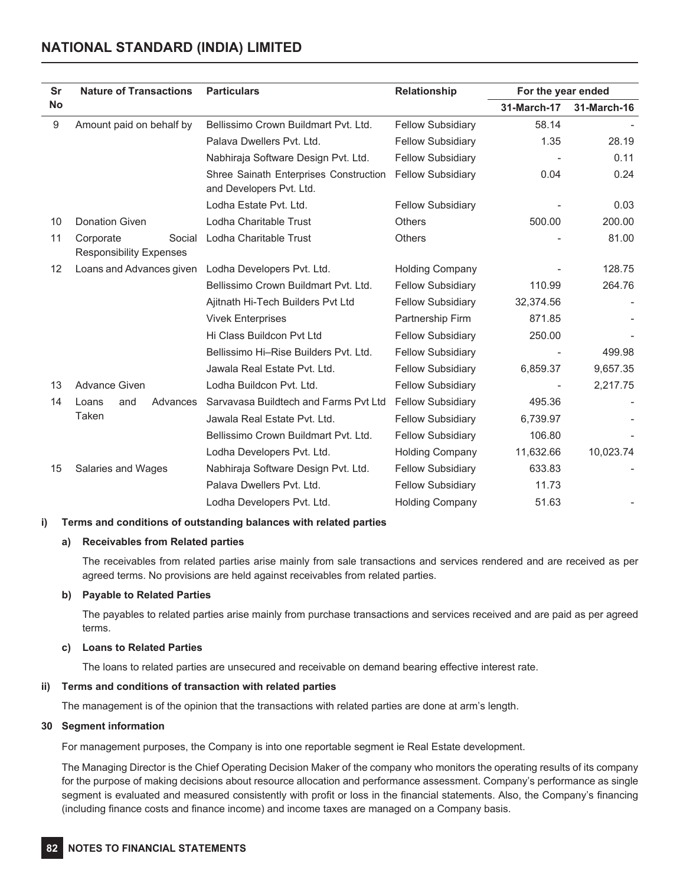| Sr No | Nature of Transactions | Particulars | Relationship | For the year ended | |
|---|---|---|---|---|---|
| | | | | 31-March-17 | 31-March-16 |
| 9 | Amount paid on behalf by | Bellissimo Crown Buildmart Pvt. Ltd. | Fellow Subsidiary | 58.14 | - |
| | | Palava Dwellers Pvt. Ltd. | Fellow Subsidiary | 1.35 | 28.19 |
| | | Nabhiraja Software Design Pvt. Ltd. | Fellow Subsidiary | - | 0.11 |
| | | Shree Sainath Enterprises Construction and Developers Pvt. Ltd. | Fellow Subsidiary | 0.04 | 0.24 |
| | | Lodha Estate Pvt. Ltd. | Fellow Subsidiary | - | 0.03 |
| 10 | Donation Given | Lodha Charitable Trust | Others | 500.00 | 200.00 |
| 11 | Corporate Social Responsibility Expenses | Lodha Charitable Trust | Others | - | 81.00 |
| 12 | Loans and Advances given | Lodha Developers Pvt. Ltd. | Holding Company | - | 128.75 |
| | | Bellissimo Crown Buildmart Pvt. Ltd. | Fellow Subsidiary | 110.99 | 264.76 |
| | | Ajitnath Hi-Tech Builders Pvt Ltd | Fellow Subsidiary | 32,374.56 | - |
| | | Vivek Enterprises | Partnership Firm | 871.85 | - |
| | | Hi Class Buildcon Pvt Ltd | Fellow Subsidiary | 250.00 | - |
| | | Bellissimo Hi–Rise Builders Pvt. Ltd. | Fellow Subsidiary | - | 499.98 |
| | | Jawala Real Estate Pvt. Ltd. | Fellow Subsidiary | 6,859.37 | 9,657.35 |
| 13 | Advance Given | Lodha Buildcon Pvt. Ltd. | Fellow Subsidiary | - | 2,217.75 |
| 14 | Loans and Advances Taken | Sarvavasa Buildtech and Farms Pvt Ltd | Fellow Subsidiary | 495.36 | - |
| | | Jawala Real Estate Pvt. Ltd. | Fellow Subsidiary | 6,739.97 | - |
| | | Bellissimo Crown Buildmart Pvt. Ltd. | Fellow Subsidiary | 106.80 | - |
| | | Lodha Developers Pvt. Ltd. | Holding Company | 11,632.66 | 10,023.74 |
| 15 | Salaries and Wages | Nabhiraja Software Design Pvt. Ltd. | Fellow Subsidiary | 633.83 | - |
| | | Palava Dwellers Pvt. Ltd. | Fellow Subsidiary | 11.73 | |
| | | Lodha Developers Pvt. Ltd. | Holding Company | 51.63 | - |

**i) Terms and conditions of outstanding balances with related parties**

**a) Receivables from Related parties**

The receivables from related parties arise mainly from sale transactions and services rendered and are received as per agreed terms. No provisions are held against receivables from related parties.

**b) Payable to Related Parties**

The payables to related parties arise mainly from purchase transactions and services received and are paid as per agreed terms.

**c) Loans to Related Parties**

The loans to related parties are unsecured and receivable on demand bearing effective interest rate.

**ii) Terms and conditions of transaction with related parties**

The management is of the opinion that the transactions with related parties are done at arm's length.

**30 Segment information**

For management purposes, the Company is into one reportable segment ie Real Estate development.

The Managing Director is the Chief Operating Decision Maker of the company who monitors the operating results of its company for the purpose of making decisions about resource allocation and performance assessment. Company's performance as single segment is evaluated and measured consistently with profit or loss in the financial statements. Also, the Company's financing (including finance costs and finance income) and income taxes are managed on a Company basis.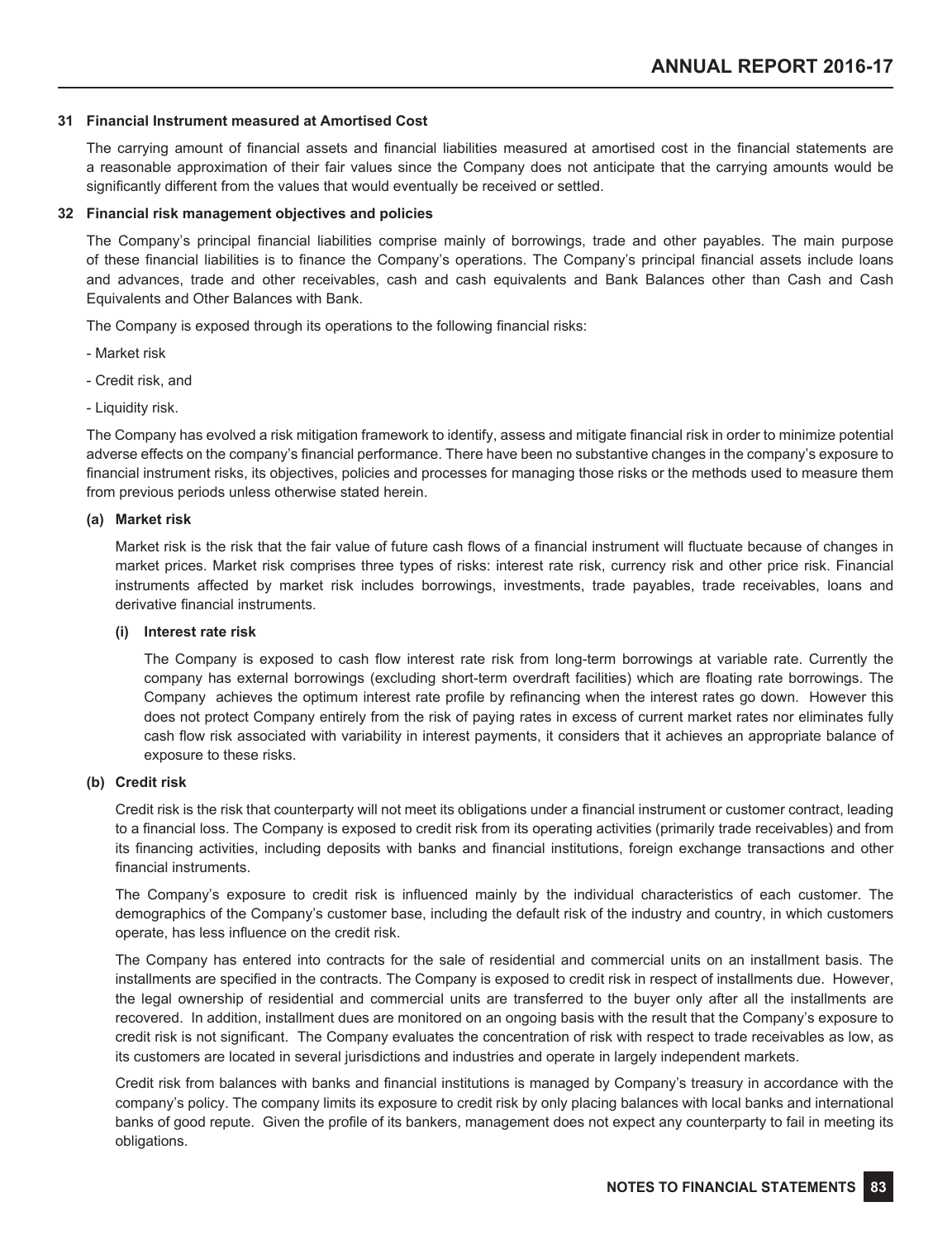### 31 Financial Instrument measured at Amortised Cost

The carrying amount of financial assets and financial liabilities measured at amortised cost in the financial statements are a reasonable approximation of their fair values since the Company does not anticipate that the carrying amounts would be significantly different from the values that would eventually be received or settled.

### 32 Financial risk management objectives and policies

The Company's principal financial liabilities comprise mainly of borrowings, trade and other payables. The main purpose of these financial liabilities is to finance the Company's operations. The Company's principal financial assets include loans and advances, trade and other receivables, cash and cash equivalents and Bank Balances other than Cash and Cash Equivalents and Other Balances with Bank.

The Company is exposed through its operations to the following financial risks:

- Market risk
- Credit risk, and
- Liquidity risk.

The Company has evolved a risk mitigation framework to identify, assess and mitigate financial risk in order to minimize potential adverse effects on the company's financial performance. There have been no substantive changes in the company's exposure to financial instrument risks, its objectives, policies and processes for managing those risks or the methods used to measure them from previous periods unless otherwise stated herein.

#### (a) Market risk

Market risk is the risk that the fair value of future cash flows of a financial instrument will fluctuate because of changes in market prices. Market risk comprises three types of risks: interest rate risk, currency risk and other price risk. Financial instruments affected by market risk includes borrowings, investments, trade payables, trade receivables, loans and derivative financial instruments.

##### (i) Interest rate risk

The Company is exposed to cash flow interest rate risk from long-term borrowings at variable rate. Currently the company has external borrowings (excluding short-term overdraft facilities) which are floating rate borrowings. The Company achieves the optimum interest rate profile by refinancing when the interest rates go down. However this does not protect Company entirely from the risk of paying rates in excess of current market rates nor eliminates fully cash flow risk associated with variability in interest payments, it considers that it achieves an appropriate balance of exposure to these risks.

#### (b) Credit risk

Credit risk is the risk that counterparty will not meet its obligations under a financial instrument or customer contract, leading to a financial loss. The Company is exposed to credit risk from its operating activities (primarily trade receivables) and from its financing activities, including deposits with banks and financial institutions, foreign exchange transactions and other financial instruments.

The Company's exposure to credit risk is influenced mainly by the individual characteristics of each customer. The demographics of the Company's customer base, including the default risk of the industry and country, in which customers operate, has less influence on the credit risk.

The Company has entered into contracts for the sale of residential and commercial units on an installment basis. The installments are specified in the contracts. The Company is exposed to credit risk in respect of installments due. However, the legal ownership of residential and commercial units are transferred to the buyer only after all the installments are recovered. In addition, installment dues are monitored on an ongoing basis with the result that the Company's exposure to credit risk is not significant. The Company evaluates the concentration of risk with respect to trade receivables as low, as its customers are located in several jurisdictions and industries and operate in largely independent markets.

Credit risk from balances with banks and financial institutions is managed by Company's treasury in accordance with the company's policy. The company limits its exposure to credit risk by only placing balances with local banks and international banks of good repute. Given the profile of its bankers, management does not expect any counterparty to fail in meeting its obligations.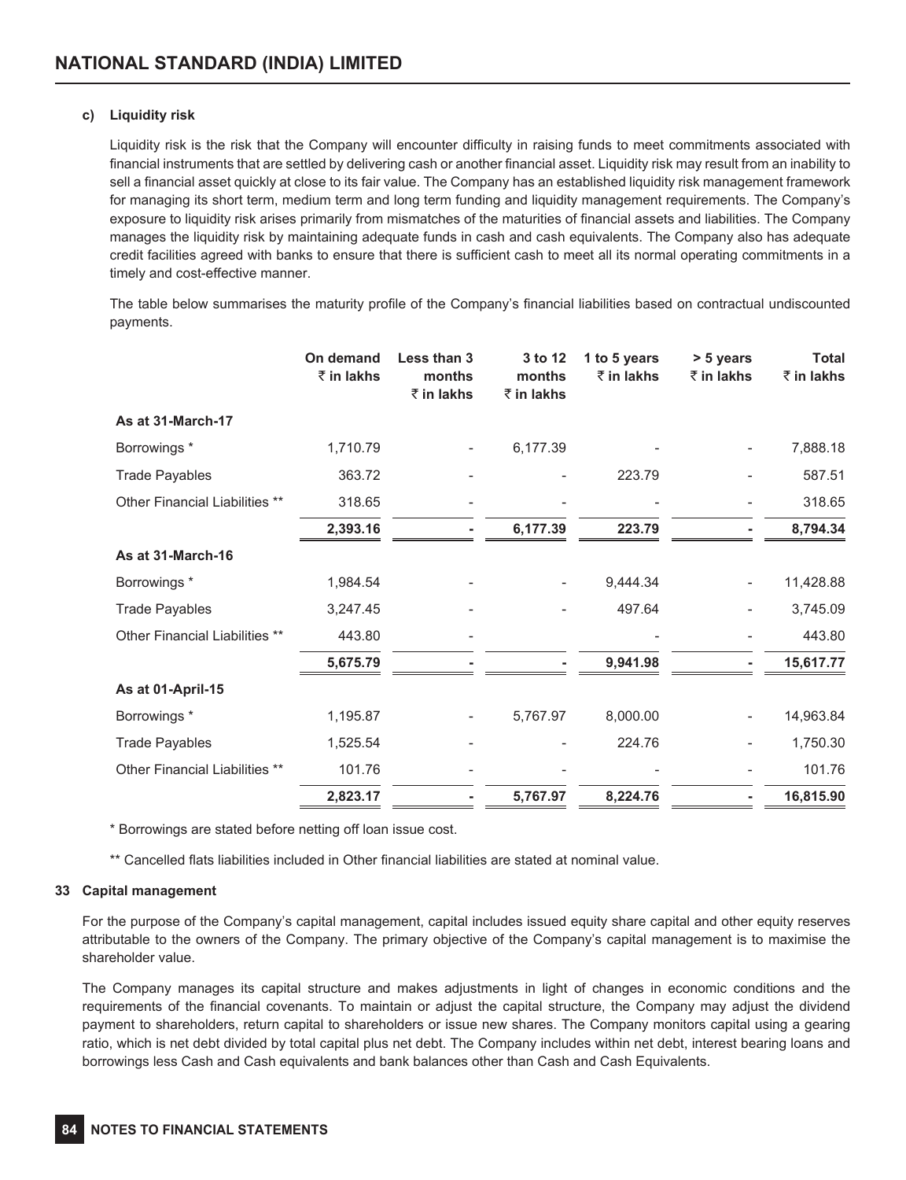#### c) Liquidity risk

Liquidity risk is the risk that the Company will encounter difficulty in raising funds to meet commitments associated with financial instruments that are settled by delivering cash or another financial asset. Liquidity risk may result from an inability to sell a financial asset quickly at close to its fair value. The Company has an established liquidity risk management framework for managing its short term, medium term and long term funding and liquidity management requirements. The Company's exposure to liquidity risk arises primarily from mismatches of the maturities of financial assets and liabilities. The Company manages the liquidity risk by maintaining adequate funds in cash and cash equivalents. The Company also has adequate credit facilities agreed with banks to ensure that there is sufficient cash to meet all its normal operating commitments in a timely and cost-effective manner.

The table below summarises the maturity profile of the Company's financial liabilities based on contractual undiscounted payments.

| | On demand ₹ in lakhs | Less than 3 months ₹ in lakhs | 3 to 12 months ₹ in lakhs | 1 to 5 years ₹ in lakhs | > 5 years ₹ in lakhs | Total ₹ in lakhs |
|---|---|---|---|---|---|---|
| **As at 31-March-17** | | | | | | |
| Borrowings * | 1,710.79 | - | 6,177.39 | - | - | 7,888.18 |
| Trade Payables | 363.72 | - | - | 223.79 | - | 587.51 |
| Other Financial Liabilities ** | 318.65 | - | - | - | - | 318.65 |
| | **2,393.16** | **-** | **6,177.39** | **223.79** | **-** | **8,794.34** |
| **As at 31-March-16** | | | | | | |
| Borrowings * | 1,984.54 | - | - | 9,444.34 | - | 11,428.88 |
| Trade Payables | 3,247.45 | - | - | 497.64 | - | 3,745.09 |
| Other Financial Liabilities ** | 443.80 | - | | - | - | 443.80 |
| | **5,675.79** | **-** | **-** | **9,941.98** | **-** | **15,617.77** |
| **As at 01-April-15** | | | | | | |
| Borrowings * | 1,195.87 | - | 5,767.97 | 8,000.00 | - | 14,963.84 |
| Trade Payables | 1,525.54 | - | - | 224.76 | - | 1,750.30 |
| Other Financial Liabilities ** | 101.76 | - | - | - | - | 101.76 |
| | **2,823.17** | **-** | **5,767.97** | **8,224.76** | **-** | **16,815.90** |

* Borrowings are stated before netting off loan issue cost.

** Cancelled flats liabilities included in Other financial liabilities are stated at nominal value.

### 33 Capital management

For the purpose of the Company's capital management, capital includes issued equity share capital and other equity reserves attributable to the owners of the Company. The primary objective of the Company's capital management is to maximise the shareholder value.

The Company manages its capital structure and makes adjustments in light of changes in economic conditions and the requirements of the financial covenants. To maintain or adjust the capital structure, the Company may adjust the dividend payment to shareholders, return capital to shareholders or issue new shares. The Company monitors capital using a gearing ratio, which is net debt divided by total capital plus net debt. The Company includes within net debt, interest bearing loans and borrowings less Cash and Cash equivalents and bank balances other than Cash and Cash Equivalents.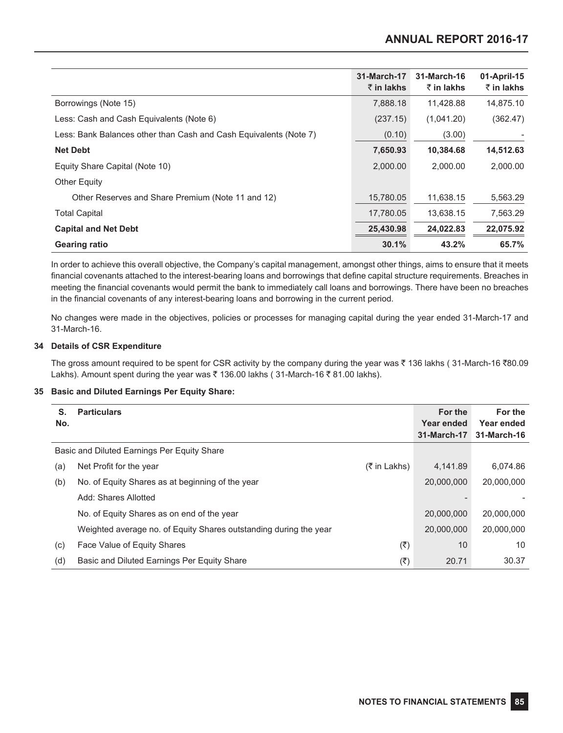| | 31-March-17 ₹ in lakhs | 31-March-16 ₹ in lakhs | 01-April-15 ₹ in lakhs |
|---|---|---|---|
| Borrowings (Note 15) | 7,888.18 | 11,428.88 | 14,875.10 |
| Less: Cash and Cash Equivalents (Note 6) | (237.15) | (1,041.20) | (362.47) |
| Less: Bank Balances other than Cash and Cash Equivalents (Note 7) | (0.10) | (3.00) | - |
| **Net Debt** | **7,650.93** | **10,384.68** | **14,512.63** |
| Equity Share Capital (Note 10) | 2,000.00 | 2,000.00 | 2,000.00 |
| Other Equity | | | |
| Other Reserves and Share Premium (Note 11 and 12) | 15,780.05 | 11,638.15 | 5,563.29 |
| Total Capital | 17,780.05 | 13,638.15 | 7,563.29 |
| **Capital and Net Debt** | **25,430.98** | **24,022.83** | **22,075.92** |
| **Gearing ratio** | **30.1%** | **43.2%** | **65.7%** |

In order to achieve this overall objective, the Company's capital management, amongst other things, aims to ensure that it meets financial covenants attached to the interest-bearing loans and borrowings that define capital structure requirements. Breaches in meeting the financial covenants would permit the bank to immediately call loans and borrowings. There have been no breaches in the financial covenants of any interest-bearing loans and borrowing in the current period.

No changes were made in the objectives, policies or processes for managing capital during the year ended 31-March-17 and 31-March-16.

### 34 Details of CSR Expenditure

The gross amount required to be spent for CSR activity by the company during the year was ₹ 136 lakhs ( 31-March-16 ₹80.09 Lakhs). Amount spent during the year was ₹ 136.00 lakhs ( 31-March-16 ₹ 81.00 lakhs).

### 35 Basic and Diluted Earnings Per Equity Share:

| S. No. | Particulars | | For the Year ended 31-March-17 | For the Year ended 31-March-16 |
|---|---|---|---|---|
| | Basic and Diluted Earnings Per Equity Share | | | |
| (a) | Net Profit for the year | (₹ in Lakhs) | 4,141.89 | 6,074.86 |
| (b) | No. of Equity Shares as at beginning of the year | | 20,000,000 | 20,000,000 |
| | Add: Shares Allotted | | - | - |
| | No. of Equity Shares as on end of the year | | 20,000,000 | 20,000,000 |
| | Weighted average no. of Equity Shares outstanding during the year | | 20,000,000 | 20,000,000 |
| (c) | Face Value of Equity Shares | (₹) | 10 | 10 |
| (d) | Basic and Diluted Earnings Per Equity Share | (₹) | 20.71 | 30.37 |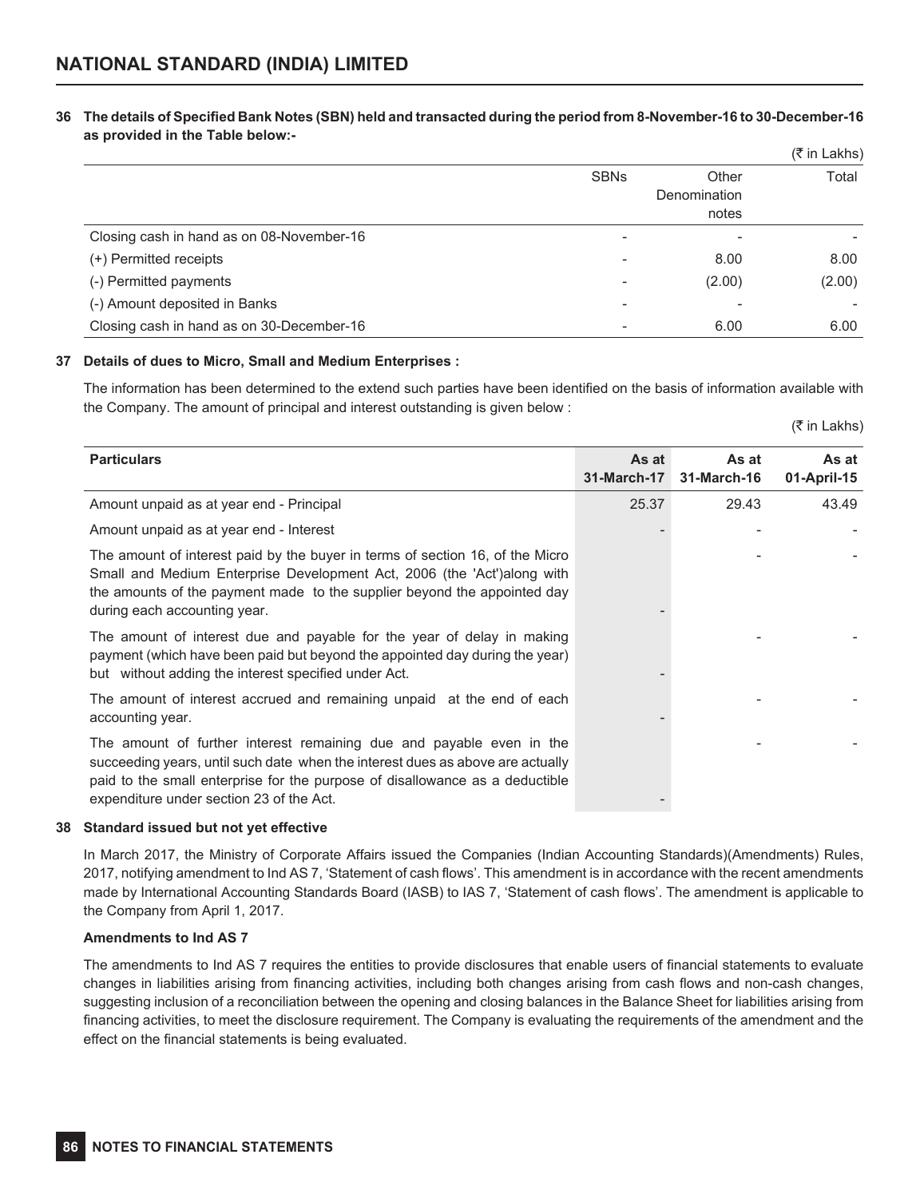**36 The details of Specified Bank Notes (SBN) held and transacted during the period from 8-November-16 to 30-December-16 as provided in the Table below:-**

(₹ in Lakhs)

| | SBNs | Other Denomination notes | Total |
|---|---|---|---|
| Closing cash in hand as on 08-November-16 | - | - | - |
| (+) Permitted receipts | - | 8.00 | 8.00 |
| (-) Permitted payments | - | (2.00) | (2.00) |
| (-) Amount deposited in Banks | - | - | - |
| Closing cash in hand as on 30-December-16 | - | 6.00 | 6.00 |

**37 Details of dues to Micro, Small and Medium Enterprises :**

The information has been determined to the extend such parties have been identified on the basis of information available with the Company. The amount of principal and interest outstanding is given below :

(₹ in Lakhs)

| Particulars | As at 31-March-17 | As at 31-March-16 | As at 01-April-15 |
|---|---|---|---|
| Amount unpaid as at year end - Principal | 25.37 | 29.43 | 43.49 |
| Amount unpaid as at year end - Interest | - | - | - |
| The amount of interest paid by the buyer in terms of section 16, of the Micro Small and Medium Enterprise Development Act, 2006 (the 'Act')along with the amounts of the payment made to the supplier beyond the appointed day during each accounting year. | - | - | - |
| The amount of interest due and payable for the year of delay in making payment (which have been paid but beyond the appointed day during the year) but without adding the interest specified under Act. | - | - | - |
| The amount of interest accrued and remaining unpaid at the end of each accounting year. | - | - | - |
| The amount of further interest remaining due and payable even in the succeeding years, until such date when the interest dues as above are actually paid to the small enterprise for the purpose of disallowance as a deductible expenditure under section 23 of the Act. | - | - | - |

**38 Standard issued but not yet effective**

In March 2017, the Ministry of Corporate Affairs issued the Companies (Indian Accounting Standards)(Amendments) Rules, 2017, notifying amendment to Ind AS 7, 'Statement of cash flows'. This amendment is in accordance with the recent amendments made by International Accounting Standards Board (IASB) to IAS 7, 'Statement of cash flows'. The amendment is applicable to the Company from April 1, 2017.

**Amendments to Ind AS 7**

The amendments to Ind AS 7 requires the entities to provide disclosures that enable users of financial statements to evaluate changes in liabilities arising from financing activities, including both changes arising from cash flows and non-cash changes, suggesting inclusion of a reconciliation between the opening and closing balances in the Balance Sheet for liabilities arising from financing activities, to meet the disclosure requirement. The Company is evaluating the requirements of the amendment and the effect on the financial statements is being evaluated.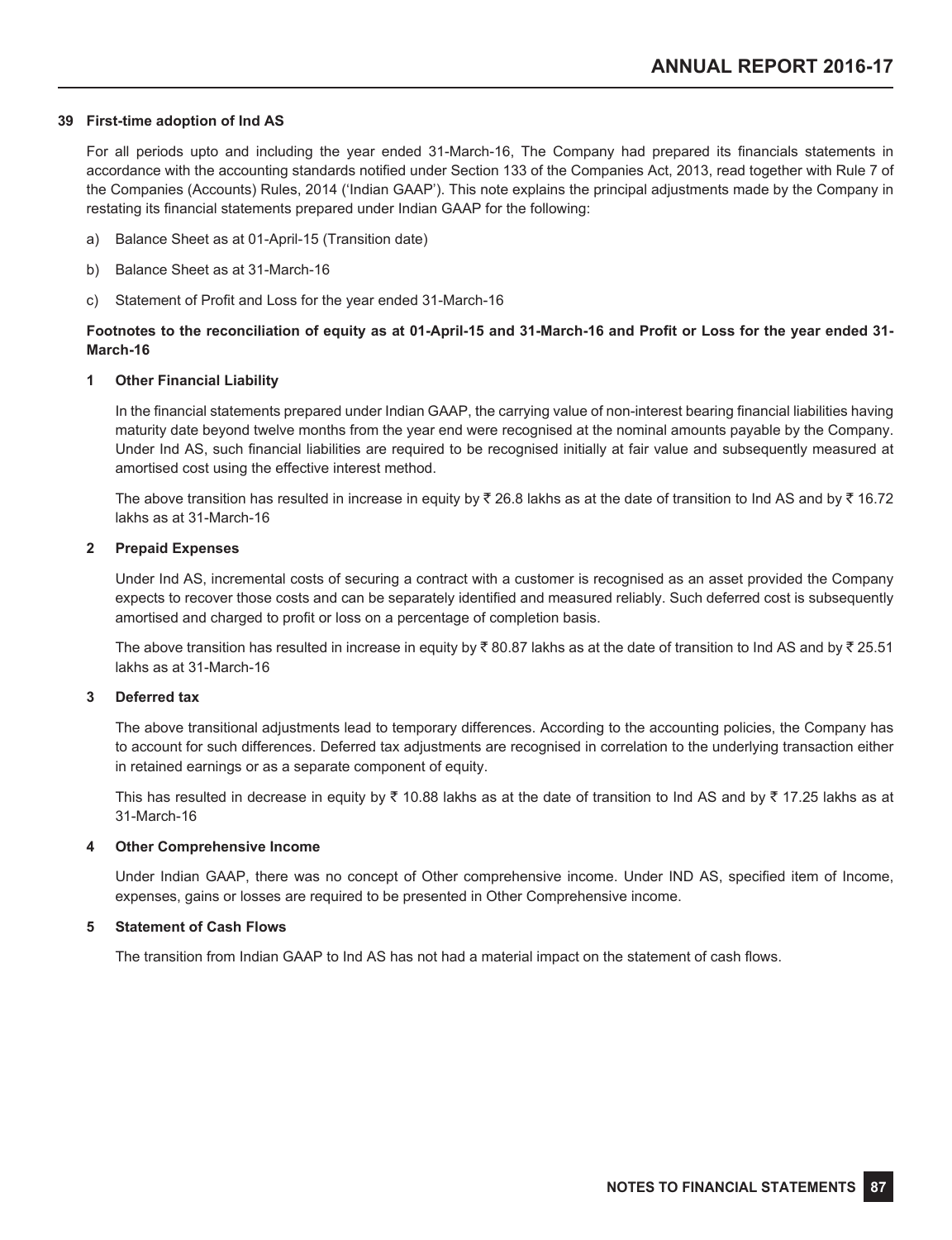## 39 First-time adoption of Ind AS

For all periods upto and including the year ended 31-March-16, The Company had prepared its financials statements in accordance with the accounting standards notified under Section 133 of the Companies Act, 2013, read together with Rule 7 of the Companies (Accounts) Rules, 2014 ('Indian GAAP'). This note explains the principal adjustments made by the Company in restating its financial statements prepared under Indian GAAP for the following:

a) Balance Sheet as at 01-April-15 (Transition date)

b) Balance Sheet as at 31-March-16

c) Statement of Profit and Loss for the year ended 31-March-16

**Footnotes to the reconciliation of equity as at 01-April-15 and 31-March-16 and Profit or Loss for the year ended 31-March-16**

### 1 Other Financial Liability

In the financial statements prepared under Indian GAAP, the carrying value of non-interest bearing financial liabilities having maturity date beyond twelve months from the year end were recognised at the nominal amounts payable by the Company. Under Ind AS, such financial liabilities are required to be recognised initially at fair value and subsequently measured at amortised cost using the effective interest method.

The above transition has resulted in increase in equity by ₹ 26.8 lakhs as at the date of transition to Ind AS and by ₹ 16.72 lakhs as at 31-March-16

### 2 Prepaid Expenses

Under Ind AS, incremental costs of securing a contract with a customer is recognised as an asset provided the Company expects to recover those costs and can be separately identified and measured reliably. Such deferred cost is subsequently amortised and charged to profit or loss on a percentage of completion basis.

The above transition has resulted in increase in equity by ₹ 80.87 lakhs as at the date of transition to Ind AS and by ₹ 25.51 lakhs as at 31-March-16

### 3 Deferred tax

The above transitional adjustments lead to temporary differences. According to the accounting policies, the Company has to account for such differences. Deferred tax adjustments are recognised in correlation to the underlying transaction either in retained earnings or as a separate component of equity.

This has resulted in decrease in equity by ₹ 10.88 lakhs as at the date of transition to Ind AS and by ₹ 17.25 lakhs as at 31-March-16

### 4 Other Comprehensive Income

Under Indian GAAP, there was no concept of Other comprehensive income. Under IND AS, specified item of Income, expenses, gains or losses are required to be presented in Other Comprehensive income.

### 5 Statement of Cash Flows

The transition from Indian GAAP to Ind AS has not had a material impact on the statement of cash flows.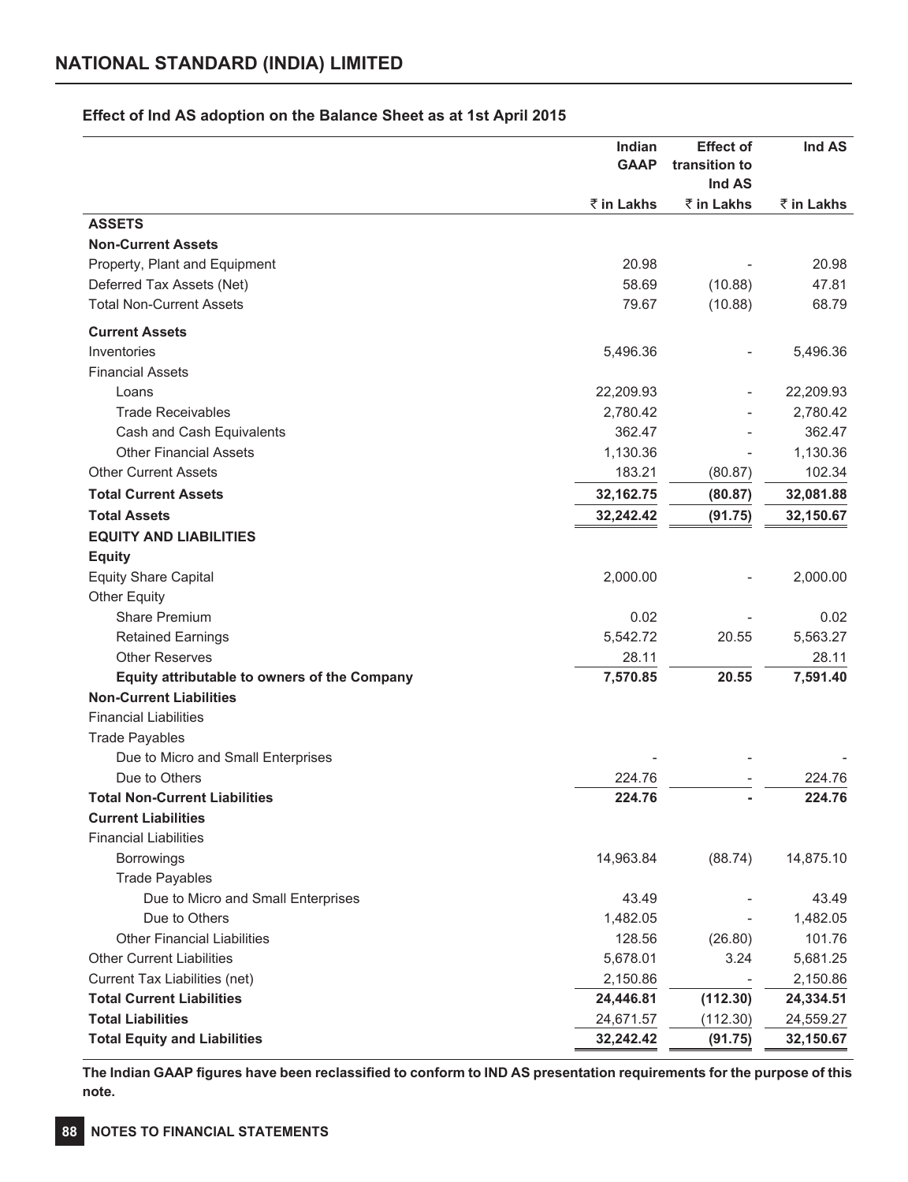## Effect of Ind AS adoption on the Balance Sheet as at 1st April 2015

| | Indian GAAP | Effect of transition to Ind AS | Ind AS |
|---|---|---|---|
| | ₹ in Lakhs | ₹ in Lakhs | ₹ in Lakhs |
| **ASSETS** | | | |
| **Non-Current Assets** | | | |
| Property, Plant and Equipment | 20.98 | - | 20.98 |
| Deferred Tax Assets (Net) | 58.69 | (10.88) | 47.81 |
| Total Non-Current Assets | 79.67 | (10.88) | 68.79 |
| **Current Assets** | | | |
| Inventories | 5,496.36 | - | 5,496.36 |
| Financial Assets | | | |
| Loans | 22,209.93 | - | 22,209.93 |
| Trade Receivables | 2,780.42 | - | 2,780.42 |
| Cash and Cash Equivalents | 362.47 | - | 362.47 |
| Other Financial Assets | 1,130.36 | - | 1,130.36 |
| Other Current Assets | 183.21 | (80.87) | 102.34 |
| **Total Current Assets** | **32,162.75** | **(80.87)** | **32,081.88** |
| **Total Assets** | **32,242.42** | **(91.75)** | **32,150.67** |
| **EQUITY AND LIABILITIES** | | | |
| **Equity** | | | |
| Equity Share Capital | 2,000.00 | - | 2,000.00 |
| Other Equity | | | |
| Share Premium | 0.02 | - | 0.02 |
| Retained Earnings | 5,542.72 | 20.55 | 5,563.27 |
| Other Reserves | 28.11 | | 28.11 |
| **Equity attributable to owners of the Company** | **7,570.85** | **20.55** | **7,591.40** |
| **Non-Current Liabilities** | | | |
| Financial Liabilities | | | |
| Trade Payables | | | |
| Due to Micro and Small Enterprises | - | - | - |
| Due to Others | 224.76 | - | 224.76 |
| **Total Non-Current Liabilities** | **224.76** | **-** | **224.76** |
| **Current Liabilities** | | | |
| Financial Liabilities | | | |
| Borrowings | 14,963.84 | (88.74) | 14,875.10 |
| Trade Payables | | | |
| Due to Micro and Small Enterprises | 43.49 | - | 43.49 |
| Due to Others | 1,482.05 | - | 1,482.05 |
| Other Financial Liabilities | 128.56 | (26.80) | 101.76 |
| Other Current Liabilities | 5,678.01 | 3.24 | 5,681.25 |
| Current Tax Liabilities (net) | 2,150.86 | - | 2,150.86 |
| **Total Current Liabilities** | **24,446.81** | **(112.30)** | **24,334.51** |
| **Total Liabilities** | 24,671.57 | (112.30) | 24,559.27 |
| **Total Equity and Liabilities** | **32,242.42** | **(91.75)** | **32,150.67** |

**The Indian GAAP figures have been reclassified to conform to IND AS presentation requirements for the purpose of this note.**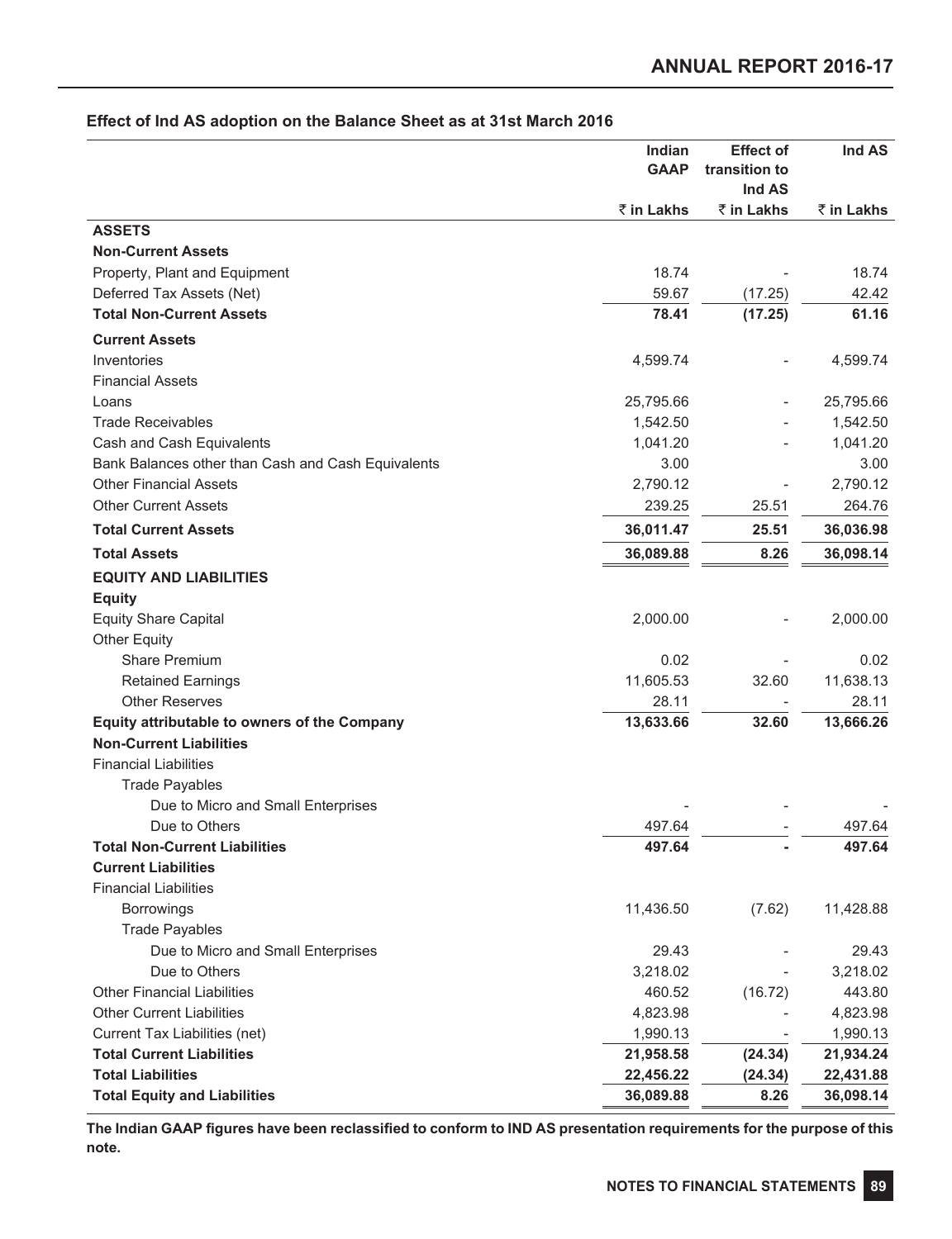**Effect of Ind AS adoption on the Balance Sheet as at 31st March 2016**

| | Indian GAAP | Effect of transition to Ind AS | Ind AS |
|---|---|---|---|
| | ₹ in Lakhs | ₹ in Lakhs | ₹ in Lakhs |
| **ASSETS** | | | |
| **Non-Current Assets** | | | |
| Property, Plant and Equipment | 18.74 | - | 18.74 |
| Deferred Tax Assets (Net) | 59.67 | (17.25) | 42.42 |
| **Total Non-Current Assets** | **78.41** | **(17.25)** | **61.16** |
| **Current Assets** | | | |
| Inventories | 4,599.74 | - | 4,599.74 |
| Financial Assets | | | |
| Loans | 25,795.66 | - | 25,795.66 |
| Trade Receivables | 1,542.50 | - | 1,542.50 |
| Cash and Cash Equivalents | 1,041.20 | - | 1,041.20 |
| Bank Balances other than Cash and Cash Equivalents | 3.00 | | 3.00 |
| Other Financial Assets | 2,790.12 | - | 2,790.12 |
| Other Current Assets | 239.25 | 25.51 | 264.76 |
| **Total Current Assets** | **36,011.47** | **25.51** | **36,036.98** |
| **Total Assets** | **36,089.88** | **8.26** | **36,098.14** |
| **EQUITY AND LIABILITIES** | | | |
| **Equity** | | | |
| Equity Share Capital | 2,000.00 | - | 2,000.00 |
| Other Equity | | | |
| Share Premium | 0.02 | - | 0.02 |
| Retained Earnings | 11,605.53 | 32.60 | 11,638.13 |
| Other Reserves | 28.11 | - | 28.11 |
| **Equity attributable to owners of the Company** | **13,633.66** | **32.60** | **13,666.26** |
| **Non-Current Liabilities** | | | |
| Financial Liabilities | | | |
| Trade Payables | | | |
| Due to Micro and Small Enterprises | - | - | - |
| Due to Others | 497.64 | - | 497.64 |
| **Total Non-Current Liabilities** | **497.64** | **-** | **497.64** |
| **Current Liabilities** | | | |
| Financial Liabilities | | | |
| Borrowings | 11,436.50 | (7.62) | 11,428.88 |
| Trade Payables | | | |
| Due to Micro and Small Enterprises | 29.43 | - | 29.43 |
| Due to Others | 3,218.02 | - | 3,218.02 |
| Other Financial Liabilities | 460.52 | (16.72) | 443.80 |
| Other Current Liabilities | 4,823.98 | - | 4,823.98 |
| Current Tax Liabilities (net) | 1,990.13 | - | 1,990.13 |
| **Total Current Liabilities** | **21,958.58** | **(24.34)** | **21,934.24** |
| **Total Liabilities** | **22,456.22** | **(24.34)** | **22,431.88** |
| **Total Equity and Liabilities** | **36,089.88** | **8.26** | **36,098.14** |

**The Indian GAAP figures have been reclassified to conform to IND AS presentation requirements for the purpose of this note.**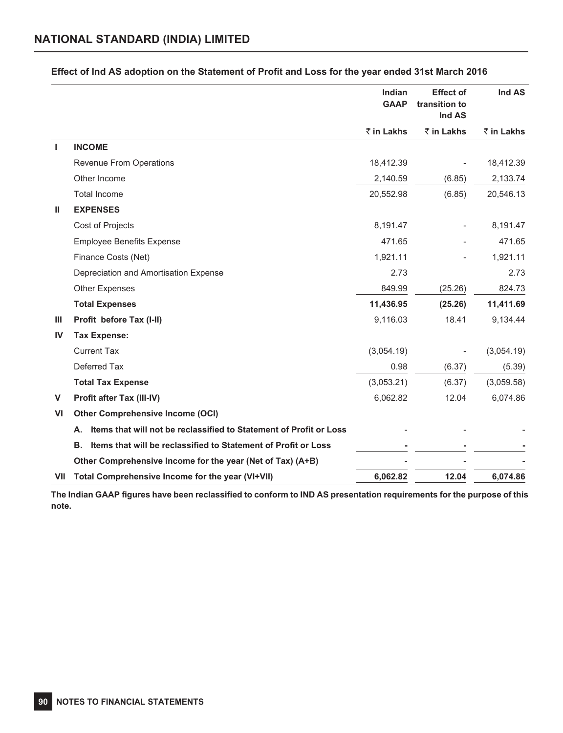## Effect of Ind AS adoption on the Statement of Profit and Loss for the year ended 31st March 2016

| | | Indian GAAP | Effect of transition to Ind AS | Ind AS |
|---|---|---|---|---|
| | | ₹ in Lakhs | ₹ in Lakhs | ₹ in Lakhs |
| **I** | **INCOME** | | | |
| | Revenue From Operations | 18,412.39 | - | 18,412.39 |
| | Other Income | 2,140.59 | (6.85) | 2,133.74 |
| | Total Income | 20,552.98 | (6.85) | 20,546.13 |
| **II** | **EXPENSES** | | | |
| | Cost of Projects | 8,191.47 | - | 8,191.47 |
| | Employee Benefits Expense | 471.65 | - | 471.65 |
| | Finance Costs (Net) | 1,921.11 | - | 1,921.11 |
| | Depreciation and Amortisation Expense | 2.73 | | 2.73 |
| | Other Expenses | 849.99 | (25.26) | 824.73 |
| | **Total Expenses** | **11,436.95** | **(25.26)** | **11,411.69** |
| **III** | **Profit before Tax (I-II)** | 9,116.03 | 18.41 | 9,134.44 |
| **IV** | **Tax Expense:** | | | |
| | Current Tax | (3,054.19) | - | (3,054.19) |
| | Deferred Tax | 0.98 | (6.37) | (5.39) |
| | **Total Tax Expense** | (3,053.21) | (6.37) | (3,059.58) |
| **V** | **Profit after Tax (III-IV)** | 6,062.82 | 12.04 | 6,074.86 |
| **VI** | **Other Comprehensive Income (OCI)** | | | |
| | **A. Items that will not be reclassified to Statement of Profit or Loss** | - | - | - |
| | **B. Items that will be reclassified to Statement of Profit or Loss** | **-** | **-** | **-** |
| | **Other Comprehensive Income for the year (Net of Tax) (A+B)** | - | - | - |
| **VII** | **Total Comprehensive Income for the year (VI+VII)** | **6,062.82** | **12.04** | **6,074.86** |

**The Indian GAAP figures have been reclassified to conform to IND AS presentation requirements for the purpose of this note.**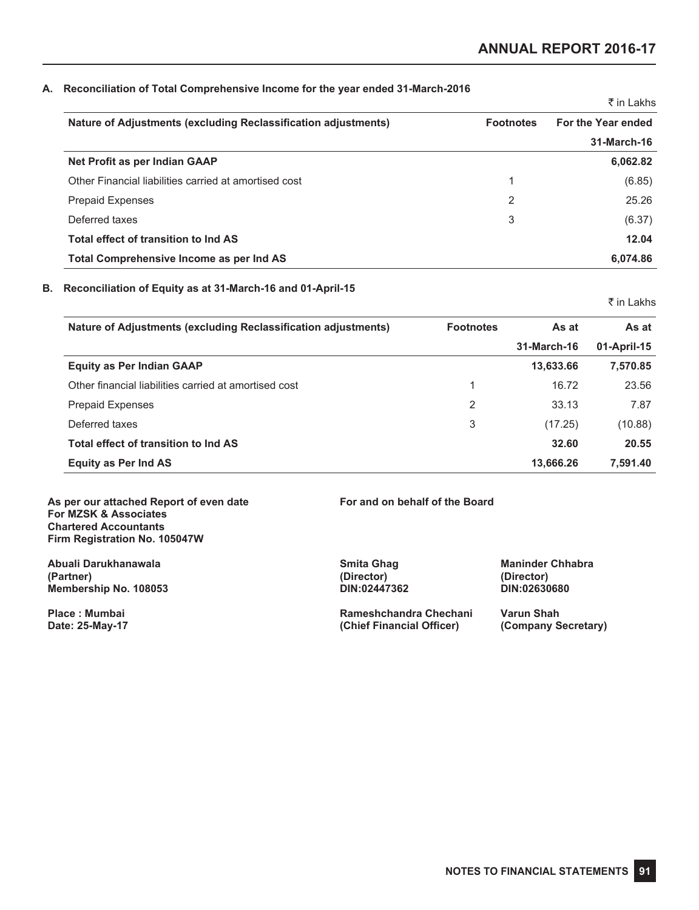### A. Reconciliation of Total Comprehensive Income for the year ended 31-March-2016

₹ in Lakhs

| Nature of Adjustments (excluding Reclassification adjustments) | Footnotes | For the Year ended 31-March-16 |
|---|---|---|
| **Net Profit as per Indian GAAP** | | **6,062.82** |
| Other Financial liabilities carried at amortised cost | 1 | (6.85) |
| Prepaid Expenses | 2 | 25.26 |
| Deferred taxes | 3 | (6.37) |
| **Total effect of transition to Ind AS** | | **12.04** |
| **Total Comprehensive Income as per Ind AS** | | **6,074.86** |

### B. Reconciliation of Equity as at 31-March-16 and 01-April-15

₹ in Lakhs

| Nature of Adjustments (excluding Reclassification adjustments) | Footnotes | As at 31-March-16 | As at 01-April-15 |
|---|---|---|---|
| **Equity as Per Indian GAAP** | | **13,633.66** | **7,570.85** |
| Other financial liabilities carried at amortised cost | 1 | 16.72 | 23.56 |
| Prepaid Expenses | 2 | 33.13 | 7.87 |
| Deferred taxes | 3 | (17.25) | (10.88) |
| **Total effect of transition to Ind AS** | | **32.60** | **20.55** |
| **Equity as Per Ind AS** | | **13,666.26** | **7,591.40** |

**As per our attached Report of even date**
**For MZSK & Associates**
**Chartered Accountants**
**Firm Registration No. 105047W**

**Abuali Darukhanawala**
**(Partner)**
**Membership No. 108053**

**Place : Mumbai**
**Date: 25-May-17**

**For and on behalf of the Board**

**Smita Ghag**
**(Director)**
**DIN:02447362**

**Maninder Chhabra**
**(Director)**
**DIN:02630680**

**Rameshchandra Chechani**
**(Chief Financial Officer)**

**Varun Shah**
**(Company Secretary)**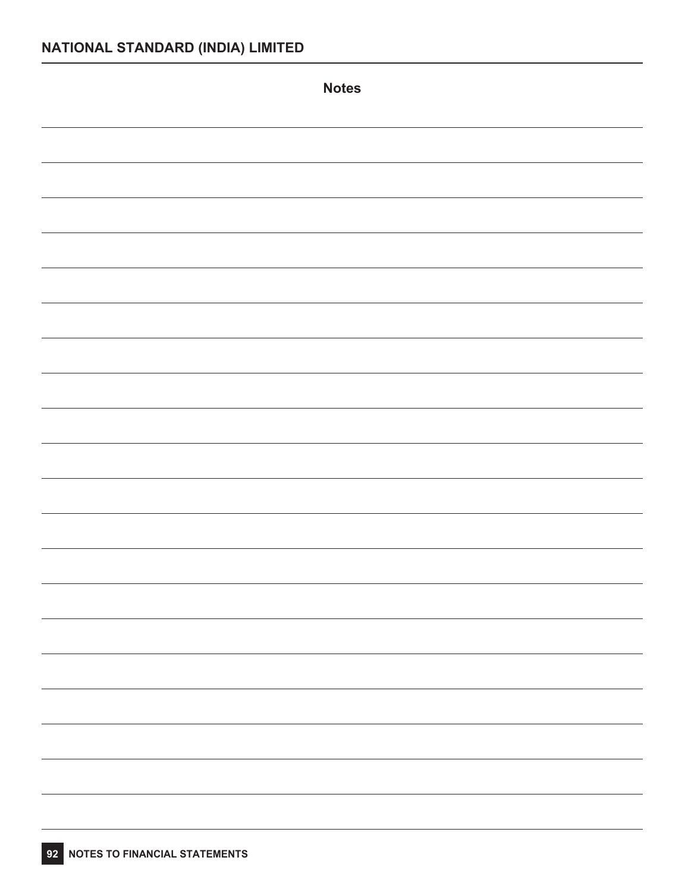# Notes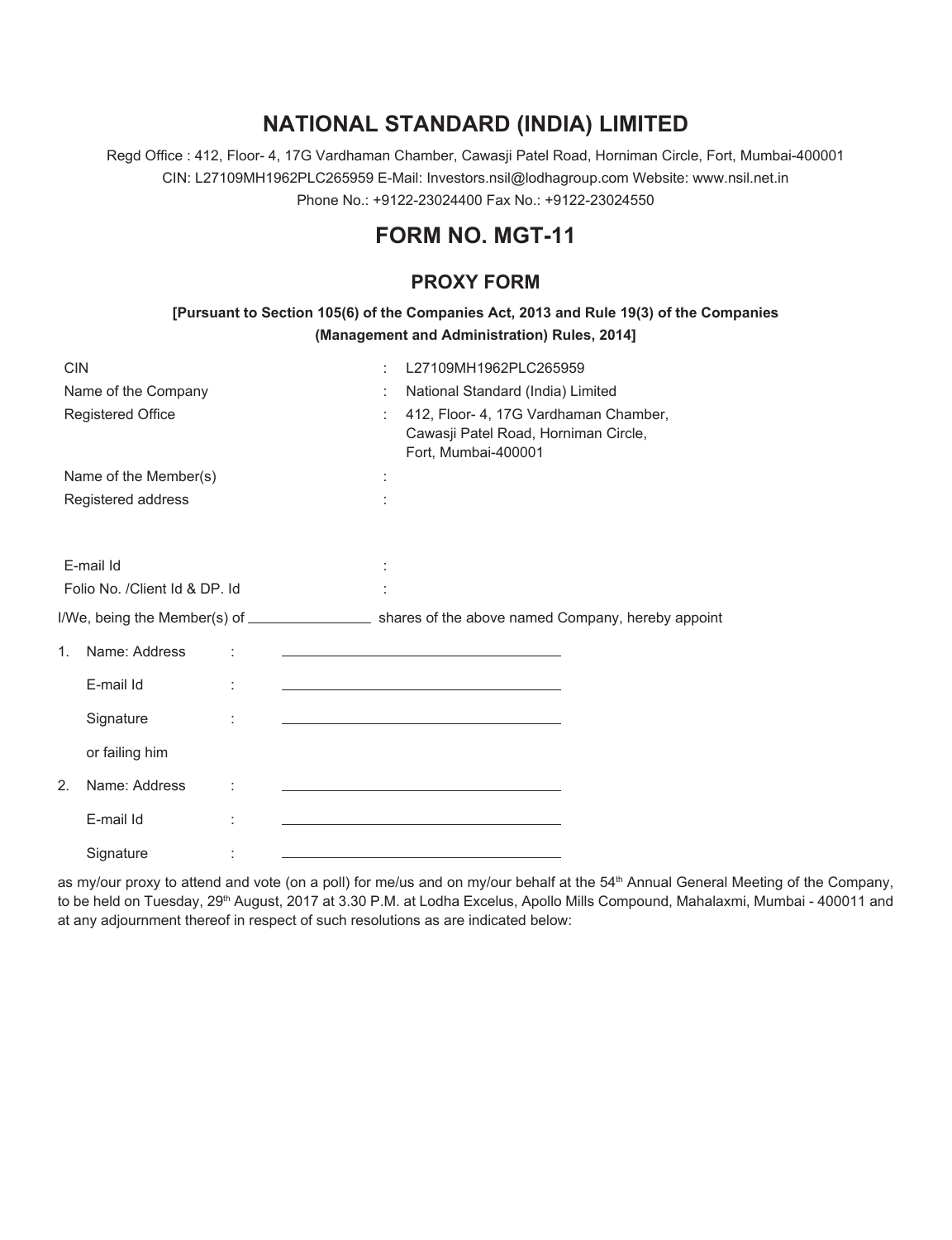# NATIONAL STANDARD (INDIA) LIMITED

Regd Office : 412, Floor- 4, 17G Vardhaman Chamber, Cawasji Patel Road, Horniman Circle, Fort, Mumbai-400001
CIN: L27109MH1962PLC265959 E-Mail: Investors.nsil@lodhagroup.com Website: www.nsil.net.in
Phone No.: +9122-23024400 Fax No.: +9122-23024550

## FORM NO. MGT-11

### PROXY FORM

**[Pursuant to Section 105(6) of the Companies Act, 2013 and Rule 19(3) of the Companies (Management and Administration) Rules, 2014]**

| | | |
|---|---|---|
| CIN | : | L27109MH1962PLC265959 |
| Name of the Company | : | National Standard (India) Limited |
| Registered Office | : | 412, Floor- 4, 17G Vardhaman Chamber, Cawasji Patel Road, Horniman Circle, Fort, Mumbai-400001 |
| Name of the Member(s) | : | |
| Registered address | : | |
| E-mail Id | : | |
| Folio No. /Client Id & DP. Id | : | |

I/We, being the Member(s) of ________________ shares of the above named Company, hereby appoint

1. Name: Address : ______________________________

   E-mail Id : ______________________________

   Signature : ______________________________

   or failing him

2. Name: Address : ______________________________

   E-mail Id : ______________________________

   Signature : ______________________________

as my/our proxy to attend and vote (on a poll) for me/us and on my/our behalf at the 54th Annual General Meeting of the Company, to be held on Tuesday, 29th August, 2017 at 3.30 P.M. at Lodha Excelus, Apollo Mills Compound, Mahalaxmi, Mumbai - 400011 and at any adjournment thereof in respect of such resolutions as are indicated below: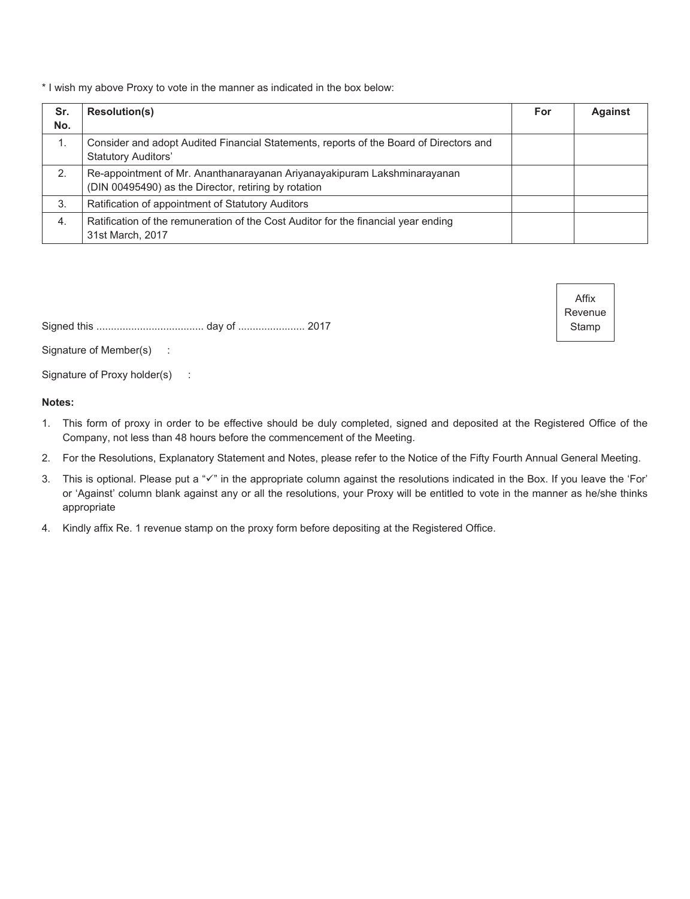* I wish my above Proxy to vote in the manner as indicated in the box below:

| Sr. No. | Resolution(s) | For | Against |
|---|---|---|---|
| 1. | Consider and adopt Audited Financial Statements, reports of the Board of Directors and Statutory Auditors' | | |
| 2. | Re-appointment of Mr. Ananthanarayanan Ariyanayakipuram Lakshminarayanan (DIN 00495490) as the Director, retiring by rotation | | |
| 3. | Ratification of appointment of Statutory Auditors | | |
| 4. | Ratification of the remuneration of the Cost Auditor for the financial year ending 31st March, 2017 | | |

Affix Revenue Stamp

Signed this ..................................... day of ....................... 2017

Signature of Member(s) :

Signature of Proxy holder(s) :

**Notes:**

1. This form of proxy in order to be effective should be duly completed, signed and deposited at the Registered Office of the Company, not less than 48 hours before the commencement of the Meeting.
2. For the Resolutions, Explanatory Statement and Notes, please refer to the Notice of the Fifty Fourth Annual General Meeting.
3. This is optional. Please put a "✓" in the appropriate column against the resolutions indicated in the Box. If you leave the 'For' or 'Against' column blank against any or all the resolutions, your Proxy will be entitled to vote in the manner as he/she thinks appropriate
4. Kindly affix Re. 1 revenue stamp on the proxy form before depositing at the Registered Office.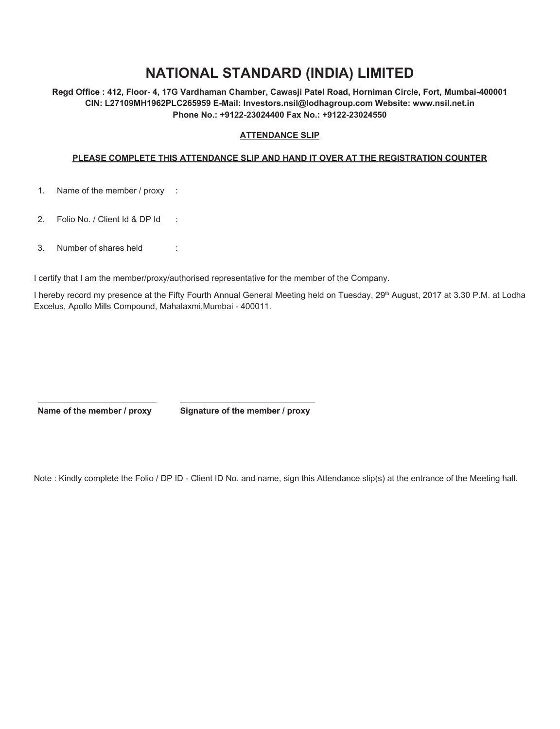# NATIONAL STANDARD (INDIA) LIMITED

**Regd Office : 412, Floor- 4, 17G Vardhaman Chamber, Cawasji Patel Road, Horniman Circle, Fort, Mumbai-400001**
**CIN: L27109MH1962PLC265959 E-Mail: Investors.nsil@lodhagroup.com Website: www.nsil.net.in**
**Phone No.: +9122-23024400 Fax No.: +9122-23024550**

## ATTENDANCE SLIP

**PLEASE COMPLETE THIS ATTENDANCE SLIP AND HAND IT OVER AT THE REGISTRATION COUNTER**

1. Name of the member / proxy :
2. Folio No. / Client Id & DP Id :
3. Number of shares held :

I certify that I am the member/proxy/authorised representative for the member of the Company.

I hereby record my presence at the Fifty Fourth Annual General Meeting held on Tuesday, 29th August, 2017 at 3.30 P.M. at Lodha Excelus, Apollo Mills Compound, Mahalaxmi,Mumbai - 400011.

______________________ ______________________

**Name of the member / proxy** **Signature of the member / proxy**

Note : Kindly complete the Folio / DP ID - Client ID No. and name, sign this Attendance slip(s) at the entrance of the Meeting hall.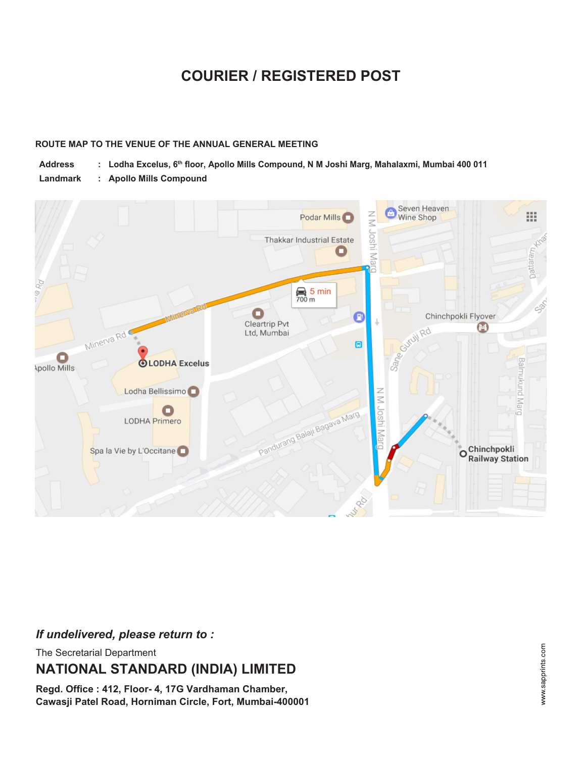# COURIER / REGISTERED POST

**ROUTE MAP TO THE VENUE OF THE ANNUAL GENERAL MEETING**

**Address** : **Lodha Excelus, 6th floor, Apollo Mills Compound, N M Joshi Marg, Mahalaxmi, Mumbai 400 011**

**Landmark** : **Apollo Mills Compound**

Podar Mills
Seven Heaven Wine Shop
Thakkar Industrial Estate
N M Joshi Marg
Dattaram Khan
5 min
700 m
Minerva Rd
Cleartrip Pvt Ltd, Mumbai
Chinchpokli Flyover
Sane Guruji Rd
Apollo Mills
LODHA Excelus
Lodha Bellissimo
LODHA Primero
Balmukund Marg
Pandurang Balaji Bagava Marg
Spa la Vie by L'Occitane
Chinchpokli Railway Station

*If undelivered, please return to :*

The Secretarial Department

## NATIONAL STANDARD (INDIA) LIMITED

**Regd. Office : 412, Floor- 4, 17G Vardhaman Chamber, Cawasji Patel Road, Horniman Circle, Fort, Mumbai-400001**

www.sapprints.com